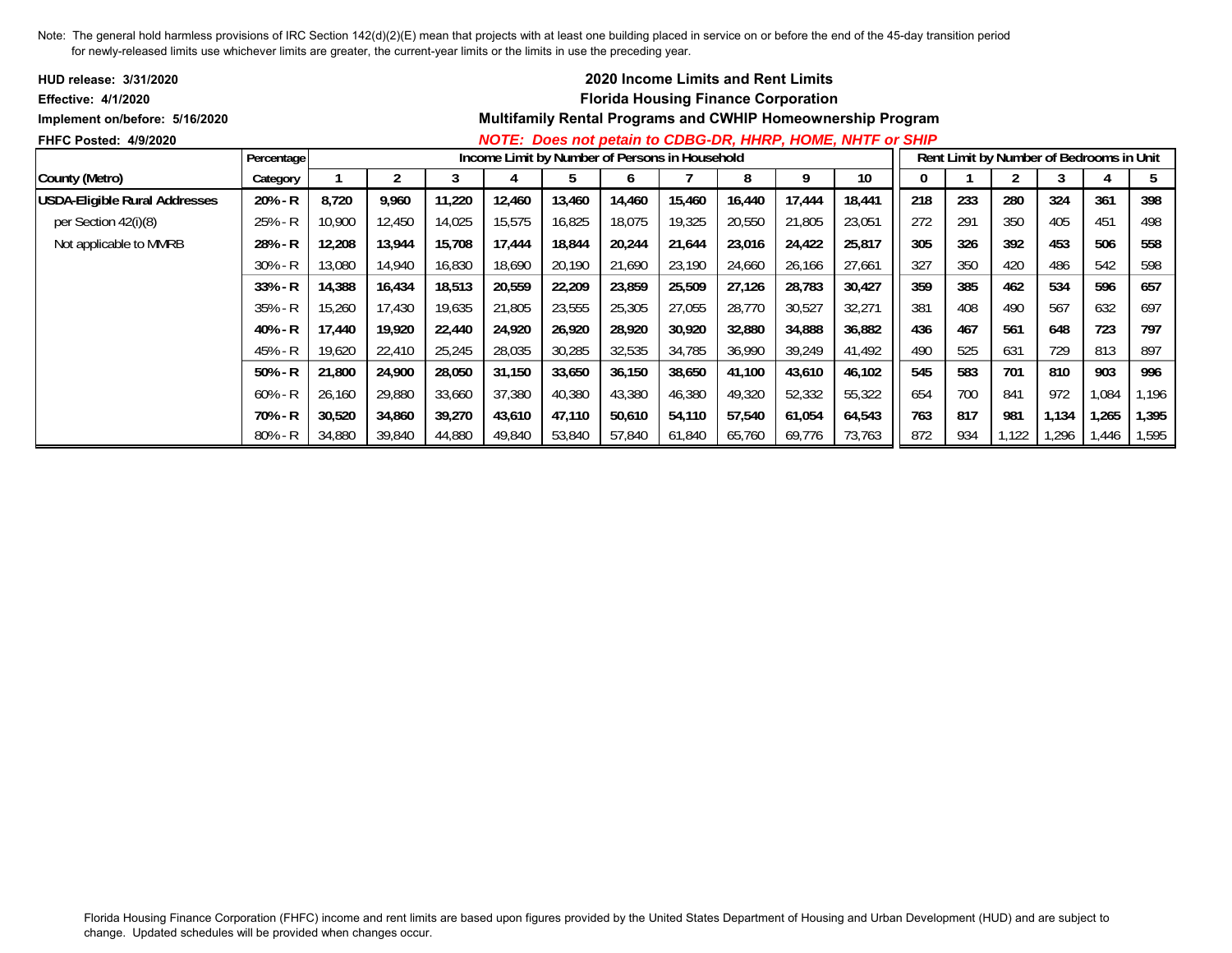Note: The general hold harmless provisions of IRC Section 142(d)(2)(E) mean that projects with at least one building placed in service on or before the end of the 45-day transition period for newly-released limits use whichever limits are greater, the current-year limits or the limits in use the preceding year.

**HUD release: 3/31/2020**
**Effective: 4/1/2020**
**Implement on/before: 5/16/2020**
**FHFC Posted: 4/9/2020**

## 2020 Income Limits and Rent Limits
## Florida Housing Finance Corporation
## Multifamily Rental Programs and CWHIP Homeownership Program

***NOTE: Does not petain to CDBG-DR, HHRP, HOME, NHTF or SHIP***

| | Percentage | Income Limit by Number of Persons in Household | | | | | | | | | | Rent Limit by Number of Bedrooms in Unit | | | | | |
|---|---|---|---|---|---|---|---|---|---|---|---|---|---|---|---|---|---|
| **County (Metro)** | **Category** | **1** | **2** | **3** | **4** | **5** | **6** | **7** | **8** | **9** | **10** | **0** | **1** | **2** | **3** | **4** | **5** |
| **USDA-Eligible Rural Addresses** | **20% - R** | **8,720** | **9,960** | **11,220** | **12,460** | **13,460** | **14,460** | **15,460** | **16,440** | **17,444** | **18,441** | **218** | **233** | **280** | **324** | **361** | **398** |
| per Section 42(i)(8) | 25% - R | 10,900 | 12,450 | 14,025 | 15,575 | 16,825 | 18,075 | 19,325 | 20,550 | 21,805 | 23,051 | 272 | 291 | 350 | 405 | 451 | 498 |
| Not applicable to MMRB | **28% - R** | **12,208** | **13,944** | **15,708** | **17,444** | **18,844** | **20,244** | **21,644** | **23,016** | **24,422** | **25,817** | **305** | **326** | **392** | **453** | **506** | **558** |
| | 30% - R | 13,080 | 14,940 | 16,830 | 18,690 | 20,190 | 21,690 | 23,190 | 24,660 | 26,166 | 27,661 | 327 | 350 | 420 | 486 | 542 | 598 |
| | **33% - R** | **14,388** | **16,434** | **18,513** | **20,559** | **22,209** | **23,859** | **25,509** | **27,126** | **28,783** | **30,427** | **359** | **385** | **462** | **534** | **596** | **657** |
| | 35% - R | 15,260 | 17,430 | 19,635 | 21,805 | 23,555 | 25,305 | 27,055 | 28,770 | 30,527 | 32,271 | 381 | 408 | 490 | 567 | 632 | 697 |
| | **40% - R** | **17,440** | **19,920** | **22,440** | **24,920** | **26,920** | **28,920** | **30,920** | **32,880** | **34,888** | **36,882** | **436** | **467** | **561** | **648** | **723** | **797** |
| | 45% - R | 19,620 | 22,410 | 25,245 | 28,035 | 30,285 | 32,535 | 34,785 | 36,990 | 39,249 | 41,492 | 490 | 525 | 631 | 729 | 813 | 897 |
| | **50% - R** | **21,800** | **24,900** | **28,050** | **31,150** | **33,650** | **36,150** | **38,650** | **41,100** | **43,610** | **46,102** | **545** | **583** | **701** | **810** | **903** | **996** |
| | 60% - R | 26,160 | 29,880 | 33,660 | 37,380 | 40,380 | 43,380 | 46,380 | 49,320 | 52,332 | 55,322 | 654 | 700 | 841 | 972 | 1,084 | 1,196 |
| | **70% - R** | **30,520** | **34,860** | **39,270** | **43,610** | **47,110** | **50,610** | **54,110** | **57,540** | **61,054** | **64,543** | **763** | **817** | **981** | **1,134** | **1,265** | **1,395** |
| | 80% - R | 34,880 | 39,840 | 44,880 | 49,840 | 53,840 | 57,840 | 61,840 | 65,760 | 69,776 | 73,763 | 872 | 934 | 1,122 | 1,296 | 1,446 | 1,595 |

Florida Housing Finance Corporation (FHFC) income and rent limits are based upon figures provided by the United States Department of Housing and Urban Development (HUD) and are subject to change. Updated schedules will be provided when changes occur.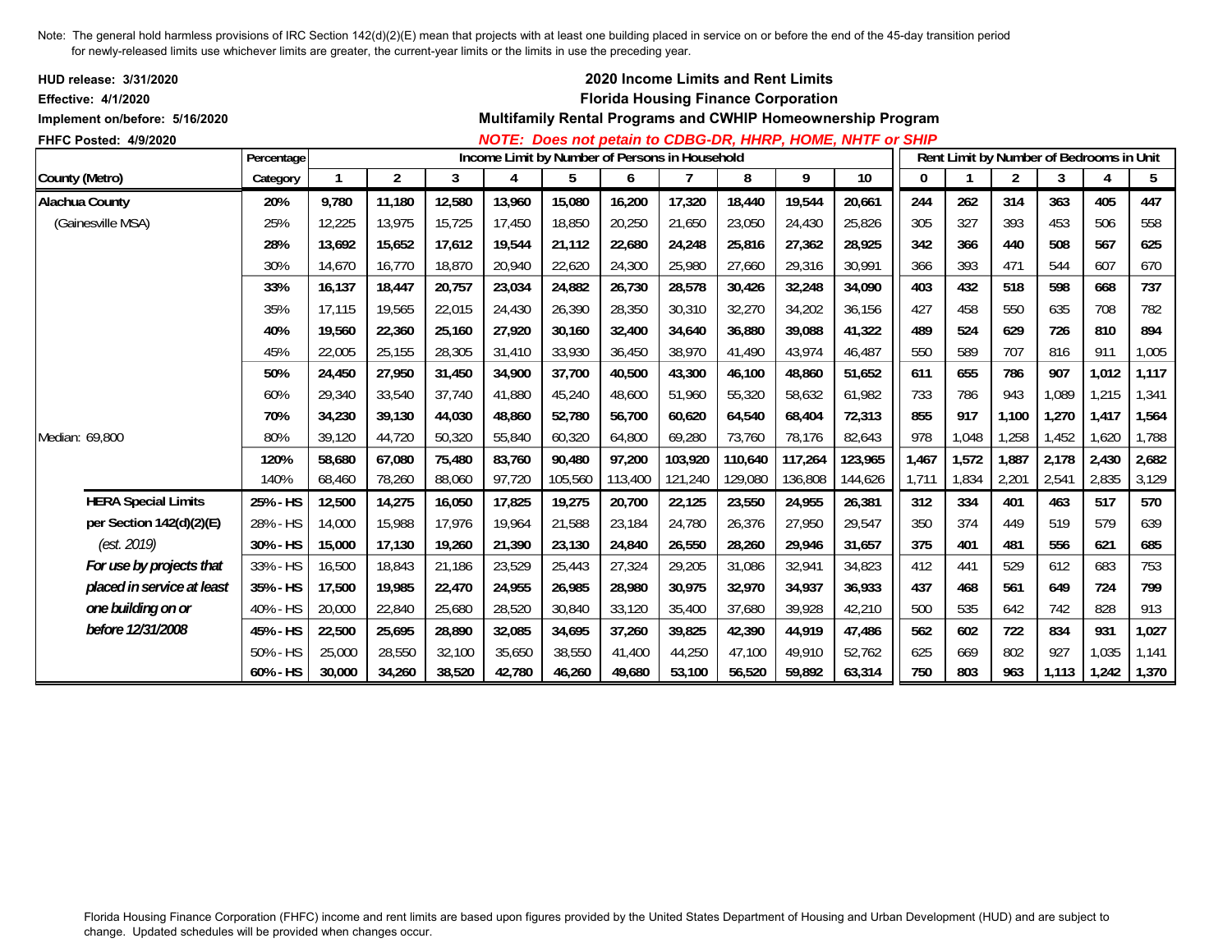Note: The general hold harmless provisions of IRC Section 142(d)(2)(E) mean that projects with at least one building placed in service on or before the end of the 45-day transition period for newly-released limits use whichever limits are greater, the current-year limits or the limits in use the preceding year.

**HUD release: 3/31/2020**
**Effective: 4/1/2020**
**Implement on/before: 5/16/2020**
**FHFC Posted: 4/9/2020**

## 2020 Income Limits and Rent Limits
## Florida Housing Finance Corporation
## Multifamily Rental Programs and CWHIP Homeownership Program

***NOTE: Does not petain to CDBG-DR, HHRP, HOME, NHTF or SHIP***

| County (Metro) | Percentage Category | Income Limit by Number of Persons in Household: 1 | 2 | 3 | 4 | 5 | 6 | 7 | 8 | 9 | 10 | Rent Limit by Number of Bedrooms in Unit: 0 | 1 | 2 | 3 | 4 | 5 |
|---|---|---|---|---|---|---|---|---|---|---|---|---|---|---|---|---|---|
| **Alachua County** | **20%** | **9,780** | **11,180** | **12,580** | **13,960** | **15,080** | **16,200** | **17,320** | **18,440** | **19,544** | **20,661** | **244** | **262** | **314** | **363** | **405** | **447** |
| (Gainesville MSA) | 25% | 12,225 | 13,975 | 15,725 | 17,450 | 18,850 | 20,250 | 21,650 | 23,050 | 24,430 | 25,826 | 305 | 327 | 393 | 453 | 506 | 558 |
| | **28%** | **13,692** | **15,652** | **17,612** | **19,544** | **21,112** | **22,680** | **24,248** | **25,816** | **27,362** | **28,925** | **342** | **366** | **440** | **508** | **567** | **625** |
| | 30% | 14,670 | 16,770 | 18,870 | 20,940 | 22,620 | 24,300 | 25,980 | 27,660 | 29,316 | 30,991 | 366 | 393 | 471 | 544 | 607 | 670 |
| | **33%** | **16,137** | **18,447** | **20,757** | **23,034** | **24,882** | **26,730** | **28,578** | **30,426** | **32,248** | **34,090** | **403** | **432** | **518** | **598** | **668** | **737** |
| | 35% | 17,115 | 19,565 | 22,015 | 24,430 | 26,390 | 28,350 | 30,310 | 32,270 | 34,202 | 36,156 | 427 | 458 | 550 | 635 | 708 | 782 |
| | **40%** | **19,560** | **22,360** | **25,160** | **27,920** | **30,160** | **32,400** | **34,640** | **36,880** | **39,088** | **41,322** | **489** | **524** | **629** | **726** | **810** | **894** |
| | 45% | 22,005 | 25,155 | 28,305 | 31,410 | 33,930 | 36,450 | 38,970 | 41,490 | 43,974 | 46,487 | 550 | 589 | 707 | 816 | 911 | 1,005 |
| | **50%** | **24,450** | **27,950** | **31,450** | **34,900** | **37,700** | **40,500** | **43,300** | **46,100** | **48,860** | **51,652** | **611** | **655** | **786** | **907** | **1,012** | **1,117** |
| | 60% | 29,340 | 33,540 | 37,740 | 41,880 | 45,240 | 48,600 | 51,960 | 55,320 | 58,632 | 61,982 | 733 | 786 | 943 | 1,089 | 1,215 | 1,341 |
| | **70%** | **34,230** | **39,130** | **44,030** | **48,860** | **52,780** | **56,700** | **60,620** | **64,540** | **68,404** | **72,313** | **855** | **917** | **1,100** | **1,270** | **1,417** | **1,564** |
| Median: 69,800 | 80% | 39,120 | 44,720 | 50,320 | 55,840 | 60,320 | 64,800 | 69,280 | 73,760 | 78,176 | 82,643 | 978 | 1,048 | 1,258 | 1,452 | 1,620 | 1,788 |
| | **120%** | **58,680** | **67,080** | **75,480** | **83,760** | **90,480** | **97,200** | **103,920** | **110,640** | **117,264** | **123,965** | **1,467** | **1,572** | **1,887** | **2,178** | **2,430** | **2,682** |
| | 140% | 68,460 | 78,260 | 88,060 | 97,720 | 105,560 | 113,400 | 121,240 | 129,080 | 136,808 | 144,626 | 1,711 | 1,834 | 2,201 | 2,541 | 2,835 | 3,129 |
| **HERA Special Limits** | **25% - HS** | **12,500** | **14,275** | **16,050** | **17,825** | **19,275** | **20,700** | **22,125** | **23,550** | **24,955** | **26,381** | **312** | **334** | **401** | **463** | **517** | **570** |
| **per Section 142(d)(2)(E)** | 28% - HS | 14,000 | 15,988 | 17,976 | 19,964 | 21,588 | 23,184 | 24,780 | 26,376 | 27,950 | 29,547 | 350 | 374 | 449 | 519 | 579 | 639 |
| *(est. 2019)* | **30% - HS** | **15,000** | **17,130** | **19,260** | **21,390** | **23,130** | **24,840** | **26,550** | **28,260** | **29,946** | **31,657** | **375** | **401** | **481** | **556** | **621** | **685** |
| ***For use by projects that*** | 33% - HS | 16,500 | 18,843 | 21,186 | 23,529 | 25,443 | 27,324 | 29,205 | 31,086 | 32,941 | 34,823 | 412 | 441 | 529 | 612 | 683 | 753 |
| ***placed in service at least*** | **35% - HS** | **17,500** | **19,985** | **22,470** | **24,955** | **26,985** | **28,980** | **30,975** | **32,970** | **34,937** | **36,933** | **437** | **468** | **561** | **649** | **724** | **799** |
| ***one building on or*** | 40% - HS | 20,000 | 22,840 | 25,680 | 28,520 | 30,840 | 33,120 | 35,400 | 37,680 | 39,928 | 42,210 | 500 | 535 | 642 | 742 | 828 | 913 |
| ***before 12/31/2008*** | **45% - HS** | **22,500** | **25,695** | **28,890** | **32,085** | **34,695** | **37,260** | **39,825** | **42,390** | **44,919** | **47,486** | **562** | **602** | **722** | **834** | **931** | **1,027** |
| | 50% - HS | 25,000 | 28,550 | 32,100 | 35,650 | 38,550 | 41,400 | 44,250 | 47,100 | 49,910 | 52,762 | 625 | 669 | 802 | 927 | 1,035 | 1,141 |
| | **60% - HS** | **30,000** | **34,260** | **38,520** | **42,780** | **46,260** | **49,680** | **53,100** | **56,520** | **59,892** | **63,314** | **750** | **803** | **963** | **1,113** | **1,242** | **1,370** |

Florida Housing Finance Corporation (FHFC) income and rent limits are based upon figures provided by the United States Department of Housing and Urban Development (HUD) and are subject to change. Updated schedules will be provided when changes occur.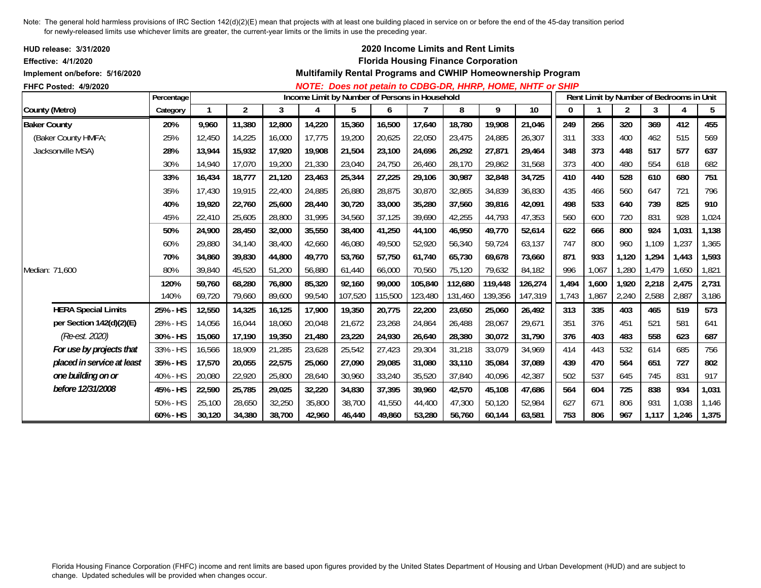Note: The general hold harmless provisions of IRC Section 142(d)(2)(E) mean that projects with at least one building placed in service on or before the end of the 45-day transition period for newly-released limits use whichever limits are greater, the current-year limits or the limits in use the preceding year.

**HUD release: 3/31/2020**
**Effective: 4/1/2020**
**Implement on/before: 5/16/2020**
**FHFC Posted: 4/9/2020**

## 2020 Income Limits and Rent Limits
## Florida Housing Finance Corporation
## Multifamily Rental Programs and CWHIP Homeownership Program

***NOTE: Does not petain to CDBG-DR, HHRP, HOME, NHTF or SHIP***

| County (Metro) | Percentage Category | Income Limit by Number of Persons in Household: 1 | 2 | 3 | 4 | 5 | 6 | 7 | 8 | 9 | 10 | Rent Limit by Number of Bedrooms in Unit: 0 | 1 | 2 | 3 | 4 | 5 |
|---|---|---|---|---|---|---|---|---|---|---|---|---|---|---|---|---|---|
| **Baker County** | **20%** | **9,960** | **11,380** | **12,800** | **14,220** | **15,360** | **16,500** | **17,640** | **18,780** | **19,908** | **21,046** | **249** | **266** | **320** | **369** | **412** | **455** |
| (Baker County HMFA; | 25% | 12,450 | 14,225 | 16,000 | 17,775 | 19,200 | 20,625 | 22,050 | 23,475 | 24,885 | 26,307 | 311 | 333 | 400 | 462 | 515 | 569 |
| Jacksonville MSA) | **28%** | **13,944** | **15,932** | **17,920** | **19,908** | **21,504** | **23,100** | **24,696** | **26,292** | **27,871** | **29,464** | **348** | **373** | **448** | **517** | **577** | **637** |
| | 30% | 14,940 | 17,070 | 19,200 | 21,330 | 23,040 | 24,750 | 26,460 | 28,170 | 29,862 | 31,568 | 373 | 400 | 480 | 554 | 618 | 682 |
| | **33%** | **16,434** | **18,777** | **21,120** | **23,463** | **25,344** | **27,225** | **29,106** | **30,987** | **32,848** | **34,725** | **410** | **440** | **528** | **610** | **680** | **751** |
| | 35% | 17,430 | 19,915 | 22,400 | 24,885 | 26,880 | 28,875 | 30,870 | 32,865 | 34,839 | 36,830 | 435 | 466 | 560 | 647 | 721 | 796 |
| | **40%** | **19,920** | **22,760** | **25,600** | **28,440** | **30,720** | **33,000** | **35,280** | **37,560** | **39,816** | **42,091** | **498** | **533** | **640** | **739** | **825** | **910** |
| | 45% | 22,410 | 25,605 | 28,800 | 31,995 | 34,560 | 37,125 | 39,690 | 42,255 | 44,793 | 47,353 | 560 | 600 | 720 | 831 | 928 | 1,024 |
| | **50%** | **24,900** | **28,450** | **32,000** | **35,550** | **38,400** | **41,250** | **44,100** | **46,950** | **49,770** | **52,614** | **622** | **666** | **800** | **924** | **1,031** | **1,138** |
| | 60% | 29,880 | 34,140 | 38,400 | 42,660 | 46,080 | 49,500 | 52,920 | 56,340 | 59,724 | 63,137 | 747 | 800 | 960 | 1,109 | 1,237 | 1,365 |
| | **70%** | **34,860** | **39,830** | **44,800** | **49,770** | **53,760** | **57,750** | **61,740** | **65,730** | **69,678** | **73,660** | **871** | **933** | **1,120** | **1,294** | **1,443** | **1,593** |
| Median: 71,600 | 80% | 39,840 | 45,520 | 51,200 | 56,880 | 61,440 | 66,000 | 70,560 | 75,120 | 79,632 | 84,182 | 996 | 1,067 | 1,280 | 1,479 | 1,650 | 1,821 |
| | **120%** | **59,760** | **68,280** | **76,800** | **85,320** | **92,160** | **99,000** | **105,840** | **112,680** | **119,448** | **126,274** | **1,494** | **1,600** | **1,920** | **2,218** | **2,475** | **2,731** |
| | 140% | 69,720 | 79,660 | 89,600 | 99,540 | 107,520 | 115,500 | 123,480 | 131,460 | 139,356 | 147,319 | 1,743 | 1,867 | 2,240 | 2,588 | 2,887 | 3,186 |
| **HERA Special Limits** | **25% - HS** | **12,550** | **14,325** | **16,125** | **17,900** | **19,350** | **20,775** | **22,200** | **23,650** | **25,060** | **26,492** | **313** | **335** | **403** | **465** | **519** | **573** |
| **per Section 142(d)(2)(E)** | 28% - HS | 14,056 | 16,044 | 18,060 | 20,048 | 21,672 | 23,268 | 24,864 | 26,488 | 28,067 | 29,671 | 351 | 376 | 451 | 521 | 581 | 641 |
| *(Re-est. 2020)* | **30% - HS** | **15,060** | **17,190** | **19,350** | **21,480** | **23,220** | **24,930** | **26,640** | **28,380** | **30,072** | **31,790** | **376** | **403** | **483** | **558** | **623** | **687** |
| ***For use by projects that*** | 33% - HS | 16,566 | 18,909 | 21,285 | 23,628 | 25,542 | 27,423 | 29,304 | 31,218 | 33,079 | 34,969 | 414 | 443 | 532 | 614 | 685 | 756 |
| ***placed in service at least*** | **35% - HS** | **17,570** | **20,055** | **22,575** | **25,060** | **27,090** | **29,085** | **31,080** | **33,110** | **35,084** | **37,089** | **439** | **470** | **564** | **651** | **727** | **802** |
| ***one building on or*** | 40% - HS | 20,080 | 22,920 | 25,800 | 28,640 | 30,960 | 33,240 | 35,520 | 37,840 | 40,096 | 42,387 | 502 | 537 | 645 | 745 | 831 | 917 |
| ***before 12/31/2008*** | **45% - HS** | **22,590** | **25,785** | **29,025** | **32,220** | **34,830** | **37,395** | **39,960** | **42,570** | **45,108** | **47,686** | **564** | **604** | **725** | **838** | **934** | **1,031** |
| | 50% - HS | 25,100 | 28,650 | 32,250 | 35,800 | 38,700 | 41,550 | 44,400 | 47,300 | 50,120 | 52,984 | 627 | 671 | 806 | 931 | 1,038 | 1,146 |
| | **60% - HS** | **30,120** | **34,380** | **38,700** | **42,960** | **46,440** | **49,860** | **53,280** | **56,760** | **60,144** | **63,581** | **753** | **806** | **967** | **1,117** | **1,246** | **1,375** |

Florida Housing Finance Corporation (FHFC) income and rent limits are based upon figures provided by the United States Department of Housing and Urban Development (HUD) and are subject to change. Updated schedules will be provided when changes occur.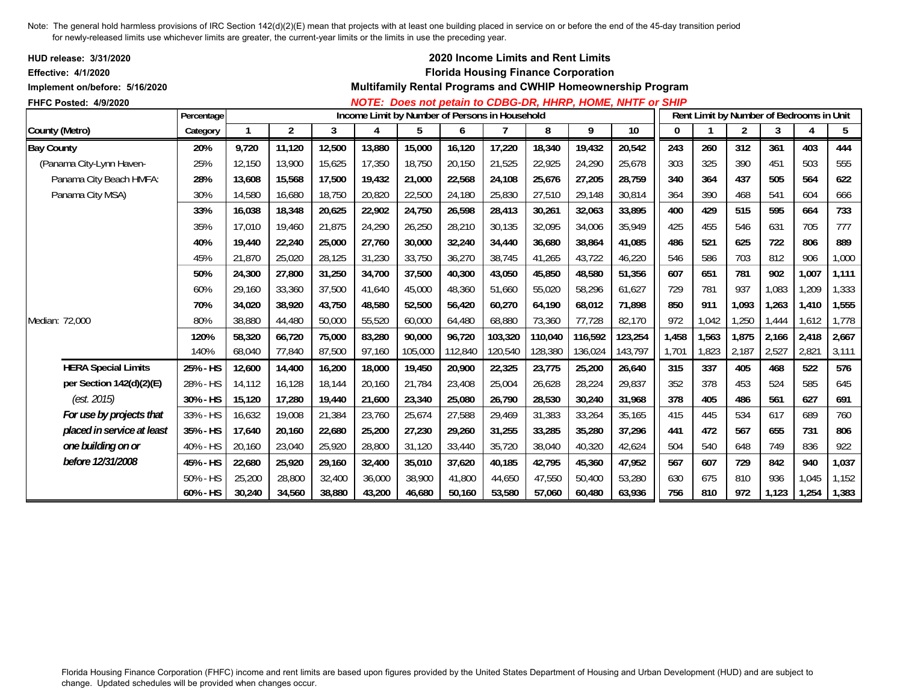Note: The general hold harmless provisions of IRC Section 142(d)(2)(E) mean that projects with at least one building placed in service on or before the end of the 45-day transition period for newly-released limits use whichever limits are greater, the current-year limits or the limits in use the preceding year.

**HUD release: 3/31/2020**
**Effective: 4/1/2020**
**Implement on/before: 5/16/2020**
**FHFC Posted: 4/9/2020**

**2020 Income Limits and Rent Limits**
**Florida Housing Finance Corporation**
**Multifamily Rental Programs and CWHIP Homeownership Program**
***NOTE: Does not petain to CDBG-DR, HHRP, HOME, NHTF or SHIP***

| County (Metro) | Percentage Category | Income Limit by Number of Persons in Household 1 | 2 | 3 | 4 | 5 | 6 | 7 | 8 | 9 | 10 | Rent Limit by Number of Bedrooms in Unit 0 | 1 | 2 | 3 | 4 | 5 |
|---|---|---|---|---|---|---|---|---|---|---|---|---|---|---|---|---|---|
| **Bay County** | **20%** | **9,720** | **11,120** | **12,500** | **13,880** | **15,000** | **16,120** | **17,220** | **18,340** | **19,432** | **20,542** | **243** | **260** | **312** | **361** | **403** | **444** |
| (Panama City-Lynn Haven- | 25% | 12,150 | 13,900 | 15,625 | 17,350 | 18,750 | 20,150 | 21,525 | 22,925 | 24,290 | 25,678 | 303 | 325 | 390 | 451 | 503 | 555 |
| Panama City Beach HMFA: | **28%** | **13,608** | **15,568** | **17,500** | **19,432** | **21,000** | **22,568** | **24,108** | **25,676** | **27,205** | **28,759** | **340** | **364** | **437** | **505** | **564** | **622** |
| Panama City MSA) | 30% | 14,580 | 16,680 | 18,750 | 20,820 | 22,500 | 24,180 | 25,830 | 27,510 | 29,148 | 30,814 | 364 | 390 | 468 | 541 | 604 | 666 |
| | **33%** | **16,038** | **18,348** | **20,625** | **22,902** | **24,750** | **26,598** | **28,413** | **30,261** | **32,063** | **33,895** | **400** | **429** | **515** | **595** | **664** | **733** |
| | 35% | 17,010 | 19,460 | 21,875 | 24,290 | 26,250 | 28,210 | 30,135 | 32,095 | 34,006 | 35,949 | 425 | 455 | 546 | 631 | 705 | 777 |
| | **40%** | **19,440** | **22,240** | **25,000** | **27,760** | **30,000** | **32,240** | **34,440** | **36,680** | **38,864** | **41,085** | **486** | **521** | **625** | **722** | **806** | **889** |
| | 45% | 21,870 | 25,020 | 28,125 | 31,230 | 33,750 | 36,270 | 38,745 | 41,265 | 43,722 | 46,220 | 546 | 586 | 703 | 812 | 906 | 1,000 |
| | **50%** | **24,300** | **27,800** | **31,250** | **34,700** | **37,500** | **40,300** | **43,050** | **45,850** | **48,580** | **51,356** | **607** | **651** | **781** | **902** | **1,007** | **1,111** |
| | 60% | 29,160 | 33,360 | 37,500 | 41,640 | 45,000 | 48,360 | 51,660 | 55,020 | 58,296 | 61,627 | 729 | 781 | 937 | 1,083 | 1,209 | 1,333 |
| | **70%** | **34,020** | **38,920** | **43,750** | **48,580** | **52,500** | **56,420** | **60,270** | **64,190** | **68,012** | **71,898** | **850** | **911** | **1,093** | **1,263** | **1,410** | **1,555** |
| Median: 72,000 | 80% | 38,880 | 44,480 | 50,000 | 55,520 | 60,000 | 64,480 | 68,880 | 73,360 | 77,728 | 82,170 | 972 | 1,042 | 1,250 | 1,444 | 1,612 | 1,778 |
| | **120%** | **58,320** | **66,720** | **75,000** | **83,280** | **90,000** | **96,720** | **103,320** | **110,040** | **116,592** | **123,254** | **1,458** | **1,563** | **1,875** | **2,166** | **2,418** | **2,667** |
| | 140% | 68,040 | 77,840 | 87,500 | 97,160 | 105,000 | 112,840 | 120,540 | 128,380 | 136,024 | 143,797 | 1,701 | 1,823 | 2,187 | 2,527 | 2,821 | 3,111 |
| **HERA Special Limits** | **25% - HS** | **12,600** | **14,400** | **16,200** | **18,000** | **19,450** | **20,900** | **22,325** | **23,775** | **25,200** | **26,640** | **315** | **337** | **405** | **468** | **522** | **576** |
| **per Section 142(d)(2)(E)** | 28% - HS | 14,112 | 16,128 | 18,144 | 20,160 | 21,784 | 23,408 | 25,004 | 26,628 | 28,224 | 29,837 | 352 | 378 | 453 | 524 | 585 | 645 |
| *(est. 2015)* | **30% - HS** | **15,120** | **17,280** | **19,440** | **21,600** | **23,340** | **25,080** | **26,790** | **28,530** | **30,240** | **31,968** | **378** | **405** | **486** | **561** | **627** | **691** |
| ***For use by projects that*** | 33% - HS | 16,632 | 19,008 | 21,384 | 23,760 | 25,674 | 27,588 | 29,469 | 31,383 | 33,264 | 35,165 | 415 | 445 | 534 | 617 | 689 | 760 |
| ***placed in service at least*** | **35% - HS** | **17,640** | **20,160** | **22,680** | **25,200** | **27,230** | **29,260** | **31,255** | **33,285** | **35,280** | **37,296** | **441** | **472** | **567** | **655** | **731** | **806** |
| ***one building on or*** | 40% - HS | 20,160 | 23,040 | 25,920 | 28,800 | 31,120 | 33,440 | 35,720 | 38,040 | 40,320 | 42,624 | 504 | 540 | 648 | 749 | 836 | 922 |
| ***before 12/31/2008*** | **45% - HS** | **22,680** | **25,920** | **29,160** | **32,400** | **35,010** | **37,620** | **40,185** | **42,795** | **45,360** | **47,952** | **567** | **607** | **729** | **842** | **940** | **1,037** |
| | 50% - HS | 25,200 | 28,800 | 32,400 | 36,000 | 38,900 | 41,800 | 44,650 | 47,550 | 50,400 | 53,280 | 630 | 675 | 810 | 936 | 1,045 | 1,152 |
| | **60% - HS** | **30,240** | **34,560** | **38,880** | **43,200** | **46,680** | **50,160** | **53,580** | **57,060** | **60,480** | **63,936** | **756** | **810** | **972** | **1,123** | **1,254** | **1,383** |

Florida Housing Finance Corporation (FHFC) income and rent limits are based upon figures provided by the United States Department of Housing and Urban Development (HUD) and are subject to change. Updated schedules will be provided when changes occur.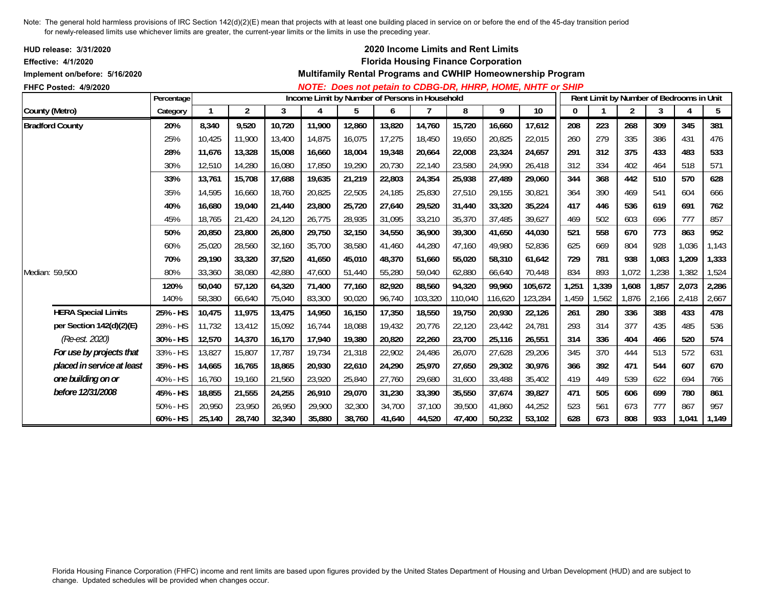Note: The general hold harmless provisions of IRC Section 142(d)(2)(E) mean that projects with at least one building placed in service on or before the end of the 45-day transition period for newly-released limits use whichever limits are greater, the current-year limits or the limits in use the preceding year.

**HUD release: 3/31/2020**
**Effective: 4/1/2020**
**Implement on/before: 5/16/2020**
**FHFC Posted: 4/9/2020**

## 2020 Income Limits and Rent Limits
## Florida Housing Finance Corporation
### Multifamily Rental Programs and CWHIP Homeownership Program

***NOTE: Does not petain to CDBG-DR, HHRP, HOME, NHTF or SHIP***

| County (Metro) | Percentage Category | Income Limit by Number of Persons in Household 1 | 2 | 3 | 4 | 5 | 6 | 7 | 8 | 9 | 10 | Rent Limit by Number of Bedrooms in Unit 0 | 1 | 2 | 3 | 4 | 5 |
|---|---|---|---|---|---|---|---|---|---|---|---|---|---|---|---|---|---|
| **Bradford County** | **20%** | **8,340** | **9,520** | **10,720** | **11,900** | **12,860** | **13,820** | **14,760** | **15,720** | **16,660** | **17,612** | **208** | **223** | **268** | **309** | **345** | **381** |
| | 25% | 10,425 | 11,900 | 13,400 | 14,875 | 16,075 | 17,275 | 18,450 | 19,650 | 20,825 | 22,015 | 260 | 279 | 335 | 386 | 431 | 476 |
| | **28%** | **11,676** | **13,328** | **15,008** | **16,660** | **18,004** | **19,348** | **20,664** | **22,008** | **23,324** | **24,657** | **291** | **312** | **375** | **433** | **483** | **533** |
| | 30% | 12,510 | 14,280 | 16,080 | 17,850 | 19,290 | 20,730 | 22,140 | 23,580 | 24,990 | 26,418 | 312 | 334 | 402 | 464 | 518 | 571 |
| | **33%** | **13,761** | **15,708** | **17,688** | **19,635** | **21,219** | **22,803** | **24,354** | **25,938** | **27,489** | **29,060** | **344** | **368** | **442** | **510** | **570** | **628** |
| | 35% | 14,595 | 16,660 | 18,760 | 20,825 | 22,505 | 24,185 | 25,830 | 27,510 | 29,155 | 30,821 | 364 | 390 | 469 | 541 | 604 | 666 |
| | **40%** | **16,680** | **19,040** | **21,440** | **23,800** | **25,720** | **27,640** | **29,520** | **31,440** | **33,320** | **35,224** | **417** | **446** | **536** | **619** | **691** | **762** |
| | 45% | 18,765 | 21,420 | 24,120 | 26,775 | 28,935 | 31,095 | 33,210 | 35,370 | 37,485 | 39,627 | 469 | 502 | 603 | 696 | 777 | 857 |
| | **50%** | **20,850** | **23,800** | **26,800** | **29,750** | **32,150** | **34,550** | **36,900** | **39,300** | **41,650** | **44,030** | **521** | **558** | **670** | **773** | **863** | **952** |
| | 60% | 25,020 | 28,560 | 32,160 | 35,700 | 38,580 | 41,460 | 44,280 | 47,160 | 49,980 | 52,836 | 625 | 669 | 804 | 928 | 1,036 | 1,143 |
| | **70%** | **29,190** | **33,320** | **37,520** | **41,650** | **45,010** | **48,370** | **51,660** | **55,020** | **58,310** | **61,642** | **729** | **781** | **938** | **1,083** | **1,209** | **1,333** |
| Median: 59,500 | 80% | 33,360 | 38,080 | 42,880 | 47,600 | 51,440 | 55,280 | 59,040 | 62,880 | 66,640 | 70,448 | 834 | 893 | 1,072 | 1,238 | 1,382 | 1,524 |
| | **120%** | **50,040** | **57,120** | **64,320** | **71,400** | **77,160** | **82,920** | **88,560** | **94,320** | **99,960** | **105,672** | **1,251** | **1,339** | **1,608** | **1,857** | **2,073** | **2,286** |
| | 140% | 58,380 | 66,640 | 75,040 | 83,300 | 90,020 | 96,740 | 103,320 | 110,040 | 116,620 | 123,284 | 1,459 | 1,562 | 1,876 | 2,166 | 2,418 | 2,667 |
| **HERA Special Limits** | **25% - HS** | **10,475** | **11,975** | **13,475** | **14,950** | **16,150** | **17,350** | **18,550** | **19,750** | **20,930** | **22,126** | **261** | **280** | **336** | **388** | **433** | **478** |
| **per Section 142(d)(2)(E)** | 28% - HS | 11,732 | 13,412 | 15,092 | 16,744 | 18,088 | 19,432 | 20,776 | 22,120 | 23,442 | 24,781 | 293 | 314 | 377 | 435 | 485 | 536 |
| *(Re-est. 2020)* | **30% - HS** | **12,570** | **14,370** | **16,170** | **17,940** | **19,380** | **20,820** | **22,260** | **23,700** | **25,116** | **26,551** | **314** | **336** | **404** | **466** | **520** | **574** |
| ***For use by projects that*** | 33% - HS | 13,827 | 15,807 | 17,787 | 19,734 | 21,318 | 22,902 | 24,486 | 26,070 | 27,628 | 29,206 | 345 | 370 | 444 | 513 | 572 | 631 |
| ***placed in service at least*** | **35% - HS** | **14,665** | **16,765** | **18,865** | **20,930** | **22,610** | **24,290** | **25,970** | **27,650** | **29,302** | **30,976** | **366** | **392** | **471** | **544** | **607** | **670** |
| ***one building on or*** | 40% - HS | 16,760 | 19,160 | 21,560 | 23,920 | 25,840 | 27,760 | 29,680 | 31,600 | 33,488 | 35,402 | 419 | 449 | 539 | 622 | 694 | 766 |
| ***before 12/31/2008*** | **45% - HS** | **18,855** | **21,555** | **24,255** | **26,910** | **29,070** | **31,230** | **33,390** | **35,550** | **37,674** | **39,827** | **471** | **505** | **606** | **699** | **780** | **861** |
| | 50% - HS | 20,950 | 23,950 | 26,950 | 29,900 | 32,300 | 34,700 | 37,100 | 39,500 | 41,860 | 44,252 | 523 | 561 | 673 | 777 | 867 | 957 |
| | **60% - HS** | **25,140** | **28,740** | **32,340** | **35,880** | **38,760** | **41,640** | **44,520** | **47,400** | **50,232** | **53,102** | **628** | **673** | **808** | **933** | **1,041** | **1,149** |

Florida Housing Finance Corporation (FHFC) income and rent limits are based upon figures provided by the United States Department of Housing and Urban Development (HUD) and are subject to change. Updated schedules will be provided when changes occur.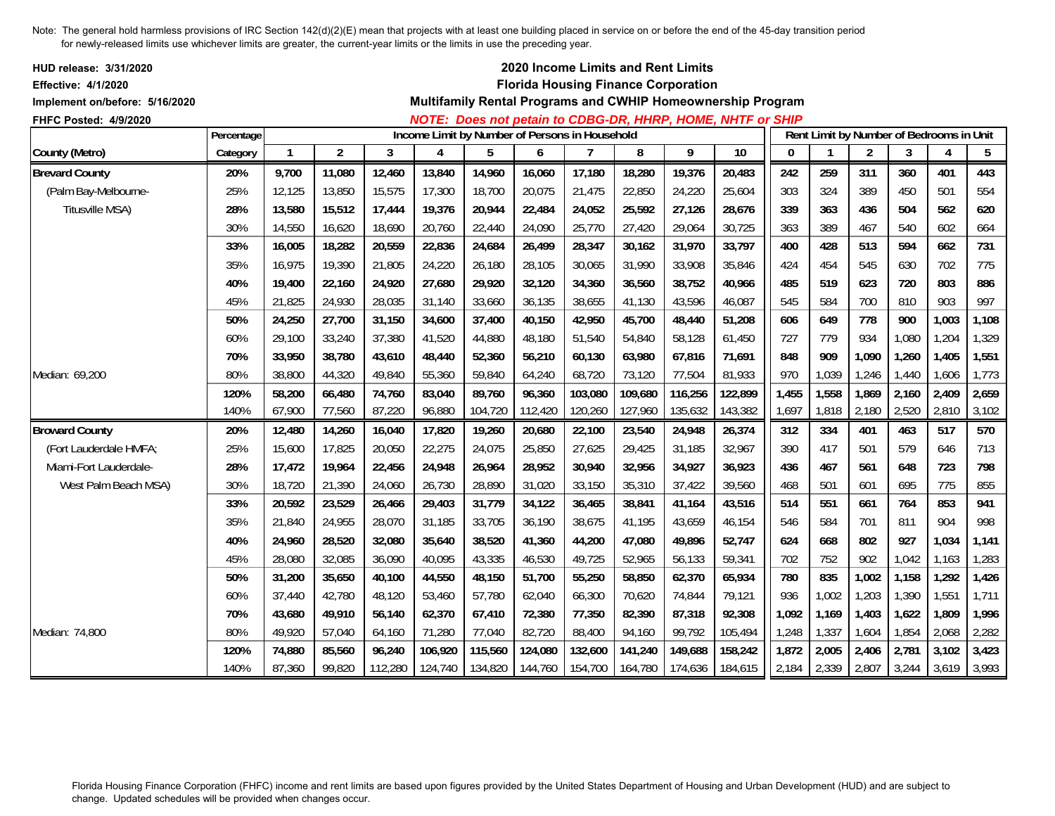Note: The general hold harmless provisions of IRC Section 142(d)(2)(E) mean that projects with at least one building placed in service on or before the end of the 45-day transition period for newly-released limits use whichever limits are greater, the current-year limits or the limits in use the preceding year.

**HUD release: 3/31/2020**
**Effective: 4/1/2020**
**Implement on/before: 5/16/2020**
**FHFC Posted: 4/9/2020**

## 2020 Income Limits and Rent Limits
## Florida Housing Finance Corporation
## Multifamily Rental Programs and CWHIP Homeownership Program

***NOTE: Does not petain to CDBG-DR, HHRP, HOME, NHTF or SHIP***

| County (Metro) | Percentage Category | Income Limit by Number of Persons in Household: 1 | 2 | 3 | 4 | 5 | 6 | 7 | 8 | 9 | 10 | Rent Limit by Number of Bedrooms in Unit: 0 | 1 | 2 | 3 | 4 | 5 |
|---|---|---|---|---|---|---|---|---|---|---|---|---|---|---|---|---|---|
| **Brevard County** | **20%** | **9,700** | **11,080** | **12,460** | **13,840** | **14,960** | **16,060** | **17,180** | **18,280** | **19,376** | **20,483** | **242** | **259** | **311** | **360** | **401** | **443** |
| (Palm Bay-Melbourne- | 25% | 12,125 | 13,850 | 15,575 | 17,300 | 18,700 | 20,075 | 21,475 | 22,850 | 24,220 | 25,604 | 303 | 324 | 389 | 450 | 501 | 554 |
| Titusville MSA) | **28%** | **13,580** | **15,512** | **17,444** | **19,376** | **20,944** | **22,484** | **24,052** | **25,592** | **27,126** | **28,676** | **339** | **363** | **436** | **504** | **562** | **620** |
| | 30% | 14,550 | 16,620 | 18,690 | 20,760 | 22,440 | 24,090 | 25,770 | 27,420 | 29,064 | 30,725 | 363 | 389 | 467 | 540 | 602 | 664 |
| | **33%** | **16,005** | **18,282** | **20,559** | **22,836** | **24,684** | **26,499** | **28,347** | **30,162** | **31,970** | **33,797** | **400** | **428** | **513** | **594** | **662** | **731** |
| | 35% | 16,975 | 19,390 | 21,805 | 24,220 | 26,180 | 28,105 | 30,065 | 31,990 | 33,908 | 35,846 | 424 | 454 | 545 | 630 | 702 | 775 |
| | **40%** | **19,400** | **22,160** | **24,920** | **27,680** | **29,920** | **32,120** | **34,360** | **36,560** | **38,752** | **40,966** | **485** | **519** | **623** | **720** | **803** | **886** |
| | 45% | 21,825 | 24,930 | 28,035 | 31,140 | 33,660 | 36,135 | 38,655 | 41,130 | 43,596 | 46,087 | 545 | 584 | 700 | 810 | 903 | 997 |
| | **50%** | **24,250** | **27,700** | **31,150** | **34,600** | **37,400** | **40,150** | **42,950** | **45,700** | **48,440** | **51,208** | **606** | **649** | **778** | **900** | **1,003** | **1,108** |
| | 60% | 29,100 | 33,240 | 37,380 | 41,520 | 44,880 | 48,180 | 51,540 | 54,840 | 58,128 | 61,450 | 727 | 779 | 934 | 1,080 | 1,204 | 1,329 |
| | **70%** | **33,950** | **38,780** | **43,610** | **48,440** | **52,360** | **56,210** | **60,130** | **63,980** | **67,816** | **71,691** | **848** | **909** | **1,090** | **1,260** | **1,405** | **1,551** |
| Median: 69,200 | 80% | 38,800 | 44,320 | 49,840 | 55,360 | 59,840 | 64,240 | 68,720 | 73,120 | 77,504 | 81,933 | 970 | 1,039 | 1,246 | 1,440 | 1,606 | 1,773 |
| | **120%** | **58,200** | **66,480** | **74,760** | **83,040** | **89,760** | **96,360** | **103,080** | **109,680** | **116,256** | **122,899** | **1,455** | **1,558** | **1,869** | **2,160** | **2,409** | **2,659** |
| | 140% | 67,900 | 77,560 | 87,220 | 96,880 | 104,720 | 112,420 | 120,260 | 127,960 | 135,632 | 143,382 | 1,697 | 1,818 | 2,180 | 2,520 | 2,810 | 3,102 |
| **Broward County** | **20%** | **12,480** | **14,260** | **16,040** | **17,820** | **19,260** | **20,680** | **22,100** | **23,540** | **24,948** | **26,374** | **312** | **334** | **401** | **463** | **517** | **570** |
| (Fort Lauderdale HMFA; | 25% | 15,600 | 17,825 | 20,050 | 22,275 | 24,075 | 25,850 | 27,625 | 29,425 | 31,185 | 32,967 | 390 | 417 | 501 | 579 | 646 | 713 |
| Miami-Fort Lauderdale- | **28%** | **17,472** | **19,964** | **22,456** | **24,948** | **26,964** | **28,952** | **30,940** | **32,956** | **34,927** | **36,923** | **436** | **467** | **561** | **648** | **723** | **798** |
| West Palm Beach MSA) | 30% | 18,720 | 21,390 | 24,060 | 26,730 | 28,890 | 31,020 | 33,150 | 35,310 | 37,422 | 39,560 | 468 | 501 | 601 | 695 | 775 | 855 |
| | **33%** | **20,592** | **23,529** | **26,466** | **29,403** | **31,779** | **34,122** | **36,465** | **38,841** | **41,164** | **43,516** | **514** | **551** | **661** | **764** | **853** | **941** |
| | 35% | 21,840 | 24,955 | 28,070 | 31,185 | 33,705 | 36,190 | 38,675 | 41,195 | 43,659 | 46,154 | 546 | 584 | 701 | 811 | 904 | 998 |
| | **40%** | **24,960** | **28,520** | **32,080** | **35,640** | **38,520** | **41,360** | **44,200** | **47,080** | **49,896** | **52,747** | **624** | **668** | **802** | **927** | **1,034** | **1,141** |
| | 45% | 28,080 | 32,085 | 36,090 | 40,095 | 43,335 | 46,530 | 49,725 | 52,965 | 56,133 | 59,341 | 702 | 752 | 902 | 1,042 | 1,163 | 1,283 |
| | **50%** | **31,200** | **35,650** | **40,100** | **44,550** | **48,150** | **51,700** | **55,250** | **58,850** | **62,370** | **65,934** | **780** | **835** | **1,002** | **1,158** | **1,292** | **1,426** |
| | 60% | 37,440 | 42,780 | 48,120 | 53,460 | 57,780 | 62,040 | 66,300 | 70,620 | 74,844 | 79,121 | 936 | 1,002 | 1,203 | 1,390 | 1,551 | 1,711 |
| | **70%** | **43,680** | **49,910** | **56,140** | **62,370** | **67,410** | **72,380** | **77,350** | **82,390** | **87,318** | **92,308** | **1,092** | **1,169** | **1,403** | **1,622** | **1,809** | **1,996** |
| Median: 74,800 | 80% | 49,920 | 57,040 | 64,160 | 71,280 | 77,040 | 82,720 | 88,400 | 94,160 | 99,792 | 105,494 | 1,248 | 1,337 | 1,604 | 1,854 | 2,068 | 2,282 |
| | **120%** | **74,880** | **85,560** | **96,240** | **106,920** | **115,560** | **124,080** | **132,600** | **141,240** | **149,688** | **158,242** | **1,872** | **2,005** | **2,406** | **2,781** | **3,102** | **3,423** |
| | 140% | 87,360 | 99,820 | 112,280 | 124,740 | 134,820 | 144,760 | 154,700 | 164,780 | 174,636 | 184,615 | 2,184 | 2,339 | 2,807 | 3,244 | 3,619 | 3,993 |

Florida Housing Finance Corporation (FHFC) income and rent limits are based upon figures provided by the United States Department of Housing and Urban Development (HUD) and are subject to change. Updated schedules will be provided when changes occur.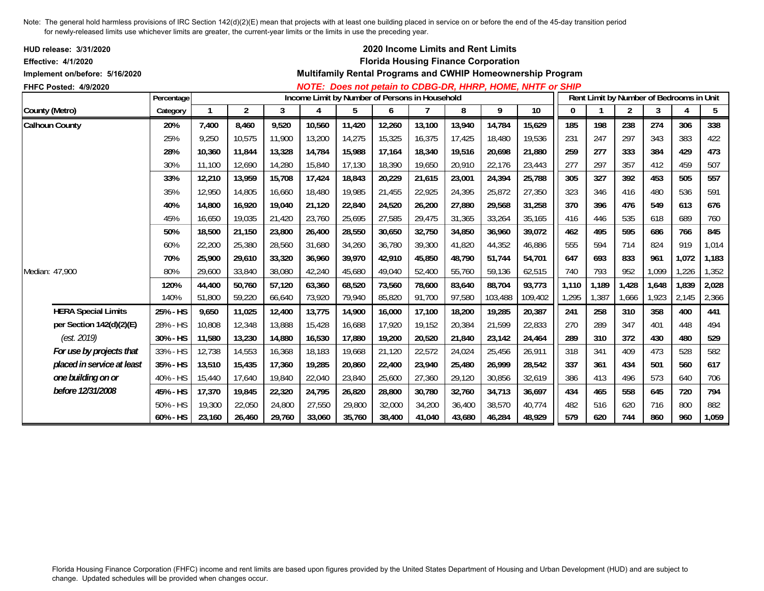Note: The general hold harmless provisions of IRC Section 142(d)(2)(E) mean that projects with at least one building placed in service on or before the end of the 45-day transition period for newly-released limits use whichever limits are greater, the current-year limits or the limits in use the preceding year.

**HUD release: 3/31/2020**
**Effective: 4/1/2020**
**Implement on/before: 5/16/2020**
**FHFC Posted: 4/9/2020**

## 2020 Income Limits and Rent Limits
## Florida Housing Finance Corporation
## Multifamily Rental Programs and CWHIP Homeownership Program

***NOTE: Does not petain to CDBG-DR, HHRP, HOME, NHTF or SHIP***

| County (Metro) | Percentage Category | Income Limit by Number of Persons in Household | | | | | | | | | | Rent Limit by Number of Bedrooms in Unit | | | | | |
|---|---|---|---|---|---|---|---|---|---|---|---|---|---|---|---|---|---|
| | | 1 | 2 | 3 | 4 | 5 | 6 | 7 | 8 | 9 | 10 | 0 | 1 | 2 | 3 | 4 | 5 |
| **Calhoun County** | **20%** | **7,400** | **8,460** | **9,520** | **10,560** | **11,420** | **12,260** | **13,100** | **13,940** | **14,784** | **15,629** | **185** | **198** | **238** | **274** | **306** | **338** |
| | 25% | 9,250 | 10,575 | 11,900 | 13,200 | 14,275 | 15,325 | 16,375 | 17,425 | 18,480 | 19,536 | 231 | 247 | 297 | 343 | 383 | 422 |
| | **28%** | **10,360** | **11,844** | **13,328** | **14,784** | **15,988** | **17,164** | **18,340** | **19,516** | **20,698** | **21,880** | **259** | **277** | **333** | **384** | **429** | **473** |
| | 30% | 11,100 | 12,690 | 14,280 | 15,840 | 17,130 | 18,390 | 19,650 | 20,910 | 22,176 | 23,443 | 277 | 297 | 357 | 412 | 459 | 507 |
| | **33%** | **12,210** | **13,959** | **15,708** | **17,424** | **18,843** | **20,229** | **21,615** | **23,001** | **24,394** | **25,788** | **305** | **327** | **392** | **453** | **505** | **557** |
| | 35% | 12,950 | 14,805 | 16,660 | 18,480 | 19,985 | 21,455 | 22,925 | 24,395 | 25,872 | 27,350 | 323 | 346 | 416 | 480 | 536 | 591 |
| | **40%** | **14,800** | **16,920** | **19,040** | **21,120** | **22,840** | **24,520** | **26,200** | **27,880** | **29,568** | **31,258** | **370** | **396** | **476** | **549** | **613** | **676** |
| | 45% | 16,650 | 19,035 | 21,420 | 23,760 | 25,695 | 27,585 | 29,475 | 31,365 | 33,264 | 35,165 | 416 | 446 | 535 | 618 | 689 | 760 |
| | **50%** | **18,500** | **21,150** | **23,800** | **26,400** | **28,550** | **30,650** | **32,750** | **34,850** | **36,960** | **39,072** | **462** | **495** | **595** | **686** | **766** | **845** |
| | 60% | 22,200 | 25,380 | 28,560 | 31,680 | 34,260 | 36,780 | 39,300 | 41,820 | 44,352 | 46,886 | 555 | 594 | 714 | 824 | 919 | 1,014 |
| | **70%** | **25,900** | **29,610** | **33,320** | **36,960** | **39,970** | **42,910** | **45,850** | **48,790** | **51,744** | **54,701** | **647** | **693** | **833** | **961** | **1,072** | **1,183** |
| Median: 47,900 | 80% | 29,600 | 33,840 | 38,080 | 42,240 | 45,680 | 49,040 | 52,400 | 55,760 | 59,136 | 62,515 | 740 | 793 | 952 | 1,099 | 1,226 | 1,352 |
| | **120%** | **44,400** | **50,760** | **57,120** | **63,360** | **68,520** | **73,560** | **78,600** | **83,640** | **88,704** | **93,773** | **1,110** | **1,189** | **1,428** | **1,648** | **1,839** | **2,028** |
| | 140% | 51,800 | 59,220 | 66,640 | 73,920 | 79,940 | 85,820 | 91,700 | 97,580 | 103,488 | 109,402 | 1,295 | 1,387 | 1,666 | 1,923 | 2,145 | 2,366 |
| **HERA Special Limits** | **25% - HS** | **9,650** | **11,025** | **12,400** | **13,775** | **14,900** | **16,000** | **17,100** | **18,200** | **19,285** | **20,387** | **241** | **258** | **310** | **358** | **400** | **441** |
| **per Section 142(d)(2)(E)** | 28% - HS | 10,808 | 12,348 | 13,888 | 15,428 | 16,688 | 17,920 | 19,152 | 20,384 | 21,599 | 22,833 | 270 | 289 | 347 | 401 | 448 | 494 |
| *(est. 2019)* | **30% - HS** | **11,580** | **13,230** | **14,880** | **16,530** | **17,880** | **19,200** | **20,520** | **21,840** | **23,142** | **24,464** | **289** | **310** | **372** | **430** | **480** | **529** |
| ***For use by projects that*** | 33% - HS | 12,738 | 14,553 | 16,368 | 18,183 | 19,668 | 21,120 | 22,572 | 24,024 | 25,456 | 26,911 | 318 | 341 | 409 | 473 | 528 | 582 |
| ***placed in service at least*** | **35% - HS** | **13,510** | **15,435** | **17,360** | **19,285** | **20,860** | **22,400** | **23,940** | **25,480** | **26,999** | **28,542** | **337** | **361** | **434** | **501** | **560** | **617** |
| ***one building on or*** | 40% - HS | 15,440 | 17,640 | 19,840 | 22,040 | 23,840 | 25,600 | 27,360 | 29,120 | 30,856 | 32,619 | 386 | 413 | 496 | 573 | 640 | 706 |
| ***before 12/31/2008*** | **45% - HS** | **17,370** | **19,845** | **22,320** | **24,795** | **26,820** | **28,800** | **30,780** | **32,760** | **34,713** | **36,697** | **434** | **465** | **558** | **645** | **720** | **794** |
| | 50% - HS | 19,300 | 22,050 | 24,800 | 27,550 | 29,800 | 32,000 | 34,200 | 36,400 | 38,570 | 40,774 | 482 | 516 | 620 | 716 | 800 | 882 |
| | **60% - HS** | **23,160** | **26,460** | **29,760** | **33,060** | **35,760** | **38,400** | **41,040** | **43,680** | **46,284** | **48,929** | **579** | **620** | **744** | **860** | **960** | **1,059** |

Florida Housing Finance Corporation (FHFC) income and rent limits are based upon figures provided by the United States Department of Housing and Urban Development (HUD) and are subject to change. Updated schedules will be provided when changes occur.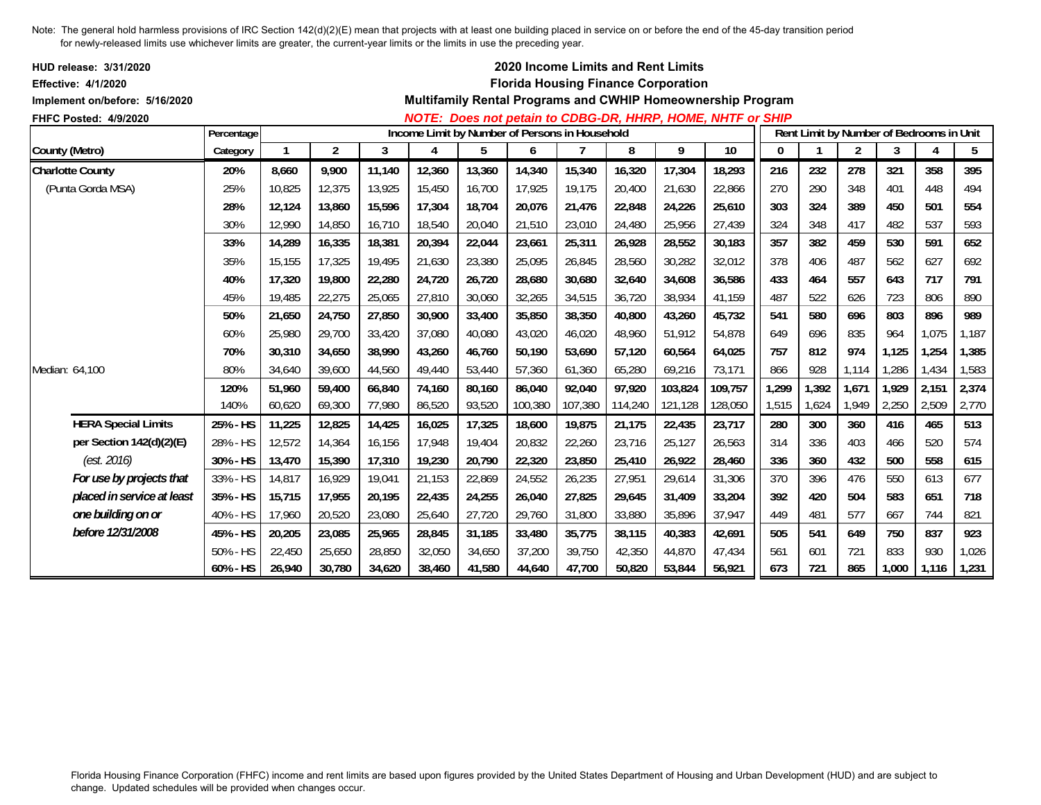Note: The general hold harmless provisions of IRC Section 142(d)(2)(E) mean that projects with at least one building placed in service on or before the end of the 45-day transition period for newly-released limits use whichever limits are greater, the current-year limits or the limits in use the preceding year.

**HUD release: 3/31/2020**
**Effective: 4/1/2020**
**Implement on/before: 5/16/2020**
**FHFC Posted: 4/9/2020**

## 2020 Income Limits and Rent Limits
## Florida Housing Finance Corporation
### Multifamily Rental Programs and CWHIP Homeownership Program

***NOTE: Does not petain to CDBG-DR, HHRP, HOME, NHTF or SHIP***

| County (Metro) | Percentage Category | Income Limit by Number of Persons in Household: 1 | 2 | 3 | 4 | 5 | 6 | 7 | 8 | 9 | 10 | Rent Limit by Number of Bedrooms in Unit: 0 | 1 | 2 | 3 | 4 | 5 |
|---|---|---|---|---|---|---|---|---|---|---|---|---|---|---|---|---|---|
| **Charlotte County** | **20%** | **8,660** | **9,900** | **11,140** | **12,360** | **13,360** | **14,340** | **15,340** | **16,320** | **17,304** | **18,293** | **216** | **232** | **278** | **321** | **358** | **395** |
| (Punta Gorda MSA) | 25% | 10,825 | 12,375 | 13,925 | 15,450 | 16,700 | 17,925 | 19,175 | 20,400 | 21,630 | 22,866 | 270 | 290 | 348 | 401 | 448 | 494 |
| | **28%** | **12,124** | **13,860** | **15,596** | **17,304** | **18,704** | **20,076** | **21,476** | **22,848** | **24,226** | **25,610** | **303** | **324** | **389** | **450** | **501** | **554** |
| | 30% | 12,990 | 14,850 | 16,710 | 18,540 | 20,040 | 21,510 | 23,010 | 24,480 | 25,956 | 27,439 | 324 | 348 | 417 | 482 | 537 | 593 |
| | **33%** | **14,289** | **16,335** | **18,381** | **20,394** | **22,044** | **23,661** | **25,311** | **26,928** | **28,552** | **30,183** | **357** | **382** | **459** | **530** | **591** | **652** |
| | 35% | 15,155 | 17,325 | 19,495 | 21,630 | 23,380 | 25,095 | 26,845 | 28,560 | 30,282 | 32,012 | 378 | 406 | 487 | 562 | 627 | 692 |
| | **40%** | **17,320** | **19,800** | **22,280** | **24,720** | **26,720** | **28,680** | **30,680** | **32,640** | **34,608** | **36,586** | **433** | **464** | **557** | **643** | **717** | **791** |
| | 45% | 19,485 | 22,275 | 25,065 | 27,810 | 30,060 | 32,265 | 34,515 | 36,720 | 38,934 | 41,159 | 487 | 522 | 626 | 723 | 806 | 890 |
| | **50%** | **21,650** | **24,750** | **27,850** | **30,900** | **33,400** | **35,850** | **38,350** | **40,800** | **43,260** | **45,732** | **541** | **580** | **696** | **803** | **896** | **989** |
| | 60% | 25,980 | 29,700 | 33,420 | 37,080 | 40,080 | 43,020 | 46,020 | 48,960 | 51,912 | 54,878 | 649 | 696 | 835 | 964 | 1,075 | 1,187 |
| | **70%** | **30,310** | **34,650** | **38,990** | **43,260** | **46,760** | **50,190** | **53,690** | **57,120** | **60,564** | **64,025** | **757** | **812** | **974** | **1,125** | **1,254** | **1,385** |
| Median: 64,100 | 80% | 34,640 | 39,600 | 44,560 | 49,440 | 53,440 | 57,360 | 61,360 | 65,280 | 69,216 | 73,171 | 866 | 928 | 1,114 | 1,286 | 1,434 | 1,583 |
| | **120%** | **51,960** | **59,400** | **66,840** | **74,160** | **80,160** | **86,040** | **92,040** | **97,920** | **103,824** | **109,757** | **1,299** | **1,392** | **1,671** | **1,929** | **2,151** | **2,374** |
| | 140% | 60,620 | 69,300 | 77,980 | 86,520 | 93,520 | 100,380 | 107,380 | 114,240 | 121,128 | 128,050 | 1,515 | 1,624 | 1,949 | 2,250 | 2,509 | 2,770 |
| **HERA Special Limits** | **25% - HS** | **11,225** | **12,825** | **14,425** | **16,025** | **17,325** | **18,600** | **19,875** | **21,175** | **22,435** | **23,717** | **280** | **300** | **360** | **416** | **465** | **513** |
| **per Section 142(d)(2)(E)** | 28% - HS | 12,572 | 14,364 | 16,156 | 17,948 | 19,404 | 20,832 | 22,260 | 23,716 | 25,127 | 26,563 | 314 | 336 | 403 | 466 | 520 | 574 |
| *(est. 2016)* | **30% - HS** | **13,470** | **15,390** | **17,310** | **19,230** | **20,790** | **22,320** | **23,850** | **25,410** | **26,922** | **28,460** | **336** | **360** | **432** | **500** | **558** | **615** |
| ***For use by projects that*** | 33% - HS | 14,817 | 16,929 | 19,041 | 21,153 | 22,869 | 24,552 | 26,235 | 27,951 | 29,614 | 31,306 | 370 | 396 | 476 | 550 | 613 | 677 |
| ***placed in service at least*** | **35% - HS** | **15,715** | **17,955** | **20,195** | **22,435** | **24,255** | **26,040** | **27,825** | **29,645** | **31,409** | **33,204** | **392** | **420** | **504** | **583** | **651** | **718** |
| ***one building on or*** | 40% - HS | 17,960 | 20,520 | 23,080 | 25,640 | 27,720 | 29,760 | 31,800 | 33,880 | 35,896 | 37,947 | 449 | 481 | 577 | 667 | 744 | 821 |
| ***before 12/31/2008*** | **45% - HS** | **20,205** | **23,085** | **25,965** | **28,845** | **31,185** | **33,480** | **35,775** | **38,115** | **40,383** | **42,691** | **505** | **541** | **649** | **750** | **837** | **923** |
| | 50% - HS | 22,450 | 25,650 | 28,850 | 32,050 | 34,650 | 37,200 | 39,750 | 42,350 | 44,870 | 47,434 | 561 | 601 | 721 | 833 | 930 | 1,026 |
| | **60% - HS** | **26,940** | **30,780** | **34,620** | **38,460** | **41,580** | **44,640** | **47,700** | **50,820** | **53,844** | **56,921** | **673** | **721** | **865** | **1,000** | **1,116** | **1,231** |

Florida Housing Finance Corporation (FHFC) income and rent limits are based upon figures provided by the United States Department of Housing and Urban Development (HUD) and are subject to change. Updated schedules will be provided when changes occur.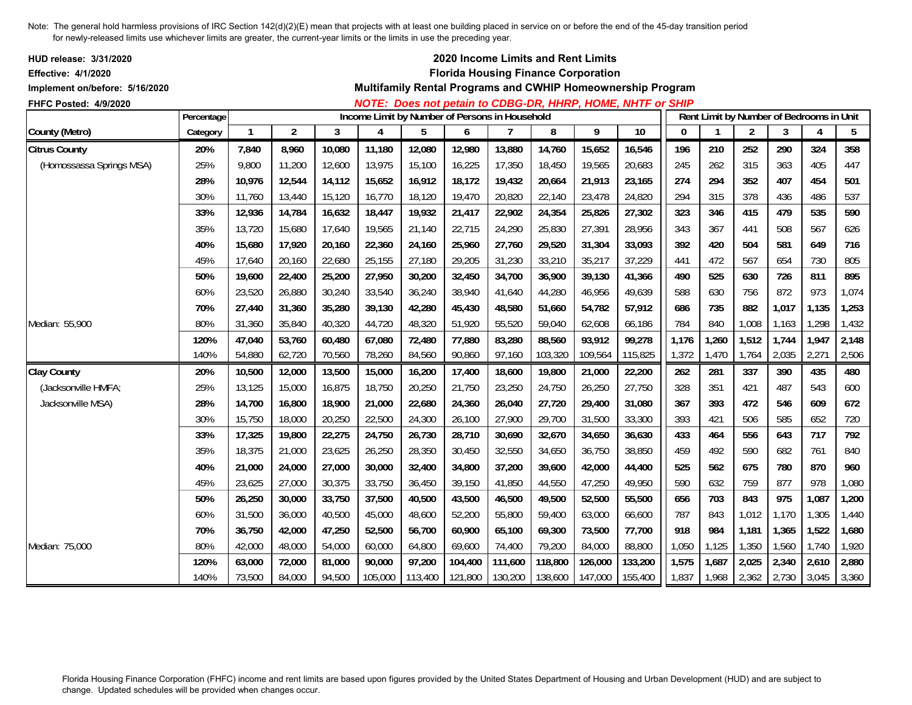Note: The general hold harmless provisions of IRC Section 142(d)(2)(E) mean that projects with at least one building placed in service on or before the end of the 45-day transition period for newly-released limits use whichever limits are greater, the current-year limits or the limits in use the preceding year.

**HUD release: 3/31/2020**
**Effective: 4/1/2020**
**Implement on/before: 5/16/2020**
**FHFC Posted: 4/9/2020**

## 2020 Income Limits and Rent Limits
## Florida Housing Finance Corporation
## Multifamily Rental Programs and CWHIP Homeownership Program

***NOTE: Does not petain to CDBG-DR, HHRP, HOME, NHTF or SHIP***

| | Percentage | Income Limit by Number of Persons in Household | | | | | | | | | | Rent Limit by Number of Bedrooms in Unit | | | | | |
|---|---|---|---|---|---|---|---|---|---|---|---|---|---|---|---|---|---|
| **County (Metro)** | **Category** | **1** | **2** | **3** | **4** | **5** | **6** | **7** | **8** | **9** | **10** | **0** | **1** | **2** | **3** | **4** | **5** |
| **Citrus County** | **20%** | **7,840** | **8,960** | **10,080** | **11,180** | **12,080** | **12,980** | **13,880** | **14,760** | **15,652** | **16,546** | **196** | **210** | **252** | **290** | **324** | **358** |
| (Homossassa Springs MSA) | 25% | 9,800 | 11,200 | 12,600 | 13,975 | 15,100 | 16,225 | 17,350 | 18,450 | 19,565 | 20,683 | 245 | 262 | 315 | 363 | 405 | 447 |
| | **28%** | **10,976** | **12,544** | **14,112** | **15,652** | **16,912** | **18,172** | **19,432** | **20,664** | **21,913** | **23,165** | **274** | **294** | **352** | **407** | **454** | **501** |
| | 30% | 11,760 | 13,440 | 15,120 | 16,770 | 18,120 | 19,470 | 20,820 | 22,140 | 23,478 | 24,820 | 294 | 315 | 378 | 436 | 486 | 537 |
| | **33%** | **12,936** | **14,784** | **16,632** | **18,447** | **19,932** | **21,417** | **22,902** | **24,354** | **25,826** | **27,302** | **323** | **346** | **415** | **479** | **535** | **590** |
| | 35% | 13,720 | 15,680 | 17,640 | 19,565 | 21,140 | 22,715 | 24,290 | 25,830 | 27,391 | 28,956 | 343 | 367 | 441 | 508 | 567 | 626 |
| | **40%** | **15,680** | **17,920** | **20,160** | **22,360** | **24,160** | **25,960** | **27,760** | **29,520** | **31,304** | **33,093** | **392** | **420** | **504** | **581** | **649** | **716** |
| | 45% | 17,640 | 20,160 | 22,680 | 25,155 | 27,180 | 29,205 | 31,230 | 33,210 | 35,217 | 37,229 | 441 | 472 | 567 | 654 | 730 | 805 |
| | **50%** | **19,600** | **22,400** | **25,200** | **27,950** | **30,200** | **32,450** | **34,700** | **36,900** | **39,130** | **41,366** | **490** | **525** | **630** | **726** | **811** | **895** |
| | 60% | 23,520 | 26,880 | 30,240 | 33,540 | 36,240 | 38,940 | 41,640 | 44,280 | 46,956 | 49,639 | 588 | 630 | 756 | 872 | 973 | 1,074 |
| | **70%** | **27,440** | **31,360** | **35,280** | **39,130** | **42,280** | **45,430** | **48,580** | **51,660** | **54,782** | **57,912** | **686** | **735** | **882** | **1,017** | **1,135** | **1,253** |
| Median: 55,900 | 80% | 31,360 | 35,840 | 40,320 | 44,720 | 48,320 | 51,920 | 55,520 | 59,040 | 62,608 | 66,186 | 784 | 840 | 1,008 | 1,163 | 1,298 | 1,432 |
| | **120%** | **47,040** | **53,760** | **60,480** | **67,080** | **72,480** | **77,880** | **83,280** | **88,560** | **93,912** | **99,278** | **1,176** | **1,260** | **1,512** | **1,744** | **1,947** | **2,148** |
| | 140% | 54,880 | 62,720 | 70,560 | 78,260 | 84,560 | 90,860 | 97,160 | 103,320 | 109,564 | 115,825 | 1,372 | 1,470 | 1,764 | 2,035 | 2,271 | 2,506 |
| **Clay County** | **20%** | **10,500** | **12,000** | **13,500** | **15,000** | **16,200** | **17,400** | **18,600** | **19,800** | **21,000** | **22,200** | **262** | **281** | **337** | **390** | **435** | **480** |
| (Jacksonville HMFA; | 25% | 13,125 | 15,000 | 16,875 | 18,750 | 20,250 | 21,750 | 23,250 | 24,750 | 26,250 | 27,750 | 328 | 351 | 421 | 487 | 543 | 600 |
| Jacksonville MSA) | **28%** | **14,700** | **16,800** | **18,900** | **21,000** | **22,680** | **24,360** | **26,040** | **27,720** | **29,400** | **31,080** | **367** | **393** | **472** | **546** | **609** | **672** |
| | 30% | 15,750 | 18,000 | 20,250 | 22,500 | 24,300 | 26,100 | 27,900 | 29,700 | 31,500 | 33,300 | 393 | 421 | 506 | 585 | 652 | 720 |
| | **33%** | **17,325** | **19,800** | **22,275** | **24,750** | **26,730** | **28,710** | **30,690** | **32,670** | **34,650** | **36,630** | **433** | **464** | **556** | **643** | **717** | **792** |
| | 35% | 18,375 | 21,000 | 23,625 | 26,250 | 28,350 | 30,450 | 32,550 | 34,650 | 36,750 | 38,850 | 459 | 492 | 590 | 682 | 761 | 840 |
| | **40%** | **21,000** | **24,000** | **27,000** | **30,000** | **32,400** | **34,800** | **37,200** | **39,600** | **42,000** | **44,400** | **525** | **562** | **675** | **780** | **870** | **960** |
| | 45% | 23,625 | 27,000 | 30,375 | 33,750 | 36,450 | 39,150 | 41,850 | 44,550 | 47,250 | 49,950 | 590 | 632 | 759 | 877 | 978 | 1,080 |
| | **50%** | **26,250** | **30,000** | **33,750** | **37,500** | **40,500** | **43,500** | **46,500** | **49,500** | **52,500** | **55,500** | **656** | **703** | **843** | **975** | **1,087** | **1,200** |
| | 60% | 31,500 | 36,000 | 40,500 | 45,000 | 48,600 | 52,200 | 55,800 | 59,400 | 63,000 | 66,600 | 787 | 843 | 1,012 | 1,170 | 1,305 | 1,440 |
| | **70%** | **36,750** | **42,000** | **47,250** | **52,500** | **56,700** | **60,900** | **65,100** | **69,300** | **73,500** | **77,700** | **918** | **984** | **1,181** | **1,365** | **1,522** | **1,680** |
| Median: 75,000 | 80% | 42,000 | 48,000 | 54,000 | 60,000 | 64,800 | 69,600 | 74,400 | 79,200 | 84,000 | 88,800 | 1,050 | 1,125 | 1,350 | 1,560 | 1,740 | 1,920 |
| | **120%** | **63,000** | **72,000** | **81,000** | **90,000** | **97,200** | **104,400** | **111,600** | **118,800** | **126,000** | **133,200** | **1,575** | **1,687** | **2,025** | **2,340** | **2,610** | **2,880** |
| | 140% | 73,500 | 84,000 | 94,500 | 105,000 | 113,400 | 121,800 | 130,200 | 138,600 | 147,000 | 155,400 | 1,837 | 1,968 | 2,362 | 2,730 | 3,045 | 3,360 |

Florida Housing Finance Corporation (FHFC) income and rent limits are based upon figures provided by the United States Department of Housing and Urban Development (HUD) and are subject to change. Updated schedules will be provided when changes occur.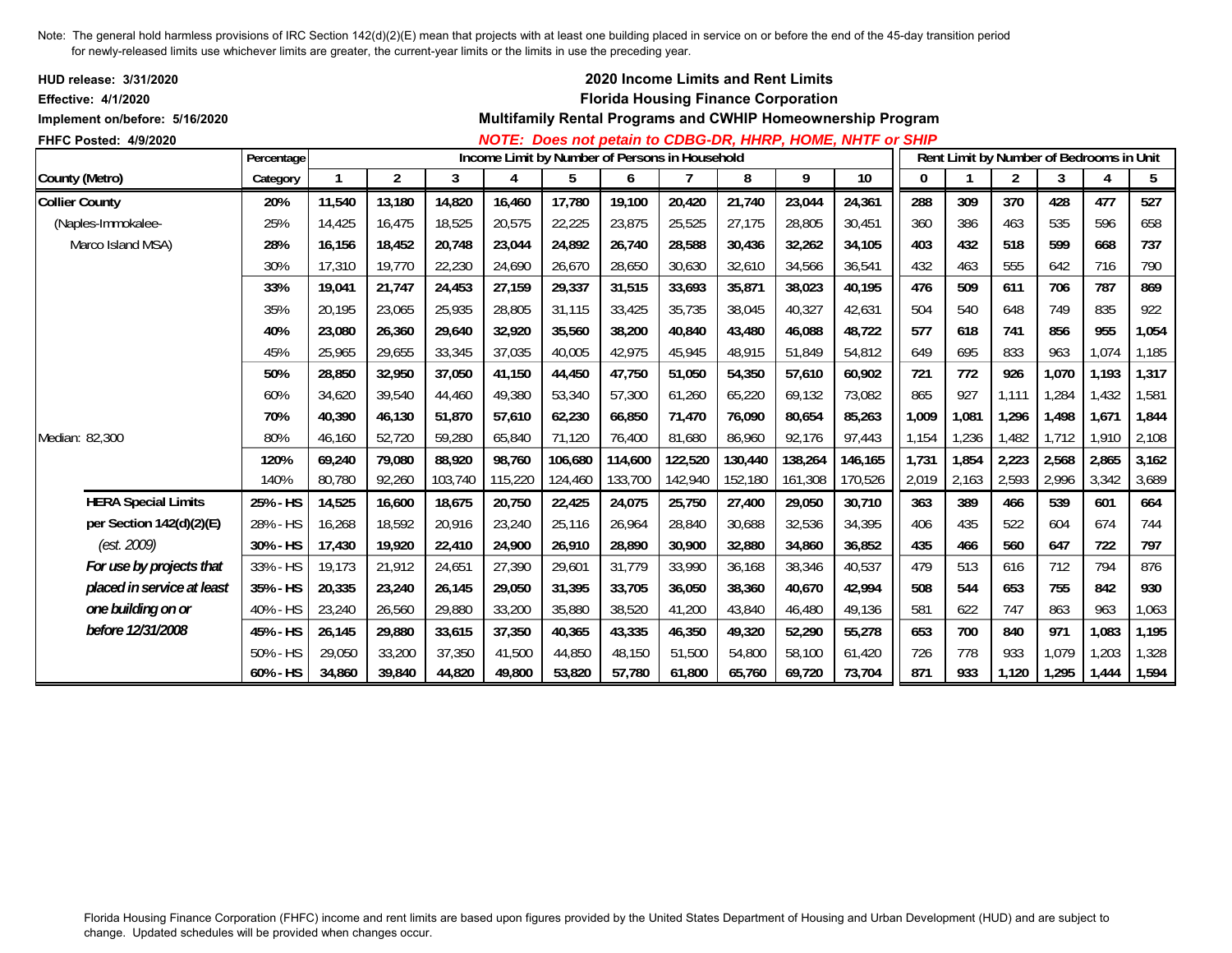Note: The general hold harmless provisions of IRC Section 142(d)(2)(E) mean that projects with at least one building placed in service on or before the end of the 45-day transition period for newly-released limits use whichever limits are greater, the current-year limits or the limits in use the preceding year.

**HUD release: 3/31/2020**
**Effective: 4/1/2020**
**Implement on/before: 5/16/2020**
**FHFC Posted: 4/9/2020**

## 2020 Income Limits and Rent Limits
## Florida Housing Finance Corporation
## Multifamily Rental Programs and CWHIP Homeownership Program

***NOTE: Does not petain to CDBG-DR, HHRP, HOME, NHTF or SHIP***

| County (Metro) | Percentage Category | Income Limit by Number of Persons in Household | | | | | | | | | | Rent Limit by Number of Bedrooms in Unit | | | | | |
|---|---|---|---|---|---|---|---|---|---|---|---|---|---|---|---|---|---|
| | | 1 | 2 | 3 | 4 | 5 | 6 | 7 | 8 | 9 | 10 | 0 | 1 | 2 | 3 | 4 | 5 |
| **Collier County** | **20%** | **11,540** | **13,180** | **14,820** | **16,460** | **17,780** | **19,100** | **20,420** | **21,740** | **23,044** | **24,361** | **288** | **309** | **370** | **428** | **477** | **527** |
| (Naples-Immokalee- | 25% | 14,425 | 16,475 | 18,525 | 20,575 | 22,225 | 23,875 | 25,525 | 27,175 | 28,805 | 30,451 | 360 | 386 | 463 | 535 | 596 | 658 |
| Marco Island MSA) | **28%** | **16,156** | **18,452** | **20,748** | **23,044** | **24,892** | **26,740** | **28,588** | **30,436** | **32,262** | **34,105** | **403** | **432** | **518** | **599** | **668** | **737** |
| | 30% | 17,310 | 19,770 | 22,230 | 24,690 | 26,670 | 28,650 | 30,630 | 32,610 | 34,566 | 36,541 | 432 | 463 | 555 | 642 | 716 | 790 |
| | **33%** | **19,041** | **21,747** | **24,453** | **27,159** | **29,337** | **31,515** | **33,693** | **35,871** | **38,023** | **40,195** | **476** | **509** | **611** | **706** | **787** | **869** |
| | 35% | 20,195 | 23,065 | 25,935 | 28,805 | 31,115 | 33,425 | 35,735 | 38,045 | 40,327 | 42,631 | 504 | 540 | 648 | 749 | 835 | 922 |
| | **40%** | **23,080** | **26,360** | **29,640** | **32,920** | **35,560** | **38,200** | **40,840** | **43,480** | **46,088** | **48,722** | **577** | **618** | **741** | **856** | **955** | **1,054** |
| | 45% | 25,965 | 29,655 | 33,345 | 37,035 | 40,005 | 42,975 | 45,945 | 48,915 | 51,849 | 54,812 | 649 | 695 | 833 | 963 | 1,074 | 1,185 |
| | **50%** | **28,850** | **32,950** | **37,050** | **41,150** | **44,450** | **47,750** | **51,050** | **54,350** | **57,610** | **60,902** | **721** | **772** | **926** | **1,070** | **1,193** | **1,317** |
| | 60% | 34,620 | 39,540 | 44,460 | 49,380 | 53,340 | 57,300 | 61,260 | 65,220 | 69,132 | 73,082 | 865 | 927 | 1,111 | 1,284 | 1,432 | 1,581 |
| | **70%** | **40,390** | **46,130** | **51,870** | **57,610** | **62,230** | **66,850** | **71,470** | **76,090** | **80,654** | **85,263** | **1,009** | **1,081** | **1,296** | **1,498** | **1,671** | **1,844** |
| Median: 82,300 | 80% | 46,160 | 52,720 | 59,280 | 65,840 | 71,120 | 76,400 | 81,680 | 86,960 | 92,176 | 97,443 | 1,154 | 1,236 | 1,482 | 1,712 | 1,910 | 2,108 |
| | **120%** | **69,240** | **79,080** | **88,920** | **98,760** | **106,680** | **114,600** | **122,520** | **130,440** | **138,264** | **146,165** | **1,731** | **1,854** | **2,223** | **2,568** | **2,865** | **3,162** |
| | 140% | 80,780 | 92,260 | 103,740 | 115,220 | 124,460 | 133,700 | 142,940 | 152,180 | 161,308 | 170,526 | 2,019 | 2,163 | 2,593 | 2,996 | 3,342 | 3,689 |
| **HERA Special Limits** | **25% - HS** | **14,525** | **16,600** | **18,675** | **20,750** | **22,425** | **24,075** | **25,750** | **27,400** | **29,050** | **30,710** | **363** | **389** | **466** | **539** | **601** | **664** |
| **per Section 142(d)(2)(E)** | 28% - HS | 16,268 | 18,592 | 20,916 | 23,240 | 25,116 | 26,964 | 28,840 | 30,688 | 32,536 | 34,395 | 406 | 435 | 522 | 604 | 674 | 744 |
| *(est. 2009)* | **30% - HS** | **17,430** | **19,920** | **22,410** | **24,900** | **26,910** | **28,890** | **30,900** | **32,880** | **34,860** | **36,852** | **435** | **466** | **560** | **647** | **722** | **797** |
| ***For use by projects that*** | 33% - HS | 19,173 | 21,912 | 24,651 | 27,390 | 29,601 | 31,779 | 33,990 | 36,168 | 38,346 | 40,537 | 479 | 513 | 616 | 712 | 794 | 876 |
| ***placed in service at least*** | **35% - HS** | **20,335** | **23,240** | **26,145** | **29,050** | **31,395** | **33,705** | **36,050** | **38,360** | **40,670** | **42,994** | **508** | **544** | **653** | **755** | **842** | **930** |
| ***one building on or*** | 40% - HS | 23,240 | 26,560 | 29,880 | 33,200 | 35,880 | 38,520 | 41,200 | 43,840 | 46,480 | 49,136 | 581 | 622 | 747 | 863 | 963 | 1,063 |
| ***before 12/31/2008*** | **45% - HS** | **26,145** | **29,880** | **33,615** | **37,350** | **40,365** | **43,335** | **46,350** | **49,320** | **52,290** | **55,278** | **653** | **700** | **840** | **971** | **1,083** | **1,195** |
| | 50% - HS | 29,050 | 33,200 | 37,350 | 41,500 | 44,850 | 48,150 | 51,500 | 54,800 | 58,100 | 61,420 | 726 | 778 | 933 | 1,079 | 1,203 | 1,328 |
| | **60% - HS** | **34,860** | **39,840** | **44,820** | **49,800** | **53,820** | **57,780** | **61,800** | **65,760** | **69,720** | **73,704** | **871** | **933** | **1,120** | **1,295** | **1,444** | **1,594** |

Florida Housing Finance Corporation (FHFC) income and rent limits are based upon figures provided by the United States Department of Housing and Urban Development (HUD) and are subject to change. Updated schedules will be provided when changes occur.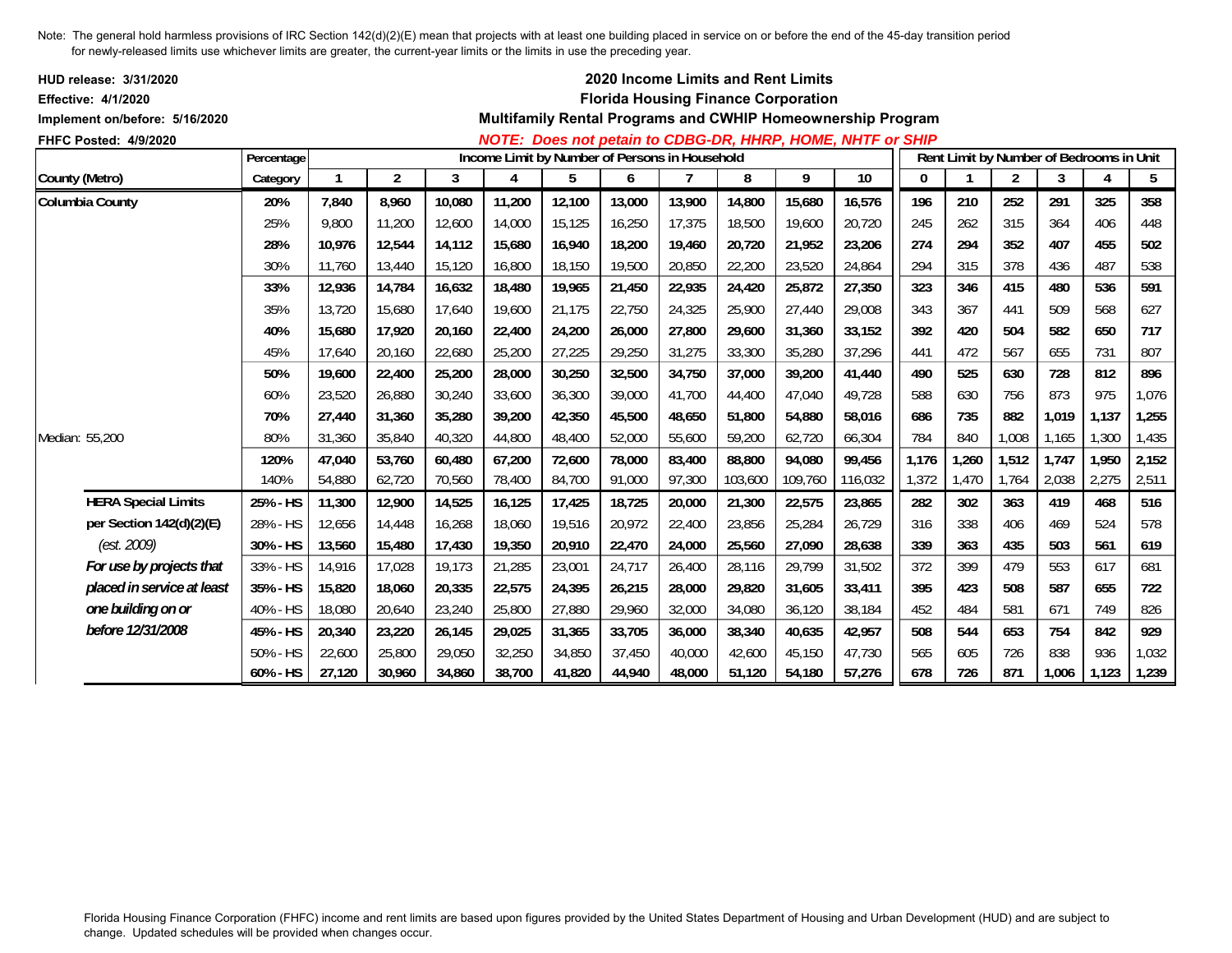Note: The general hold harmless provisions of IRC Section 142(d)(2)(E) mean that projects with at least one building placed in service on or before the end of the 45-day transition period for newly-released limits use whichever limits are greater, the current-year limits or the limits in use the preceding year.

**HUD release: 3/31/2020**
**Effective: 4/1/2020**
**Implement on/before: 5/16/2020**
**FHFC Posted: 4/9/2020**

## 2020 Income Limits and Rent Limits
## Florida Housing Finance Corporation
## Multifamily Rental Programs and CWHIP Homeownership Program

***NOTE: Does not petain to CDBG-DR, HHRP, HOME, NHTF or SHIP***

| | Percentage | Income Limit by Number of Persons in Household | | | | | | | | | | Rent Limit by Number of Bedrooms in Unit | | | | | |
|---|---|---|---|---|---|---|---|---|---|---|---|---|---|---|---|---|---|
| County (Metro) | Category | 1 | 2 | 3 | 4 | 5 | 6 | 7 | 8 | 9 | 10 | 0 | 1 | 2 | 3 | 4 | 5 |
| **Columbia County** | **20%** | **7,840** | **8,960** | **10,080** | **11,200** | **12,100** | **13,000** | **13,900** | **14,800** | **15,680** | **16,576** | **196** | **210** | **252** | **291** | **325** | **358** |
| | 25% | 9,800 | 11,200 | 12,600 | 14,000 | 15,125 | 16,250 | 17,375 | 18,500 | 19,600 | 20,720 | 245 | 262 | 315 | 364 | 406 | 448 |
| | **28%** | **10,976** | **12,544** | **14,112** | **15,680** | **16,940** | **18,200** | **19,460** | **20,720** | **21,952** | **23,206** | **274** | **294** | **352** | **407** | **455** | **502** |
| | 30% | 11,760 | 13,440 | 15,120 | 16,800 | 18,150 | 19,500 | 20,850 | 22,200 | 23,520 | 24,864 | 294 | 315 | 378 | 436 | 487 | 538 |
| | **33%** | **12,936** | **14,784** | **16,632** | **18,480** | **19,965** | **21,450** | **22,935** | **24,420** | **25,872** | **27,350** | **323** | **346** | **415** | **480** | **536** | **591** |
| | 35% | 13,720 | 15,680 | 17,640 | 19,600 | 21,175 | 22,750 | 24,325 | 25,900 | 27,440 | 29,008 | 343 | 367 | 441 | 509 | 568 | 627 |
| | **40%** | **15,680** | **17,920** | **20,160** | **22,400** | **24,200** | **26,000** | **27,800** | **29,600** | **31,360** | **33,152** | **392** | **420** | **504** | **582** | **650** | **717** |
| | 45% | 17,640 | 20,160 | 22,680 | 25,200 | 27,225 | 29,250 | 31,275 | 33,300 | 35,280 | 37,296 | 441 | 472 | 567 | 655 | 731 | 807 |
| | **50%** | **19,600** | **22,400** | **25,200** | **28,000** | **30,250** | **32,500** | **34,750** | **37,000** | **39,200** | **41,440** | **490** | **525** | **630** | **728** | **812** | **896** |
| | 60% | 23,520 | 26,880 | 30,240 | 33,600 | 36,300 | 39,000 | 41,700 | 44,400 | 47,040 | 49,728 | 588 | 630 | 756 | 873 | 975 | 1,076 |
| | **70%** | **27,440** | **31,360** | **35,280** | **39,200** | **42,350** | **45,500** | **48,650** | **51,800** | **54,880** | **58,016** | **686** | **735** | **882** | **1,019** | **1,137** | **1,255** |
| Median: 55,200 | 80% | 31,360 | 35,840 | 40,320 | 44,800 | 48,400 | 52,000 | 55,600 | 59,200 | 62,720 | 66,304 | 784 | 840 | 1,008 | 1,165 | 1,300 | 1,435 |
| | **120%** | **47,040** | **53,760** | **60,480** | **67,200** | **72,600** | **78,000** | **83,400** | **88,800** | **94,080** | **99,456** | **1,176** | **1,260** | **1,512** | **1,747** | **1,950** | **2,152** |
| | 140% | 54,880 | 62,720 | 70,560 | 78,400 | 84,700 | 91,000 | 97,300 | 103,600 | 109,760 | 116,032 | 1,372 | 1,470 | 1,764 | 2,038 | 2,275 | 2,511 |
| **HERA Special Limits** | **25% - HS** | **11,300** | **12,900** | **14,525** | **16,125** | **17,425** | **18,725** | **20,000** | **21,300** | **22,575** | **23,865** | **282** | **302** | **363** | **419** | **468** | **516** |
| **per Section 142(d)(2)(E)** | 28% - HS | 12,656 | 14,448 | 16,268 | 18,060 | 19,516 | 20,972 | 22,400 | 23,856 | 25,284 | 26,729 | 316 | 338 | 406 | 469 | 524 | 578 |
| *(est. 2009)* | **30% - HS** | **13,560** | **15,480** | **17,430** | **19,350** | **20,910** | **22,470** | **24,000** | **25,560** | **27,090** | **28,638** | **339** | **363** | **435** | **503** | **561** | **619** |
| ***For use by projects that*** | 33% - HS | 14,916 | 17,028 | 19,173 | 21,285 | 23,001 | 24,717 | 26,400 | 28,116 | 29,799 | 31,502 | 372 | 399 | 479 | 553 | 617 | 681 |
| ***placed in service at least*** | **35% - HS** | **15,820** | **18,060** | **20,335** | **22,575** | **24,395** | **26,215** | **28,000** | **29,820** | **31,605** | **33,411** | **395** | **423** | **508** | **587** | **655** | **722** |
| ***one building on or*** | 40% - HS | 18,080 | 20,640 | 23,240 | 25,800 | 27,880 | 29,960 | 32,000 | 34,080 | 36,120 | 38,184 | 452 | 484 | 581 | 671 | 749 | 826 |
| ***before 12/31/2008*** | **45% - HS** | **20,340** | **23,220** | **26,145** | **29,025** | **31,365** | **33,705** | **36,000** | **38,340** | **40,635** | **42,957** | **508** | **544** | **653** | **754** | **842** | **929** |
| | 50% - HS | 22,600 | 25,800 | 29,050 | 32,250 | 34,850 | 37,450 | 40,000 | 42,600 | 45,150 | 47,730 | 565 | 605 | 726 | 838 | 936 | 1,032 |
| | **60% - HS** | **27,120** | **30,960** | **34,860** | **38,700** | **41,820** | **44,940** | **48,000** | **51,120** | **54,180** | **57,276** | **678** | **726** | **871** | **1,006** | **1,123** | **1,239** |

Florida Housing Finance Corporation (FHFC) income and rent limits are based upon figures provided by the United States Department of Housing and Urban Development (HUD) and are subject to change. Updated schedules will be provided when changes occur.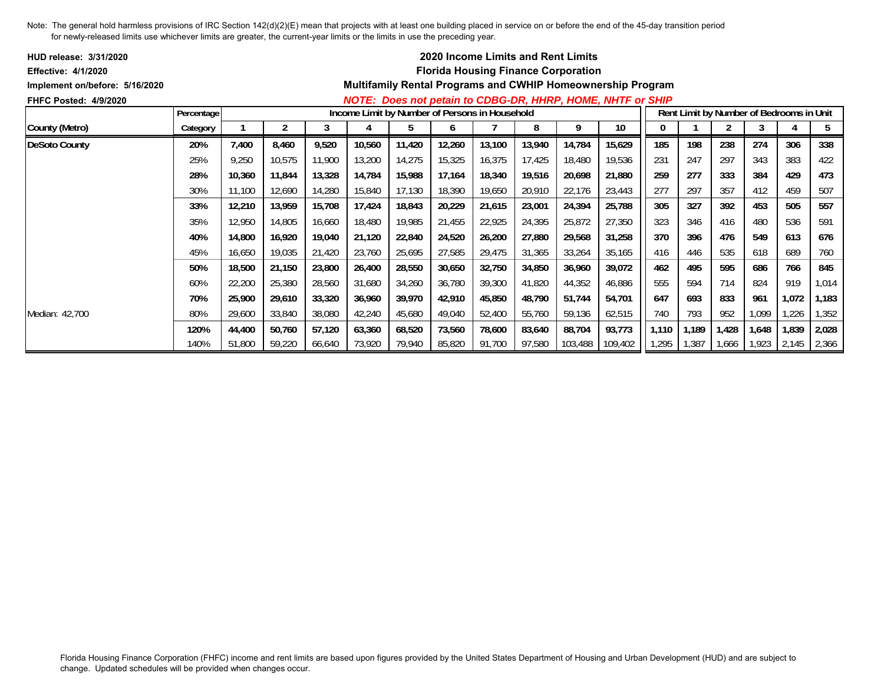Note: The general hold harmless provisions of IRC Section 142(d)(2)(E) mean that projects with at least one building placed in service on or before the end of the 45-day transition period for newly-released limits use whichever limits are greater, the current-year limits or the limits in use the preceding year.

**HUD release: 3/31/2020**
**Effective: 4/1/2020**
**Implement on/before: 5/16/2020**
**FHFC Posted: 4/9/2020**

## 2020 Income Limits and Rent Limits
## Florida Housing Finance Corporation
## Multifamily Rental Programs and CWHIP Homeownership Program

***NOTE: Does not petain to CDBG-DR, HHRP, HOME, NHTF or SHIP***

| | Percentage | Income Limit by Number of Persons in Household | | | | | | | | | | Rent Limit by Number of Bedrooms in Unit | | | | | |
|---|---|---|---|---|---|---|---|---|---|---|---|---|---|---|---|---|---|
| County (Metro) | Category | 1 | 2 | 3 | 4 | 5 | 6 | 7 | 8 | 9 | 10 | 0 | 1 | 2 | 3 | 4 | 5 |
| **DeSoto County** | **20%** | **7,400** | **8,460** | **9,520** | **10,560** | **11,420** | **12,260** | **13,100** | **13,940** | **14,784** | **15,629** | **185** | **198** | **238** | **274** | **306** | **338** |
| | 25% | 9,250 | 10,575 | 11,900 | 13,200 | 14,275 | 15,325 | 16,375 | 17,425 | 18,480 | 19,536 | 231 | 247 | 297 | 343 | 383 | 422 |
| | **28%** | **10,360** | **11,844** | **13,328** | **14,784** | **15,988** | **17,164** | **18,340** | **19,516** | **20,698** | **21,880** | **259** | **277** | **333** | **384** | **429** | **473** |
| | 30% | 11,100 | 12,690 | 14,280 | 15,840 | 17,130 | 18,390 | 19,650 | 20,910 | 22,176 | 23,443 | 277 | 297 | 357 | 412 | 459 | 507 |
| | **33%** | **12,210** | **13,959** | **15,708** | **17,424** | **18,843** | **20,229** | **21,615** | **23,001** | **24,394** | **25,788** | **305** | **327** | **392** | **453** | **505** | **557** |
| | 35% | 12,950 | 14,805 | 16,660 | 18,480 | 19,985 | 21,455 | 22,925 | 24,395 | 25,872 | 27,350 | 323 | 346 | 416 | 480 | 536 | 591 |
| | **40%** | **14,800** | **16,920** | **19,040** | **21,120** | **22,840** | **24,520** | **26,200** | **27,880** | **29,568** | **31,258** | **370** | **396** | **476** | **549** | **613** | **676** |
| | 45% | 16,650 | 19,035 | 21,420 | 23,760 | 25,695 | 27,585 | 29,475 | 31,365 | 33,264 | 35,165 | 416 | 446 | 535 | 618 | 689 | 760 |
| | **50%** | **18,500** | **21,150** | **23,800** | **26,400** | **28,550** | **30,650** | **32,750** | **34,850** | **36,960** | **39,072** | **462** | **495** | **595** | **686** | **766** | **845** |
| | 60% | 22,200 | 25,380 | 28,560 | 31,680 | 34,260 | 36,780 | 39,300 | 41,820 | 44,352 | 46,886 | 555 | 594 | 714 | 824 | 919 | 1,014 |
| | **70%** | **25,900** | **29,610** | **33,320** | **36,960** | **39,970** | **42,910** | **45,850** | **48,790** | **51,744** | **54,701** | **647** | **693** | **833** | **961** | **1,072** | **1,183** |
| Median: 42,700 | 80% | 29,600 | 33,840 | 38,080 | 42,240 | 45,680 | 49,040 | 52,400 | 55,760 | 59,136 | 62,515 | 740 | 793 | 952 | 1,099 | 1,226 | 1,352 |
| | **120%** | **44,400** | **50,760** | **57,120** | **63,360** | **68,520** | **73,560** | **78,600** | **83,640** | **88,704** | **93,773** | **1,110** | **1,189** | **1,428** | **1,648** | **1,839** | **2,028** |
| | 140% | 51,800 | 59,220 | 66,640 | 73,920 | 79,940 | 85,820 | 91,700 | 97,580 | 103,488 | 109,402 | 1,295 | 1,387 | 1,666 | 1,923 | 2,145 | 2,366 |

Florida Housing Finance Corporation (FHFC) income and rent limits are based upon figures provided by the United States Department of Housing and Urban Development (HUD) and are subject to change. Updated schedules will be provided when changes occur.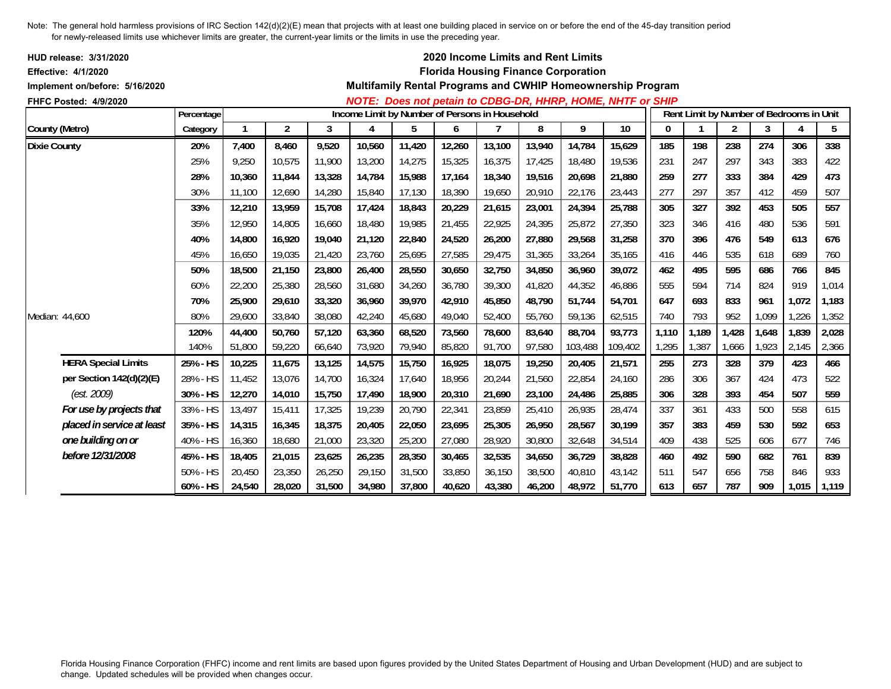Note: The general hold harmless provisions of IRC Section 142(d)(2)(E) mean that projects with at least one building placed in service on or before the end of the 45-day transition period for newly-released limits use whichever limits are greater, the current-year limits or the limits in use the preceding year.

**HUD release: 3/31/2020**
**Effective: 4/1/2020**
**Implement on/before: 5/16/2020**
**FHFC Posted: 4/9/2020**

## 2020 Income Limits and Rent Limits
## Florida Housing Finance Corporation
### Multifamily Rental Programs and CWHIP Homeownership Program

***NOTE: Does not petain to CDBG-DR, HHRP, HOME, NHTF or SHIP***

| County (Metro) | Percentage Category | Income Limit by Number of Persons in Household: 1 | 2 | 3 | 4 | 5 | 6 | 7 | 8 | 9 | 10 | Rent Limit by Number of Bedrooms in Unit: 0 | 1 | 2 | 3 | 4 | 5 |
|---|---|---|---|---|---|---|---|---|---|---|---|---|---|---|---|---|---|
| **Dixie County** | **20%** | **7,400** | **8,460** | **9,520** | **10,560** | **11,420** | **12,260** | **13,100** | **13,940** | **14,784** | **15,629** | **185** | **198** | **238** | **274** | **306** | **338** |
| | 25% | 9,250 | 10,575 | 11,900 | 13,200 | 14,275 | 15,325 | 16,375 | 17,425 | 18,480 | 19,536 | 231 | 247 | 297 | 343 | 383 | 422 |
| | **28%** | **10,360** | **11,844** | **13,328** | **14,784** | **15,988** | **17,164** | **18,340** | **19,516** | **20,698** | **21,880** | **259** | **277** | **333** | **384** | **429** | **473** |
| | 30% | 11,100 | 12,690 | 14,280 | 15,840 | 17,130 | 18,390 | 19,650 | 20,910 | 22,176 | 23,443 | 277 | 297 | 357 | 412 | 459 | 507 |
| | **33%** | **12,210** | **13,959** | **15,708** | **17,424** | **18,843** | **20,229** | **21,615** | **23,001** | **24,394** | **25,788** | **305** | **327** | **392** | **453** | **505** | **557** |
| | 35% | 12,950 | 14,805 | 16,660 | 18,480 | 19,985 | 21,455 | 22,925 | 24,395 | 25,872 | 27,350 | 323 | 346 | 416 | 480 | 536 | 591 |
| | **40%** | **14,800** | **16,920** | **19,040** | **21,120** | **22,840** | **24,520** | **26,200** | **27,880** | **29,568** | **31,258** | **370** | **396** | **476** | **549** | **613** | **676** |
| | 45% | 16,650 | 19,035 | 21,420 | 23,760 | 25,695 | 27,585 | 29,475 | 31,365 | 33,264 | 35,165 | 416 | 446 | 535 | 618 | 689 | 760 |
| | **50%** | **18,500** | **21,150** | **23,800** | **26,400** | **28,550** | **30,650** | **32,750** | **34,850** | **36,960** | **39,072** | **462** | **495** | **595** | **686** | **766** | **845** |
| | 60% | 22,200 | 25,380 | 28,560 | 31,680 | 34,260 | 36,780 | 39,300 | 41,820 | 44,352 | 46,886 | 555 | 594 | 714 | 824 | 919 | 1,014 |
| | **70%** | **25,900** | **29,610** | **33,320** | **36,960** | **39,970** | **42,910** | **45,850** | **48,790** | **51,744** | **54,701** | **647** | **693** | **833** | **961** | **1,072** | **1,183** |
| Median: 44,600 | 80% | 29,600 | 33,840 | 38,080 | 42,240 | 45,680 | 49,040 | 52,400 | 55,760 | 59,136 | 62,515 | 740 | 793 | 952 | 1,099 | 1,226 | 1,352 |
| | **120%** | **44,400** | **50,760** | **57,120** | **63,360** | **68,520** | **73,560** | **78,600** | **83,640** | **88,704** | **93,773** | **1,110** | **1,189** | **1,428** | **1,648** | **1,839** | **2,028** |
| | 140% | 51,800 | 59,220 | 66,640 | 73,920 | 79,940 | 85,820 | 91,700 | 97,580 | 103,488 | 109,402 | 1,295 | 1,387 | 1,666 | 1,923 | 2,145 | 2,366 |
| **HERA Special Limits** | **25% - HS** | **10,225** | **11,675** | **13,125** | **14,575** | **15,750** | **16,925** | **18,075** | **19,250** | **20,405** | **21,571** | **255** | **273** | **328** | **379** | **423** | **466** |
| **per Section 142(d)(2)(E)** | 28% - HS | 11,452 | 13,076 | 14,700 | 16,324 | 17,640 | 18,956 | 20,244 | 21,560 | 22,854 | 24,160 | 286 | 306 | 367 | 424 | 473 | 522 |
| *(est. 2009)* | **30% - HS** | **12,270** | **14,010** | **15,750** | **17,490** | **18,900** | **20,310** | **21,690** | **23,100** | **24,486** | **25,885** | **306** | **328** | **393** | **454** | **507** | **559** |
| ***For use by projects that*** | 33% - HS | 13,497 | 15,411 | 17,325 | 19,239 | 20,790 | 22,341 | 23,859 | 25,410 | 26,935 | 28,474 | 337 | 361 | 433 | 500 | 558 | 615 |
| ***placed in service at least*** | **35% - HS** | **14,315** | **16,345** | **18,375** | **20,405** | **22,050** | **23,695** | **25,305** | **26,950** | **28,567** | **30,199** | **357** | **383** | **459** | **530** | **592** | **653** |
| ***one building on or*** | 40% - HS | 16,360 | 18,680 | 21,000 | 23,320 | 25,200 | 27,080 | 28,920 | 30,800 | 32,648 | 34,514 | 409 | 438 | 525 | 606 | 677 | 746 |
| ***before 12/31/2008*** | **45% - HS** | **18,405** | **21,015** | **23,625** | **26,235** | **28,350** | **30,465** | **32,535** | **34,650** | **36,729** | **38,828** | **460** | **492** | **590** | **682** | **761** | **839** |
| | 50% - HS | 20,450 | 23,350 | 26,250 | 29,150 | 31,500 | 33,850 | 36,150 | 38,500 | 40,810 | 43,142 | 511 | 547 | 656 | 758 | 846 | 933 |
| | **60% - HS** | **24,540** | **28,020** | **31,500** | **34,980** | **37,800** | **40,620** | **43,380** | **46,200** | **48,972** | **51,770** | **613** | **657** | **787** | **909** | **1,015** | **1,119** |

Florida Housing Finance Corporation (FHFC) income and rent limits are based upon figures provided by the United States Department of Housing and Urban Development (HUD) and are subject to change. Updated schedules will be provided when changes occur.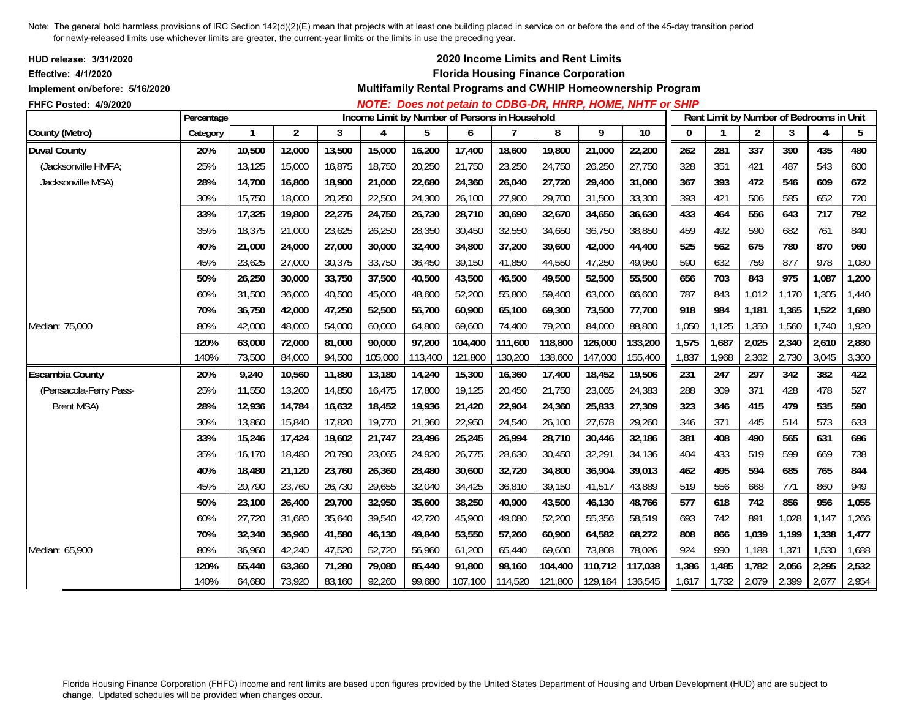Note: The general hold harmless provisions of IRC Section 142(d)(2)(E) mean that projects with at least one building placed in service on or before the end of the 45-day transition period for newly-released limits use whichever limits are greater, the current-year limits or the limits in use the preceding year.

**HUD release: 3/31/2020**
**Effective: 4/1/2020**
**Implement on/before: 5/16/2020**
**FHFC Posted: 4/9/2020**

## 2020 Income Limits and Rent Limits
## Florida Housing Finance Corporation
### Multifamily Rental Programs and CWHIP Homeownership Program

***NOTE: Does not petain to CDBG-DR, HHRP, HOME, NHTF or SHIP***

| | Percentage | Income Limit by Number of Persons in Household | | | | | | | | | | Rent Limit by Number of Bedrooms in Unit | | | | | |
|---|---|---|---|---|---|---|---|---|---|---|---|---|---|---|---|---|---|
| County (Metro) | Category | 1 | 2 | 3 | 4 | 5 | 6 | 7 | 8 | 9 | 10 | 0 | 1 | 2 | 3 | 4 | 5 |
| **Duval County** | **20%** | **10,500** | **12,000** | **13,500** | **15,000** | **16,200** | **17,400** | **18,600** | **19,800** | **21,000** | **22,200** | **262** | **281** | **337** | **390** | **435** | **480** |
| (Jacksonville HMFA; | 25% | 13,125 | 15,000 | 16,875 | 18,750 | 20,250 | 21,750 | 23,250 | 24,750 | 26,250 | 27,750 | 328 | 351 | 421 | 487 | 543 | 600 |
| Jacksonville MSA) | **28%** | **14,700** | **16,800** | **18,900** | **21,000** | **22,680** | **24,360** | **26,040** | **27,720** | **29,400** | **31,080** | **367** | **393** | **472** | **546** | **609** | **672** |
| | 30% | 15,750 | 18,000 | 20,250 | 22,500 | 24,300 | 26,100 | 27,900 | 29,700 | 31,500 | 33,300 | 393 | 421 | 506 | 585 | 652 | 720 |
| | **33%** | **17,325** | **19,800** | **22,275** | **24,750** | **26,730** | **28,710** | **30,690** | **32,670** | **34,650** | **36,630** | **433** | **464** | **556** | **643** | **717** | **792** |
| | 35% | 18,375 | 21,000 | 23,625 | 26,250 | 28,350 | 30,450 | 32,550 | 34,650 | 36,750 | 38,850 | 459 | 492 | 590 | 682 | 761 | 840 |
| | **40%** | **21,000** | **24,000** | **27,000** | **30,000** | **32,400** | **34,800** | **37,200** | **39,600** | **42,000** | **44,400** | **525** | **562** | **675** | **780** | **870** | **960** |
| | 45% | 23,625 | 27,000 | 30,375 | 33,750 | 36,450 | 39,150 | 41,850 | 44,550 | 47,250 | 49,950 | 590 | 632 | 759 | 877 | 978 | 1,080 |
| | **50%** | **26,250** | **30,000** | **33,750** | **37,500** | **40,500** | **43,500** | **46,500** | **49,500** | **52,500** | **55,500** | **656** | **703** | **843** | **975** | **1,087** | **1,200** |
| | 60% | 31,500 | 36,000 | 40,500 | 45,000 | 48,600 | 52,200 | 55,800 | 59,400 | 63,000 | 66,600 | 787 | 843 | 1,012 | 1,170 | 1,305 | 1,440 |
| | **70%** | **36,750** | **42,000** | **47,250** | **52,500** | **56,700** | **60,900** | **65,100** | **69,300** | **73,500** | **77,700** | **918** | **984** | **1,181** | **1,365** | **1,522** | **1,680** |
| Median: 75,000 | 80% | 42,000 | 48,000 | 54,000 | 60,000 | 64,800 | 69,600 | 74,400 | 79,200 | 84,000 | 88,800 | 1,050 | 1,125 | 1,350 | 1,560 | 1,740 | 1,920 |
| | **120%** | **63,000** | **72,000** | **81,000** | **90,000** | **97,200** | **104,400** | **111,600** | **118,800** | **126,000** | **133,200** | **1,575** | **1,687** | **2,025** | **2,340** | **2,610** | **2,880** |
| | 140% | 73,500 | 84,000 | 94,500 | 105,000 | 113,400 | 121,800 | 130,200 | 138,600 | 147,000 | 155,400 | 1,837 | 1,968 | 2,362 | 2,730 | 3,045 | 3,360 |
| **Escambia County** | **20%** | **9,240** | **10,560** | **11,880** | **13,180** | **14,240** | **15,300** | **16,360** | **17,400** | **18,452** | **19,506** | **231** | **247** | **297** | **342** | **382** | **422** |
| (Pensacola-Ferry Pass- | 25% | 11,550 | 13,200 | 14,850 | 16,475 | 17,800 | 19,125 | 20,450 | 21,750 | 23,065 | 24,383 | 288 | 309 | 371 | 428 | 478 | 527 |
| Brent MSA) | **28%** | **12,936** | **14,784** | **16,632** | **18,452** | **19,936** | **21,420** | **22,904** | **24,360** | **25,833** | **27,309** | **323** | **346** | **415** | **479** | **535** | **590** |
| | 30% | 13,860 | 15,840 | 17,820 | 19,770 | 21,360 | 22,950 | 24,540 | 26,100 | 27,678 | 29,260 | 346 | 371 | 445 | 514 | 573 | 633 |
| | **33%** | **15,246** | **17,424** | **19,602** | **21,747** | **23,496** | **25,245** | **26,994** | **28,710** | **30,446** | **32,186** | **381** | **408** | **490** | **565** | **631** | **696** |
| | 35% | 16,170 | 18,480 | 20,790 | 23,065 | 24,920 | 26,775 | 28,630 | 30,450 | 32,291 | 34,136 | 404 | 433 | 519 | 599 | 669 | 738 |
| | **40%** | **18,480** | **21,120** | **23,760** | **26,360** | **28,480** | **30,600** | **32,720** | **34,800** | **36,904** | **39,013** | **462** | **495** | **594** | **685** | **765** | **844** |
| | 45% | 20,790 | 23,760 | 26,730 | 29,655 | 32,040 | 34,425 | 36,810 | 39,150 | 41,517 | 43,889 | 519 | 556 | 668 | 771 | 860 | 949 |
| | **50%** | **23,100** | **26,400** | **29,700** | **32,950** | **35,600** | **38,250** | **40,900** | **43,500** | **46,130** | **48,766** | **577** | **618** | **742** | **856** | **956** | **1,055** |
| | 60% | 27,720 | 31,680 | 35,640 | 39,540 | 42,720 | 45,900 | 49,080 | 52,200 | 55,356 | 58,519 | 693 | 742 | 891 | 1,028 | 1,147 | 1,266 |
| | **70%** | **32,340** | **36,960** | **41,580** | **46,130** | **49,840** | **53,550** | **57,260** | **60,900** | **64,582** | **68,272** | **808** | **866** | **1,039** | **1,199** | **1,338** | **1,477** |
| Median: 65,900 | 80% | 36,960 | 42,240 | 47,520 | 52,720 | 56,960 | 61,200 | 65,440 | 69,600 | 73,808 | 78,026 | 924 | 990 | 1,188 | 1,371 | 1,530 | 1,688 |
| | **120%** | **55,440** | **63,360** | **71,280** | **79,080** | **85,440** | **91,800** | **98,160** | **104,400** | **110,712** | **117,038** | **1,386** | **1,485** | **1,782** | **2,056** | **2,295** | **2,532** |
| | 140% | 64,680 | 73,920 | 83,160 | 92,260 | 99,680 | 107,100 | 114,520 | 121,800 | 129,164 | 136,545 | 1,617 | 1,732 | 2,079 | 2,399 | 2,677 | 2,954 |

Florida Housing Finance Corporation (FHFC) income and rent limits are based upon figures provided by the United States Department of Housing and Urban Development (HUD) and are subject to change. Updated schedules will be provided when changes occur.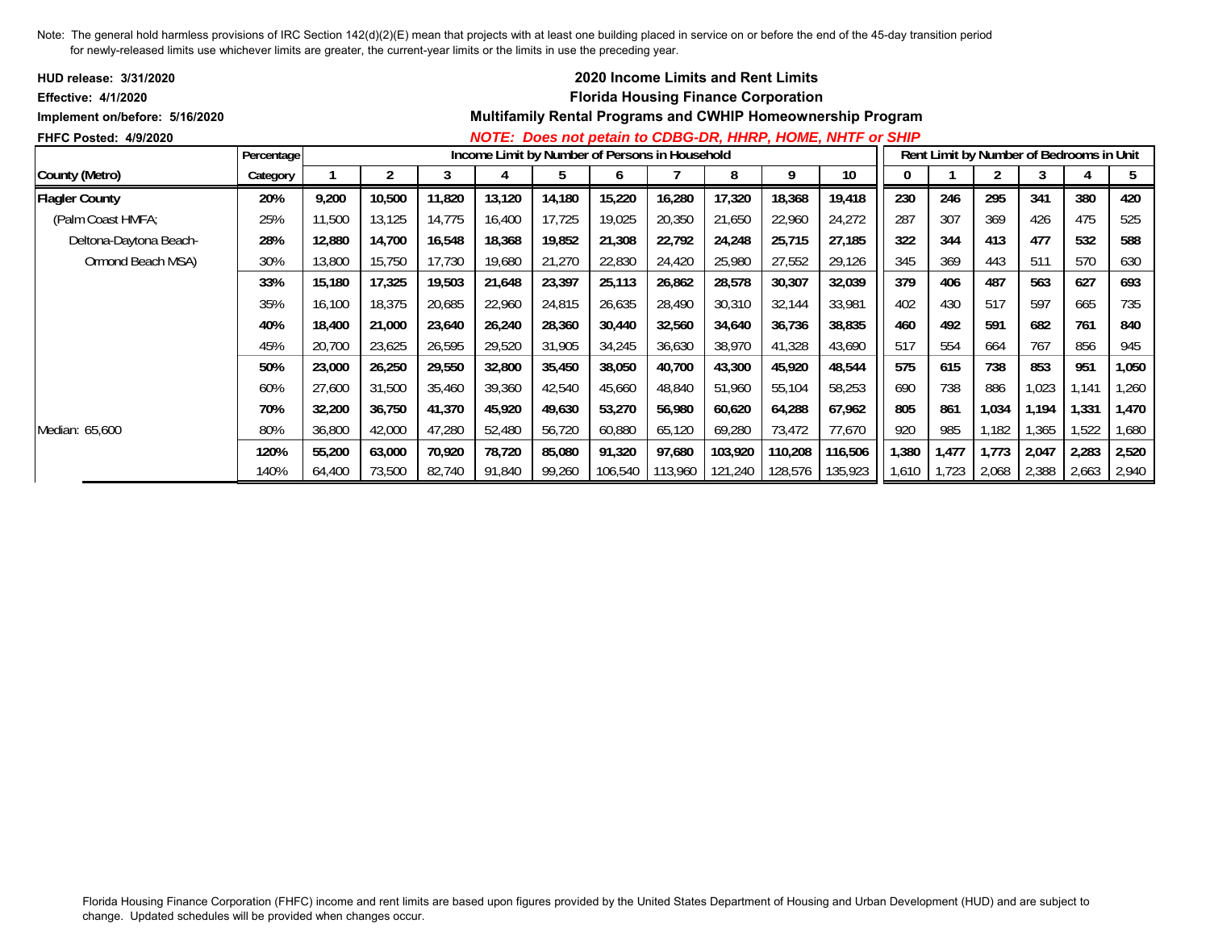Note: The general hold harmless provisions of IRC Section 142(d)(2)(E) mean that projects with at least one building placed in service on or before the end of the 45-day transition period for newly-released limits use whichever limits are greater, the current-year limits or the limits in use the preceding year.

**HUD release: 3/31/2020**
**Effective: 4/1/2020**
**Implement on/before: 5/16/2020**
**FHFC Posted: 4/9/2020**

## 2020 Income Limits and Rent Limits
## Florida Housing Finance Corporation
## Multifamily Rental Programs and CWHIP Homeownership Program

***NOTE: Does not petain to CDBG-DR, HHRP, HOME, NHTF or SHIP***

| County (Metro) | Percentage Category | Income Limit by Number of Persons in Household | | | | | | | | | | Rent Limit by Number of Bedrooms in Unit | | | | | |
|---|---|---|---|---|---|---|---|---|---|---|---|---|---|---|---|---|---|
| | | 1 | 2 | 3 | 4 | 5 | 6 | 7 | 8 | 9 | 10 | 0 | 1 | 2 | 3 | 4 | 5 |
| **Flagler County** | **20%** | **9,200** | **10,500** | **11,820** | **13,120** | **14,180** | **15,220** | **16,280** | **17,320** | **18,368** | **19,418** | **230** | **246** | **295** | **341** | **380** | **420** |
| (Palm Coast HMFA; | 25% | 11,500 | 13,125 | 14,775 | 16,400 | 17,725 | 19,025 | 20,350 | 21,650 | 22,960 | 24,272 | 287 | 307 | 369 | 426 | 475 | 525 |
| Deltona-Daytona Beach- | **28%** | **12,880** | **14,700** | **16,548** | **18,368** | **19,852** | **21,308** | **22,792** | **24,248** | **25,715** | **27,185** | **322** | **344** | **413** | **477** | **532** | **588** |
| Ormond Beach MSA) | 30% | 13,800 | 15,750 | 17,730 | 19,680 | 21,270 | 22,830 | 24,420 | 25,980 | 27,552 | 29,126 | 345 | 369 | 443 | 511 | 570 | 630 |
| | **33%** | **15,180** | **17,325** | **19,503** | **21,648** | **23,397** | **25,113** | **26,862** | **28,578** | **30,307** | **32,039** | **379** | **406** | **487** | **563** | **627** | **693** |
| | 35% | 16,100 | 18,375 | 20,685 | 22,960 | 24,815 | 26,635 | 28,490 | 30,310 | 32,144 | 33,981 | 402 | 430 | 517 | 597 | 665 | 735 |
| | **40%** | **18,400** | **21,000** | **23,640** | **26,240** | **28,360** | **30,440** | **32,560** | **34,640** | **36,736** | **38,835** | **460** | **492** | **591** | **682** | **761** | **840** |
| | 45% | 20,700 | 23,625 | 26,595 | 29,520 | 31,905 | 34,245 | 36,630 | 38,970 | 41,328 | 43,690 | 517 | 554 | 664 | 767 | 856 | 945 |
| | **50%** | **23,000** | **26,250** | **29,550** | **32,800** | **35,450** | **38,050** | **40,700** | **43,300** | **45,920** | **48,544** | **575** | **615** | **738** | **853** | **951** | **1,050** |
| | 60% | 27,600 | 31,500 | 35,460 | 39,360 | 42,540 | 45,660 | 48,840 | 51,960 | 55,104 | 58,253 | 690 | 738 | 886 | 1,023 | 1,141 | 1,260 |
| | **70%** | **32,200** | **36,750** | **41,370** | **45,920** | **49,630** | **53,270** | **56,980** | **60,620** | **64,288** | **67,962** | **805** | **861** | **1,034** | **1,194** | **1,331** | **1,470** |
| Median: 65,600 | 80% | 36,800 | 42,000 | 47,280 | 52,480 | 56,720 | 60,880 | 65,120 | 69,280 | 73,472 | 77,670 | 920 | 985 | 1,182 | 1,365 | 1,522 | 1,680 |
| | **120%** | **55,200** | **63,000** | **70,920** | **78,720** | **85,080** | **91,320** | **97,680** | **103,920** | **110,208** | **116,506** | **1,380** | **1,477** | **1,773** | **2,047** | **2,283** | **2,520** |
| | 140% | 64,400 | 73,500 | 82,740 | 91,840 | 99,260 | 106,540 | 113,960 | 121,240 | 128,576 | 135,923 | 1,610 | 1,723 | 2,068 | 2,388 | 2,663 | 2,940 |

Florida Housing Finance Corporation (FHFC) income and rent limits are based upon figures provided by the United States Department of Housing and Urban Development (HUD) and are subject to change. Updated schedules will be provided when changes occur.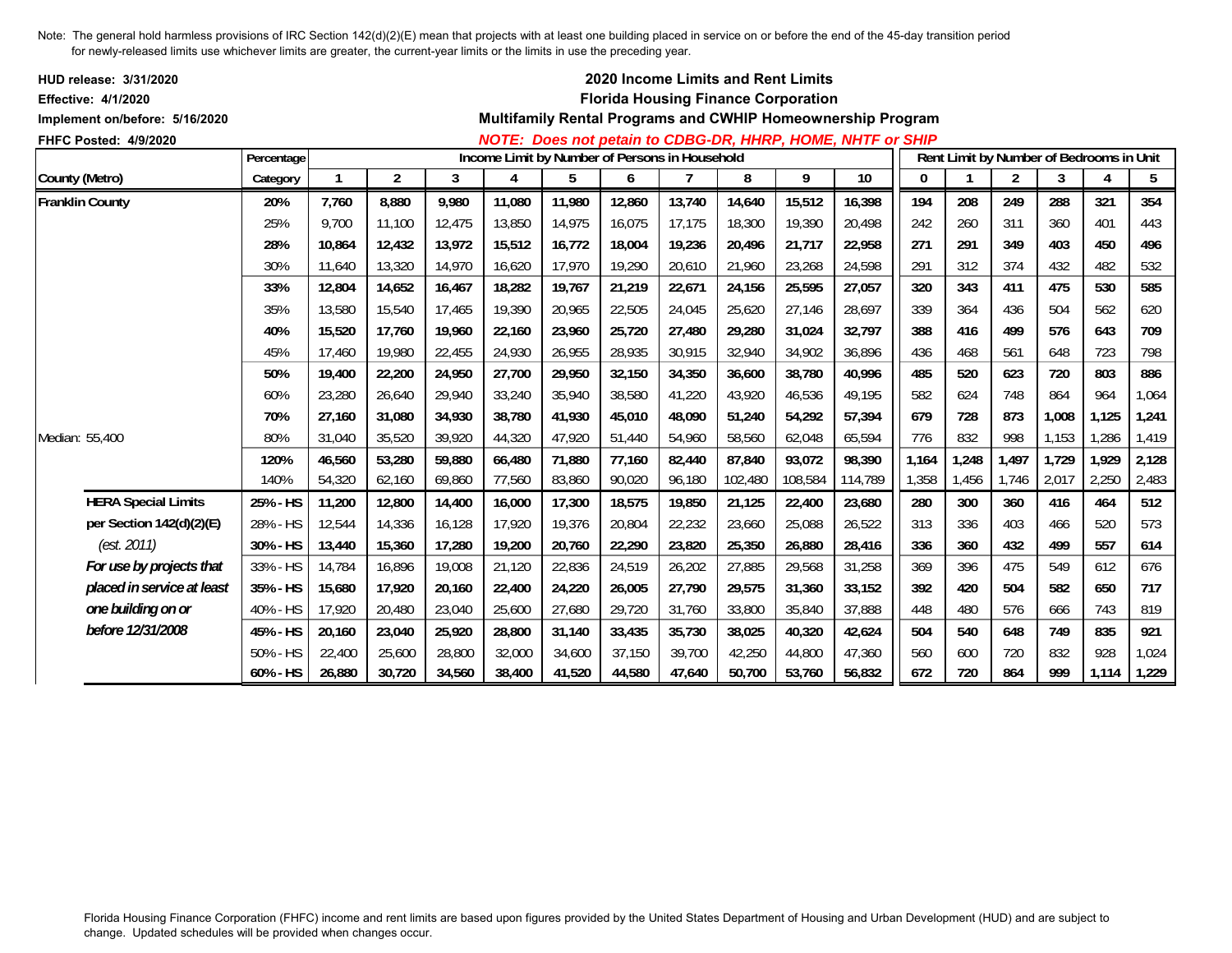Note: The general hold harmless provisions of IRC Section 142(d)(2)(E) mean that projects with at least one building placed in service on or before the end of the 45-day transition period for newly-released limits use whichever limits are greater, the current-year limits or the limits in use the preceding year.

**HUD release: 3/31/2020**
**Effective: 4/1/2020**
**Implement on/before: 5/16/2020**
**FHFC Posted: 4/9/2020**

## 2020 Income Limits and Rent Limits
## Florida Housing Finance Corporation
### Multifamily Rental Programs and CWHIP Homeownership Program

***NOTE: Does not petain to CDBG-DR, HHRP, HOME, NHTF or SHIP***

| County (Metro) | Percentage Category | Income Limit by Number of Persons in Household 1 | 2 | 3 | 4 | 5 | 6 | 7 | 8 | 9 | 10 | Rent Limit by Number of Bedrooms in Unit 0 | 1 | 2 | 3 | 4 | 5 |
|---|---|---|---|---|---|---|---|---|---|---|---|---|---|---|---|---|---|
| **Franklin County** | **20%** | **7,760** | **8,880** | **9,980** | **11,080** | **11,980** | **12,860** | **13,740** | **14,640** | **15,512** | **16,398** | **194** | **208** | **249** | **288** | **321** | **354** |
| | 25% | 9,700 | 11,100 | 12,475 | 13,850 | 14,975 | 16,075 | 17,175 | 18,300 | 19,390 | 20,498 | 242 | 260 | 311 | 360 | 401 | 443 |
| | **28%** | **10,864** | **12,432** | **13,972** | **15,512** | **16,772** | **18,004** | **19,236** | **20,496** | **21,717** | **22,958** | **271** | **291** | **349** | **403** | **450** | **496** |
| | 30% | 11,640 | 13,320 | 14,970 | 16,620 | 17,970 | 19,290 | 20,610 | 21,960 | 23,268 | 24,598 | 291 | 312 | 374 | 432 | 482 | 532 |
| | **33%** | **12,804** | **14,652** | **16,467** | **18,282** | **19,767** | **21,219** | **22,671** | **24,156** | **25,595** | **27,057** | **320** | **343** | **411** | **475** | **530** | **585** |
| | 35% | 13,580 | 15,540 | 17,465 | 19,390 | 20,965 | 22,505 | 24,045 | 25,620 | 27,146 | 28,697 | 339 | 364 | 436 | 504 | 562 | 620 |
| | **40%** | **15,520** | **17,760** | **19,960** | **22,160** | **23,960** | **25,720** | **27,480** | **29,280** | **31,024** | **32,797** | **388** | **416** | **499** | **576** | **643** | **709** |
| | 45% | 17,460 | 19,980 | 22,455 | 24,930 | 26,955 | 28,935 | 30,915 | 32,940 | 34,902 | 36,896 | 436 | 468 | 561 | 648 | 723 | 798 |
| | **50%** | **19,400** | **22,200** | **24,950** | **27,700** | **29,950** | **32,150** | **34,350** | **36,600** | **38,780** | **40,996** | **485** | **520** | **623** | **720** | **803** | **886** |
| | 60% | 23,280 | 26,640 | 29,940 | 33,240 | 35,940 | 38,580 | 41,220 | 43,920 | 46,536 | 49,195 | 582 | 624 | 748 | 864 | 964 | 1,064 |
| | **70%** | **27,160** | **31,080** | **34,930** | **38,780** | **41,930** | **45,010** | **48,090** | **51,240** | **54,292** | **57,394** | **679** | **728** | **873** | **1,008** | **1,125** | **1,241** |
| Median: 55,400 | 80% | 31,040 | 35,520 | 39,920 | 44,320 | 47,920 | 51,440 | 54,960 | 58,560 | 62,048 | 65,594 | 776 | 832 | 998 | 1,153 | 1,286 | 1,419 |
| | **120%** | **46,560** | **53,280** | **59,880** | **66,480** | **71,880** | **77,160** | **82,440** | **87,840** | **93,072** | **98,390** | **1,164** | **1,248** | **1,497** | **1,729** | **1,929** | **2,128** |
| | 140% | 54,320 | 62,160 | 69,860 | 77,560 | 83,860 | 90,020 | 96,180 | 102,480 | 108,584 | 114,789 | 1,358 | 1,456 | 1,746 | 2,017 | 2,250 | 2,483 |
| **HERA Special Limits** | **25% - HS** | **11,200** | **12,800** | **14,400** | **16,000** | **17,300** | **18,575** | **19,850** | **21,125** | **22,400** | **23,680** | **280** | **300** | **360** | **416** | **464** | **512** |
| **per Section 142(d)(2)(E)** | 28% - HS | 12,544 | 14,336 | 16,128 | 17,920 | 19,376 | 20,804 | 22,232 | 23,660 | 25,088 | 26,522 | 313 | 336 | 403 | 466 | 520 | 573 |
| *(est. 2011)* | **30% - HS** | **13,440** | **15,360** | **17,280** | **19,200** | **20,760** | **22,290** | **23,820** | **25,350** | **26,880** | **28,416** | **336** | **360** | **432** | **499** | **557** | **614** |
| ***For use by projects that*** | 33% - HS | 14,784 | 16,896 | 19,008 | 21,120 | 22,836 | 24,519 | 26,202 | 27,885 | 29,568 | 31,258 | 369 | 396 | 475 | 549 | 612 | 676 |
| ***placed in service at least*** | **35% - HS** | **15,680** | **17,920** | **20,160** | **22,400** | **24,220** | **26,005** | **27,790** | **29,575** | **31,360** | **33,152** | **392** | **420** | **504** | **582** | **650** | **717** |
| ***one building on or*** | 40% - HS | 17,920 | 20,480 | 23,040 | 25,600 | 27,680 | 29,720 | 31,760 | 33,800 | 35,840 | 37,888 | 448 | 480 | 576 | 666 | 743 | 819 |
| ***before 12/31/2008*** | **45% - HS** | **20,160** | **23,040** | **25,920** | **28,800** | **31,140** | **33,435** | **35,730** | **38,025** | **40,320** | **42,624** | **504** | **540** | **648** | **749** | **835** | **921** |
| | 50% - HS | 22,400 | 25,600 | 28,800 | 32,000 | 34,600 | 37,150 | 39,700 | 42,250 | 44,800 | 47,360 | 560 | 600 | 720 | 832 | 928 | 1,024 |
| | **60% - HS** | **26,880** | **30,720** | **34,560** | **38,400** | **41,520** | **44,580** | **47,640** | **50,700** | **53,760** | **56,832** | **672** | **720** | **864** | **999** | **1,114** | **1,229** |

Florida Housing Finance Corporation (FHFC) income and rent limits are based upon figures provided by the United States Department of Housing and Urban Development (HUD) and are subject to change. Updated schedules will be provided when changes occur.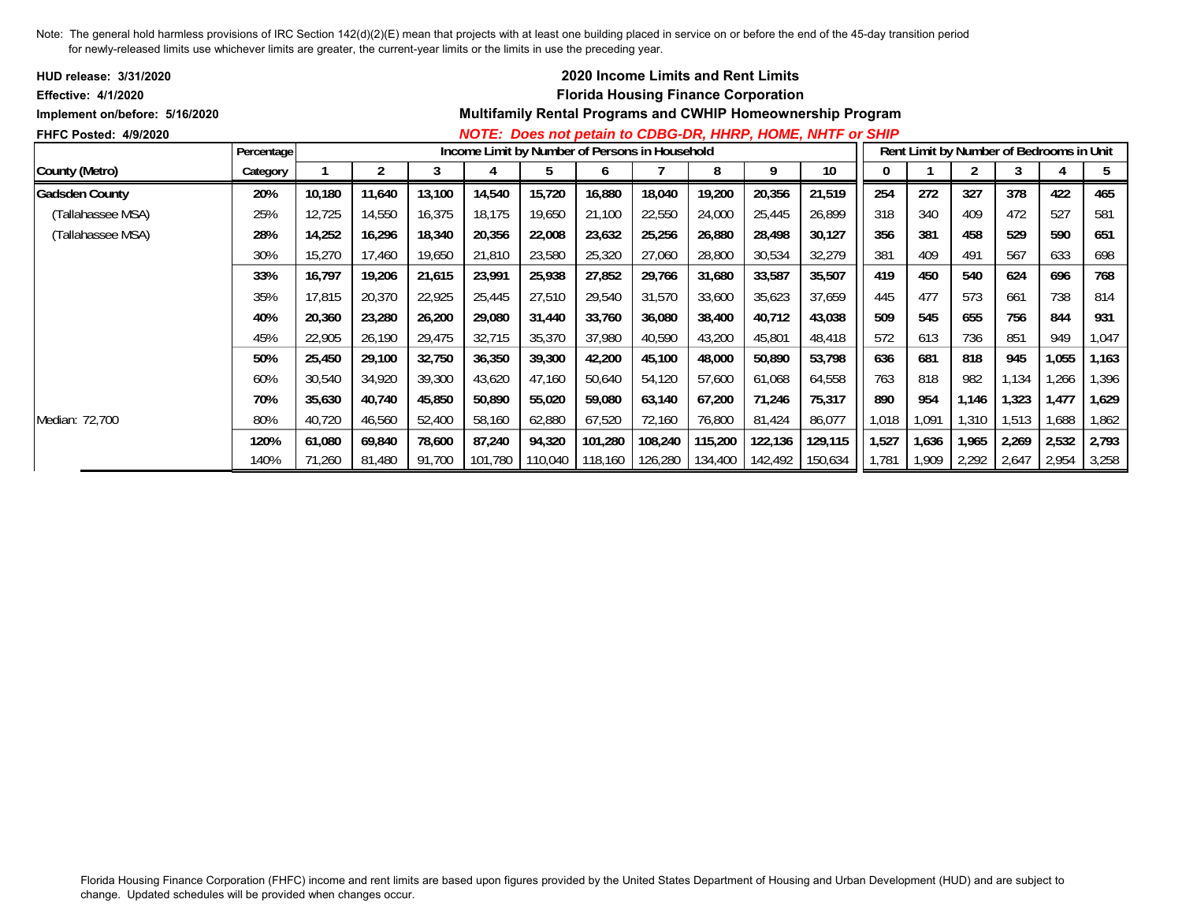Note: The general hold harmless provisions of IRC Section 142(d)(2)(E) mean that projects with at least one building placed in service on or before the end of the 45-day transition period for newly-released limits use whichever limits are greater, the current-year limits or the limits in use the preceding year.

**HUD release: 3/31/2020**
**Effective: 4/1/2020**
**Implement on/before: 5/16/2020**
**FHFC Posted: 4/9/2020**

## 2020 Income Limits and Rent Limits
## Florida Housing Finance Corporation
## Multifamily Rental Programs and CWHIP Homeownership Program

***NOTE: Does not petain to CDBG-DR, HHRP, HOME, NHTF or SHIP***

| | Percentage | Income Limit by Number of Persons in Household | | | | | | | | | | Rent Limit by Number of Bedrooms in Unit | | | | | |
|---|---|---|---|---|---|---|---|---|---|---|---|---|---|---|---|---|---|
| **County (Metro)** | **Category** | **1** | **2** | **3** | **4** | **5** | **6** | **7** | **8** | **9** | **10** | **0** | **1** | **2** | **3** | **4** | **5** |
| **Gadsden County** | **20%** | **10,180** | **11,640** | **13,100** | **14,540** | **15,720** | **16,880** | **18,040** | **19,200** | **20,356** | **21,519** | **254** | **272** | **327** | **378** | **422** | **465** |
| (Tallahassee MSA) | 25% | 12,725 | 14,550 | 16,375 | 18,175 | 19,650 | 21,100 | 22,550 | 24,000 | 25,445 | 26,899 | 318 | 340 | 409 | 472 | 527 | 581 |
| (Tallahassee MSA) | **28%** | **14,252** | **16,296** | **18,340** | **20,356** | **22,008** | **23,632** | **25,256** | **26,880** | **28,498** | **30,127** | **356** | **381** | **458** | **529** | **590** | **651** |
| | 30% | 15,270 | 17,460 | 19,650 | 21,810 | 23,580 | 25,320 | 27,060 | 28,800 | 30,534 | 32,279 | 381 | 409 | 491 | 567 | 633 | 698 |
| | **33%** | **16,797** | **19,206** | **21,615** | **23,991** | **25,938** | **27,852** | **29,766** | **31,680** | **33,587** | **35,507** | **419** | **450** | **540** | **624** | **696** | **768** |
| | 35% | 17,815 | 20,370 | 22,925 | 25,445 | 27,510 | 29,540 | 31,570 | 33,600 | 35,623 | 37,659 | 445 | 477 | 573 | 661 | 738 | 814 |
| | **40%** | **20,360** | **23,280** | **26,200** | **29,080** | **31,440** | **33,760** | **36,080** | **38,400** | **40,712** | **43,038** | **509** | **545** | **655** | **756** | **844** | **931** |
| | 45% | 22,905 | 26,190 | 29,475 | 32,715 | 35,370 | 37,980 | 40,590 | 43,200 | 45,801 | 48,418 | 572 | 613 | 736 | 851 | 949 | 1,047 |
| | **50%** | **25,450** | **29,100** | **32,750** | **36,350** | **39,300** | **42,200** | **45,100** | **48,000** | **50,890** | **53,798** | **636** | **681** | **818** | **945** | **1,055** | **1,163** |
| | 60% | 30,540 | 34,920 | 39,300 | 43,620 | 47,160 | 50,640 | 54,120 | 57,600 | 61,068 | 64,558 | 763 | 818 | 982 | 1,134 | 1,266 | 1,396 |
| | **70%** | **35,630** | **40,740** | **45,850** | **50,890** | **55,020** | **59,080** | **63,140** | **67,200** | **71,246** | **75,317** | **890** | **954** | **1,146** | **1,323** | **1,477** | **1,629** |
| Median: 72,700 | 80% | 40,720 | 46,560 | 52,400 | 58,160 | 62,880 | 67,520 | 72,160 | 76,800 | 81,424 | 86,077 | 1,018 | 1,091 | 1,310 | 1,513 | 1,688 | 1,862 |
| | **120%** | **61,080** | **69,840** | **78,600** | **87,240** | **94,320** | **101,280** | **108,240** | **115,200** | **122,136** | **129,115** | **1,527** | **1,636** | **1,965** | **2,269** | **2,532** | **2,793** |
| | 140% | 71,260 | 81,480 | 91,700 | 101,780 | 110,040 | 118,160 | 126,280 | 134,400 | 142,492 | 150,634 | 1,781 | 1,909 | 2,292 | 2,647 | 2,954 | 3,258 |

Florida Housing Finance Corporation (FHFC) income and rent limits are based upon figures provided by the United States Department of Housing and Urban Development (HUD) and are subject to change. Updated schedules will be provided when changes occur.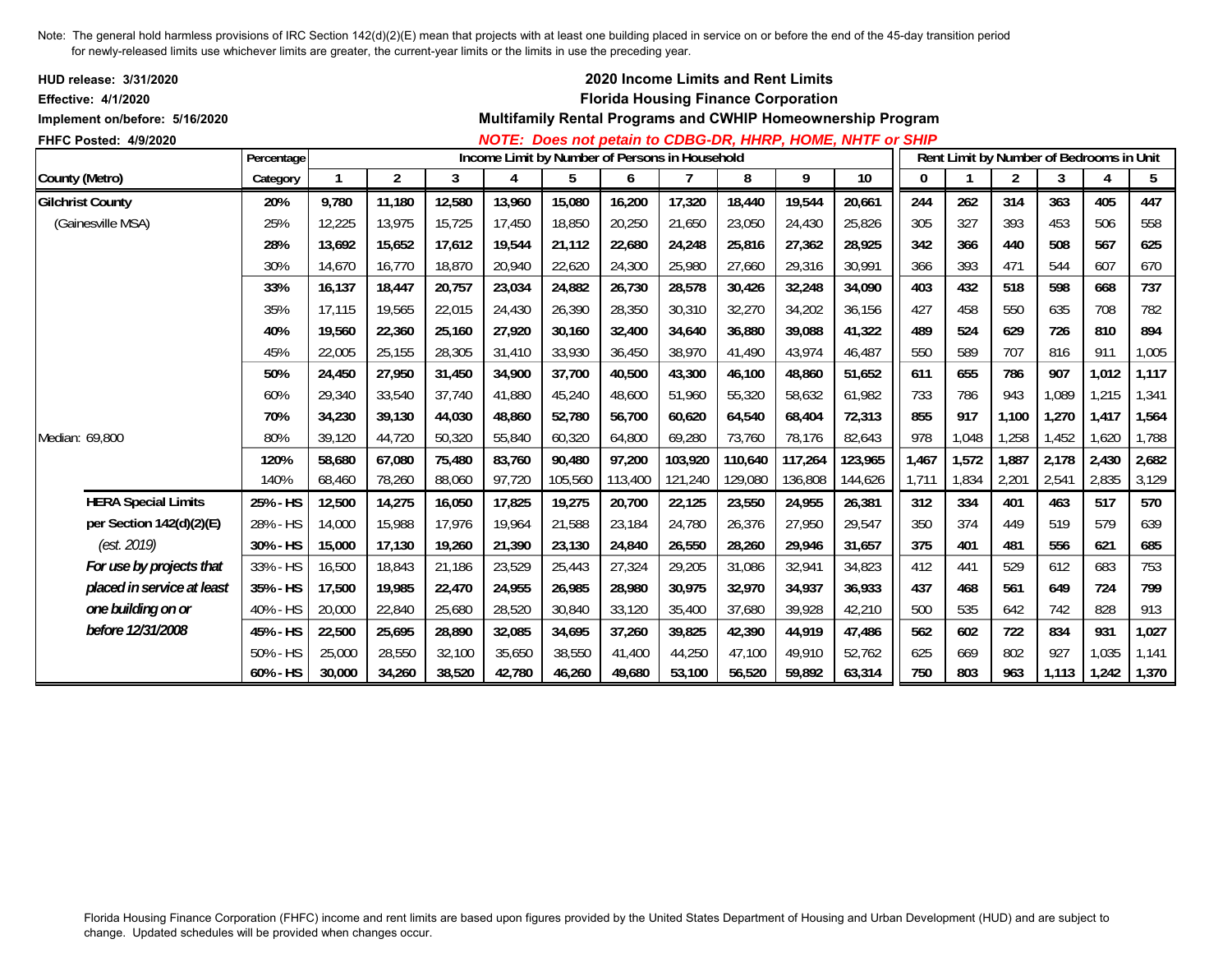Note: The general hold harmless provisions of IRC Section 142(d)(2)(E) mean that projects with at least one building placed in service on or before the end of the 45-day transition period for newly-released limits use whichever limits are greater, the current-year limits or the limits in use the preceding year.

**HUD release: 3/31/2020**
**Effective: 4/1/2020**
**Implement on/before: 5/16/2020**
**FHFC Posted: 4/9/2020**

## 2020 Income Limits and Rent Limits
## Florida Housing Finance Corporation
### Multifamily Rental Programs and CWHIP Homeownership Program

***NOTE: Does not petain to CDBG-DR, HHRP, HOME, NHTF or SHIP***

| County (Metro) | Percentage Category | Income Limit by Number of Persons in Household | | | | | | | | | | Rent Limit by Number of Bedrooms in Unit | | | | | |
|---|---|---|---|---|---|---|---|---|---|---|---|---|---|---|---|---|---|
| | | 1 | 2 | 3 | 4 | 5 | 6 | 7 | 8 | 9 | 10 | 0 | 1 | 2 | 3 | 4 | 5 |
| **Gilchrist County** | **20%** | **9,780** | **11,180** | **12,580** | **13,960** | **15,080** | **16,200** | **17,320** | **18,440** | **19,544** | **20,661** | **244** | **262** | **314** | **363** | **405** | **447** |
| (Gainesville MSA) | 25% | 12,225 | 13,975 | 15,725 | 17,450 | 18,850 | 20,250 | 21,650 | 23,050 | 24,430 | 25,826 | 305 | 327 | 393 | 453 | 506 | 558 |
| | **28%** | **13,692** | **15,652** | **17,612** | **19,544** | **21,112** | **22,680** | **24,248** | **25,816** | **27,362** | **28,925** | **342** | **366** | **440** | **508** | **567** | **625** |
| | 30% | 14,670 | 16,770 | 18,870 | 20,940 | 22,620 | 24,300 | 25,980 | 27,660 | 29,316 | 30,991 | 366 | 393 | 471 | 544 | 607 | 670 |
| | **33%** | **16,137** | **18,447** | **20,757** | **23,034** | **24,882** | **26,730** | **28,578** | **30,426** | **32,248** | **34,090** | **403** | **432** | **518** | **598** | **668** | **737** |
| | 35% | 17,115 | 19,565 | 22,015 | 24,430 | 26,390 | 28,350 | 30,310 | 32,270 | 34,202 | 36,156 | 427 | 458 | 550 | 635 | 708 | 782 |
| | **40%** | **19,560** | **22,360** | **25,160** | **27,920** | **30,160** | **32,400** | **34,640** | **36,880** | **39,088** | **41,322** | **489** | **524** | **629** | **726** | **810** | **894** |
| | 45% | 22,005 | 25,155 | 28,305 | 31,410 | 33,930 | 36,450 | 38,970 | 41,490 | 43,974 | 46,487 | 550 | 589 | 707 | 816 | 911 | 1,005 |
| | **50%** | **24,450** | **27,950** | **31,450** | **34,900** | **37,700** | **40,500** | **43,300** | **46,100** | **48,860** | **51,652** | **611** | **655** | **786** | **907** | **1,012** | **1,117** |
| | 60% | 29,340 | 33,540 | 37,740 | 41,880 | 45,240 | 48,600 | 51,960 | 55,320 | 58,632 | 61,982 | 733 | 786 | 943 | 1,089 | 1,215 | 1,341 |
| | **70%** | **34,230** | **39,130** | **44,030** | **48,860** | **52,780** | **56,700** | **60,620** | **64,540** | **68,404** | **72,313** | **855** | **917** | **1,100** | **1,270** | **1,417** | **1,564** |
| Median: 69,800 | 80% | 39,120 | 44,720 | 50,320 | 55,840 | 60,320 | 64,800 | 69,280 | 73,760 | 78,176 | 82,643 | 978 | 1,048 | 1,258 | 1,452 | 1,620 | 1,788 |
| | **120%** | **58,680** | **67,080** | **75,480** | **83,760** | **90,480** | **97,200** | **103,920** | **110,640** | **117,264** | **123,965** | **1,467** | **1,572** | **1,887** | **2,178** | **2,430** | **2,682** |
| | 140% | 68,460 | 78,260 | 88,060 | 97,720 | 105,560 | 113,400 | 121,240 | 129,080 | 136,808 | 144,626 | 1,711 | 1,834 | 2,201 | 2,541 | 2,835 | 3,129 |
| **HERA Special Limits** | **25% - HS** | **12,500** | **14,275** | **16,050** | **17,825** | **19,275** | **20,700** | **22,125** | **23,550** | **24,955** | **26,381** | **312** | **334** | **401** | **463** | **517** | **570** |
| **per Section 142(d)(2)(E)** | 28% - HS | 14,000 | 15,988 | 17,976 | 19,964 | 21,588 | 23,184 | 24,780 | 26,376 | 27,950 | 29,547 | 350 | 374 | 449 | 519 | 579 | 639 |
| *(est. 2019)* | **30% - HS** | **15,000** | **17,130** | **19,260** | **21,390** | **23,130** | **24,840** | **26,550** | **28,260** | **29,946** | **31,657** | **375** | **401** | **481** | **556** | **621** | **685** |
| ***For use by projects that*** | 33% - HS | 16,500 | 18,843 | 21,186 | 23,529 | 25,443 | 27,324 | 29,205 | 31,086 | 32,941 | 34,823 | 412 | 441 | 529 | 612 | 683 | 753 |
| ***placed in service at least*** | **35% - HS** | **17,500** | **19,985** | **22,470** | **24,955** | **26,985** | **28,980** | **30,975** | **32,970** | **34,937** | **36,933** | **437** | **468** | **561** | **649** | **724** | **799** |
| ***one building on or*** | 40% - HS | 20,000 | 22,840 | 25,680 | 28,520 | 30,840 | 33,120 | 35,400 | 37,680 | 39,928 | 42,210 | 500 | 535 | 642 | 742 | 828 | 913 |
| ***before 12/31/2008*** | **45% - HS** | **22,500** | **25,695** | **28,890** | **32,085** | **34,695** | **37,260** | **39,825** | **42,390** | **44,919** | **47,486** | **562** | **602** | **722** | **834** | **931** | **1,027** |
| | 50% - HS | 25,000 | 28,550 | 32,100 | 35,650 | 38,550 | 41,400 | 44,250 | 47,100 | 49,910 | 52,762 | 625 | 669 | 802 | 927 | 1,035 | 1,141 |
| | **60% - HS** | **30,000** | **34,260** | **38,520** | **42,780** | **46,260** | **49,680** | **53,100** | **56,520** | **59,892** | **63,314** | **750** | **803** | **963** | **1,113** | **1,242** | **1,370** |

Florida Housing Finance Corporation (FHFC) income and rent limits are based upon figures provided by the United States Department of Housing and Urban Development (HUD) and are subject to change. Updated schedules will be provided when changes occur.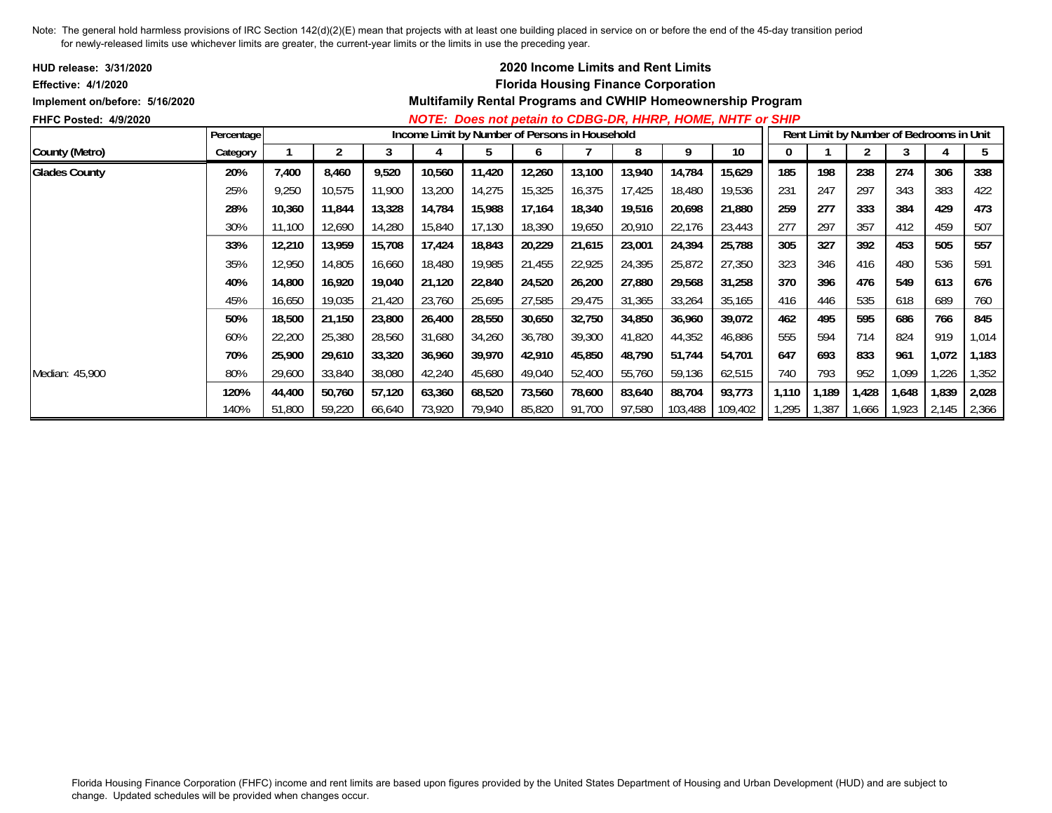Note: The general hold harmless provisions of IRC Section 142(d)(2)(E) mean that projects with at least one building placed in service on or before the end of the 45-day transition period for newly-released limits use whichever limits are greater, the current-year limits or the limits in use the preceding year.

**HUD release: 3/31/2020**
**Effective: 4/1/2020**
**Implement on/before: 5/16/2020**
**FHFC Posted: 4/9/2020**

**2020 Income Limits and Rent Limits**
**Florida Housing Finance Corporation**
**Multifamily Rental Programs and CWHIP Homeownership Program**
***NOTE: Does not petain to CDBG-DR, HHRP, HOME, NHTF or SHIP***

| | Percentage | Income Limit by Number of Persons in Household | | | | | | | | | | Rent Limit by Number of Bedrooms in Unit | | | | | |
|---|---|---|---|---|---|---|---|---|---|---|---|---|---|---|---|---|---|
| **County (Metro)** | **Category** | **1** | **2** | **3** | **4** | **5** | **6** | **7** | **8** | **9** | **10** | **0** | **1** | **2** | **3** | **4** | **5** |
| **Glades County** | **20%** | **7,400** | **8,460** | **9,520** | **10,560** | **11,420** | **12,260** | **13,100** | **13,940** | **14,784** | **15,629** | **185** | **198** | **238** | **274** | **306** | **338** |
| | 25% | 9,250 | 10,575 | 11,900 | 13,200 | 14,275 | 15,325 | 16,375 | 17,425 | 18,480 | 19,536 | 231 | 247 | 297 | 343 | 383 | 422 |
| | **28%** | **10,360** | **11,844** | **13,328** | **14,784** | **15,988** | **17,164** | **18,340** | **19,516** | **20,698** | **21,880** | **259** | **277** | **333** | **384** | **429** | **473** |
| | 30% | 11,100 | 12,690 | 14,280 | 15,840 | 17,130 | 18,390 | 19,650 | 20,910 | 22,176 | 23,443 | 277 | 297 | 357 | 412 | 459 | 507 |
| | **33%** | **12,210** | **13,959** | **15,708** | **17,424** | **18,843** | **20,229** | **21,615** | **23,001** | **24,394** | **25,788** | **305** | **327** | **392** | **453** | **505** | **557** |
| | 35% | 12,950 | 14,805 | 16,660 | 18,480 | 19,985 | 21,455 | 22,925 | 24,395 | 25,872 | 27,350 | 323 | 346 | 416 | 480 | 536 | 591 |
| | **40%** | **14,800** | **16,920** | **19,040** | **21,120** | **22,840** | **24,520** | **26,200** | **27,880** | **29,568** | **31,258** | **370** | **396** | **476** | **549** | **613** | **676** |
| | 45% | 16,650 | 19,035 | 21,420 | 23,760 | 25,695 | 27,585 | 29,475 | 31,365 | 33,264 | 35,165 | 416 | 446 | 535 | 618 | 689 | 760 |
| | **50%** | **18,500** | **21,150** | **23,800** | **26,400** | **28,550** | **30,650** | **32,750** | **34,850** | **36,960** | **39,072** | **462** | **495** | **595** | **686** | **766** | **845** |
| | 60% | 22,200 | 25,380 | 28,560 | 31,680 | 34,260 | 36,780 | 39,300 | 41,820 | 44,352 | 46,886 | 555 | 594 | 714 | 824 | 919 | 1,014 |
| | **70%** | **25,900** | **29,610** | **33,320** | **36,960** | **39,970** | **42,910** | **45,850** | **48,790** | **51,744** | **54,701** | **647** | **693** | **833** | **961** | **1,072** | **1,183** |
| Median: 45,900 | 80% | 29,600 | 33,840 | 38,080 | 42,240 | 45,680 | 49,040 | 52,400 | 55,760 | 59,136 | 62,515 | 740 | 793 | 952 | 1,099 | 1,226 | 1,352 |
| | **120%** | **44,400** | **50,760** | **57,120** | **63,360** | **68,520** | **73,560** | **78,600** | **83,640** | **88,704** | **93,773** | **1,110** | **1,189** | **1,428** | **1,648** | **1,839** | **2,028** |
| | 140% | 51,800 | 59,220 | 66,640 | 73,920 | 79,940 | 85,820 | 91,700 | 97,580 | 103,488 | 109,402 | 1,295 | 1,387 | 1,666 | 1,923 | 2,145 | 2,366 |

Florida Housing Finance Corporation (FHFC) income and rent limits are based upon figures provided by the United States Department of Housing and Urban Development (HUD) and are subject to change. Updated schedules will be provided when changes occur.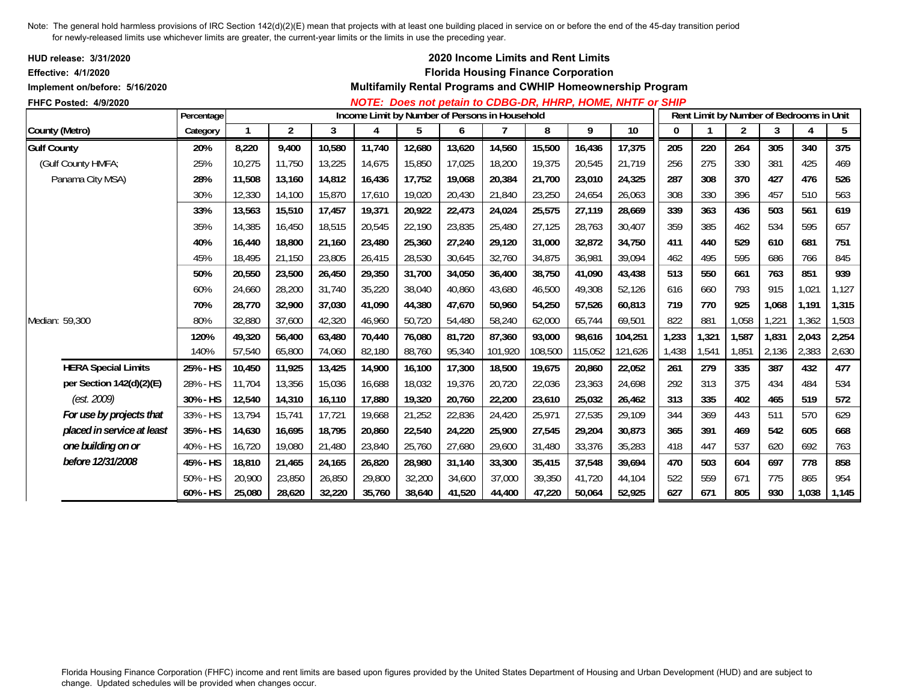Note: The general hold harmless provisions of IRC Section 142(d)(2)(E) mean that projects with at least one building placed in service on or before the end of the 45-day transition period for newly-released limits use whichever limits are greater, the current-year limits or the limits in use the preceding year.

**HUD release: 3/31/2020**
**Effective: 4/1/2020**
**Implement on/before: 5/16/2020**
**FHFC Posted: 4/9/2020**

## 2020 Income Limits and Rent Limits
## Florida Housing Finance Corporation
### Multifamily Rental Programs and CWHIP Homeownership Program

***NOTE: Does not petain to CDBG-DR, HHRP, HOME, NHTF or SHIP***

| County (Metro) | Percentage Category | Income Limit by Number of Persons in Household | | | | | | | | | | Rent Limit by Number of Bedrooms in Unit | | | | | |
|---|---|---|---|---|---|---|---|---|---|---|---|---|---|---|---|---|---|
| | | 1 | 2 | 3 | 4 | 5 | 6 | 7 | 8 | 9 | 10 | 0 | 1 | 2 | 3 | 4 | 5 |
| **Gulf County** | **20%** | **8,220** | **9,400** | **10,580** | **11,740** | **12,680** | **13,620** | **14,560** | **15,500** | **16,436** | **17,375** | **205** | **220** | **264** | **305** | **340** | **375** |
| (Gulf County HMFA; | 25% | 10,275 | 11,750 | 13,225 | 14,675 | 15,850 | 17,025 | 18,200 | 19,375 | 20,545 | 21,719 | 256 | 275 | 330 | 381 | 425 | 469 |
| Panama City MSA) | **28%** | **11,508** | **13,160** | **14,812** | **16,436** | **17,752** | **19,068** | **20,384** | **21,700** | **23,010** | **24,325** | **287** | **308** | **370** | **427** | **476** | **526** |
| | 30% | 12,330 | 14,100 | 15,870 | 17,610 | 19,020 | 20,430 | 21,840 | 23,250 | 24,654 | 26,063 | 308 | 330 | 396 | 457 | 510 | 563 |
| | **33%** | **13,563** | **15,510** | **17,457** | **19,371** | **20,922** | **22,473** | **24,024** | **25,575** | **27,119** | **28,669** | **339** | **363** | **436** | **503** | **561** | **619** |
| | 35% | 14,385 | 16,450 | 18,515 | 20,545 | 22,190 | 23,835 | 25,480 | 27,125 | 28,763 | 30,407 | 359 | 385 | 462 | 534 | 595 | 657 |
| | **40%** | **16,440** | **18,800** | **21,160** | **23,480** | **25,360** | **27,240** | **29,120** | **31,000** | **32,872** | **34,750** | **411** | **440** | **529** | **610** | **681** | **751** |
| | 45% | 18,495 | 21,150 | 23,805 | 26,415 | 28,530 | 30,645 | 32,760 | 34,875 | 36,981 | 39,094 | 462 | 495 | 595 | 686 | 766 | 845 |
| | **50%** | **20,550** | **23,500** | **26,450** | **29,350** | **31,700** | **34,050** | **36,400** | **38,750** | **41,090** | **43,438** | **513** | **550** | **661** | **763** | **851** | **939** |
| | 60% | 24,660 | 28,200 | 31,740 | 35,220 | 38,040 | 40,860 | 43,680 | 46,500 | 49,308 | 52,126 | 616 | 660 | 793 | 915 | 1,021 | 1,127 |
| | **70%** | **28,770** | **32,900** | **37,030** | **41,090** | **44,380** | **47,670** | **50,960** | **54,250** | **57,526** | **60,813** | **719** | **770** | **925** | **1,068** | **1,191** | **1,315** |
| Median: 59,300 | 80% | 32,880 | 37,600 | 42,320 | 46,960 | 50,720 | 54,480 | 58,240 | 62,000 | 65,744 | 69,501 | 822 | 881 | 1,058 | 1,221 | 1,362 | 1,503 |
| | **120%** | **49,320** | **56,400** | **63,480** | **70,440** | **76,080** | **81,720** | **87,360** | **93,000** | **98,616** | **104,251** | **1,233** | **1,321** | **1,587** | **1,831** | **2,043** | **2,254** |
| | 140% | 57,540 | 65,800 | 74,060 | 82,180 | 88,760 | 95,340 | 101,920 | 108,500 | 115,052 | 121,626 | 1,438 | 1,541 | 1,851 | 2,136 | 2,383 | 2,630 |
| **HERA Special Limits** | **25% - HS** | **10,450** | **11,925** | **13,425** | **14,900** | **16,100** | **17,300** | **18,500** | **19,675** | **20,860** | **22,052** | **261** | **279** | **335** | **387** | **432** | **477** |
| **per Section 142(d)(2)(E)** | 28% - HS | 11,704 | 13,356 | 15,036 | 16,688 | 18,032 | 19,376 | 20,720 | 22,036 | 23,363 | 24,698 | 292 | 313 | 375 | 434 | 484 | 534 |
| *(est. 2009)* | **30% - HS** | **12,540** | **14,310** | **16,110** | **17,880** | **19,320** | **20,760** | **22,200** | **23,610** | **25,032** | **26,462** | **313** | **335** | **402** | **465** | **519** | **572** |
| ***For use by projects that*** | 33% - HS | 13,794 | 15,741 | 17,721 | 19,668 | 21,252 | 22,836 | 24,420 | 25,971 | 27,535 | 29,109 | 344 | 369 | 443 | 511 | 570 | 629 |
| ***placed in service at least*** | **35% - HS** | **14,630** | **16,695** | **18,795** | **20,860** | **22,540** | **24,220** | **25,900** | **27,545** | **29,204** | **30,873** | **365** | **391** | **469** | **542** | **605** | **668** |
| ***one building on or*** | 40% - HS | 16,720 | 19,080 | 21,480 | 23,840 | 25,760 | 27,680 | 29,600 | 31,480 | 33,376 | 35,283 | 418 | 447 | 537 | 620 | 692 | 763 |
| ***before 12/31/2008*** | **45% - HS** | **18,810** | **21,465** | **24,165** | **26,820** | **28,980** | **31,140** | **33,300** | **35,415** | **37,548** | **39,694** | **470** | **503** | **604** | **697** | **778** | **858** |
| | 50% - HS | 20,900 | 23,850 | 26,850 | 29,800 | 32,200 | 34,600 | 37,000 | 39,350 | 41,720 | 44,104 | 522 | 559 | 671 | 775 | 865 | 954 |
| | **60% - HS** | **25,080** | **28,620** | **32,220** | **35,760** | **38,640** | **41,520** | **44,400** | **47,220** | **50,064** | **52,925** | **627** | **671** | **805** | **930** | **1,038** | **1,145** |

Florida Housing Finance Corporation (FHFC) income and rent limits are based upon figures provided by the United States Department of Housing and Urban Development (HUD) and are subject to change. Updated schedules will be provided when changes occur.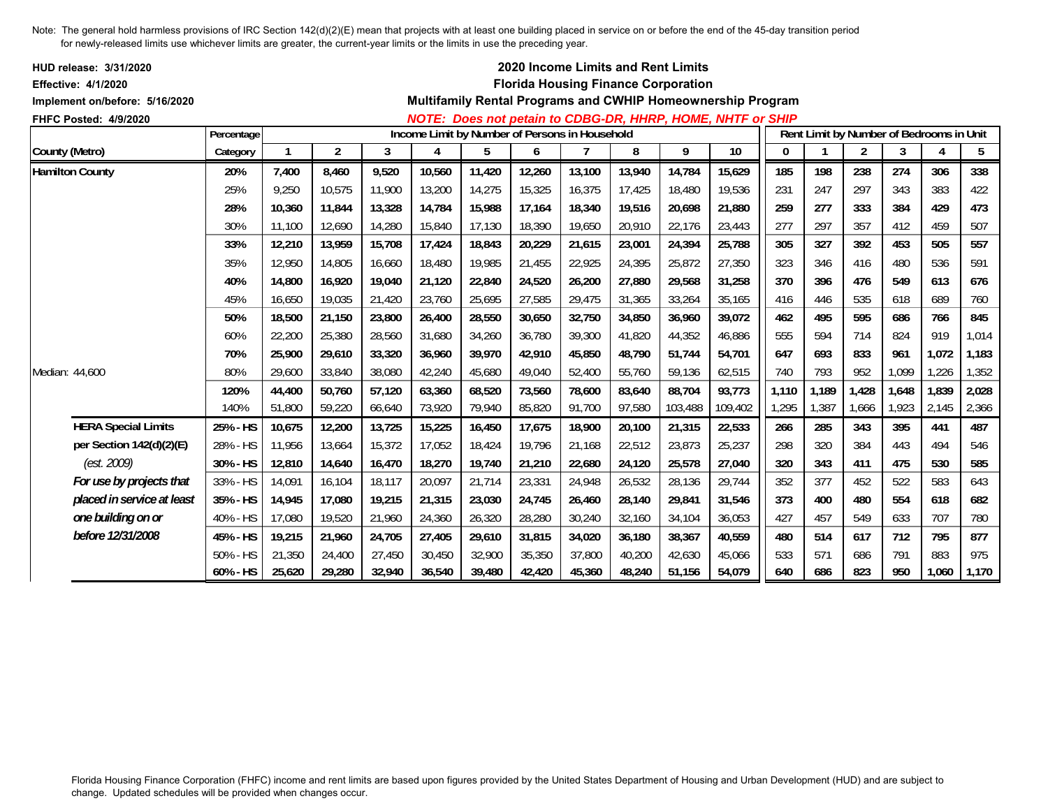Note: The general hold harmless provisions of IRC Section 142(d)(2)(E) mean that projects with at least one building placed in service on or before the end of the 45-day transition period for newly-released limits use whichever limits are greater, the current-year limits or the limits in use the preceding year.

**HUD release: 3/31/2020**
**Effective: 4/1/2020**
**Implement on/before: 5/16/2020**
**FHFC Posted: 4/9/2020**

# 2020 Income Limits and Rent Limits
## Florida Housing Finance Corporation
## Multifamily Rental Programs and CWHIP Homeownership Program

***NOTE: Does not petain to CDBG-DR, HHRP, HOME, NHTF or SHIP***

| County (Metro) | Percentage Category | Income Limit by Number of Persons in Household 1 | 2 | 3 | 4 | 5 | 6 | 7 | 8 | 9 | 10 | Rent Limit by Number of Bedrooms in Unit 0 | 1 | 2 | 3 | 4 | 5 |
|---|---|---|---|---|---|---|---|---|---|---|---|---|---|---|---|---|---|
| **Hamilton County** | **20%** | **7,400** | **8,460** | **9,520** | **10,560** | **11,420** | **12,260** | **13,100** | **13,940** | **14,784** | **15,629** | **185** | **198** | **238** | **274** | **306** | **338** |
| | 25% | 9,250 | 10,575 | 11,900 | 13,200 | 14,275 | 15,325 | 16,375 | 17,425 | 18,480 | 19,536 | 231 | 247 | 297 | 343 | 383 | 422 |
| | **28%** | **10,360** | **11,844** | **13,328** | **14,784** | **15,988** | **17,164** | **18,340** | **19,516** | **20,698** | **21,880** | **259** | **277** | **333** | **384** | **429** | **473** |
| | 30% | 11,100 | 12,690 | 14,280 | 15,840 | 17,130 | 18,390 | 19,650 | 20,910 | 22,176 | 23,443 | 277 | 297 | 357 | 412 | 459 | 507 |
| | **33%** | **12,210** | **13,959** | **15,708** | **17,424** | **18,843** | **20,229** | **21,615** | **23,001** | **24,394** | **25,788** | **305** | **327** | **392** | **453** | **505** | **557** |
| | 35% | 12,950 | 14,805 | 16,660 | 18,480 | 19,985 | 21,455 | 22,925 | 24,395 | 25,872 | 27,350 | 323 | 346 | 416 | 480 | 536 | 591 |
| | **40%** | **14,800** | **16,920** | **19,040** | **21,120** | **22,840** | **24,520** | **26,200** | **27,880** | **29,568** | **31,258** | **370** | **396** | **476** | **549** | **613** | **676** |
| | 45% | 16,650 | 19,035 | 21,420 | 23,760 | 25,695 | 27,585 | 29,475 | 31,365 | 33,264 | 35,165 | 416 | 446 | 535 | 618 | 689 | 760 |
| | **50%** | **18,500** | **21,150** | **23,800** | **26,400** | **28,550** | **30,650** | **32,750** | **34,850** | **36,960** | **39,072** | **462** | **495** | **595** | **686** | **766** | **845** |
| | 60% | 22,200 | 25,380 | 28,560 | 31,680 | 34,260 | 36,780 | 39,300 | 41,820 | 44,352 | 46,886 | 555 | 594 | 714 | 824 | 919 | 1,014 |
| | **70%** | **25,900** | **29,610** | **33,320** | **36,960** | **39,970** | **42,910** | **45,850** | **48,790** | **51,744** | **54,701** | **647** | **693** | **833** | **961** | **1,072** | **1,183** |
| Median: 44,600 | 80% | 29,600 | 33,840 | 38,080 | 42,240 | 45,680 | 49,040 | 52,400 | 55,760 | 59,136 | 62,515 | 740 | 793 | 952 | 1,099 | 1,226 | 1,352 |
| | **120%** | **44,400** | **50,760** | **57,120** | **63,360** | **68,520** | **73,560** | **78,600** | **83,640** | **88,704** | **93,773** | **1,110** | **1,189** | **1,428** | **1,648** | **1,839** | **2,028** |
| | 140% | 51,800 | 59,220 | 66,640 | 73,920 | 79,940 | 85,820 | 91,700 | 97,580 | 103,488 | 109,402 | 1,295 | 1,387 | 1,666 | 1,923 | 2,145 | 2,366 |
| **HERA Special Limits** | **25% - HS** | **10,675** | **12,200** | **13,725** | **15,225** | **16,450** | **17,675** | **18,900** | **20,100** | **21,315** | **22,533** | **266** | **285** | **343** | **395** | **441** | **487** |
| **per Section 142(d)(2)(E)** | 28% - HS | 11,956 | 13,664 | 15,372 | 17,052 | 18,424 | 19,796 | 21,168 | 22,512 | 23,873 | 25,237 | 298 | 320 | 384 | 443 | 494 | 546 |
| *(est. 2009)* | **30% - HS** | **12,810** | **14,640** | **16,470** | **18,270** | **19,740** | **21,210** | **22,680** | **24,120** | **25,578** | **27,040** | **320** | **343** | **411** | **475** | **530** | **585** |
| ***For use by projects that*** | 33% - HS | 14,091 | 16,104 | 18,117 | 20,097 | 21,714 | 23,331 | 24,948 | 26,532 | 28,136 | 29,744 | 352 | 377 | 452 | 522 | 583 | 643 |
| ***placed in service at least*** | **35% - HS** | **14,945** | **17,080** | **19,215** | **21,315** | **23,030** | **24,745** | **26,460** | **28,140** | **29,841** | **31,546** | **373** | **400** | **480** | **554** | **618** | **682** |
| ***one building on or*** | 40% - HS | 17,080 | 19,520 | 21,960 | 24,360 | 26,320 | 28,280 | 30,240 | 32,160 | 34,104 | 36,053 | 427 | 457 | 549 | 633 | 707 | 780 |
| ***before 12/31/2008*** | **45% - HS** | **19,215** | **21,960** | **24,705** | **27,405** | **29,610** | **31,815** | **34,020** | **36,180** | **38,367** | **40,559** | **480** | **514** | **617** | **712** | **795** | **877** |
| | 50% - HS | 21,350 | 24,400 | 27,450 | 30,450 | 32,900 | 35,350 | 37,800 | 40,200 | 42,630 | 45,066 | 533 | 571 | 686 | 791 | 883 | 975 |
| | **60% - HS** | **25,620** | **29,280** | **32,940** | **36,540** | **39,480** | **42,420** | **45,360** | **48,240** | **51,156** | **54,079** | **640** | **686** | **823** | **950** | **1,060** | **1,170** |

Florida Housing Finance Corporation (FHFC) income and rent limits are based upon figures provided by the United States Department of Housing and Urban Development (HUD) and are subject to change. Updated schedules will be provided when changes occur.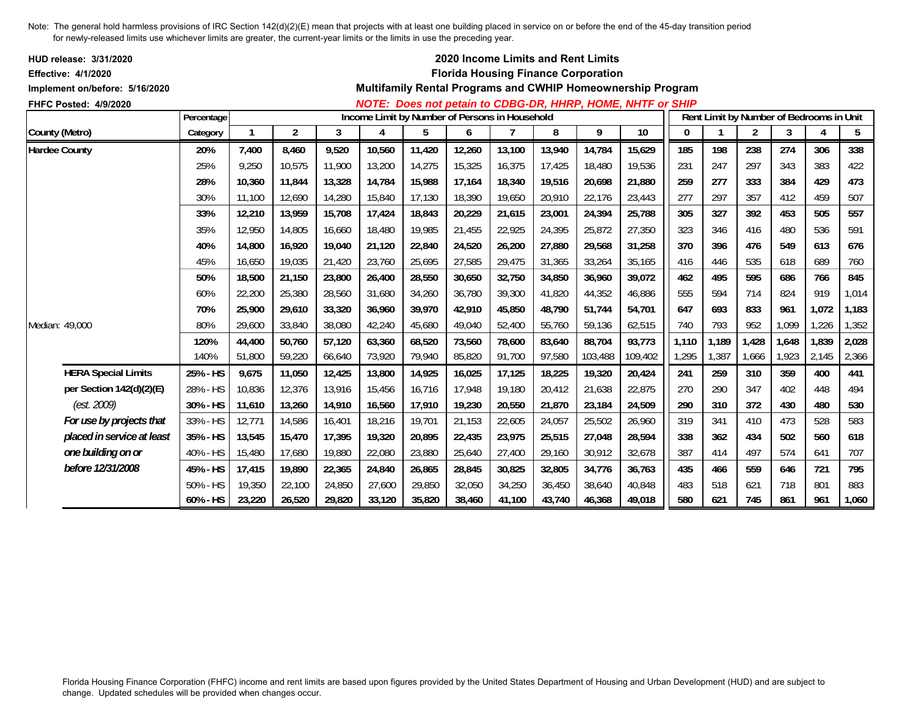Note: The general hold harmless provisions of IRC Section 142(d)(2)(E) mean that projects with at least one building placed in service on or before the end of the 45-day transition period for newly-released limits use whichever limits are greater, the current-year limits or the limits in use the preceding year.

**HUD release: 3/31/2020**
**Effective: 4/1/2020**
**Implement on/before: 5/16/2020**
**FHFC Posted: 4/9/2020**

## 2020 Income Limits and Rent Limits
## Florida Housing Finance Corporation
## Multifamily Rental Programs and CWHIP Homeownership Program

***NOTE: Does not petain to CDBG-DR, HHRP, HOME, NHTF or SHIP***

| County (Metro) | Percentage Category | Income Limit by Number of Persons in Household | | | | | | | | | | Rent Limit by Number of Bedrooms in Unit | | | | | |
|---|---|---|---|---|---|---|---|---|---|---|---|---|---|---|---|---|---|
| | | 1 | 2 | 3 | 4 | 5 | 6 | 7 | 8 | 9 | 10 | 0 | 1 | 2 | 3 | 4 | 5 |
| **Hardee County** | **20%** | **7,400** | **8,460** | **9,520** | **10,560** | **11,420** | **12,260** | **13,100** | **13,940** | **14,784** | **15,629** | **185** | **198** | **238** | **274** | **306** | **338** |
| | 25% | 9,250 | 10,575 | 11,900 | 13,200 | 14,275 | 15,325 | 16,375 | 17,425 | 18,480 | 19,536 | 231 | 247 | 297 | 343 | 383 | 422 |
| | **28%** | **10,360** | **11,844** | **13,328** | **14,784** | **15,988** | **17,164** | **18,340** | **19,516** | **20,698** | **21,880** | **259** | **277** | **333** | **384** | **429** | **473** |
| | 30% | 11,100 | 12,690 | 14,280 | 15,840 | 17,130 | 18,390 | 19,650 | 20,910 | 22,176 | 23,443 | 277 | 297 | 357 | 412 | 459 | 507 |
| | **33%** | **12,210** | **13,959** | **15,708** | **17,424** | **18,843** | **20,229** | **21,615** | **23,001** | **24,394** | **25,788** | **305** | **327** | **392** | **453** | **505** | **557** |
| | 35% | 12,950 | 14,805 | 16,660 | 18,480 | 19,985 | 21,455 | 22,925 | 24,395 | 25,872 | 27,350 | 323 | 346 | 416 | 480 | 536 | 591 |
| | **40%** | **14,800** | **16,920** | **19,040** | **21,120** | **22,840** | **24,520** | **26,200** | **27,880** | **29,568** | **31,258** | **370** | **396** | **476** | **549** | **613** | **676** |
| | 45% | 16,650 | 19,035 | 21,420 | 23,760 | 25,695 | 27,585 | 29,475 | 31,365 | 33,264 | 35,165 | 416 | 446 | 535 | 618 | 689 | 760 |
| | **50%** | **18,500** | **21,150** | **23,800** | **26,400** | **28,550** | **30,650** | **32,750** | **34,850** | **36,960** | **39,072** | **462** | **495** | **595** | **686** | **766** | **845** |
| | 60% | 22,200 | 25,380 | 28,560 | 31,680 | 34,260 | 36,780 | 39,300 | 41,820 | 44,352 | 46,886 | 555 | 594 | 714 | 824 | 919 | 1,014 |
| | **70%** | **25,900** | **29,610** | **33,320** | **36,960** | **39,970** | **42,910** | **45,850** | **48,790** | **51,744** | **54,701** | **647** | **693** | **833** | **961** | **1,072** | **1,183** |
| Median: 49,000 | 80% | 29,600 | 33,840 | 38,080 | 42,240 | 45,680 | 49,040 | 52,400 | 55,760 | 59,136 | 62,515 | 740 | 793 | 952 | 1,099 | 1,226 | 1,352 |
| | **120%** | **44,400** | **50,760** | **57,120** | **63,360** | **68,520** | **73,560** | **78,600** | **83,640** | **88,704** | **93,773** | **1,110** | **1,189** | **1,428** | **1,648** | **1,839** | **2,028** |
| | 140% | 51,800 | 59,220 | 66,640 | 73,920 | 79,940 | 85,820 | 91,700 | 97,580 | 103,488 | 109,402 | 1,295 | 1,387 | 1,666 | 1,923 | 2,145 | 2,366 |
| **HERA Special Limits** | **25% - HS** | **9,675** | **11,050** | **12,425** | **13,800** | **14,925** | **16,025** | **17,125** | **18,225** | **19,320** | **20,424** | **241** | **259** | **310** | **359** | **400** | **441** |
| **per Section 142(d)(2)(E)** | 28% - HS | 10,836 | 12,376 | 13,916 | 15,456 | 16,716 | 17,948 | 19,180 | 20,412 | 21,638 | 22,875 | 270 | 290 | 347 | 402 | 448 | 494 |
| *(est. 2009)* | **30% - HS** | **11,610** | **13,260** | **14,910** | **16,560** | **17,910** | **19,230** | **20,550** | **21,870** | **23,184** | **24,509** | **290** | **310** | **372** | **430** | **480** | **530** |
| ***For use by projects that*** | 33% - HS | 12,771 | 14,586 | 16,401 | 18,216 | 19,701 | 21,153 | 22,605 | 24,057 | 25,502 | 26,960 | 319 | 341 | 410 | 473 | 528 | 583 |
| ***placed in service at least*** | **35% - HS** | **13,545** | **15,470** | **17,395** | **19,320** | **20,895** | **22,435** | **23,975** | **25,515** | **27,048** | **28,594** | **338** | **362** | **434** | **502** | **560** | **618** |
| ***one building on or*** | 40% - HS | 15,480 | 17,680 | 19,880 | 22,080 | 23,880 | 25,640 | 27,400 | 29,160 | 30,912 | 32,678 | 387 | 414 | 497 | 574 | 641 | 707 |
| ***before 12/31/2008*** | **45% - HS** | **17,415** | **19,890** | **22,365** | **24,840** | **26,865** | **28,845** | **30,825** | **32,805** | **34,776** | **36,763** | **435** | **466** | **559** | **646** | **721** | **795** |
| | 50% - HS | 19,350 | 22,100 | 24,850 | 27,600 | 29,850 | 32,050 | 34,250 | 36,450 | 38,640 | 40,848 | 483 | 518 | 621 | 718 | 801 | 883 |
| | **60% - HS** | **23,220** | **26,520** | **29,820** | **33,120** | **35,820** | **38,460** | **41,100** | **43,740** | **46,368** | **49,018** | **580** | **621** | **745** | **861** | **961** | **1,060** |

Florida Housing Finance Corporation (FHFC) income and rent limits are based upon figures provided by the United States Department of Housing and Urban Development (HUD) and are subject to change. Updated schedules will be provided when changes occur.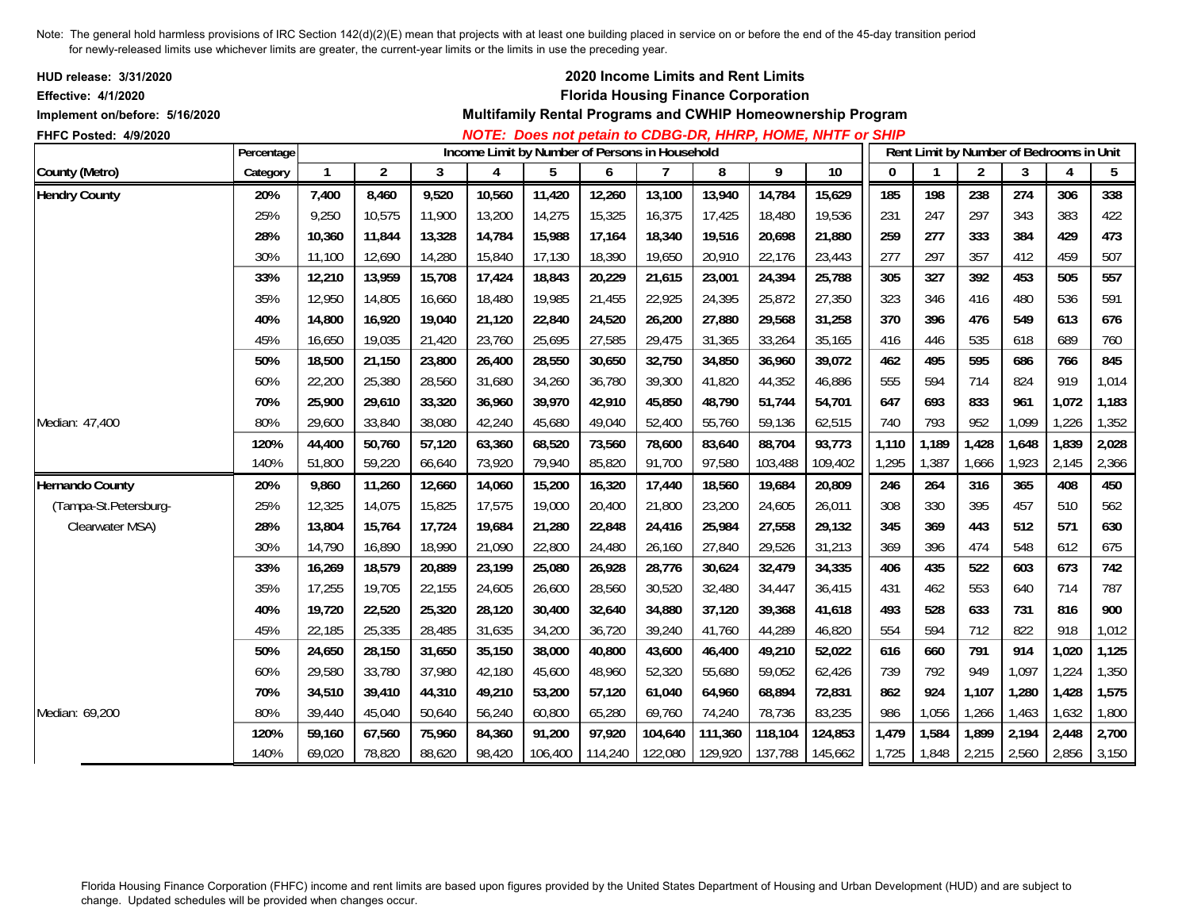Note: The general hold harmless provisions of IRC Section 142(d)(2)(E) mean that projects with at least one building placed in service on or before the end of the 45-day transition period for newly-released limits use whichever limits are greater, the current-year limits or the limits in use the preceding year.

**HUD release: 3/31/2020**
**Effective: 4/1/2020**
**Implement on/before: 5/16/2020**
**FHFC Posted: 4/9/2020**

## 2020 Income Limits and Rent Limits
## Florida Housing Finance Corporation
### Multifamily Rental Programs and CWHIP Homeownership Program

***NOTE: Does not petain to CDBG-DR, HHRP, HOME, NHTF or SHIP***

| | Percentage | Income Limit by Number of Persons in Household | | | | | | | | | | Rent Limit by Number of Bedrooms in Unit | | | | | |
|---|---|---|---|---|---|---|---|---|---|---|---|---|---|---|---|---|---|
| **County (Metro)** | **Category** | **1** | **2** | **3** | **4** | **5** | **6** | **7** | **8** | **9** | **10** | **0** | **1** | **2** | **3** | **4** | **5** |
| **Hendry County** | **20%** | **7,400** | **8,460** | **9,520** | **10,560** | **11,420** | **12,260** | **13,100** | **13,940** | **14,784** | **15,629** | **185** | **198** | **238** | **274** | **306** | **338** |
| | 25% | 9,250 | 10,575 | 11,900 | 13,200 | 14,275 | 15,325 | 16,375 | 17,425 | 18,480 | 19,536 | 231 | 247 | 297 | 343 | 383 | 422 |
| | **28%** | **10,360** | **11,844** | **13,328** | **14,784** | **15,988** | **17,164** | **18,340** | **19,516** | **20,698** | **21,880** | **259** | **277** | **333** | **384** | **429** | **473** |
| | 30% | 11,100 | 12,690 | 14,280 | 15,840 | 17,130 | 18,390 | 19,650 | 20,910 | 22,176 | 23,443 | 277 | 297 | 357 | 412 | 459 | 507 |
| | **33%** | **12,210** | **13,959** | **15,708** | **17,424** | **18,843** | **20,229** | **21,615** | **23,001** | **24,394** | **25,788** | **305** | **327** | **392** | **453** | **505** | **557** |
| | 35% | 12,950 | 14,805 | 16,660 | 18,480 | 19,985 | 21,455 | 22,925 | 24,395 | 25,872 | 27,350 | 323 | 346 | 416 | 480 | 536 | 591 |
| | **40%** | **14,800** | **16,920** | **19,040** | **21,120** | **22,840** | **24,520** | **26,200** | **27,880** | **29,568** | **31,258** | **370** | **396** | **476** | **549** | **613** | **676** |
| | 45% | 16,650 | 19,035 | 21,420 | 23,760 | 25,695 | 27,585 | 29,475 | 31,365 | 33,264 | 35,165 | 416 | 446 | 535 | 618 | 689 | 760 |
| | **50%** | **18,500** | **21,150** | **23,800** | **26,400** | **28,550** | **30,650** | **32,750** | **34,850** | **36,960** | **39,072** | **462** | **495** | **595** | **686** | **766** | **845** |
| | 60% | 22,200 | 25,380 | 28,560 | 31,680 | 34,260 | 36,780 | 39,300 | 41,820 | 44,352 | 46,886 | 555 | 594 | 714 | 824 | 919 | 1,014 |
| | **70%** | **25,900** | **29,610** | **33,320** | **36,960** | **39,970** | **42,910** | **45,850** | **48,790** | **51,744** | **54,701** | **647** | **693** | **833** | **961** | **1,072** | **1,183** |
| Median: 47,400 | 80% | 29,600 | 33,840 | 38,080 | 42,240 | 45,680 | 49,040 | 52,400 | 55,760 | 59,136 | 62,515 | 740 | 793 | 952 | 1,099 | 1,226 | 1,352 |
| | **120%** | **44,400** | **50,760** | **57,120** | **63,360** | **68,520** | **73,560** | **78,600** | **83,640** | **88,704** | **93,773** | **1,110** | **1,189** | **1,428** | **1,648** | **1,839** | **2,028** |
| | 140% | 51,800 | 59,220 | 66,640 | 73,920 | 79,940 | 85,820 | 91,700 | 97,580 | 103,488 | 109,402 | 1,295 | 1,387 | 1,666 | 1,923 | 2,145 | 2,366 |
| **Hernando County** | **20%** | **9,860** | **11,260** | **12,660** | **14,060** | **15,200** | **16,320** | **17,440** | **18,560** | **19,684** | **20,809** | **246** | **264** | **316** | **365** | **408** | **450** |
| (Tampa-St.Petersburg- | 25% | 12,325 | 14,075 | 15,825 | 17,575 | 19,000 | 20,400 | 21,800 | 23,200 | 24,605 | 26,011 | 308 | 330 | 395 | 457 | 510 | 562 |
| Clearwater MSA) | **28%** | **13,804** | **15,764** | **17,724** | **19,684** | **21,280** | **22,848** | **24,416** | **25,984** | **27,558** | **29,132** | **345** | **369** | **443** | **512** | **571** | **630** |
| | 30% | 14,790 | 16,890 | 18,990 | 21,090 | 22,800 | 24,480 | 26,160 | 27,840 | 29,526 | 31,213 | 369 | 396 | 474 | 548 | 612 | 675 |
| | **33%** | **16,269** | **18,579** | **20,889** | **23,199** | **25,080** | **26,928** | **28,776** | **30,624** | **32,479** | **34,335** | **406** | **435** | **522** | **603** | **673** | **742** |
| | 35% | 17,255 | 19,705 | 22,155 | 24,605 | 26,600 | 28,560 | 30,520 | 32,480 | 34,447 | 36,415 | 431 | 462 | 553 | 640 | 714 | 787 |
| | **40%** | **19,720** | **22,520** | **25,320** | **28,120** | **30,400** | **32,640** | **34,880** | **37,120** | **39,368** | **41,618** | **493** | **528** | **633** | **731** | **816** | **900** |
| | 45% | 22,185 | 25,335 | 28,485 | 31,635 | 34,200 | 36,720 | 39,240 | 41,760 | 44,289 | 46,820 | 554 | 594 | 712 | 822 | 918 | 1,012 |
| | **50%** | **24,650** | **28,150** | **31,650** | **35,150** | **38,000** | **40,800** | **43,600** | **46,400** | **49,210** | **52,022** | **616** | **660** | **791** | **914** | **1,020** | **1,125** |
| | 60% | 29,580 | 33,780 | 37,980 | 42,180 | 45,600 | 48,960 | 52,320 | 55,680 | 59,052 | 62,426 | 739 | 792 | 949 | 1,097 | 1,224 | 1,350 |
| | **70%** | **34,510** | **39,410** | **44,310** | **49,210** | **53,200** | **57,120** | **61,040** | **64,960** | **68,894** | **72,831** | **862** | **924** | **1,107** | **1,280** | **1,428** | **1,575** |
| Median: 69,200 | 80% | 39,440 | 45,040 | 50,640 | 56,240 | 60,800 | 65,280 | 69,760 | 74,240 | 78,736 | 83,235 | 986 | 1,056 | 1,266 | 1,463 | 1,632 | 1,800 |
| | **120%** | **59,160** | **67,560** | **75,960** | **84,360** | **91,200** | **97,920** | **104,640** | **111,360** | **118,104** | **124,853** | **1,479** | **1,584** | **1,899** | **2,194** | **2,448** | **2,700** |
| | 140% | 69,020 | 78,820 | 88,620 | 98,420 | 106,400 | 114,240 | 122,080 | 129,920 | 137,788 | 145,662 | 1,725 | 1,848 | 2,215 | 2,560 | 2,856 | 3,150 |

Florida Housing Finance Corporation (FHFC) income and rent limits are based upon figures provided by the United States Department of Housing and Urban Development (HUD) and are subject to change. Updated schedules will be provided when changes occur.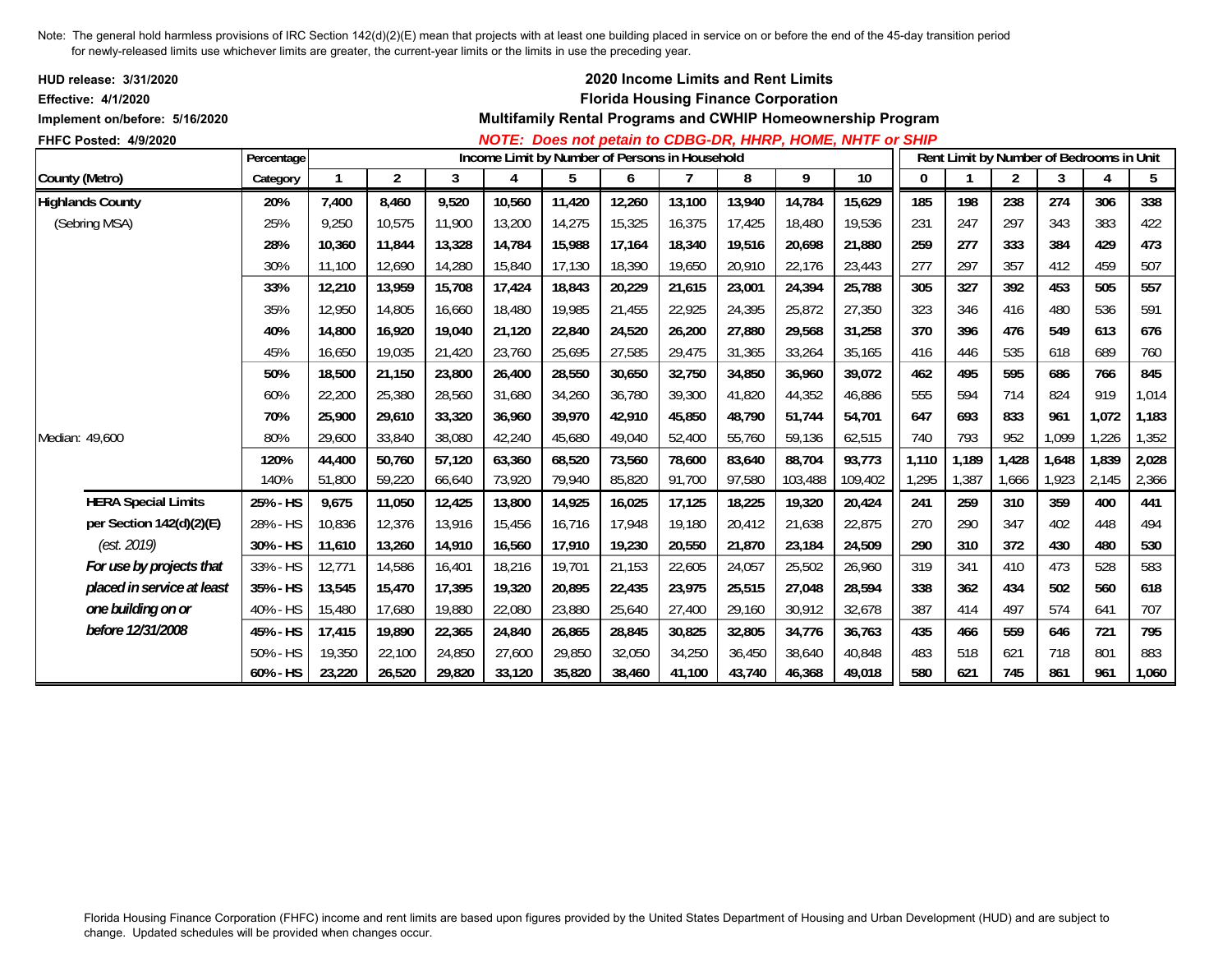Note: The general hold harmless provisions of IRC Section 142(d)(2)(E) mean that projects with at least one building placed in service on or before the end of the 45-day transition period for newly-released limits use whichever limits are greater, the current-year limits or the limits in use the preceding year.

**HUD release: 3/31/2020**
**Effective: 4/1/2020**
**Implement on/before: 5/16/2020**
**FHFC Posted: 4/9/2020**

## 2020 Income Limits and Rent Limits
## Florida Housing Finance Corporation
## Multifamily Rental Programs and CWHIP Homeownership Program

***NOTE: Does not petain to CDBG-DR, HHRP, HOME, NHTF or SHIP***

| County (Metro) | Percentage Category | Income Limit by Number of Persons in Household | | | | | | | | | | Rent Limit by Number of Bedrooms in Unit | | | | | |
|---|---|---|---|---|---|---|---|---|---|---|---|---|---|---|---|---|---|
| | | 1 | 2 | 3 | 4 | 5 | 6 | 7 | 8 | 9 | 10 | 0 | 1 | 2 | 3 | 4 | 5 |
| **Highlands County** | **20%** | **7,400** | **8,460** | **9,520** | **10,560** | **11,420** | **12,260** | **13,100** | **13,940** | **14,784** | **15,629** | **185** | **198** | **238** | **274** | **306** | **338** |
| (Sebring MSA) | 25% | 9,250 | 10,575 | 11,900 | 13,200 | 14,275 | 15,325 | 16,375 | 17,425 | 18,480 | 19,536 | 231 | 247 | 297 | 343 | 383 | 422 |
| | **28%** | **10,360** | **11,844** | **13,328** | **14,784** | **15,988** | **17,164** | **18,340** | **19,516** | **20,698** | **21,880** | **259** | **277** | **333** | **384** | **429** | **473** |
| | 30% | 11,100 | 12,690 | 14,280 | 15,840 | 17,130 | 18,390 | 19,650 | 20,910 | 22,176 | 23,443 | 277 | 297 | 357 | 412 | 459 | 507 |
| | **33%** | **12,210** | **13,959** | **15,708** | **17,424** | **18,843** | **20,229** | **21,615** | **23,001** | **24,394** | **25,788** | **305** | **327** | **392** | **453** | **505** | **557** |
| | 35% | 12,950 | 14,805 | 16,660 | 18,480 | 19,985 | 21,455 | 22,925 | 24,395 | 25,872 | 27,350 | 323 | 346 | 416 | 480 | 536 | 591 |
| | **40%** | **14,800** | **16,920** | **19,040** | **21,120** | **22,840** | **24,520** | **26,200** | **27,880** | **29,568** | **31,258** | **370** | **396** | **476** | **549** | **613** | **676** |
| | 45% | 16,650 | 19,035 | 21,420 | 23,760 | 25,695 | 27,585 | 29,475 | 31,365 | 33,264 | 35,165 | 416 | 446 | 535 | 618 | 689 | 760 |
| | **50%** | **18,500** | **21,150** | **23,800** | **26,400** | **28,550** | **30,650** | **32,750** | **34,850** | **36,960** | **39,072** | **462** | **495** | **595** | **686** | **766** | **845** |
| | 60% | 22,200 | 25,380 | 28,560 | 31,680 | 34,260 | 36,780 | 39,300 | 41,820 | 44,352 | 46,886 | 555 | 594 | 714 | 824 | 919 | 1,014 |
| | **70%** | **25,900** | **29,610** | **33,320** | **36,960** | **39,970** | **42,910** | **45,850** | **48,790** | **51,744** | **54,701** | **647** | **693** | **833** | **961** | **1,072** | **1,183** |
| Median: 49,600 | 80% | 29,600 | 33,840 | 38,080 | 42,240 | 45,680 | 49,040 | 52,400 | 55,760 | 59,136 | 62,515 | 740 | 793 | 952 | 1,099 | 1,226 | 1,352 |
| | **120%** | **44,400** | **50,760** | **57,120** | **63,360** | **68,520** | **73,560** | **78,600** | **83,640** | **88,704** | **93,773** | **1,110** | **1,189** | **1,428** | **1,648** | **1,839** | **2,028** |
| | 140% | 51,800 | 59,220 | 66,640 | 73,920 | 79,940 | 85,820 | 91,700 | 97,580 | 103,488 | 109,402 | 1,295 | 1,387 | 1,666 | 1,923 | 2,145 | 2,366 |
| **HERA Special Limits** | **25% - HS** | **9,675** | **11,050** | **12,425** | **13,800** | **14,925** | **16,025** | **17,125** | **18,225** | **19,320** | **20,424** | **241** | **259** | **310** | **359** | **400** | **441** |
| **per Section 142(d)(2)(E)** | 28% - HS | 10,836 | 12,376 | 13,916 | 15,456 | 16,716 | 17,948 | 19,180 | 20,412 | 21,638 | 22,875 | 270 | 290 | 347 | 402 | 448 | 494 |
| *(est. 2019)* | **30% - HS** | **11,610** | **13,260** | **14,910** | **16,560** | **17,910** | **19,230** | **20,550** | **21,870** | **23,184** | **24,509** | **290** | **310** | **372** | **430** | **480** | **530** |
| ***For use by projects that*** | 33% - HS | 12,771 | 14,586 | 16,401 | 18,216 | 19,701 | 21,153 | 22,605 | 24,057 | 25,502 | 26,960 | 319 | 341 | 410 | 473 | 528 | 583 |
| ***placed in service at least*** | **35% - HS** | **13,545** | **15,470** | **17,395** | **19,320** | **20,895** | **22,435** | **23,975** | **25,515** | **27,048** | **28,594** | **338** | **362** | **434** | **502** | **560** | **618** |
| ***one building on or*** | 40% - HS | 15,480 | 17,680 | 19,880 | 22,080 | 23,880 | 25,640 | 27,400 | 29,160 | 30,912 | 32,678 | 387 | 414 | 497 | 574 | 641 | 707 |
| ***before 12/31/2008*** | **45% - HS** | **17,415** | **19,890** | **22,365** | **24,840** | **26,865** | **28,845** | **30,825** | **32,805** | **34,776** | **36,763** | **435** | **466** | **559** | **646** | **721** | **795** |
| | 50% - HS | 19,350 | 22,100 | 24,850 | 27,600 | 29,850 | 32,050 | 34,250 | 36,450 | 38,640 | 40,848 | 483 | 518 | 621 | 718 | 801 | 883 |
| | **60% - HS** | **23,220** | **26,520** | **29,820** | **33,120** | **35,820** | **38,460** | **41,100** | **43,740** | **46,368** | **49,018** | **580** | **621** | **745** | **861** | **961** | **1,060** |

Florida Housing Finance Corporation (FHFC) income and rent limits are based upon figures provided by the United States Department of Housing and Urban Development (HUD) and are subject to change. Updated schedules will be provided when changes occur.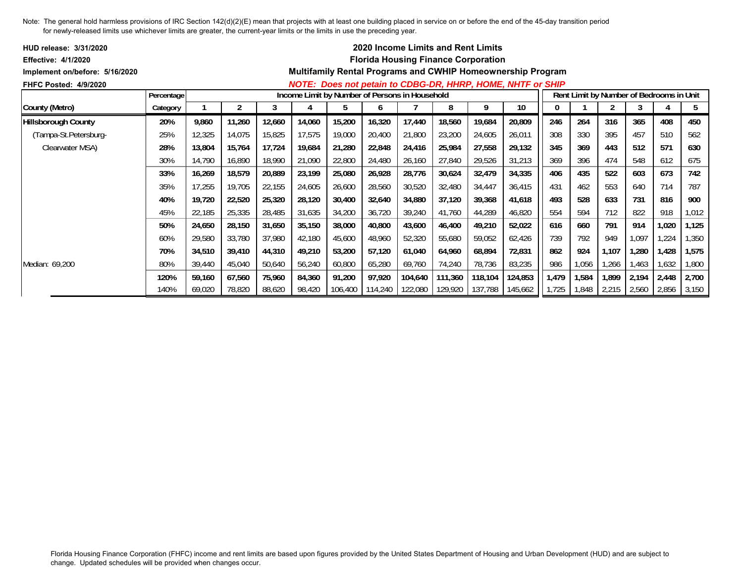Note: The general hold harmless provisions of IRC Section 142(d)(2)(E) mean that projects with at least one building placed in service on or before the end of the 45-day transition period for newly-released limits use whichever limits are greater, the current-year limits or the limits in use the preceding year.

**HUD release: 3/31/2020**
**Effective: 4/1/2020**
**Implement on/before: 5/16/2020**
**FHFC Posted: 4/9/2020**

## 2020 Income Limits and Rent Limits
## Florida Housing Finance Corporation
## Multifamily Rental Programs and CWHIP Homeownership Program

***NOTE: Does not petain to CDBG-DR, HHRP, HOME, NHTF or SHIP***

| | Percentage | Income Limit by Number of Persons in Household | | | | | | | | | | Rent Limit by Number of Bedrooms in Unit | | | | | |
|---|---|---|---|---|---|---|---|---|---|---|---|---|---|---|---|---|---|
| **County (Metro)** | **Category** | **1** | **2** | **3** | **4** | **5** | **6** | **7** | **8** | **9** | **10** | **0** | **1** | **2** | **3** | **4** | **5** |
| **Hillsborough County** | **20%** | **9,860** | **11,260** | **12,660** | **14,060** | **15,200** | **16,320** | **17,440** | **18,560** | **19,684** | **20,809** | **246** | **264** | **316** | **365** | **408** | **450** |
| (Tampa-St.Petersburg- | 25% | 12,325 | 14,075 | 15,825 | 17,575 | 19,000 | 20,400 | 21,800 | 23,200 | 24,605 | 26,011 | 308 | 330 | 395 | 457 | 510 | 562 |
| Clearwater MSA) | **28%** | **13,804** | **15,764** | **17,724** | **19,684** | **21,280** | **22,848** | **24,416** | **25,984** | **27,558** | **29,132** | **345** | **369** | **443** | **512** | **571** | **630** |
| | 30% | 14,790 | 16,890 | 18,990 | 21,090 | 22,800 | 24,480 | 26,160 | 27,840 | 29,526 | 31,213 | 369 | 396 | 474 | 548 | 612 | 675 |
| | **33%** | **16,269** | **18,579** | **20,889** | **23,199** | **25,080** | **26,928** | **28,776** | **30,624** | **32,479** | **34,335** | **406** | **435** | **522** | **603** | **673** | **742** |
| | 35% | 17,255 | 19,705 | 22,155 | 24,605 | 26,600 | 28,560 | 30,520 | 32,480 | 34,447 | 36,415 | 431 | 462 | 553 | 640 | 714 | 787 |
| | **40%** | **19,720** | **22,520** | **25,320** | **28,120** | **30,400** | **32,640** | **34,880** | **37,120** | **39,368** | **41,618** | **493** | **528** | **633** | **731** | **816** | **900** |
| | 45% | 22,185 | 25,335 | 28,485 | 31,635 | 34,200 | 36,720 | 39,240 | 41,760 | 44,289 | 46,820 | 554 | 594 | 712 | 822 | 918 | 1,012 |
| | **50%** | **24,650** | **28,150** | **31,650** | **35,150** | **38,000** | **40,800** | **43,600** | **46,400** | **49,210** | **52,022** | **616** | **660** | **791** | **914** | **1,020** | **1,125** |
| | 60% | 29,580 | 33,780 | 37,980 | 42,180 | 45,600 | 48,960 | 52,320 | 55,680 | 59,052 | 62,426 | 739 | 792 | 949 | 1,097 | 1,224 | 1,350 |
| | **70%** | **34,510** | **39,410** | **44,310** | **49,210** | **53,200** | **57,120** | **61,040** | **64,960** | **68,894** | **72,831** | **862** | **924** | **1,107** | **1,280** | **1,428** | **1,575** |
| Median: 69,200 | 80% | 39,440 | 45,040 | 50,640 | 56,240 | 60,800 | 65,280 | 69,760 | 74,240 | 78,736 | 83,235 | 986 | 1,056 | 1,266 | 1,463 | 1,632 | 1,800 |
| | **120%** | **59,160** | **67,560** | **75,960** | **84,360** | **91,200** | **97,920** | **104,640** | **111,360** | **118,104** | **124,853** | **1,479** | **1,584** | **1,899** | **2,194** | **2,448** | **2,700** |
| | 140% | 69,020 | 78,820 | 88,620 | 98,420 | 106,400 | 114,240 | 122,080 | 129,920 | 137,788 | 145,662 | 1,725 | 1,848 | 2,215 | 2,560 | 2,856 | 3,150 |

Florida Housing Finance Corporation (FHFC) income and rent limits are based upon figures provided by the United States Department of Housing and Urban Development (HUD) and are subject to change. Updated schedules will be provided when changes occur.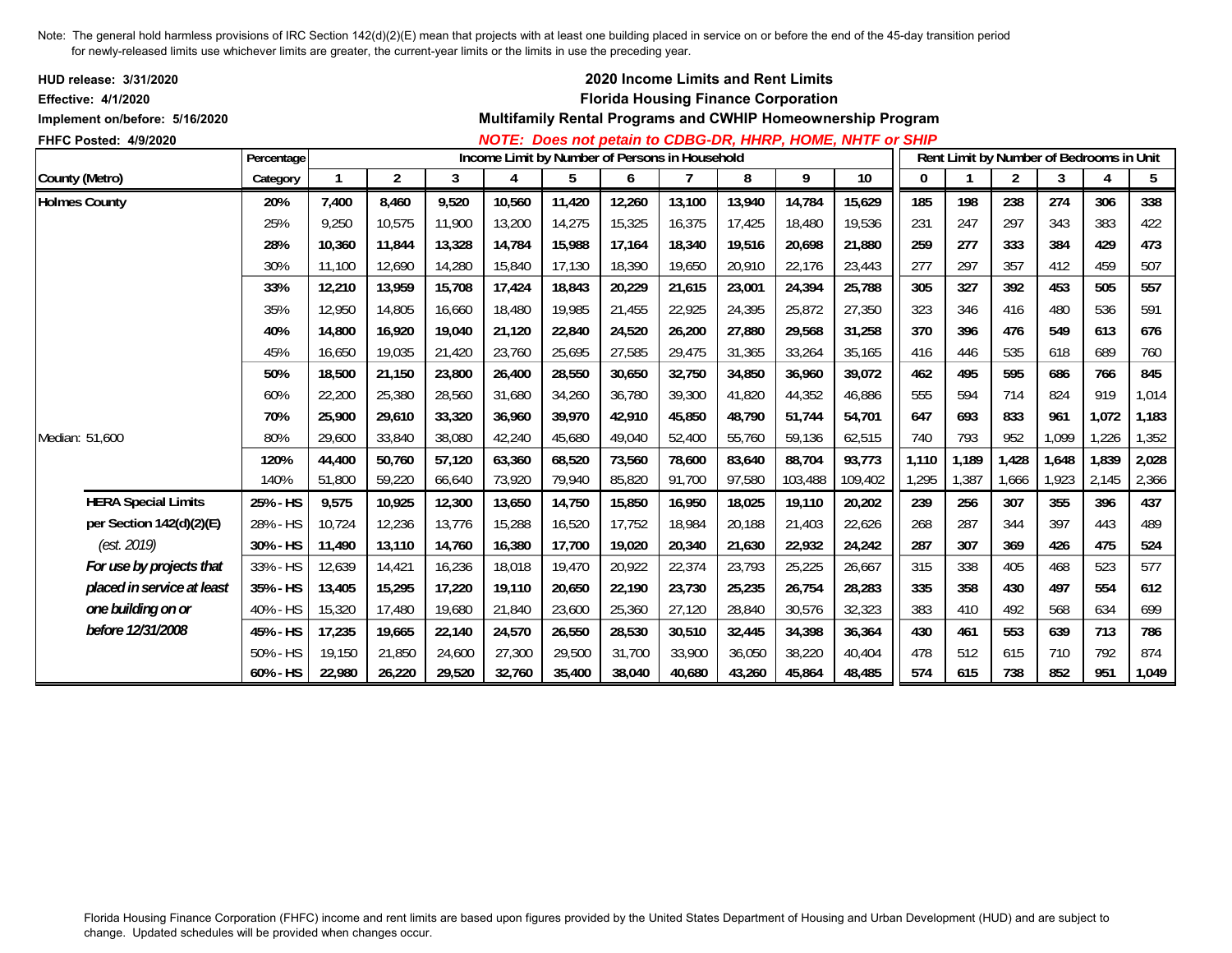Note: The general hold harmless provisions of IRC Section 142(d)(2)(E) mean that projects with at least one building placed in service on or before the end of the 45-day transition period for newly-released limits use whichever limits are greater, the current-year limits or the limits in use the preceding year.

**HUD release: 3/31/2020**
**Effective: 4/1/2020**
**Implement on/before: 5/16/2020**
**FHFC Posted: 4/9/2020**

## 2020 Income Limits and Rent Limits
### Florida Housing Finance Corporation
### Multifamily Rental Programs and CWHIP Homeownership Program
***NOTE: Does not petain to CDBG-DR, HHRP, HOME, NHTF or SHIP***

| County (Metro) | Percentage Category | Income Limit by Number of Persons in Household: 1 | 2 | 3 | 4 | 5 | 6 | 7 | 8 | 9 | 10 | Rent Limit by Number of Bedrooms in Unit: 0 | 1 | 2 | 3 | 4 | 5 |
|---|---|---|---|---|---|---|---|---|---|---|---|---|---|---|---|---|---|
| **Holmes County** | **20%** | **7,400** | **8,460** | **9,520** | **10,560** | **11,420** | **12,260** | **13,100** | **13,940** | **14,784** | **15,629** | **185** | **198** | **238** | **274** | **306** | **338** |
| | 25% | 9,250 | 10,575 | 11,900 | 13,200 | 14,275 | 15,325 | 16,375 | 17,425 | 18,480 | 19,536 | 231 | 247 | 297 | 343 | 383 | 422 |
| | **28%** | **10,360** | **11,844** | **13,328** | **14,784** | **15,988** | **17,164** | **18,340** | **19,516** | **20,698** | **21,880** | **259** | **277** | **333** | **384** | **429** | **473** |
| | 30% | 11,100 | 12,690 | 14,280 | 15,840 | 17,130 | 18,390 | 19,650 | 20,910 | 22,176 | 23,443 | 277 | 297 | 357 | 412 | 459 | 507 |
| | **33%** | **12,210** | **13,959** | **15,708** | **17,424** | **18,843** | **20,229** | **21,615** | **23,001** | **24,394** | **25,788** | **305** | **327** | **392** | **453** | **505** | **557** |
| | 35% | 12,950 | 14,805 | 16,660 | 18,480 | 19,985 | 21,455 | 22,925 | 24,395 | 25,872 | 27,350 | 323 | 346 | 416 | 480 | 536 | 591 |
| | **40%** | **14,800** | **16,920** | **19,040** | **21,120** | **22,840** | **24,520** | **26,200** | **27,880** | **29,568** | **31,258** | **370** | **396** | **476** | **549** | **613** | **676** |
| | 45% | 16,650 | 19,035 | 21,420 | 23,760 | 25,695 | 27,585 | 29,475 | 31,365 | 33,264 | 35,165 | 416 | 446 | 535 | 618 | 689 | 760 |
| | **50%** | **18,500** | **21,150** | **23,800** | **26,400** | **28,550** | **30,650** | **32,750** | **34,850** | **36,960** | **39,072** | **462** | **495** | **595** | **686** | **766** | **845** |
| | 60% | 22,200 | 25,380 | 28,560 | 31,680 | 34,260 | 36,780 | 39,300 | 41,820 | 44,352 | 46,886 | 555 | 594 | 714 | 824 | 919 | 1,014 |
| | **70%** | **25,900** | **29,610** | **33,320** | **36,960** | **39,970** | **42,910** | **45,850** | **48,790** | **51,744** | **54,701** | **647** | **693** | **833** | **961** | **1,072** | **1,183** |
| Median: 51,600 | 80% | 29,600 | 33,840 | 38,080 | 42,240 | 45,680 | 49,040 | 52,400 | 55,760 | 59,136 | 62,515 | 740 | 793 | 952 | 1,099 | 1,226 | 1,352 |
| | **120%** | **44,400** | **50,760** | **57,120** | **63,360** | **68,520** | **73,560** | **78,600** | **83,640** | **88,704** | **93,773** | **1,110** | **1,189** | **1,428** | **1,648** | **1,839** | **2,028** |
| | 140% | 51,800 | 59,220 | 66,640 | 73,920 | 79,940 | 85,820 | 91,700 | 97,580 | 103,488 | 109,402 | 1,295 | 1,387 | 1,666 | 1,923 | 2,145 | 2,366 |
| **HERA Special Limits** | **25% - HS** | **9,575** | **10,925** | **12,300** | **13,650** | **14,750** | **15,850** | **16,950** | **18,025** | **19,110** | **20,202** | **239** | **256** | **307** | **355** | **396** | **437** |
| **per Section 142(d)(2)(E)** | 28% - HS | 10,724 | 12,236 | 13,776 | 15,288 | 16,520 | 17,752 | 18,984 | 20,188 | 21,403 | 22,626 | 268 | 287 | 344 | 397 | 443 | 489 |
| *(est. 2019)* | **30% - HS** | **11,490** | **13,110** | **14,760** | **16,380** | **17,700** | **19,020** | **20,340** | **21,630** | **22,932** | **24,242** | **287** | **307** | **369** | **426** | **475** | **524** |
| ***For use by projects that*** | 33% - HS | 12,639 | 14,421 | 16,236 | 18,018 | 19,470 | 20,922 | 22,374 | 23,793 | 25,225 | 26,667 | 315 | 338 | 405 | 468 | 523 | 577 |
| ***placed in service at least*** | **35% - HS** | **13,405** | **15,295** | **17,220** | **19,110** | **20,650** | **22,190** | **23,730** | **25,235** | **26,754** | **28,283** | **335** | **358** | **430** | **497** | **554** | **612** |
| ***one building on or*** | 40% - HS | 15,320 | 17,480 | 19,680 | 21,840 | 23,600 | 25,360 | 27,120 | 28,840 | 30,576 | 32,323 | 383 | 410 | 492 | 568 | 634 | 699 |
| ***before 12/31/2008*** | **45% - HS** | **17,235** | **19,665** | **22,140** | **24,570** | **26,550** | **28,530** | **30,510** | **32,445** | **34,398** | **36,364** | **430** | **461** | **553** | **639** | **713** | **786** |
| | 50% - HS | 19,150 | 21,850 | 24,600 | 27,300 | 29,500 | 31,700 | 33,900 | 36,050 | 38,220 | 40,404 | 478 | 512 | 615 | 710 | 792 | 874 |
| | **60% - HS** | **22,980** | **26,220** | **29,520** | **32,760** | **35,400** | **38,040** | **40,680** | **43,260** | **45,864** | **48,485** | **574** | **615** | **738** | **852** | **951** | **1,049** |

Florida Housing Finance Corporation (FHFC) income and rent limits are based upon figures provided by the United States Department of Housing and Urban Development (HUD) and are subject to change. Updated schedules will be provided when changes occur.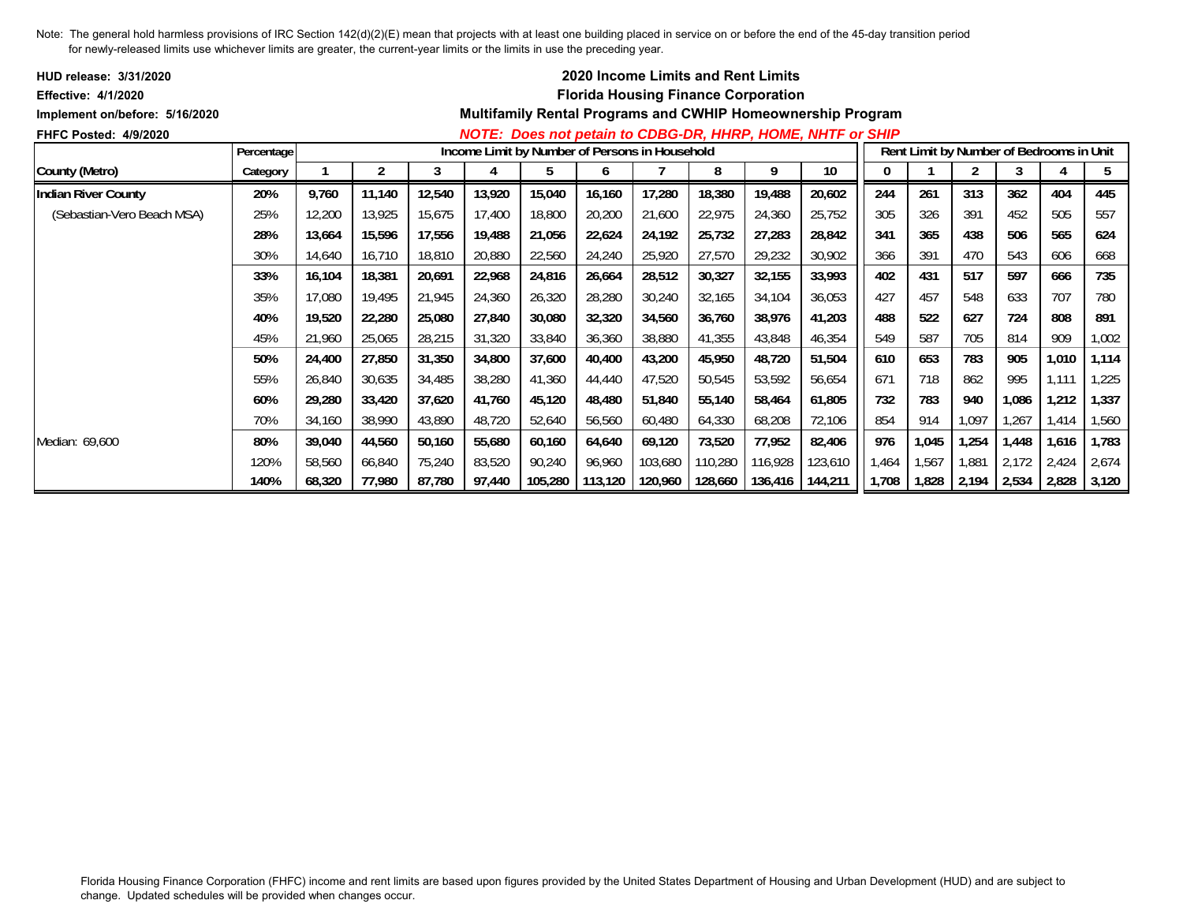Note: The general hold harmless provisions of IRC Section 142(d)(2)(E) mean that projects with at least one building placed in service on or before the end of the 45-day transition period for newly-released limits use whichever limits are greater, the current-year limits or the limits in use the preceding year.

**HUD release: 3/31/2020**
**Effective: 4/1/2020**
**Implement on/before: 5/16/2020**
**FHFC Posted: 4/9/2020**

## 2020 Income Limits and Rent Limits
## Florida Housing Finance Corporation
## Multifamily Rental Programs and CWHIP Homeownership Program

***NOTE: Does not petain to CDBG-DR, HHRP, HOME, NHTF or SHIP***

| County (Metro) | Percentage Category | Income Limit by Number of Persons in Household | | | | | | | | | | Rent Limit by Number of Bedrooms in Unit | | | | | |
|---|---|---|---|---|---|---|---|---|---|---|---|---|---|---|---|---|---|
| | | 1 | 2 | 3 | 4 | 5 | 6 | 7 | 8 | 9 | 10 | 0 | 1 | 2 | 3 | 4 | 5 |
| **Indian River County** | **20%** | **9,760** | **11,140** | **12,540** | **13,920** | **15,040** | **16,160** | **17,280** | **18,380** | **19,488** | **20,602** | **244** | **261** | **313** | **362** | **404** | **445** |
| (Sebastian-Vero Beach MSA) | 25% | 12,200 | 13,925 | 15,675 | 17,400 | 18,800 | 20,200 | 21,600 | 22,975 | 24,360 | 25,752 | 305 | 326 | 391 | 452 | 505 | 557 |
| | **28%** | **13,664** | **15,596** | **17,556** | **19,488** | **21,056** | **22,624** | **24,192** | **25,732** | **27,283** | **28,842** | **341** | **365** | **438** | **506** | **565** | **624** |
| | 30% | 14,640 | 16,710 | 18,810 | 20,880 | 22,560 | 24,240 | 25,920 | 27,570 | 29,232 | 30,902 | 366 | 391 | 470 | 543 | 606 | 668 |
| | **33%** | **16,104** | **18,381** | **20,691** | **22,968** | **24,816** | **26,664** | **28,512** | **30,327** | **32,155** | **33,993** | **402** | **431** | **517** | **597** | **666** | **735** |
| | 35% | 17,080 | 19,495 | 21,945 | 24,360 | 26,320 | 28,280 | 30,240 | 32,165 | 34,104 | 36,053 | 427 | 457 | 548 | 633 | 707 | 780 |
| | **40%** | **19,520** | **22,280** | **25,080** | **27,840** | **30,080** | **32,320** | **34,560** | **36,760** | **38,976** | **41,203** | **488** | **522** | **627** | **724** | **808** | **891** |
| | 45% | 21,960 | 25,065 | 28,215 | 31,320 | 33,840 | 36,360 | 38,880 | 41,355 | 43,848 | 46,354 | 549 | 587 | 705 | 814 | 909 | 1,002 |
| | **50%** | **24,400** | **27,850** | **31,350** | **34,800** | **37,600** | **40,400** | **43,200** | **45,950** | **48,720** | **51,504** | **610** | **653** | **783** | **905** | **1,010** | **1,114** |
| | 55% | 26,840 | 30,635 | 34,485 | 38,280 | 41,360 | 44,440 | 47,520 | 50,545 | 53,592 | 56,654 | 671 | 718 | 862 | 995 | 1,111 | 1,225 |
| | **60%** | **29,280** | **33,420** | **37,620** | **41,760** | **45,120** | **48,480** | **51,840** | **55,140** | **58,464** | **61,805** | **732** | **783** | **940** | **1,086** | **1,212** | **1,337** |
| | 70% | 34,160 | 38,990 | 43,890 | 48,720 | 52,640 | 56,560 | 60,480 | 64,330 | 68,208 | 72,106 | 854 | 914 | 1,097 | 1,267 | 1,414 | 1,560 |
| Median: 69,600 | **80%** | **39,040** | **44,560** | **50,160** | **55,680** | **60,160** | **64,640** | **69,120** | **73,520** | **77,952** | **82,406** | **976** | **1,045** | **1,254** | **1,448** | **1,616** | **1,783** |
| | 120% | 58,560 | 66,840 | 75,240 | 83,520 | 90,240 | 96,960 | 103,680 | 110,280 | 116,928 | 123,610 | 1,464 | 1,567 | 1,881 | 2,172 | 2,424 | 2,674 |
| | **140%** | **68,320** | **77,980** | **87,780** | **97,440** | **105,280** | **113,120** | **120,960** | **128,660** | **136,416** | **144,211** | **1,708** | **1,828** | **2,194** | **2,534** | **2,828** | **3,120** |

Florida Housing Finance Corporation (FHFC) income and rent limits are based upon figures provided by the United States Department of Housing and Urban Development (HUD) and are subject to change. Updated schedules will be provided when changes occur.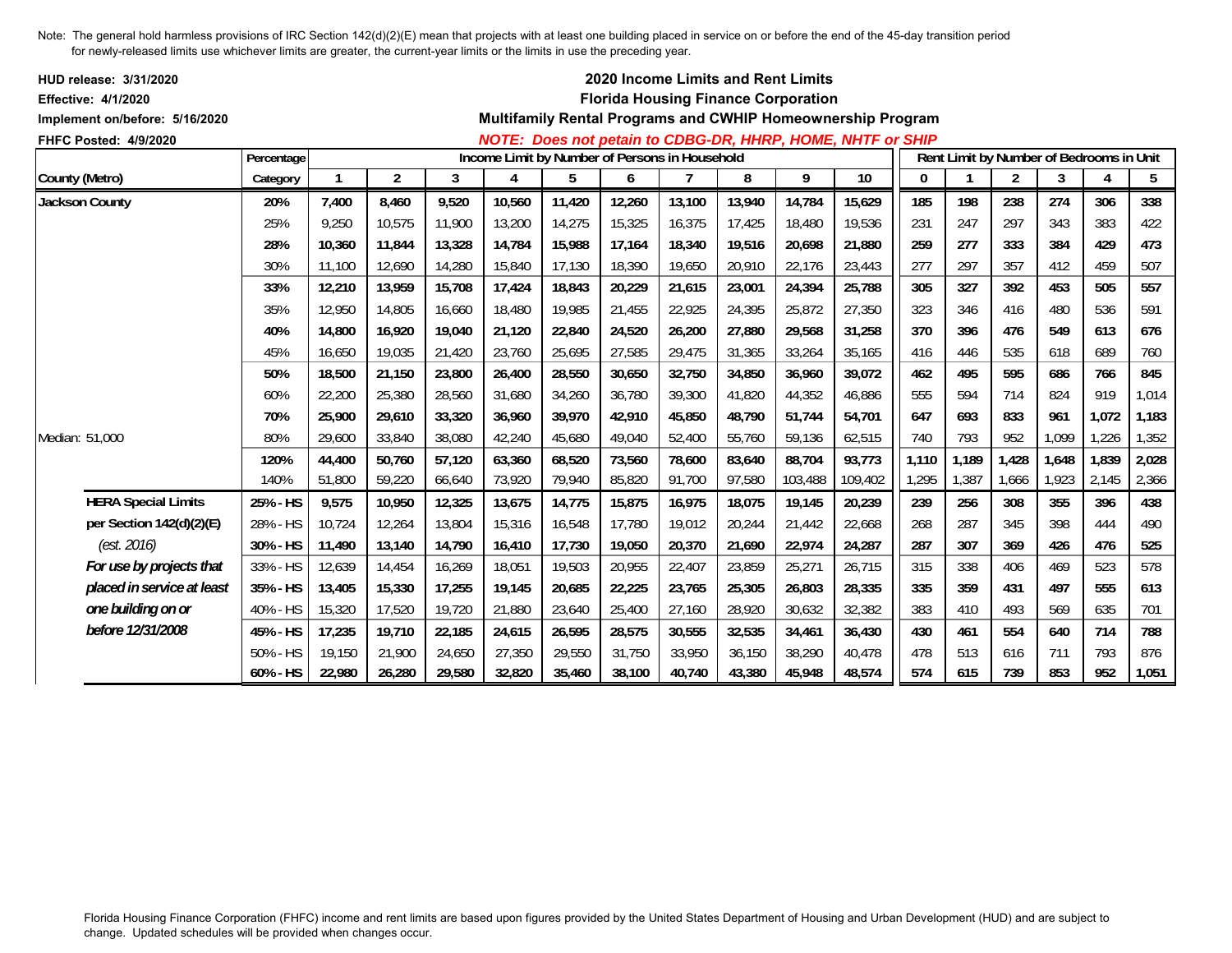Note: The general hold harmless provisions of IRC Section 142(d)(2)(E) mean that projects with at least one building placed in service on or before the end of the 45-day transition period for newly-released limits use whichever limits are greater, the current-year limits or the limits in use the preceding year.

**HUD release: 3/31/2020**
**Effective: 4/1/2020**
**Implement on/before: 5/16/2020**
**FHFC Posted: 4/9/2020**

## 2020 Income Limits and Rent Limits
## Florida Housing Finance Corporation
### Multifamily Rental Programs and CWHIP Homeownership Program

***NOTE: Does not petain to CDBG-DR, HHRP, HOME, NHTF or SHIP***

| County (Metro) | Percentage Category | Income Limit by Number of Persons in Household | | | | | | | | | | Rent Limit by Number of Bedrooms in Unit | | | | | |
|---|---|---|---|---|---|---|---|---|---|---|---|---|---|---|---|---|---|
| | | 1 | 2 | 3 | 4 | 5 | 6 | 7 | 8 | 9 | 10 | 0 | 1 | 2 | 3 | 4 | 5 |
| **Jackson County** | **20%** | **7,400** | **8,460** | **9,520** | **10,560** | **11,420** | **12,260** | **13,100** | **13,940** | **14,784** | **15,629** | **185** | **198** | **238** | **274** | **306** | **338** |
| | 25% | 9,250 | 10,575 | 11,900 | 13,200 | 14,275 | 15,325 | 16,375 | 17,425 | 18,480 | 19,536 | 231 | 247 | 297 | 343 | 383 | 422 |
| | **28%** | **10,360** | **11,844** | **13,328** | **14,784** | **15,988** | **17,164** | **18,340** | **19,516** | **20,698** | **21,880** | **259** | **277** | **333** | **384** | **429** | **473** |
| | 30% | 11,100 | 12,690 | 14,280 | 15,840 | 17,130 | 18,390 | 19,650 | 20,910 | 22,176 | 23,443 | 277 | 297 | 357 | 412 | 459 | 507 |
| | **33%** | **12,210** | **13,959** | **15,708** | **17,424** | **18,843** | **20,229** | **21,615** | **23,001** | **24,394** | **25,788** | **305** | **327** | **392** | **453** | **505** | **557** |
| | 35% | 12,950 | 14,805 | 16,660 | 18,480 | 19,985 | 21,455 | 22,925 | 24,395 | 25,872 | 27,350 | 323 | 346 | 416 | 480 | 536 | 591 |
| | **40%** | **14,800** | **16,920** | **19,040** | **21,120** | **22,840** | **24,520** | **26,200** | **27,880** | **29,568** | **31,258** | **370** | **396** | **476** | **549** | **613** | **676** |
| | 45% | 16,650 | 19,035 | 21,420 | 23,760 | 25,695 | 27,585 | 29,475 | 31,365 | 33,264 | 35,165 | 416 | 446 | 535 | 618 | 689 | 760 |
| | **50%** | **18,500** | **21,150** | **23,800** | **26,400** | **28,550** | **30,650** | **32,750** | **34,850** | **36,960** | **39,072** | **462** | **495** | **595** | **686** | **766** | **845** |
| | 60% | 22,200 | 25,380 | 28,560 | 31,680 | 34,260 | 36,780 | 39,300 | 41,820 | 44,352 | 46,886 | 555 | 594 | 714 | 824 | 919 | 1,014 |
| | **70%** | **25,900** | **29,610** | **33,320** | **36,960** | **39,970** | **42,910** | **45,850** | **48,790** | **51,744** | **54,701** | **647** | **693** | **833** | **961** | **1,072** | **1,183** |
| Median: 51,000 | 80% | 29,600 | 33,840 | 38,080 | 42,240 | 45,680 | 49,040 | 52,400 | 55,760 | 59,136 | 62,515 | 740 | 793 | 952 | 1,099 | 1,226 | 1,352 |
| | **120%** | **44,400** | **50,760** | **57,120** | **63,360** | **68,520** | **73,560** | **78,600** | **83,640** | **88,704** | **93,773** | **1,110** | **1,189** | **1,428** | **1,648** | **1,839** | **2,028** |
| | 140% | 51,800 | 59,220 | 66,640 | 73,920 | 79,940 | 85,820 | 91,700 | 97,580 | 103,488 | 109,402 | 1,295 | 1,387 | 1,666 | 1,923 | 2,145 | 2,366 |
| **HERA Special Limits** | **25% - HS** | **9,575** | **10,950** | **12,325** | **13,675** | **14,775** | **15,875** | **16,975** | **18,075** | **19,145** | **20,239** | **239** | **256** | **308** | **355** | **396** | **438** |
| **per Section 142(d)(2)(E)** | 28% - HS | 10,724 | 12,264 | 13,804 | 15,316 | 16,548 | 17,780 | 19,012 | 20,244 | 21,442 | 22,668 | 268 | 287 | 345 | 398 | 444 | 490 |
| *(est. 2016)* | **30% - HS** | **11,490** | **13,140** | **14,790** | **16,410** | **17,730** | **19,050** | **20,370** | **21,690** | **22,974** | **24,287** | **287** | **307** | **369** | **426** | **476** | **525** |
| ***For use by projects that*** | 33% - HS | 12,639 | 14,454 | 16,269 | 18,051 | 19,503 | 20,955 | 22,407 | 23,859 | 25,271 | 26,715 | 315 | 338 | 406 | 469 | 523 | 578 |
| ***placed in service at least*** | **35% - HS** | **13,405** | **15,330** | **17,255** | **19,145** | **20,685** | **22,225** | **23,765** | **25,305** | **26,803** | **28,335** | **335** | **359** | **431** | **497** | **555** | **613** |
| ***one building on or*** | 40% - HS | 15,320 | 17,520 | 19,720 | 21,880 | 23,640 | 25,400 | 27,160 | 28,920 | 30,632 | 32,382 | 383 | 410 | 493 | 569 | 635 | 701 |
| ***before 12/31/2008*** | **45% - HS** | **17,235** | **19,710** | **22,185** | **24,615** | **26,595** | **28,575** | **30,555** | **32,535** | **34,461** | **36,430** | **430** | **461** | **554** | **640** | **714** | **788** |
| | 50% - HS | 19,150 | 21,900 | 24,650 | 27,350 | 29,550 | 31,750 | 33,950 | 36,150 | 38,290 | 40,478 | 478 | 513 | 616 | 711 | 793 | 876 |
| | **60% - HS** | **22,980** | **26,280** | **29,580** | **32,820** | **35,460** | **38,100** | **40,740** | **43,380** | **45,948** | **48,574** | **574** | **615** | **739** | **853** | **952** | **1,051** |

Florida Housing Finance Corporation (FHFC) income and rent limits are based upon figures provided by the United States Department of Housing and Urban Development (HUD) and are subject to change. Updated schedules will be provided when changes occur.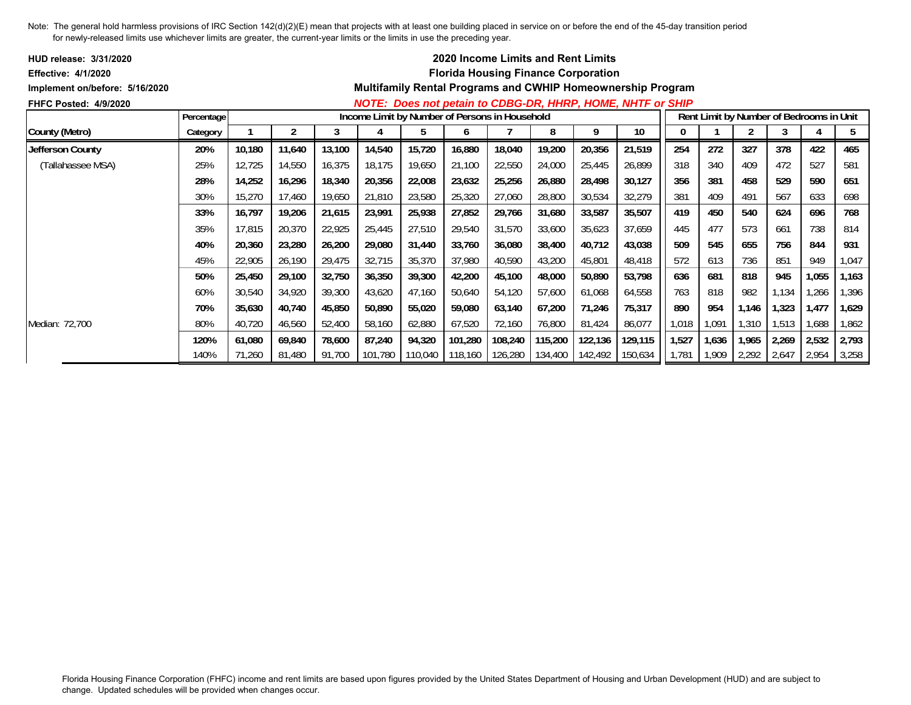Note: The general hold harmless provisions of IRC Section 142(d)(2)(E) mean that projects with at least one building placed in service on or before the end of the 45-day transition period for newly-released limits use whichever limits are greater, the current-year limits or the limits in use the preceding year.

**HUD release: 3/31/2020**
**Effective: 4/1/2020**
**Implement on/before: 5/16/2020**
**FHFC Posted: 4/9/2020**

# 2020 Income Limits and Rent Limits
## Florida Housing Finance Corporation
### Multifamily Rental Programs and CWHIP Homeownership Program

***NOTE: Does not petain to CDBG-DR, HHRP, HOME, NHTF or SHIP***

| County (Metro) | Percentage Category | Income Limit by Number of Persons in Household | | | | | | | | | | Rent Limit by Number of Bedrooms in Unit | | | | | |
|---|---|---|---|---|---|---|---|---|---|---|---|---|---|---|---|---|---|
| | | 1 | 2 | 3 | 4 | 5 | 6 | 7 | 8 | 9 | 10 | 0 | 1 | 2 | 3 | 4 | 5 |
| **Jefferson County** | **20%** | **10,180** | **11,640** | **13,100** | **14,540** | **15,720** | **16,880** | **18,040** | **19,200** | **20,356** | **21,519** | **254** | **272** | **327** | **378** | **422** | **465** |
| (Tallahassee MSA) | 25% | 12,725 | 14,550 | 16,375 | 18,175 | 19,650 | 21,100 | 22,550 | 24,000 | 25,445 | 26,899 | 318 | 340 | 409 | 472 | 527 | 581 |
| | **28%** | **14,252** | **16,296** | **18,340** | **20,356** | **22,008** | **23,632** | **25,256** | **26,880** | **28,498** | **30,127** | **356** | **381** | **458** | **529** | **590** | **651** |
| | 30% | 15,270 | 17,460 | 19,650 | 21,810 | 23,580 | 25,320 | 27,060 | 28,800 | 30,534 | 32,279 | 381 | 409 | 491 | 567 | 633 | 698 |
| | **33%** | **16,797** | **19,206** | **21,615** | **23,991** | **25,938** | **27,852** | **29,766** | **31,680** | **33,587** | **35,507** | **419** | **450** | **540** | **624** | **696** | **768** |
| | 35% | 17,815 | 20,370 | 22,925 | 25,445 | 27,510 | 29,540 | 31,570 | 33,600 | 35,623 | 37,659 | 445 | 477 | 573 | 661 | 738 | 814 |
| | **40%** | **20,360** | **23,280** | **26,200** | **29,080** | **31,440** | **33,760** | **36,080** | **38,400** | **40,712** | **43,038** | **509** | **545** | **655** | **756** | **844** | **931** |
| | 45% | 22,905 | 26,190 | 29,475 | 32,715 | 35,370 | 37,980 | 40,590 | 43,200 | 45,801 | 48,418 | 572 | 613 | 736 | 851 | 949 | 1,047 |
| | **50%** | **25,450** | **29,100** | **32,750** | **36,350** | **39,300** | **42,200** | **45,100** | **48,000** | **50,890** | **53,798** | **636** | **681** | **818** | **945** | **1,055** | **1,163** |
| | 60% | 30,540 | 34,920 | 39,300 | 43,620 | 47,160 | 50,640 | 54,120 | 57,600 | 61,068 | 64,558 | 763 | 818 | 982 | 1,134 | 1,266 | 1,396 |
| | **70%** | **35,630** | **40,740** | **45,850** | **50,890** | **55,020** | **59,080** | **63,140** | **67,200** | **71,246** | **75,317** | **890** | **954** | **1,146** | **1,323** | **1,477** | **1,629** |
| Median: 72,700 | 80% | 40,720 | 46,560 | 52,400 | 58,160 | 62,880 | 67,520 | 72,160 | 76,800 | 81,424 | 86,077 | 1,018 | 1,091 | 1,310 | 1,513 | 1,688 | 1,862 |
| | **120%** | **61,080** | **69,840** | **78,600** | **87,240** | **94,320** | **101,280** | **108,240** | **115,200** | **122,136** | **129,115** | **1,527** | **1,636** | **1,965** | **2,269** | **2,532** | **2,793** |
| | 140% | 71,260 | 81,480 | 91,700 | 101,780 | 110,040 | 118,160 | 126,280 | 134,400 | 142,492 | 150,634 | 1,781 | 1,909 | 2,292 | 2,647 | 2,954 | 3,258 |

Florida Housing Finance Corporation (FHFC) income and rent limits are based upon figures provided by the United States Department of Housing and Urban Development (HUD) and are subject to change. Updated schedules will be provided when changes occur.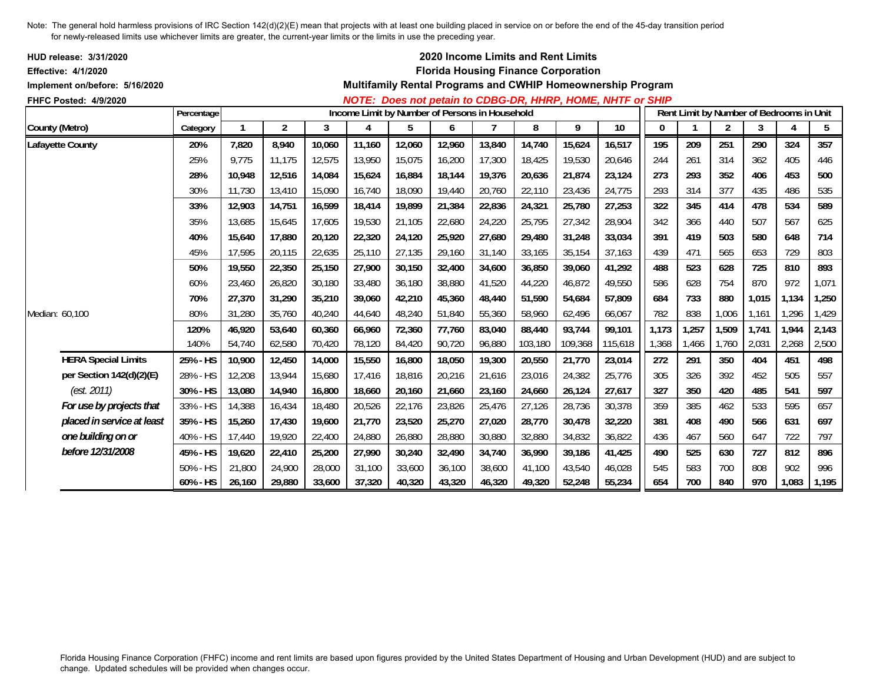Note: The general hold harmless provisions of IRC Section 142(d)(2)(E) mean that projects with at least one building placed in service on or before the end of the 45-day transition period for newly-released limits use whichever limits are greater, the current-year limits or the limits in use the preceding year.

**HUD release: 3/31/2020**
**Effective: 4/1/2020**
**Implement on/before: 5/16/2020**
**FHFC Posted: 4/9/2020**

## 2020 Income Limits and Rent Limits
## Florida Housing Finance Corporation
## Multifamily Rental Programs and CWHIP Homeownership Program

***NOTE: Does not petain to CDBG-DR, HHRP, HOME, NHTF or SHIP***

| County (Metro) | Percentage Category | Income Limit by Number of Persons in Household 1 | 2 | 3 | 4 | 5 | 6 | 7 | 8 | 9 | 10 | Rent Limit by Number of Bedrooms in Unit 0 | 1 | 2 | 3 | 4 | 5 |
|---|---|---|---|---|---|---|---|---|---|---|---|---|---|---|---|---|---|
| **Lafayette County** | **20%** | **7,820** | **8,940** | **10,060** | **11,160** | **12,060** | **12,960** | **13,840** | **14,740** | **15,624** | **16,517** | **195** | **209** | **251** | **290** | **324** | **357** |
| | 25% | 9,775 | 11,175 | 12,575 | 13,950 | 15,075 | 16,200 | 17,300 | 18,425 | 19,530 | 20,646 | 244 | 261 | 314 | 362 | 405 | 446 |
| | **28%** | **10,948** | **12,516** | **14,084** | **15,624** | **16,884** | **18,144** | **19,376** | **20,636** | **21,874** | **23,124** | **273** | **293** | **352** | **406** | **453** | **500** |
| | 30% | 11,730 | 13,410 | 15,090 | 16,740 | 18,090 | 19,440 | 20,760 | 22,110 | 23,436 | 24,775 | 293 | 314 | 377 | 435 | 486 | 535 |
| | **33%** | **12,903** | **14,751** | **16,599** | **18,414** | **19,899** | **21,384** | **22,836** | **24,321** | **25,780** | **27,253** | **322** | **345** | **414** | **478** | **534** | **589** |
| | 35% | 13,685 | 15,645 | 17,605 | 19,530 | 21,105 | 22,680 | 24,220 | 25,795 | 27,342 | 28,904 | 342 | 366 | 440 | 507 | 567 | 625 |
| | **40%** | **15,640** | **17,880** | **20,120** | **22,320** | **24,120** | **25,920** | **27,680** | **29,480** | **31,248** | **33,034** | **391** | **419** | **503** | **580** | **648** | **714** |
| | 45% | 17,595 | 20,115 | 22,635 | 25,110 | 27,135 | 29,160 | 31,140 | 33,165 | 35,154 | 37,163 | 439 | 471 | 565 | 653 | 729 | 803 |
| | **50%** | **19,550** | **22,350** | **25,150** | **27,900** | **30,150** | **32,400** | **34,600** | **36,850** | **39,060** | **41,292** | **488** | **523** | **628** | **725** | **810** | **893** |
| | 60% | 23,460 | 26,820 | 30,180 | 33,480 | 36,180 | 38,880 | 41,520 | 44,220 | 46,872 | 49,550 | 586 | 628 | 754 | 870 | 972 | 1,071 |
| | **70%** | **27,370** | **31,290** | **35,210** | **39,060** | **42,210** | **45,360** | **48,440** | **51,590** | **54,684** | **57,809** | **684** | **733** | **880** | **1,015** | **1,134** | **1,250** |
| Median: 60,100 | 80% | 31,280 | 35,760 | 40,240 | 44,640 | 48,240 | 51,840 | 55,360 | 58,960 | 62,496 | 66,067 | 782 | 838 | 1,006 | 1,161 | 1,296 | 1,429 |
| | **120%** | **46,920** | **53,640** | **60,360** | **66,960** | **72,360** | **77,760** | **83,040** | **88,440** | **93,744** | **99,101** | **1,173** | **1,257** | **1,509** | **1,741** | **1,944** | **2,143** |
| | 140% | 54,740 | 62,580 | 70,420 | 78,120 | 84,420 | 90,720 | 96,880 | 103,180 | 109,368 | 115,618 | 1,368 | 1,466 | 1,760 | 2,031 | 2,268 | 2,500 |
| **HERA Special Limits** | **25% - HS** | **10,900** | **12,450** | **14,000** | **15,550** | **16,800** | **18,050** | **19,300** | **20,550** | **21,770** | **23,014** | **272** | **291** | **350** | **404** | **451** | **498** |
| **per Section 142(d)(2)(E)** | 28% - HS | 12,208 | 13,944 | 15,680 | 17,416 | 18,816 | 20,216 | 21,616 | 23,016 | 24,382 | 25,776 | 305 | 326 | 392 | 452 | 505 | 557 |
| *(est. 2011)* | **30% - HS** | **13,080** | **14,940** | **16,800** | **18,660** | **20,160** | **21,660** | **23,160** | **24,660** | **26,124** | **27,617** | **327** | **350** | **420** | **485** | **541** | **597** |
| ***For use by projects that*** | 33% - HS | 14,388 | 16,434 | 18,480 | 20,526 | 22,176 | 23,826 | 25,476 | 27,126 | 28,736 | 30,378 | 359 | 385 | 462 | 533 | 595 | 657 |
| ***placed in service at least*** | **35% - HS** | **15,260** | **17,430** | **19,600** | **21,770** | **23,520** | **25,270** | **27,020** | **28,770** | **30,478** | **32,220** | **381** | **408** | **490** | **566** | **631** | **697** |
| ***one building on or*** | 40% - HS | 17,440 | 19,920 | 22,400 | 24,880 | 26,880 | 28,880 | 30,880 | 32,880 | 34,832 | 36,822 | 436 | 467 | 560 | 647 | 722 | 797 |
| ***before 12/31/2008*** | **45% - HS** | **19,620** | **22,410** | **25,200** | **27,990** | **30,240** | **32,490** | **34,740** | **36,990** | **39,186** | **41,425** | **490** | **525** | **630** | **727** | **812** | **896** |
| | 50% - HS | 21,800 | 24,900 | 28,000 | 31,100 | 33,600 | 36,100 | 38,600 | 41,100 | 43,540 | 46,028 | 545 | 583 | 700 | 808 | 902 | 996 |
| | **60% - HS** | **26,160** | **29,880** | **33,600** | **37,320** | **40,320** | **43,320** | **46,320** | **49,320** | **52,248** | **55,234** | **654** | **700** | **840** | **970** | **1,083** | **1,195** |

Florida Housing Finance Corporation (FHFC) income and rent limits are based upon figures provided by the United States Department of Housing and Urban Development (HUD) and are subject to change. Updated schedules will be provided when changes occur.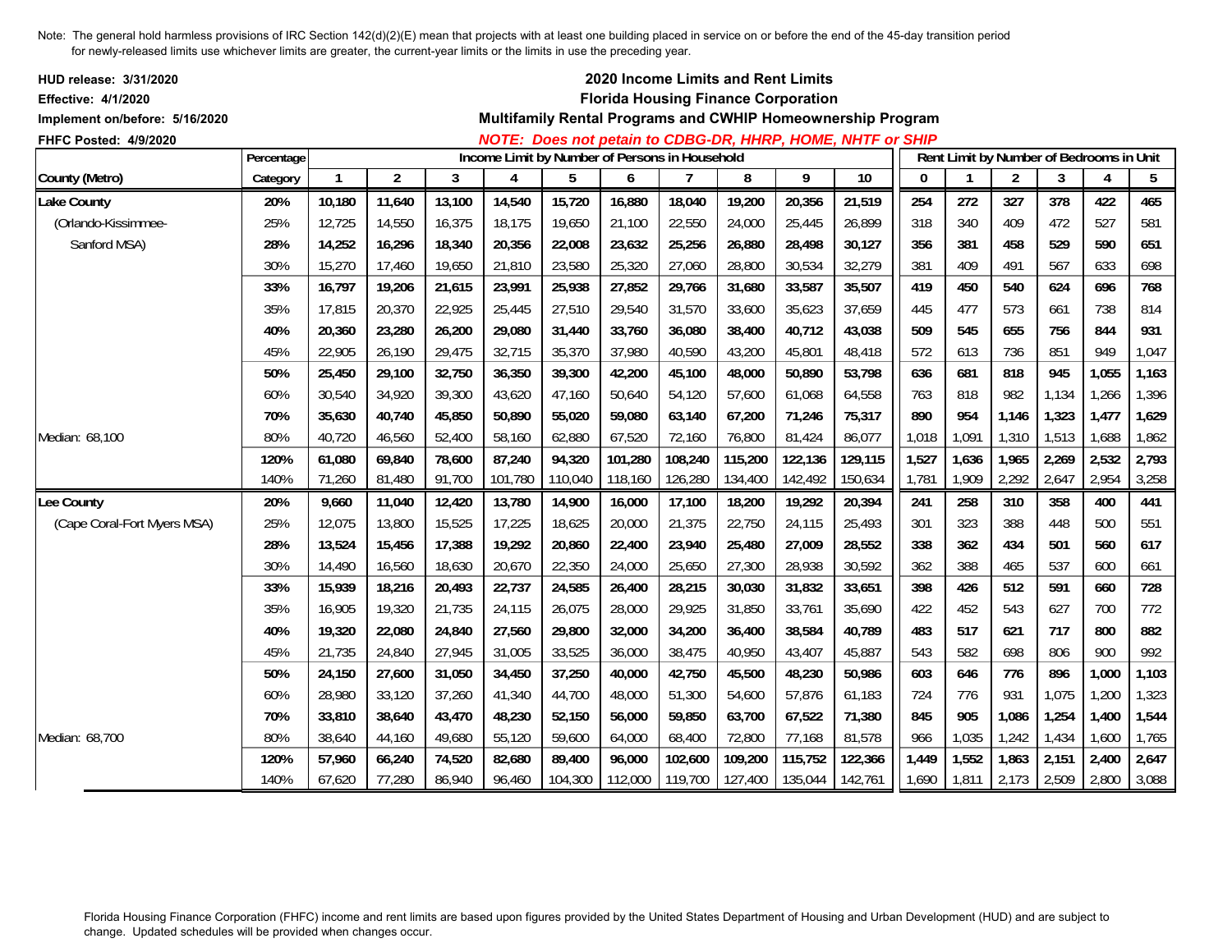Note: The general hold harmless provisions of IRC Section 142(d)(2)(E) mean that projects with at least one building placed in service on or before the end of the 45-day transition period for newly-released limits use whichever limits are greater, the current-year limits or the limits in use the preceding year.

**HUD release: 3/31/2020**
**Effective: 4/1/2020**
**Implement on/before: 5/16/2020**
**FHFC Posted: 4/9/2020**

## 2020 Income Limits and Rent Limits
## Florida Housing Finance Corporation
### Multifamily Rental Programs and CWHIP Homeownership Program

***NOTE: Does not petain to CDBG-DR, HHRP, HOME, NHTF or SHIP***

| County (Metro) | Percentage Category | Income Limit by Number of Persons in Household: 1 | 2 | 3 | 4 | 5 | 6 | 7 | 8 | 9 | 10 | Rent Limit by Number of Bedrooms in Unit: 0 | 1 | 2 | 3 | 4 | 5 |
|---|---|---|---|---|---|---|---|---|---|---|---|---|---|---|---|---|---|
| **Lake County** | **20%** | **10,180** | **11,640** | **13,100** | **14,540** | **15,720** | **16,880** | **18,040** | **19,200** | **20,356** | **21,519** | **254** | **272** | **327** | **378** | **422** | **465** |
| (Orlando-Kissimmee- | 25% | 12,725 | 14,550 | 16,375 | 18,175 | 19,650 | 21,100 | 22,550 | 24,000 | 25,445 | 26,899 | 318 | 340 | 409 | 472 | 527 | 581 |
| Sanford MSA) | **28%** | **14,252** | **16,296** | **18,340** | **20,356** | **22,008** | **23,632** | **25,256** | **26,880** | **28,498** | **30,127** | **356** | **381** | **458** | **529** | **590** | **651** |
| | 30% | 15,270 | 17,460 | 19,650 | 21,810 | 23,580 | 25,320 | 27,060 | 28,800 | 30,534 | 32,279 | 381 | 409 | 491 | 567 | 633 | 698 |
| | **33%** | **16,797** | **19,206** | **21,615** | **23,991** | **25,938** | **27,852** | **29,766** | **31,680** | **33,587** | **35,507** | **419** | **450** | **540** | **624** | **696** | **768** |
| | 35% | 17,815 | 20,370 | 22,925 | 25,445 | 27,510 | 29,540 | 31,570 | 33,600 | 35,623 | 37,659 | 445 | 477 | 573 | 661 | 738 | 814 |
| | **40%** | **20,360** | **23,280** | **26,200** | **29,080** | **31,440** | **33,760** | **36,080** | **38,400** | **40,712** | **43,038** | **509** | **545** | **655** | **756** | **844** | **931** |
| | 45% | 22,905 | 26,190 | 29,475 | 32,715 | 35,370 | 37,980 | 40,590 | 43,200 | 45,801 | 48,418 | 572 | 613 | 736 | 851 | 949 | 1,047 |
| | **50%** | **25,450** | **29,100** | **32,750** | **36,350** | **39,300** | **42,200** | **45,100** | **48,000** | **50,890** | **53,798** | **636** | **681** | **818** | **945** | **1,055** | **1,163** |
| | 60% | 30,540 | 34,920 | 39,300 | 43,620 | 47,160 | 50,640 | 54,120 | 57,600 | 61,068 | 64,558 | 763 | 818 | 982 | 1,134 | 1,266 | 1,396 |
| | **70%** | **35,630** | **40,740** | **45,850** | **50,890** | **55,020** | **59,080** | **63,140** | **67,200** | **71,246** | **75,317** | **890** | **954** | **1,146** | **1,323** | **1,477** | **1,629** |
| Median: 68,100 | 80% | 40,720 | 46,560 | 52,400 | 58,160 | 62,880 | 67,520 | 72,160 | 76,800 | 81,424 | 86,077 | 1,018 | 1,091 | 1,310 | 1,513 | 1,688 | 1,862 |
| | **120%** | **61,080** | **69,840** | **78,600** | **87,240** | **94,320** | **101,280** | **108,240** | **115,200** | **122,136** | **129,115** | **1,527** | **1,636** | **1,965** | **2,269** | **2,532** | **2,793** |
| | 140% | 71,260 | 81,480 | 91,700 | 101,780 | 110,040 | 118,160 | 126,280 | 134,400 | 142,492 | 150,634 | 1,781 | 1,909 | 2,292 | 2,647 | 2,954 | 3,258 |
| **Lee County** | **20%** | **9,660** | **11,040** | **12,420** | **13,780** | **14,900** | **16,000** | **17,100** | **18,200** | **19,292** | **20,394** | **241** | **258** | **310** | **358** | **400** | **441** |
| (Cape Coral-Fort Myers MSA) | 25% | 12,075 | 13,800 | 15,525 | 17,225 | 18,625 | 20,000 | 21,375 | 22,750 | 24,115 | 25,493 | 301 | 323 | 388 | 448 | 500 | 551 |
| | **28%** | **13,524** | **15,456** | **17,388** | **19,292** | **20,860** | **22,400** | **23,940** | **25,480** | **27,009** | **28,552** | **338** | **362** | **434** | **501** | **560** | **617** |
| | 30% | 14,490 | 16,560 | 18,630 | 20,670 | 22,350 | 24,000 | 25,650 | 27,300 | 28,938 | 30,592 | 362 | 388 | 465 | 537 | 600 | 661 |
| | **33%** | **15,939** | **18,216** | **20,493** | **22,737** | **24,585** | **26,400** | **28,215** | **30,030** | **31,832** | **33,651** | **398** | **426** | **512** | **591** | **660** | **728** |
| | 35% | 16,905 | 19,320 | 21,735 | 24,115 | 26,075 | 28,000 | 29,925 | 31,850 | 33,761 | 35,690 | 422 | 452 | 543 | 627 | 700 | 772 |
| | **40%** | **19,320** | **22,080** | **24,840** | **27,560** | **29,800** | **32,000** | **34,200** | **36,400** | **38,584** | **40,789** | **483** | **517** | **621** | **717** | **800** | **882** |
| | 45% | 21,735 | 24,840 | 27,945 | 31,005 | 33,525 | 36,000 | 38,475 | 40,950 | 43,407 | 45,887 | 543 | 582 | 698 | 806 | 900 | 992 |
| | **50%** | **24,150** | **27,600** | **31,050** | **34,450** | **37,250** | **40,000** | **42,750** | **45,500** | **48,230** | **50,986** | **603** | **646** | **776** | **896** | **1,000** | **1,103** |
| | 60% | 28,980 | 33,120 | 37,260 | 41,340 | 44,700 | 48,000 | 51,300 | 54,600 | 57,876 | 61,183 | 724 | 776 | 931 | 1,075 | 1,200 | 1,323 |
| | **70%** | **33,810** | **38,640** | **43,470** | **48,230** | **52,150** | **56,000** | **59,850** | **63,700** | **67,522** | **71,380** | **845** | **905** | **1,086** | **1,254** | **1,400** | **1,544** |
| Median: 68,700 | 80% | 38,640 | 44,160 | 49,680 | 55,120 | 59,600 | 64,000 | 68,400 | 72,800 | 77,168 | 81,578 | 966 | 1,035 | 1,242 | 1,434 | 1,600 | 1,765 |
| | **120%** | **57,960** | **66,240** | **74,520** | **82,680** | **89,400** | **96,000** | **102,600** | **109,200** | **115,752** | **122,366** | **1,449** | **1,552** | **1,863** | **2,151** | **2,400** | **2,647** |
| | 140% | 67,620 | 77,280 | 86,940 | 96,460 | 104,300 | 112,000 | 119,700 | 127,400 | 135,044 | 142,761 | 1,690 | 1,811 | 2,173 | 2,509 | 2,800 | 3,088 |

Florida Housing Finance Corporation (FHFC) income and rent limits are based upon figures provided by the United States Department of Housing and Urban Development (HUD) and are subject to change. Updated schedules will be provided when changes occur.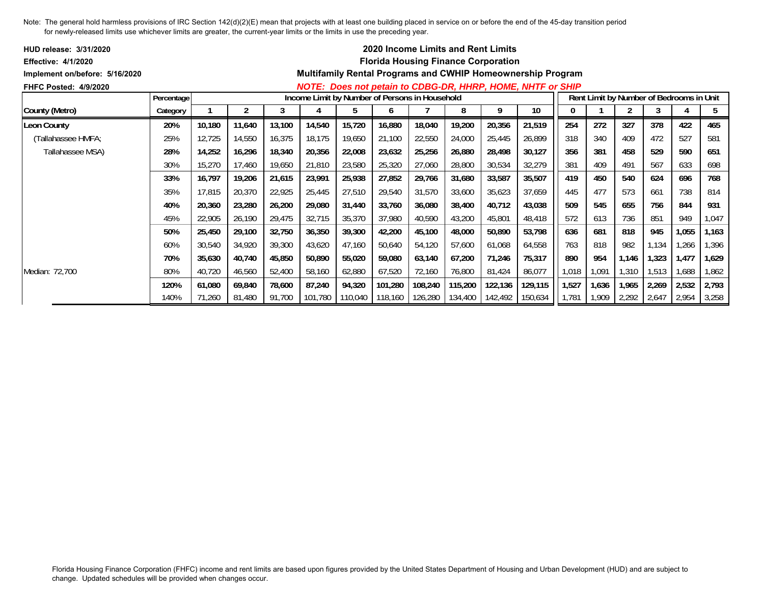Note: The general hold harmless provisions of IRC Section 142(d)(2)(E) mean that projects with at least one building placed in service on or before the end of the 45-day transition period for newly-released limits use whichever limits are greater, the current-year limits or the limits in use the preceding year.

**HUD release: 3/31/2020**
**Effective: 4/1/2020**
**Implement on/before: 5/16/2020**
**FHFC Posted: 4/9/2020**

## 2020 Income Limits and Rent Limits
## Florida Housing Finance Corporation
## Multifamily Rental Programs and CWHIP Homeownership Program

***NOTE: Does not petain to CDBG-DR, HHRP, HOME, NHTF or SHIP***

| County (Metro) | Percentage Category | Income Limit by Number of Persons in Household | | | | | | | | | | Rent Limit by Number of Bedrooms in Unit | | | | | |
|---|---|---|---|---|---|---|---|---|---|---|---|---|---|---|---|---|---|
| | | 1 | 2 | 3 | 4 | 5 | 6 | 7 | 8 | 9 | 10 | 0 | 1 | 2 | 3 | 4 | 5 |
| **Leon County** | **20%** | **10,180** | **11,640** | **13,100** | **14,540** | **15,720** | **16,880** | **18,040** | **19,200** | **20,356** | **21,519** | **254** | **272** | **327** | **378** | **422** | **465** |
| (Tallahassee HMFA; | 25% | 12,725 | 14,550 | 16,375 | 18,175 | 19,650 | 21,100 | 22,550 | 24,000 | 25,445 | 26,899 | 318 | 340 | 409 | 472 | 527 | 581 |
| Tallahassee MSA) | **28%** | **14,252** | **16,296** | **18,340** | **20,356** | **22,008** | **23,632** | **25,256** | **26,880** | **28,498** | **30,127** | **356** | **381** | **458** | **529** | **590** | **651** |
| | 30% | 15,270 | 17,460 | 19,650 | 21,810 | 23,580 | 25,320 | 27,060 | 28,800 | 30,534 | 32,279 | 381 | 409 | 491 | 567 | 633 | 698 |
| | **33%** | **16,797** | **19,206** | **21,615** | **23,991** | **25,938** | **27,852** | **29,766** | **31,680** | **33,587** | **35,507** | **419** | **450** | **540** | **624** | **696** | **768** |
| | 35% | 17,815 | 20,370 | 22,925 | 25,445 | 27,510 | 29,540 | 31,570 | 33,600 | 35,623 | 37,659 | 445 | 477 | 573 | 661 | 738 | 814 |
| | **40%** | **20,360** | **23,280** | **26,200** | **29,080** | **31,440** | **33,760** | **36,080** | **38,400** | **40,712** | **43,038** | **509** | **545** | **655** | **756** | **844** | **931** |
| | 45% | 22,905 | 26,190 | 29,475 | 32,715 | 35,370 | 37,980 | 40,590 | 43,200 | 45,801 | 48,418 | 572 | 613 | 736 | 851 | 949 | 1,047 |
| | **50%** | **25,450** | **29,100** | **32,750** | **36,350** | **39,300** | **42,200** | **45,100** | **48,000** | **50,890** | **53,798** | **636** | **681** | **818** | **945** | **1,055** | **1,163** |
| | 60% | 30,540 | 34,920 | 39,300 | 43,620 | 47,160 | 50,640 | 54,120 | 57,600 | 61,068 | 64,558 | 763 | 818 | 982 | 1,134 | 1,266 | 1,396 |
| | **70%** | **35,630** | **40,740** | **45,850** | **50,890** | **55,020** | **59,080** | **63,140** | **67,200** | **71,246** | **75,317** | **890** | **954** | **1,146** | **1,323** | **1,477** | **1,629** |
| Median: 72,700 | 80% | 40,720 | 46,560 | 52,400 | 58,160 | 62,880 | 67,520 | 72,160 | 76,800 | 81,424 | 86,077 | 1,018 | 1,091 | 1,310 | 1,513 | 1,688 | 1,862 |
| | **120%** | **61,080** | **69,840** | **78,600** | **87,240** | **94,320** | **101,280** | **108,240** | **115,200** | **122,136** | **129,115** | **1,527** | **1,636** | **1,965** | **2,269** | **2,532** | **2,793** |
| | 140% | 71,260 | 81,480 | 91,700 | 101,780 | 110,040 | 118,160 | 126,280 | 134,400 | 142,492 | 150,634 | 1,781 | 1,909 | 2,292 | 2,647 | 2,954 | 3,258 |

Florida Housing Finance Corporation (FHFC) income and rent limits are based upon figures provided by the United States Department of Housing and Urban Development (HUD) and are subject to change. Updated schedules will be provided when changes occur.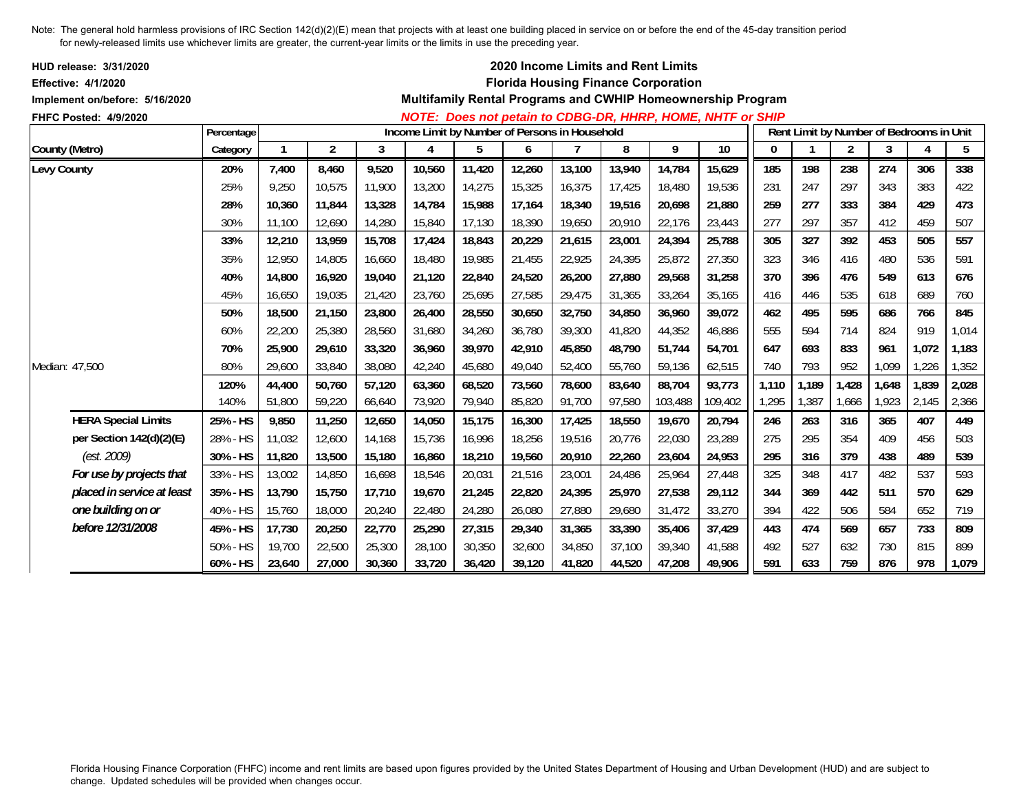Note: The general hold harmless provisions of IRC Section 142(d)(2)(E) mean that projects with at least one building placed in service on or before the end of the 45-day transition period for newly-released limits use whichever limits are greater, the current-year limits or the limits in use the preceding year.

**HUD release: 3/31/2020**
**Effective: 4/1/2020**
**Implement on/before: 5/16/2020**
**FHFC Posted: 4/9/2020**

## 2020 Income Limits and Rent Limits
## Florida Housing Finance Corporation
### Multifamily Rental Programs and CWHIP Homeownership Program

***NOTE: Does not petain to CDBG-DR, HHRP, HOME, NHTF or SHIP***

| County (Metro) | Percentage Category | Income Limit by Number of Persons in Household | | | | | | | | | | Rent Limit by Number of Bedrooms in Unit | | | | | |
|---|---|---|---|---|---|---|---|---|---|---|---|---|---|---|---|---|---|
| | | 1 | 2 | 3 | 4 | 5 | 6 | 7 | 8 | 9 | 10 | 0 | 1 | 2 | 3 | 4 | 5 |
| **Levy County** | **20%** | **7,400** | **8,460** | **9,520** | **10,560** | **11,420** | **12,260** | **13,100** | **13,940** | **14,784** | **15,629** | **185** | **198** | **238** | **274** | **306** | **338** |
| | 25% | 9,250 | 10,575 | 11,900 | 13,200 | 14,275 | 15,325 | 16,375 | 17,425 | 18,480 | 19,536 | 231 | 247 | 297 | 343 | 383 | 422 |
| | **28%** | **10,360** | **11,844** | **13,328** | **14,784** | **15,988** | **17,164** | **18,340** | **19,516** | **20,698** | **21,880** | **259** | **277** | **333** | **384** | **429** | **473** |
| | 30% | 11,100 | 12,690 | 14,280 | 15,840 | 17,130 | 18,390 | 19,650 | 20,910 | 22,176 | 23,443 | 277 | 297 | 357 | 412 | 459 | 507 |
| | **33%** | **12,210** | **13,959** | **15,708** | **17,424** | **18,843** | **20,229** | **21,615** | **23,001** | **24,394** | **25,788** | **305** | **327** | **392** | **453** | **505** | **557** |
| | 35% | 12,950 | 14,805 | 16,660 | 18,480 | 19,985 | 21,455 | 22,925 | 24,395 | 25,872 | 27,350 | 323 | 346 | 416 | 480 | 536 | 591 |
| | **40%** | **14,800** | **16,920** | **19,040** | **21,120** | **22,840** | **24,520** | **26,200** | **27,880** | **29,568** | **31,258** | **370** | **396** | **476** | **549** | **613** | **676** |
| | 45% | 16,650 | 19,035 | 21,420 | 23,760 | 25,695 | 27,585 | 29,475 | 31,365 | 33,264 | 35,165 | 416 | 446 | 535 | 618 | 689 | 760 |
| | **50%** | **18,500** | **21,150** | **23,800** | **26,400** | **28,550** | **30,650** | **32,750** | **34,850** | **36,960** | **39,072** | **462** | **495** | **595** | **686** | **766** | **845** |
| | 60% | 22,200 | 25,380 | 28,560 | 31,680 | 34,260 | 36,780 | 39,300 | 41,820 | 44,352 | 46,886 | 555 | 594 | 714 | 824 | 919 | 1,014 |
| | **70%** | **25,900** | **29,610** | **33,320** | **36,960** | **39,970** | **42,910** | **45,850** | **48,790** | **51,744** | **54,701** | **647** | **693** | **833** | **961** | **1,072** | **1,183** |
| Median: 47,500 | 80% | 29,600 | 33,840 | 38,080 | 42,240 | 45,680 | 49,040 | 52,400 | 55,760 | 59,136 | 62,515 | 740 | 793 | 952 | 1,099 | 1,226 | 1,352 |
| | **120%** | **44,400** | **50,760** | **57,120** | **63,360** | **68,520** | **73,560** | **78,600** | **83,640** | **88,704** | **93,773** | **1,110** | **1,189** | **1,428** | **1,648** | **1,839** | **2,028** |
| | 140% | 51,800 | 59,220 | 66,640 | 73,920 | 79,940 | 85,820 | 91,700 | 97,580 | 103,488 | 109,402 | 1,295 | 1,387 | 1,666 | 1,923 | 2,145 | 2,366 |
| **HERA Special Limits** | **25% - HS** | **9,850** | **11,250** | **12,650** | **14,050** | **15,175** | **16,300** | **17,425** | **18,550** | **19,670** | **20,794** | **246** | **263** | **316** | **365** | **407** | **449** |
| **per Section 142(d)(2)(E)** | 28% - HS | 11,032 | 12,600 | 14,168 | 15,736 | 16,996 | 18,256 | 19,516 | 20,776 | 22,030 | 23,289 | 275 | 295 | 354 | 409 | 456 | 503 |
| *(est. 2009)* | **30% - HS** | **11,820** | **13,500** | **15,180** | **16,860** | **18,210** | **19,560** | **20,910** | **22,260** | **23,604** | **24,953** | **295** | **316** | **379** | **438** | **489** | **539** |
| ***For use by projects that*** | 33% - HS | 13,002 | 14,850 | 16,698 | 18,546 | 20,031 | 21,516 | 23,001 | 24,486 | 25,964 | 27,448 | 325 | 348 | 417 | 482 | 537 | 593 |
| ***placed in service at least*** | **35% - HS** | **13,790** | **15,750** | **17,710** | **19,670** | **21,245** | **22,820** | **24,395** | **25,970** | **27,538** | **29,112** | **344** | **369** | **442** | **511** | **570** | **629** |
| ***one building on or*** | 40% - HS | 15,760 | 18,000 | 20,240 | 22,480 | 24,280 | 26,080 | 27,880 | 29,680 | 31,472 | 33,270 | 394 | 422 | 506 | 584 | 652 | 719 |
| ***before 12/31/2008*** | **45% - HS** | **17,730** | **20,250** | **22,770** | **25,290** | **27,315** | **29,340** | **31,365** | **33,390** | **35,406** | **37,429** | **443** | **474** | **569** | **657** | **733** | **809** |
| | 50% - HS | 19,700 | 22,500 | 25,300 | 28,100 | 30,350 | 32,600 | 34,850 | 37,100 | 39,340 | 41,588 | 492 | 527 | 632 | 730 | 815 | 899 |
| | **60% - HS** | **23,640** | **27,000** | **30,360** | **33,720** | **36,420** | **39,120** | **41,820** | **44,520** | **47,208** | **49,906** | **591** | **633** | **759** | **876** | **978** | **1,079** |

Florida Housing Finance Corporation (FHFC) income and rent limits are based upon figures provided by the United States Department of Housing and Urban Development (HUD) and are subject to change. Updated schedules will be provided when changes occur.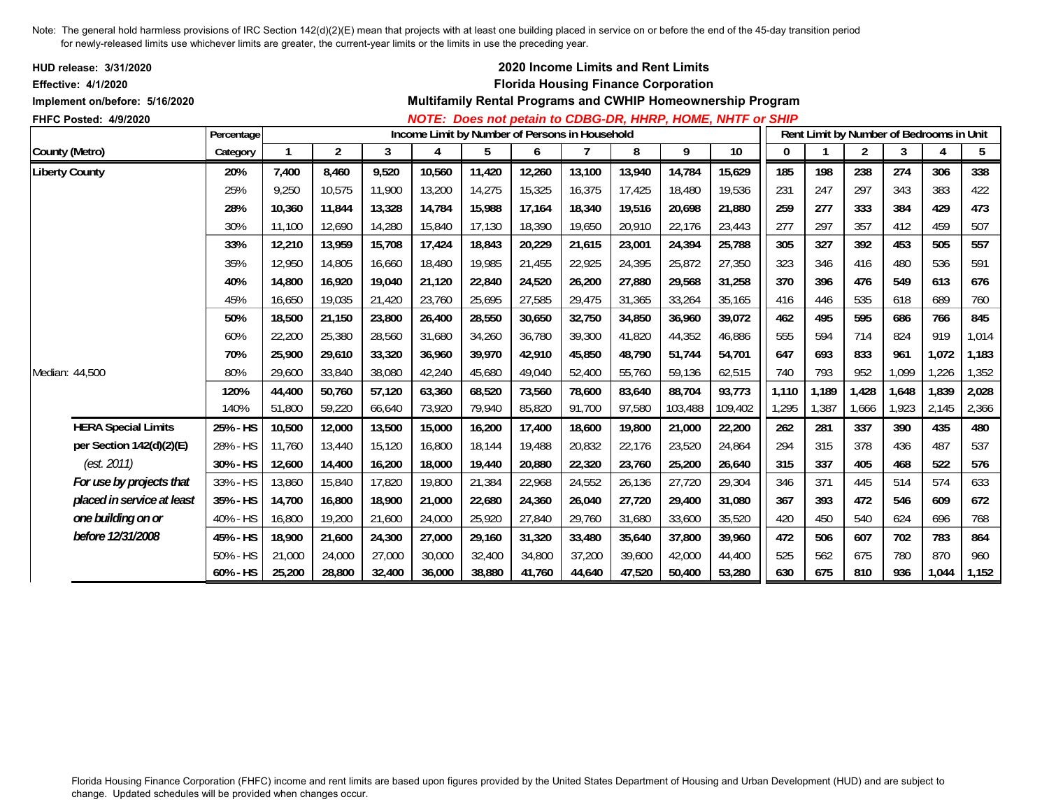Note: The general hold harmless provisions of IRC Section 142(d)(2)(E) mean that projects with at least one building placed in service on or before the end of the 45-day transition period for newly-released limits use whichever limits are greater, the current-year limits or the limits in use the preceding year.

**HUD release: 3/31/2020**
**Effective: 4/1/2020**
**Implement on/before: 5/16/2020**
**FHFC Posted: 4/9/2020**

## 2020 Income Limits and Rent Limits
## Florida Housing Finance Corporation
## Multifamily Rental Programs and CWHIP Homeownership Program

***NOTE: Does not petain to CDBG-DR, HHRP, HOME, NHTF or SHIP***

| County (Metro) | Percentage Category | Income Limit by Number of Persons in Household 1 | 2 | 3 | 4 | 5 | 6 | 7 | 8 | 9 | 10 | Rent Limit by Number of Bedrooms in Unit 0 | 1 | 2 | 3 | 4 | 5 |
|---|---|---|---|---|---|---|---|---|---|---|---|---|---|---|---|---|---|
| **Liberty County** | **20%** | **7,400** | **8,460** | **9,520** | **10,560** | **11,420** | **12,260** | **13,100** | **13,940** | **14,784** | **15,629** | **185** | **198** | **238** | **274** | **306** | **338** |
| | 25% | 9,250 | 10,575 | 11,900 | 13,200 | 14,275 | 15,325 | 16,375 | 17,425 | 18,480 | 19,536 | 231 | 247 | 297 | 343 | 383 | 422 |
| | **28%** | **10,360** | **11,844** | **13,328** | **14,784** | **15,988** | **17,164** | **18,340** | **19,516** | **20,698** | **21,880** | **259** | **277** | **333** | **384** | **429** | **473** |
| | 30% | 11,100 | 12,690 | 14,280 | 15,840 | 17,130 | 18,390 | 19,650 | 20,910 | 22,176 | 23,443 | 277 | 297 | 357 | 412 | 459 | 507 |
| | **33%** | **12,210** | **13,959** | **15,708** | **17,424** | **18,843** | **20,229** | **21,615** | **23,001** | **24,394** | **25,788** | **305** | **327** | **392** | **453** | **505** | **557** |
| | 35% | 12,950 | 14,805 | 16,660 | 18,480 | 19,985 | 21,455 | 22,925 | 24,395 | 25,872 | 27,350 | 323 | 346 | 416 | 480 | 536 | 591 |
| | **40%** | **14,800** | **16,920** | **19,040** | **21,120** | **22,840** | **24,520** | **26,200** | **27,880** | **29,568** | **31,258** | **370** | **396** | **476** | **549** | **613** | **676** |
| | 45% | 16,650 | 19,035 | 21,420 | 23,760 | 25,695 | 27,585 | 29,475 | 31,365 | 33,264 | 35,165 | 416 | 446 | 535 | 618 | 689 | 760 |
| | **50%** | **18,500** | **21,150** | **23,800** | **26,400** | **28,550** | **30,650** | **32,750** | **34,850** | **36,960** | **39,072** | **462** | **495** | **595** | **686** | **766** | **845** |
| | 60% | 22,200 | 25,380 | 28,560 | 31,680 | 34,260 | 36,780 | 39,300 | 41,820 | 44,352 | 46,886 | 555 | 594 | 714 | 824 | 919 | 1,014 |
| | **70%** | **25,900** | **29,610** | **33,320** | **36,960** | **39,970** | **42,910** | **45,850** | **48,790** | **51,744** | **54,701** | **647** | **693** | **833** | **961** | **1,072** | **1,183** |
| Median: 44,500 | 80% | 29,600 | 33,840 | 38,080 | 42,240 | 45,680 | 49,040 | 52,400 | 55,760 | 59,136 | 62,515 | 740 | 793 | 952 | 1,099 | 1,226 | 1,352 |
| | **120%** | **44,400** | **50,760** | **57,120** | **63,360** | **68,520** | **73,560** | **78,600** | **83,640** | **88,704** | **93,773** | **1,110** | **1,189** | **1,428** | **1,648** | **1,839** | **2,028** |
| | 140% | 51,800 | 59,220 | 66,640 | 73,920 | 79,940 | 85,820 | 91,700 | 97,580 | 103,488 | 109,402 | 1,295 | 1,387 | 1,666 | 1,923 | 2,145 | 2,366 |
| **HERA Special Limits** | **25% - HS** | **10,500** | **12,000** | **13,500** | **15,000** | **16,200** | **17,400** | **18,600** | **19,800** | **21,000** | **22,200** | **262** | **281** | **337** | **390** | **435** | **480** |
| **per Section 142(d)(2)(E)** | 28% - HS | 11,760 | 13,440 | 15,120 | 16,800 | 18,144 | 19,488 | 20,832 | 22,176 | 23,520 | 24,864 | 294 | 315 | 378 | 436 | 487 | 537 |
| *(est. 2011)* | **30% - HS** | **12,600** | **14,400** | **16,200** | **18,000** | **19,440** | **20,880** | **22,320** | **23,760** | **25,200** | **26,640** | **315** | **337** | **405** | **468** | **522** | **576** |
| ***For use by projects that*** | 33% - HS | 13,860 | 15,840 | 17,820 | 19,800 | 21,384 | 22,968 | 24,552 | 26,136 | 27,720 | 29,304 | 346 | 371 | 445 | 514 | 574 | 633 |
| ***placed in service at least*** | **35% - HS** | **14,700** | **16,800** | **18,900** | **21,000** | **22,680** | **24,360** | **26,040** | **27,720** | **29,400** | **31,080** | **367** | **393** | **472** | **546** | **609** | **672** |
| ***one building on or*** | 40% - HS | 16,800 | 19,200 | 21,600 | 24,000 | 25,920 | 27,840 | 29,760 | 31,680 | 33,600 | 35,520 | 420 | 450 | 540 | 624 | 696 | 768 |
| ***before 12/31/2008*** | **45% - HS** | **18,900** | **21,600** | **24,300** | **27,000** | **29,160** | **31,320** | **33,480** | **35,640** | **37,800** | **39,960** | **472** | **506** | **607** | **702** | **783** | **864** |
| | 50% - HS | 21,000 | 24,000 | 27,000 | 30,000 | 32,400 | 34,800 | 37,200 | 39,600 | 42,000 | 44,400 | 525 | 562 | 675 | 780 | 870 | 960 |
| | **60% - HS** | **25,200** | **28,800** | **32,400** | **36,000** | **38,880** | **41,760** | **44,640** | **47,520** | **50,400** | **53,280** | **630** | **675** | **810** | **936** | **1,044** | **1,152** |

Florida Housing Finance Corporation (FHFC) income and rent limits are based upon figures provided by the United States Department of Housing and Urban Development (HUD) and are subject to change. Updated schedules will be provided when changes occur.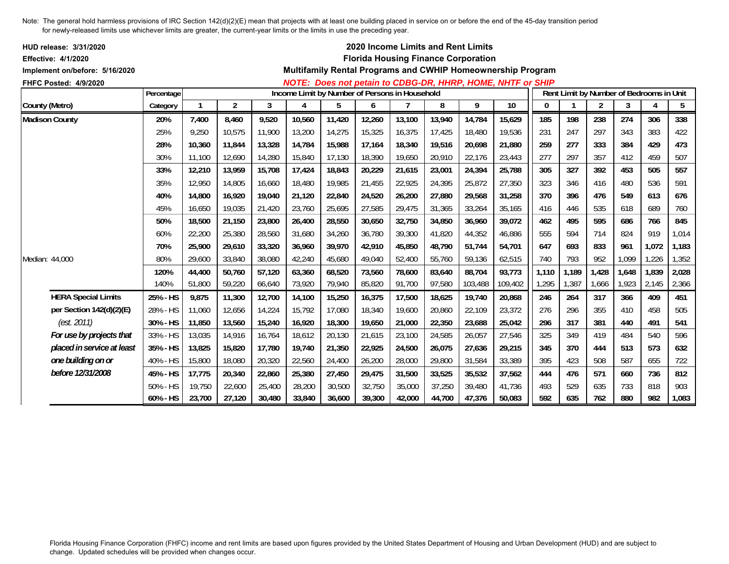Note: The general hold harmless provisions of IRC Section 142(d)(2)(E) mean that projects with at least one building placed in service on or before the end of the 45-day transition period for newly-released limits use whichever limits are greater, the current-year limits or the limits in use the preceding year.

**HUD release: 3/31/2020**
**Effective: 4/1/2020**
**Implement on/before: 5/16/2020**
**FHFC Posted: 4/9/2020**

## 2020 Income Limits and Rent Limits
## Florida Housing Finance Corporation
## Multifamily Rental Programs and CWHIP Homeownership Program

***NOTE: Does not petain to CDBG-DR, HHRP, HOME, NHTF or SHIP***

| County (Metro) | Percentage Category | Income Limit by Number of Persons in Household | | | | | | | | | | Rent Limit by Number of Bedrooms in Unit | | | | | |
|---|---|---|---|---|---|---|---|---|---|---|---|---|---|---|---|---|---|
| | | 1 | 2 | 3 | 4 | 5 | 6 | 7 | 8 | 9 | 10 | 0 | 1 | 2 | 3 | 4 | 5 |
| **Madison County** | **20%** | **7,400** | **8,460** | **9,520** | **10,560** | **11,420** | **12,260** | **13,100** | **13,940** | **14,784** | **15,629** | **185** | **198** | **238** | **274** | **306** | **338** |
| | 25% | 9,250 | 10,575 | 11,900 | 13,200 | 14,275 | 15,325 | 16,375 | 17,425 | 18,480 | 19,536 | 231 | 247 | 297 | 343 | 383 | 422 |
| | **28%** | **10,360** | **11,844** | **13,328** | **14,784** | **15,988** | **17,164** | **18,340** | **19,516** | **20,698** | **21,880** | **259** | **277** | **333** | **384** | **429** | **473** |
| | 30% | 11,100 | 12,690 | 14,280 | 15,840 | 17,130 | 18,390 | 19,650 | 20,910 | 22,176 | 23,443 | 277 | 297 | 357 | 412 | 459 | 507 |
| | **33%** | **12,210** | **13,959** | **15,708** | **17,424** | **18,843** | **20,229** | **21,615** | **23,001** | **24,394** | **25,788** | **305** | **327** | **392** | **453** | **505** | **557** |
| | 35% | 12,950 | 14,805 | 16,660 | 18,480 | 19,985 | 21,455 | 22,925 | 24,395 | 25,872 | 27,350 | 323 | 346 | 416 | 480 | 536 | 591 |
| | **40%** | **14,800** | **16,920** | **19,040** | **21,120** | **22,840** | **24,520** | **26,200** | **27,880** | **29,568** | **31,258** | **370** | **396** | **476** | **549** | **613** | **676** |
| | 45% | 16,650 | 19,035 | 21,420 | 23,760 | 25,695 | 27,585 | 29,475 | 31,365 | 33,264 | 35,165 | 416 | 446 | 535 | 618 | 689 | 760 |
| | **50%** | **18,500** | **21,150** | **23,800** | **26,400** | **28,550** | **30,650** | **32,750** | **34,850** | **36,960** | **39,072** | **462** | **495** | **595** | **686** | **766** | **845** |
| | 60% | 22,200 | 25,380 | 28,560 | 31,680 | 34,260 | 36,780 | 39,300 | 41,820 | 44,352 | 46,886 | 555 | 594 | 714 | 824 | 919 | 1,014 |
| | **70%** | **25,900** | **29,610** | **33,320** | **36,960** | **39,970** | **42,910** | **45,850** | **48,790** | **51,744** | **54,701** | **647** | **693** | **833** | **961** | **1,072** | **1,183** |
| Median: 44,000 | 80% | 29,600 | 33,840 | 38,080 | 42,240 | 45,680 | 49,040 | 52,400 | 55,760 | 59,136 | 62,515 | 740 | 793 | 952 | 1,099 | 1,226 | 1,352 |
| | **120%** | **44,400** | **50,760** | **57,120** | **63,360** | **68,520** | **73,560** | **78,600** | **83,640** | **88,704** | **93,773** | **1,110** | **1,189** | **1,428** | **1,648** | **1,839** | **2,028** |
| | 140% | 51,800 | 59,220 | 66,640 | 73,920 | 79,940 | 85,820 | 91,700 | 97,580 | 103,488 | 109,402 | 1,295 | 1,387 | 1,666 | 1,923 | 2,145 | 2,366 |
| **HERA Special Limits** | **25% - HS** | **9,875** | **11,300** | **12,700** | **14,100** | **15,250** | **16,375** | **17,500** | **18,625** | **19,740** | **20,868** | **246** | **264** | **317** | **366** | **409** | **451** |
| **per Section 142(d)(2)(E)** | 28% - HS | 11,060 | 12,656 | 14,224 | 15,792 | 17,080 | 18,340 | 19,600 | 20,860 | 22,109 | 23,372 | 276 | 296 | 355 | 410 | 458 | 505 |
| *(est. 2011)* | **30% - HS** | **11,850** | **13,560** | **15,240** | **16,920** | **18,300** | **19,650** | **21,000** | **22,350** | **23,688** | **25,042** | **296** | **317** | **381** | **440** | **491** | **541** |
| ***For use by projects that*** | 33% - HS | 13,035 | 14,916 | 16,764 | 18,612 | 20,130 | 21,615 | 23,100 | 24,585 | 26,057 | 27,546 | 325 | 349 | 419 | 484 | 540 | 596 |
| ***placed in service at least*** | **35% - HS** | **13,825** | **15,820** | **17,780** | **19,740** | **21,350** | **22,925** | **24,500** | **26,075** | **27,636** | **29,215** | **345** | **370** | **444** | **513** | **573** | **632** |
| ***one building on or*** | 40% - HS | 15,800 | 18,080 | 20,320 | 22,560 | 24,400 | 26,200 | 28,000 | 29,800 | 31,584 | 33,389 | 395 | 423 | 508 | 587 | 655 | 722 |
| ***before 12/31/2008*** | **45% - HS** | **17,775** | **20,340** | **22,860** | **25,380** | **27,450** | **29,475** | **31,500** | **33,525** | **35,532** | **37,562** | **444** | **476** | **571** | **660** | **736** | **812** |
| | 50% - HS | 19,750 | 22,600 | 25,400 | 28,200 | 30,500 | 32,750 | 35,000 | 37,250 | 39,480 | 41,736 | 493 | 529 | 635 | 733 | 818 | 903 |
| | **60% - HS** | **23,700** | **27,120** | **30,480** | **33,840** | **36,600** | **39,300** | **42,000** | **44,700** | **47,376** | **50,083** | **592** | **635** | **762** | **880** | **982** | **1,083** |

Florida Housing Finance Corporation (FHFC) income and rent limits are based upon figures provided by the United States Department of Housing and Urban Development (HUD) and are subject to change. Updated schedules will be provided when changes occur.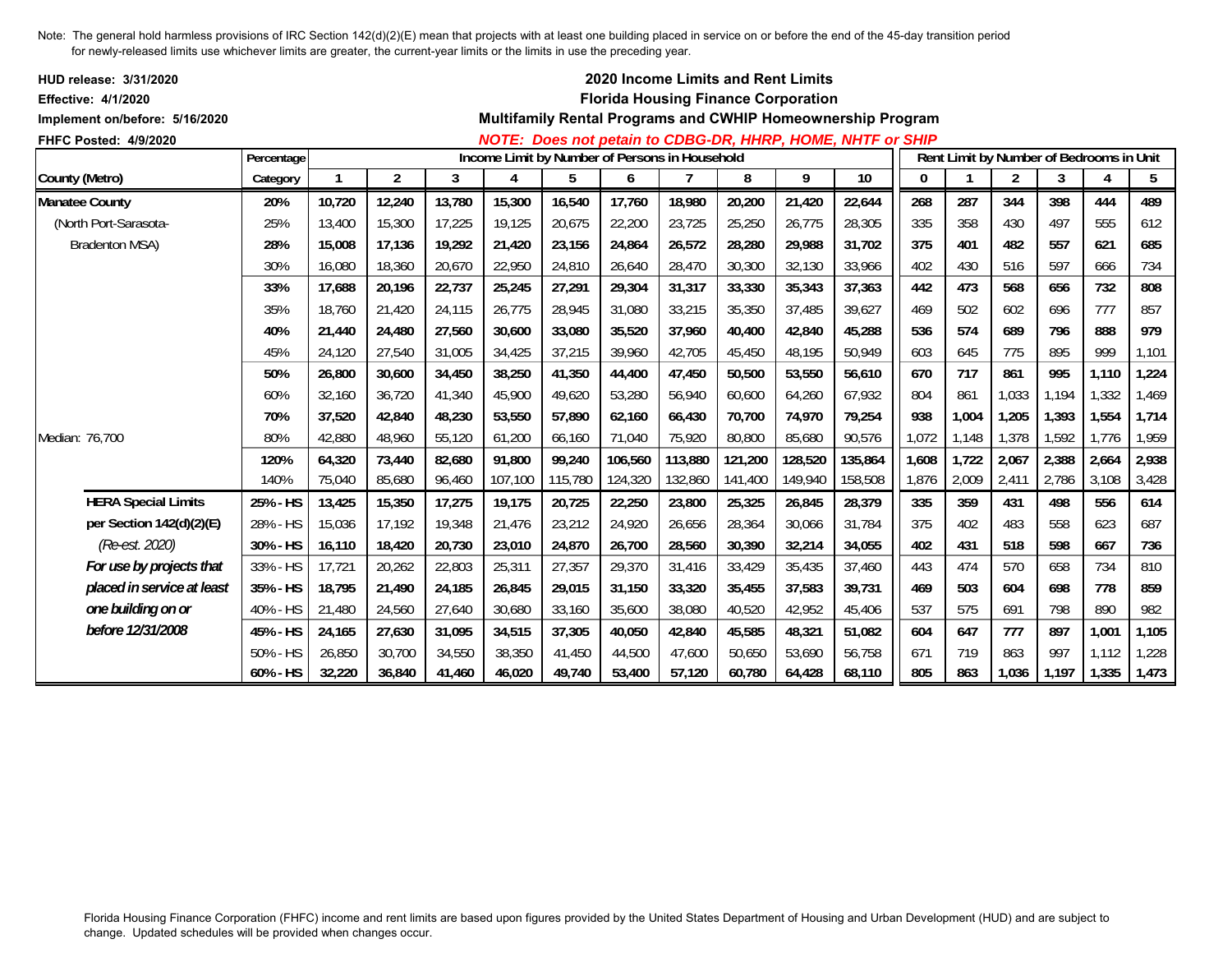Note: The general hold harmless provisions of IRC Section 142(d)(2)(E) mean that projects with at least one building placed in service on or before the end of the 45-day transition period for newly-released limits use whichever limits are greater, the current-year limits or the limits in use the preceding year.

**HUD release: 3/31/2020**
**Effective: 4/1/2020**
**Implement on/before: 5/16/2020**
**FHFC Posted: 4/9/2020**

**2020 Income Limits and Rent Limits**
**Florida Housing Finance Corporation**
**Multifamily Rental Programs and CWHIP Homeownership Program**
***NOTE: Does not petain to CDBG-DR, HHRP, HOME, NHTF or SHIP***

| County (Metro) | Percentage Category | Income Limit by Number of Persons in Household: 1 | 2 | 3 | 4 | 5 | 6 | 7 | 8 | 9 | 10 | Rent Limit by Number of Bedrooms in Unit: 0 | 1 | 2 | 3 | 4 | 5 |
|---|---|---|---|---|---|---|---|---|---|---|---|---|---|---|---|---|---|
| **Manatee County** | **20%** | **10,720** | **12,240** | **13,780** | **15,300** | **16,540** | **17,760** | **18,980** | **20,200** | **21,420** | **22,644** | **268** | **287** | **344** | **398** | **444** | **489** |
| (North Port-Sarasota- | 25% | 13,400 | 15,300 | 17,225 | 19,125 | 20,675 | 22,200 | 23,725 | 25,250 | 26,775 | 28,305 | 335 | 358 | 430 | 497 | 555 | 612 |
| Bradenton MSA) | **28%** | **15,008** | **17,136** | **19,292** | **21,420** | **23,156** | **24,864** | **26,572** | **28,280** | **29,988** | **31,702** | **375** | **401** | **482** | **557** | **621** | **685** |
| | 30% | 16,080 | 18,360 | 20,670 | 22,950 | 24,810 | 26,640 | 28,470 | 30,300 | 32,130 | 33,966 | 402 | 430 | 516 | 597 | 666 | 734 |
| | **33%** | **17,688** | **20,196** | **22,737** | **25,245** | **27,291** | **29,304** | **31,317** | **33,330** | **35,343** | **37,363** | **442** | **473** | **568** | **656** | **732** | **808** |
| | 35% | 18,760 | 21,420 | 24,115 | 26,775 | 28,945 | 31,080 | 33,215 | 35,350 | 37,485 | 39,627 | 469 | 502 | 602 | 696 | 777 | 857 |
| | **40%** | **21,440** | **24,480** | **27,560** | **30,600** | **33,080** | **35,520** | **37,960** | **40,400** | **42,840** | **45,288** | **536** | **574** | **689** | **796** | **888** | **979** |
| | 45% | 24,120 | 27,540 | 31,005 | 34,425 | 37,215 | 39,960 | 42,705 | 45,450 | 48,195 | 50,949 | 603 | 645 | 775 | 895 | 999 | 1,101 |
| | **50%** | **26,800** | **30,600** | **34,450** | **38,250** | **41,350** | **44,400** | **47,450** | **50,500** | **53,550** | **56,610** | **670** | **717** | **861** | **995** | **1,110** | **1,224** |
| | 60% | 32,160 | 36,720 | 41,340 | 45,900 | 49,620 | 53,280 | 56,940 | 60,600 | 64,260 | 67,932 | 804 | 861 | 1,033 | 1,194 | 1,332 | 1,469 |
| | **70%** | **37,520** | **42,840** | **48,230** | **53,550** | **57,890** | **62,160** | **66,430** | **70,700** | **74,970** | **79,254** | **938** | **1,004** | **1,205** | **1,393** | **1,554** | **1,714** |
| Median: 76,700 | 80% | 42,880 | 48,960 | 55,120 | 61,200 | 66,160 | 71,040 | 75,920 | 80,800 | 85,680 | 90,576 | 1,072 | 1,148 | 1,378 | 1,592 | 1,776 | 1,959 |
| | **120%** | **64,320** | **73,440** | **82,680** | **91,800** | **99,240** | **106,560** | **113,880** | **121,200** | **128,520** | **135,864** | **1,608** | **1,722** | **2,067** | **2,388** | **2,664** | **2,938** |
| | 140% | 75,040 | 85,680 | 96,460 | 107,100 | 115,780 | 124,320 | 132,860 | 141,400 | 149,940 | 158,508 | 1,876 | 2,009 | 2,411 | 2,786 | 3,108 | 3,428 |
| **HERA Special Limits** | **25% - HS** | **13,425** | **15,350** | **17,275** | **19,175** | **20,725** | **22,250** | **23,800** | **25,325** | **26,845** | **28,379** | **335** | **359** | **431** | **498** | **556** | **614** |
| **per Section 142(d)(2)(E)** | 28% - HS | 15,036 | 17,192 | 19,348 | 21,476 | 23,212 | 24,920 | 26,656 | 28,364 | 30,066 | 31,784 | 375 | 402 | 483 | 558 | 623 | 687 |
| *(Re-est. 2020)* | **30% - HS** | **16,110** | **18,420** | **20,730** | **23,010** | **24,870** | **26,700** | **28,560** | **30,390** | **32,214** | **34,055** | **402** | **431** | **518** | **598** | **667** | **736** |
| ***For use by projects that*** | 33% - HS | 17,721 | 20,262 | 22,803 | 25,311 | 27,357 | 29,370 | 31,416 | 33,429 | 35,435 | 37,460 | 443 | 474 | 570 | 658 | 734 | 810 |
| ***placed in service at least*** | **35% - HS** | **18,795** | **21,490** | **24,185** | **26,845** | **29,015** | **31,150** | **33,320** | **35,455** | **37,583** | **39,731** | **469** | **503** | **604** | **698** | **778** | **859** |
| ***one building on or*** | 40% - HS | 21,480 | 24,560 | 27,640 | 30,680 | 33,160 | 35,600 | 38,080 | 40,520 | 42,952 | 45,406 | 537 | 575 | 691 | 798 | 890 | 982 |
| ***before 12/31/2008*** | **45% - HS** | **24,165** | **27,630** | **31,095** | **34,515** | **37,305** | **40,050** | **42,840** | **45,585** | **48,321** | **51,082** | **604** | **647** | **777** | **897** | **1,001** | **1,105** |
| | 50% - HS | 26,850 | 30,700 | 34,550 | 38,350 | 41,450 | 44,500 | 47,600 | 50,650 | 53,690 | 56,758 | 671 | 719 | 863 | 997 | 1,112 | 1,228 |
| | **60% - HS** | **32,220** | **36,840** | **41,460** | **46,020** | **49,740** | **53,400** | **57,120** | **60,780** | **64,428** | **68,110** | **805** | **863** | **1,036** | **1,197** | **1,335** | **1,473** |

Florida Housing Finance Corporation (FHFC) income and rent limits are based upon figures provided by the United States Department of Housing and Urban Development (HUD) and are subject to change. Updated schedules will be provided when changes occur.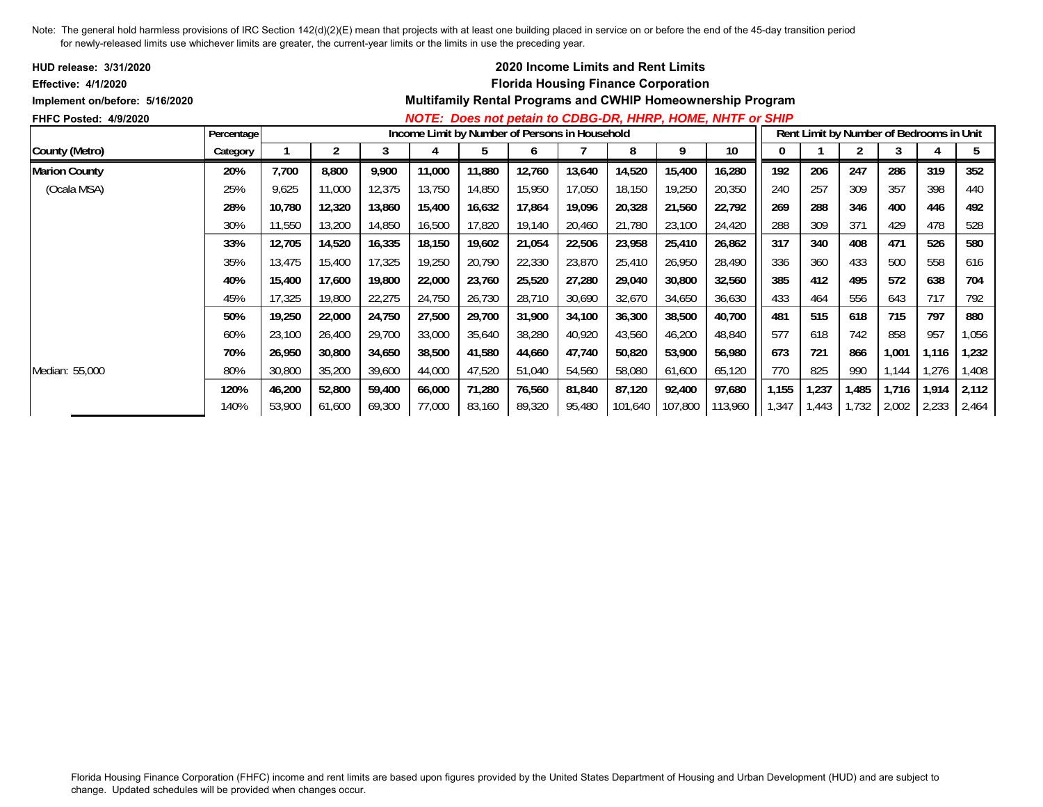Note: The general hold harmless provisions of IRC Section 142(d)(2)(E) mean that projects with at least one building placed in service on or before the end of the 45-day transition period for newly-released limits use whichever limits are greater, the current-year limits or the limits in use the preceding year.

**HUD release: 3/31/2020**
**Effective: 4/1/2020**
**Implement on/before: 5/16/2020**
**FHFC Posted: 4/9/2020**

## 2020 Income Limits and Rent Limits
## Florida Housing Finance Corporation
## Multifamily Rental Programs and CWHIP Homeownership Program

***NOTE: Does not petain to CDBG-DR, HHRP, HOME, NHTF or SHIP***

| County (Metro) | Percentage Category | Income Limit by Number of Persons in Household: 1 | 2 | 3 | 4 | 5 | 6 | 7 | 8 | 9 | 10 | Rent Limit by Number of Bedrooms in Unit: 0 | 1 | 2 | 3 | 4 | 5 |
|---|---|---|---|---|---|---|---|---|---|---|---|---|---|---|---|---|---|
| **Marion County** | **20%** | **7,700** | **8,800** | **9,900** | **11,000** | **11,880** | **12,760** | **13,640** | **14,520** | **15,400** | **16,280** | **192** | **206** | **247** | **286** | **319** | **352** |
| (Ocala MSA) | 25% | 9,625 | 11,000 | 12,375 | 13,750 | 14,850 | 15,950 | 17,050 | 18,150 | 19,250 | 20,350 | 240 | 257 | 309 | 357 | 398 | 440 |
| | **28%** | **10,780** | **12,320** | **13,860** | **15,400** | **16,632** | **17,864** | **19,096** | **20,328** | **21,560** | **22,792** | **269** | **288** | **346** | **400** | **446** | **492** |
| | 30% | 11,550 | 13,200 | 14,850 | 16,500 | 17,820 | 19,140 | 20,460 | 21,780 | 23,100 | 24,420 | 288 | 309 | 371 | 429 | 478 | 528 |
| | **33%** | **12,705** | **14,520** | **16,335** | **18,150** | **19,602** | **21,054** | **22,506** | **23,958** | **25,410** | **26,862** | **317** | **340** | **408** | **471** | **526** | **580** |
| | 35% | 13,475 | 15,400 | 17,325 | 19,250 | 20,790 | 22,330 | 23,870 | 25,410 | 26,950 | 28,490 | 336 | 360 | 433 | 500 | 558 | 616 |
| | **40%** | **15,400** | **17,600** | **19,800** | **22,000** | **23,760** | **25,520** | **27,280** | **29,040** | **30,800** | **32,560** | **385** | **412** | **495** | **572** | **638** | **704** |
| | 45% | 17,325 | 19,800 | 22,275 | 24,750 | 26,730 | 28,710 | 30,690 | 32,670 | 34,650 | 36,630 | 433 | 464 | 556 | 643 | 717 | 792 |
| | **50%** | **19,250** | **22,000** | **24,750** | **27,500** | **29,700** | **31,900** | **34,100** | **36,300** | **38,500** | **40,700** | **481** | **515** | **618** | **715** | **797** | **880** |
| | 60% | 23,100 | 26,400 | 29,700 | 33,000 | 35,640 | 38,280 | 40,920 | 43,560 | 46,200 | 48,840 | 577 | 618 | 742 | 858 | 957 | 1,056 |
| | **70%** | **26,950** | **30,800** | **34,650** | **38,500** | **41,580** | **44,660** | **47,740** | **50,820** | **53,900** | **56,980** | **673** | **721** | **866** | **1,001** | **1,116** | **1,232** |
| Median: 55,000 | 80% | 30,800 | 35,200 | 39,600 | 44,000 | 47,520 | 51,040 | 54,560 | 58,080 | 61,600 | 65,120 | 770 | 825 | 990 | 1,144 | 1,276 | 1,408 |
| | **120%** | **46,200** | **52,800** | **59,400** | **66,000** | **71,280** | **76,560** | **81,840** | **87,120** | **92,400** | **97,680** | **1,155** | **1,237** | **1,485** | **1,716** | **1,914** | **2,112** |
| | 140% | 53,900 | 61,600 | 69,300 | 77,000 | 83,160 | 89,320 | 95,480 | 101,640 | 107,800 | 113,960 | 1,347 | 1,443 | 1,732 | 2,002 | 2,233 | 2,464 |

Florida Housing Finance Corporation (FHFC) income and rent limits are based upon figures provided by the United States Department of Housing and Urban Development (HUD) and are subject to change. Updated schedules will be provided when changes occur.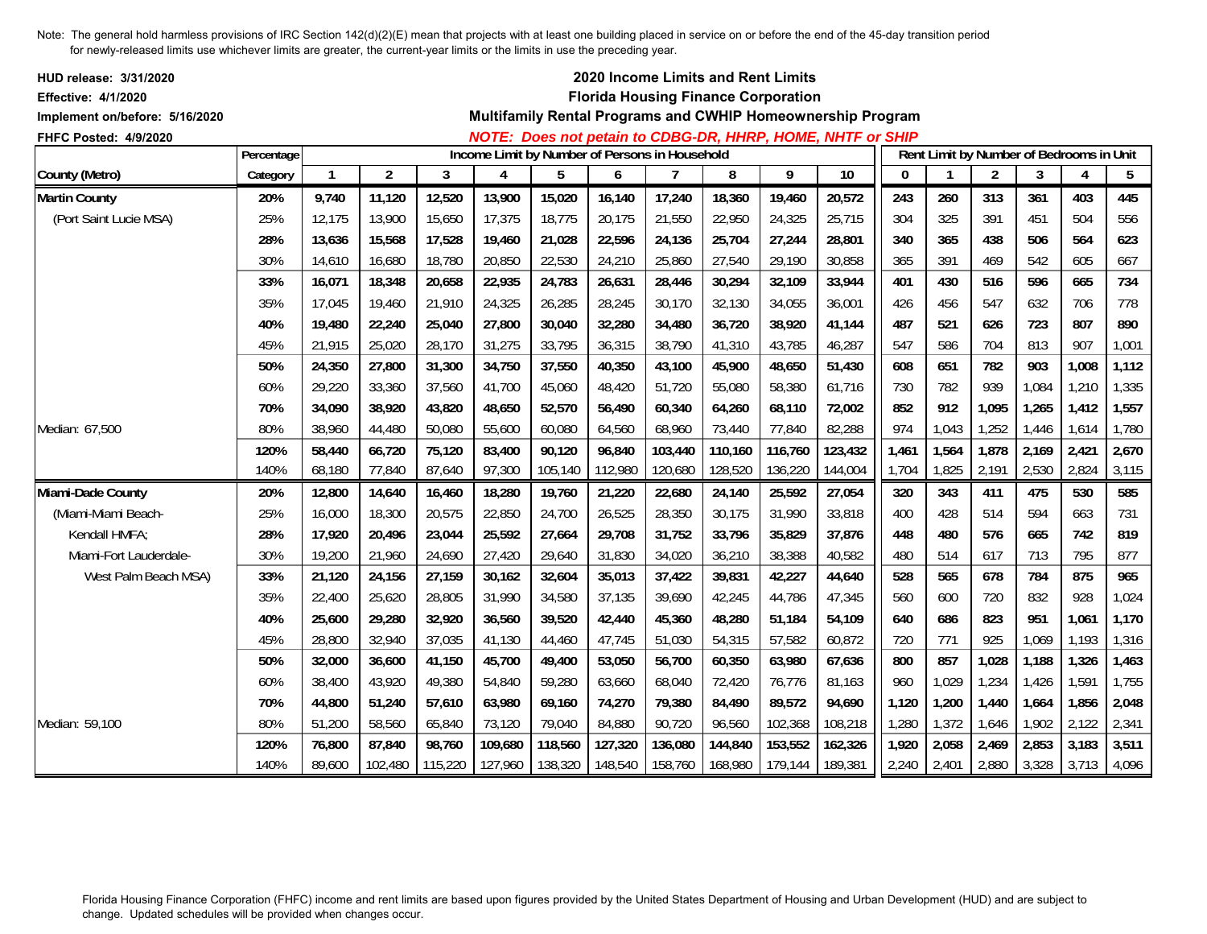Note: The general hold harmless provisions of IRC Section 142(d)(2)(E) mean that projects with at least one building placed in service on or before the end of the 45-day transition period for newly-released limits use whichever limits are greater, the current-year limits or the limits in use the preceding year.

**HUD release: 3/31/2020**
**Effective: 4/1/2020**
**Implement on/before: 5/16/2020**
**FHFC Posted: 4/9/2020**

## 2020 Income Limits and Rent Limits
## Florida Housing Finance Corporation
### Multifamily Rental Programs and CWHIP Homeownership Program

***NOTE: Does not petain to CDBG-DR, HHRP, HOME, NHTF or SHIP***

| | Percentage | Income Limit by Number of Persons in Household | | | | | | | | | | Rent Limit by Number of Bedrooms in Unit | | | | | |
|---|---|---|---|---|---|---|---|---|---|---|---|---|---|---|---|---|---|
| **County (Metro)** | **Category** | **1** | **2** | **3** | **4** | **5** | **6** | **7** | **8** | **9** | **10** | **0** | **1** | **2** | **3** | **4** | **5** |
| **Martin County** | **20%** | **9,740** | **11,120** | **12,520** | **13,900** | **15,020** | **16,140** | **17,240** | **18,360** | **19,460** | **20,572** | **243** | **260** | **313** | **361** | **403** | **445** |
| (Port Saint Lucie MSA) | 25% | 12,175 | 13,900 | 15,650 | 17,375 | 18,775 | 20,175 | 21,550 | 22,950 | 24,325 | 25,715 | 304 | 325 | 391 | 451 | 504 | 556 |
| | **28%** | **13,636** | **15,568** | **17,528** | **19,460** | **21,028** | **22,596** | **24,136** | **25,704** | **27,244** | **28,801** | **340** | **365** | **438** | **506** | **564** | **623** |
| | 30% | 14,610 | 16,680 | 18,780 | 20,850 | 22,530 | 24,210 | 25,860 | 27,540 | 29,190 | 30,858 | 365 | 391 | 469 | 542 | 605 | 667 |
| | **33%** | **16,071** | **18,348** | **20,658** | **22,935** | **24,783** | **26,631** | **28,446** | **30,294** | **32,109** | **33,944** | **401** | **430** | **516** | **596** | **665** | **734** |
| | 35% | 17,045 | 19,460 | 21,910 | 24,325 | 26,285 | 28,245 | 30,170 | 32,130 | 34,055 | 36,001 | 426 | 456 | 547 | 632 | 706 | 778 |
| | **40%** | **19,480** | **22,240** | **25,040** | **27,800** | **30,040** | **32,280** | **34,480** | **36,720** | **38,920** | **41,144** | **487** | **521** | **626** | **723** | **807** | **890** |
| | 45% | 21,915 | 25,020 | 28,170 | 31,275 | 33,795 | 36,315 | 38,790 | 41,310 | 43,785 | 46,287 | 547 | 586 | 704 | 813 | 907 | 1,001 |
| | **50%** | **24,350** | **27,800** | **31,300** | **34,750** | **37,550** | **40,350** | **43,100** | **45,900** | **48,650** | **51,430** | **608** | **651** | **782** | **903** | **1,008** | **1,112** |
| | 60% | 29,220 | 33,360 | 37,560 | 41,700 | 45,060 | 48,420 | 51,720 | 55,080 | 58,380 | 61,716 | 730 | 782 | 939 | 1,084 | 1,210 | 1,335 |
| | **70%** | **34,090** | **38,920** | **43,820** | **48,650** | **52,570** | **56,490** | **60,340** | **64,260** | **68,110** | **72,002** | **852** | **912** | **1,095** | **1,265** | **1,412** | **1,557** |
| Median: 67,500 | 80% | 38,960 | 44,480 | 50,080 | 55,600 | 60,080 | 64,560 | 68,960 | 73,440 | 77,840 | 82,288 | 974 | 1,043 | 1,252 | 1,446 | 1,614 | 1,780 |
| | **120%** | **58,440** | **66,720** | **75,120** | **83,400** | **90,120** | **96,840** | **103,440** | **110,160** | **116,760** | **123,432** | **1,461** | **1,564** | **1,878** | **2,169** | **2,421** | **2,670** |
| | 140% | 68,180 | 77,840 | 87,640 | 97,300 | 105,140 | 112,980 | 120,680 | 128,520 | 136,220 | 144,004 | 1,704 | 1,825 | 2,191 | 2,530 | 2,824 | 3,115 |
| **Miami-Dade County** | **20%** | **12,800** | **14,640** | **16,460** | **18,280** | **19,760** | **21,220** | **22,680** | **24,140** | **25,592** | **27,054** | **320** | **343** | **411** | **475** | **530** | **585** |
| (Miami-Miami Beach- | 25% | 16,000 | 18,300 | 20,575 | 22,850 | 24,700 | 26,525 | 28,350 | 30,175 | 31,990 | 33,818 | 400 | 428 | 514 | 594 | 663 | 731 |
| Kendall HMFA; | **28%** | **17,920** | **20,496** | **23,044** | **25,592** | **27,664** | **29,708** | **31,752** | **33,796** | **35,829** | **37,876** | **448** | **480** | **576** | **665** | **742** | **819** |
| Miami-Fort Lauderdale- | 30% | 19,200 | 21,960 | 24,690 | 27,420 | 29,640 | 31,830 | 34,020 | 36,210 | 38,388 | 40,582 | 480 | 514 | 617 | 713 | 795 | 877 |
| West Palm Beach MSA) | **33%** | **21,120** | **24,156** | **27,159** | **30,162** | **32,604** | **35,013** | **37,422** | **39,831** | **42,227** | **44,640** | **528** | **565** | **678** | **784** | **875** | **965** |
| | 35% | 22,400 | 25,620 | 28,805 | 31,990 | 34,580 | 37,135 | 39,690 | 42,245 | 44,786 | 47,345 | 560 | 600 | 720 | 832 | 928 | 1,024 |
| | **40%** | **25,600** | **29,280** | **32,920** | **36,560** | **39,520** | **42,440** | **45,360** | **48,280** | **51,184** | **54,109** | **640** | **686** | **823** | **951** | **1,061** | **1,170** |
| | 45% | 28,800 | 32,940 | 37,035 | 41,130 | 44,460 | 47,745 | 51,030 | 54,315 | 57,582 | 60,872 | 720 | 771 | 925 | 1,069 | 1,193 | 1,316 |
| | **50%** | **32,000** | **36,600** | **41,150** | **45,700** | **49,400** | **53,050** | **56,700** | **60,350** | **63,980** | **67,636** | **800** | **857** | **1,028** | **1,188** | **1,326** | **1,463** |
| | 60% | 38,400 | 43,920 | 49,380 | 54,840 | 59,280 | 63,660 | 68,040 | 72,420 | 76,776 | 81,163 | 960 | 1,029 | 1,234 | 1,426 | 1,591 | 1,755 |
| | **70%** | **44,800** | **51,240** | **57,610** | **63,980** | **69,160** | **74,270** | **79,380** | **84,490** | **89,572** | **94,690** | **1,120** | **1,200** | **1,440** | **1,664** | **1,856** | **2,048** |
| Median: 59,100 | 80% | 51,200 | 58,560 | 65,840 | 73,120 | 79,040 | 84,880 | 90,720 | 96,560 | 102,368 | 108,218 | 1,280 | 1,372 | 1,646 | 1,902 | 2,122 | 2,341 |
| | **120%** | **76,800** | **87,840** | **98,760** | **109,680** | **118,560** | **127,320** | **136,080** | **144,840** | **153,552** | **162,326** | **1,920** | **2,058** | **2,469** | **2,853** | **3,183** | **3,511** |
| | 140% | 89,600 | 102,480 | 115,220 | 127,960 | 138,320 | 148,540 | 158,760 | 168,980 | 179,144 | 189,381 | 2,240 | 2,401 | 2,880 | 3,328 | 3,713 | 4,096 |

Florida Housing Finance Corporation (FHFC) income and rent limits are based upon figures provided by the United States Department of Housing and Urban Development (HUD) and are subject to change. Updated schedules will be provided when changes occur.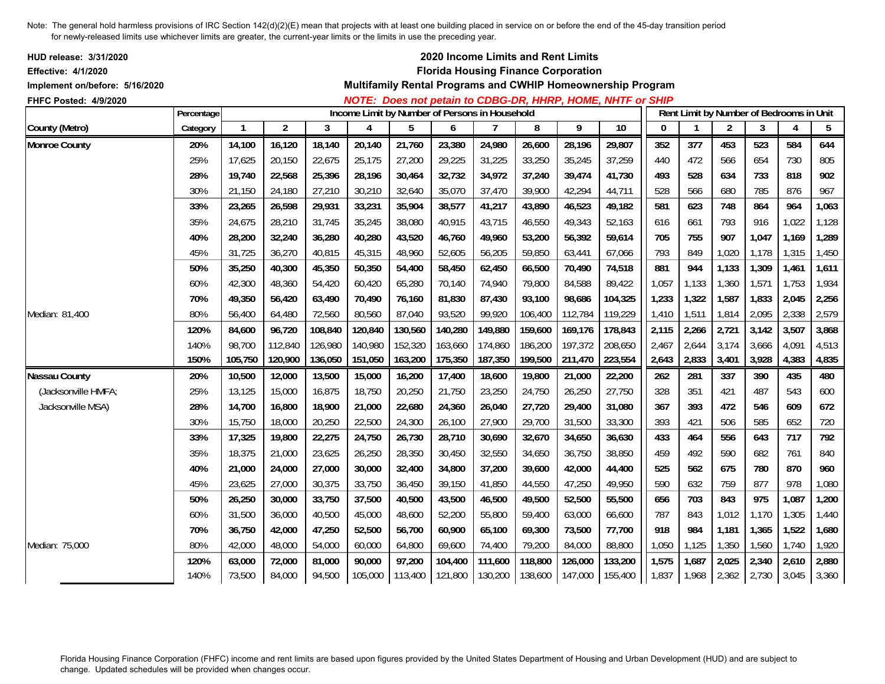Note: The general hold harmless provisions of IRC Section 142(d)(2)(E) mean that projects with at least one building placed in service on or before the end of the 45-day transition period for newly-released limits use whichever limits are greater, the current-year limits or the limits in use the preceding year.

**HUD release: 3/31/2020**
**Effective: 4/1/2020**
**Implement on/before: 5/16/2020**
**FHFC Posted: 4/9/2020**

## 2020 Income Limits and Rent Limits
## Florida Housing Finance Corporation
## Multifamily Rental Programs and CWHIP Homeownership Program

***NOTE: Does not petain to CDBG-DR, HHRP, HOME, NHTF or SHIP***

| County (Metro) | Percentage Category | Income Limit by Number of Persons in Household: 1 | 2 | 3 | 4 | 5 | 6 | 7 | 8 | 9 | 10 | Rent Limit by Number of Bedrooms in Unit: 0 | 1 | 2 | 3 | 4 | 5 |
|---|---|---|---|---|---|---|---|---|---|---|---|---|---|---|---|---|---|
| **Monroe County** | **20%** | **14,100** | **16,120** | **18,140** | **20,140** | **21,760** | **23,380** | **24,980** | **26,600** | **28,196** | **29,807** | **352** | **377** | **453** | **523** | **584** | **644** |
| | 25% | 17,625 | 20,150 | 22,675 | 25,175 | 27,200 | 29,225 | 31,225 | 33,250 | 35,245 | 37,259 | 440 | 472 | 566 | 654 | 730 | 805 |
| | **28%** | **19,740** | **22,568** | **25,396** | **28,196** | **30,464** | **32,732** | **34,972** | **37,240** | **39,474** | **41,730** | **493** | **528** | **634** | **733** | **818** | **902** |
| | 30% | 21,150 | 24,180 | 27,210 | 30,210 | 32,640 | 35,070 | 37,470 | 39,900 | 42,294 | 44,711 | 528 | 566 | 680 | 785 | 876 | 967 |
| | **33%** | **23,265** | **26,598** | **29,931** | **33,231** | **35,904** | **38,577** | **41,217** | **43,890** | **46,523** | **49,182** | **581** | **623** | **748** | **864** | **964** | **1,063** |
| | 35% | 24,675 | 28,210 | 31,745 | 35,245 | 38,080 | 40,915 | 43,715 | 46,550 | 49,343 | 52,163 | 616 | 661 | 793 | 916 | 1,022 | 1,128 |
| | **40%** | **28,200** | **32,240** | **36,280** | **40,280** | **43,520** | **46,760** | **49,960** | **53,200** | **56,392** | **59,614** | **705** | **755** | **907** | **1,047** | **1,169** | **1,289** |
| | 45% | 31,725 | 36,270 | 40,815 | 45,315 | 48,960 | 52,605 | 56,205 | 59,850 | 63,441 | 67,066 | 793 | 849 | 1,020 | 1,178 | 1,315 | 1,450 |
| | **50%** | **35,250** | **40,300** | **45,350** | **50,350** | **54,400** | **58,450** | **62,450** | **66,500** | **70,490** | **74,518** | **881** | **944** | **1,133** | **1,309** | **1,461** | **1,611** |
| | 60% | 42,300 | 48,360 | 54,420 | 60,420 | 65,280 | 70,140 | 74,940 | 79,800 | 84,588 | 89,422 | 1,057 | 1,133 | 1,360 | 1,571 | 1,753 | 1,934 |
| | **70%** | **49,350** | **56,420** | **63,490** | **70,490** | **76,160** | **81,830** | **87,430** | **93,100** | **98,686** | **104,325** | **1,233** | **1,322** | **1,587** | **1,833** | **2,045** | **2,256** |
| Median: 81,400 | 80% | 56,400 | 64,480 | 72,560 | 80,560 | 87,040 | 93,520 | 99,920 | 106,400 | 112,784 | 119,229 | 1,410 | 1,511 | 1,814 | 2,095 | 2,338 | 2,579 |
| | **120%** | **84,600** | **96,720** | **108,840** | **120,840** | **130,560** | **140,280** | **149,880** | **159,600** | **169,176** | **178,843** | **2,115** | **2,266** | **2,721** | **3,142** | **3,507** | **3,868** |
| | 140% | 98,700 | 112,840 | 126,980 | 140,980 | 152,320 | 163,660 | 174,860 | 186,200 | 197,372 | 208,650 | 2,467 | 2,644 | 3,174 | 3,666 | 4,091 | 4,513 |
| | **150%** | **105,750** | **120,900** | **136,050** | **151,050** | **163,200** | **175,350** | **187,350** | **199,500** | **211,470** | **223,554** | **2,643** | **2,833** | **3,401** | **3,928** | **4,383** | **4,835** |
| **Nassau County** | **20%** | **10,500** | **12,000** | **13,500** | **15,000** | **16,200** | **17,400** | **18,600** | **19,800** | **21,000** | **22,200** | **262** | **281** | **337** | **390** | **435** | **480** |
| (Jacksonville HMFA; | 25% | 13,125 | 15,000 | 16,875 | 18,750 | 20,250 | 21,750 | 23,250 | 24,750 | 26,250 | 27,750 | 328 | 351 | 421 | 487 | 543 | 600 |
| Jacksonville MSA) | **28%** | **14,700** | **16,800** | **18,900** | **21,000** | **22,680** | **24,360** | **26,040** | **27,720** | **29,400** | **31,080** | **367** | **393** | **472** | **546** | **609** | **672** |
| | 30% | 15,750 | 18,000 | 20,250 | 22,500 | 24,300 | 26,100 | 27,900 | 29,700 | 31,500 | 33,300 | 393 | 421 | 506 | 585 | 652 | 720 |
| | **33%** | **17,325** | **19,800** | **22,275** | **24,750** | **26,730** | **28,710** | **30,690** | **32,670** | **34,650** | **36,630** | **433** | **464** | **556** | **643** | **717** | **792** |
| | 35% | 18,375 | 21,000 | 23,625 | 26,250 | 28,350 | 30,450 | 32,550 | 34,650 | 36,750 | 38,850 | 459 | 492 | 590 | 682 | 761 | 840 |
| | **40%** | **21,000** | **24,000** | **27,000** | **30,000** | **32,400** | **34,800** | **37,200** | **39,600** | **42,000** | **44,400** | **525** | **562** | **675** | **780** | **870** | **960** |
| | 45% | 23,625 | 27,000 | 30,375 | 33,750 | 36,450 | 39,150 | 41,850 | 44,550 | 47,250 | 49,950 | 590 | 632 | 759 | 877 | 978 | 1,080 |
| | **50%** | **26,250** | **30,000** | **33,750** | **37,500** | **40,500** | **43,500** | **46,500** | **49,500** | **52,500** | **55,500** | **656** | **703** | **843** | **975** | **1,087** | **1,200** |
| | 60% | 31,500 | 36,000 | 40,500 | 45,000 | 48,600 | 52,200 | 55,800 | 59,400 | 63,000 | 66,600 | 787 | 843 | 1,012 | 1,170 | 1,305 | 1,440 |
| | **70%** | **36,750** | **42,000** | **47,250** | **52,500** | **56,700** | **60,900** | **65,100** | **69,300** | **73,500** | **77,700** | **918** | **984** | **1,181** | **1,365** | **1,522** | **1,680** |
| Median: 75,000 | 80% | 42,000 | 48,000 | 54,000 | 60,000 | 64,800 | 69,600 | 74,400 | 79,200 | 84,000 | 88,800 | 1,050 | 1,125 | 1,350 | 1,560 | 1,740 | 1,920 |
| | **120%** | **63,000** | **72,000** | **81,000** | **90,000** | **97,200** | **104,400** | **111,600** | **118,800** | **126,000** | **133,200** | **1,575** | **1,687** | **2,025** | **2,340** | **2,610** | **2,880** |
| | 140% | 73,500 | 84,000 | 94,500 | 105,000 | 113,400 | 121,800 | 130,200 | 138,600 | 147,000 | 155,400 | 1,837 | 1,968 | 2,362 | 2,730 | 3,045 | 3,360 |

Florida Housing Finance Corporation (FHFC) income and rent limits are based upon figures provided by the United States Department of Housing and Urban Development (HUD) and are subject to change. Updated schedules will be provided when changes occur.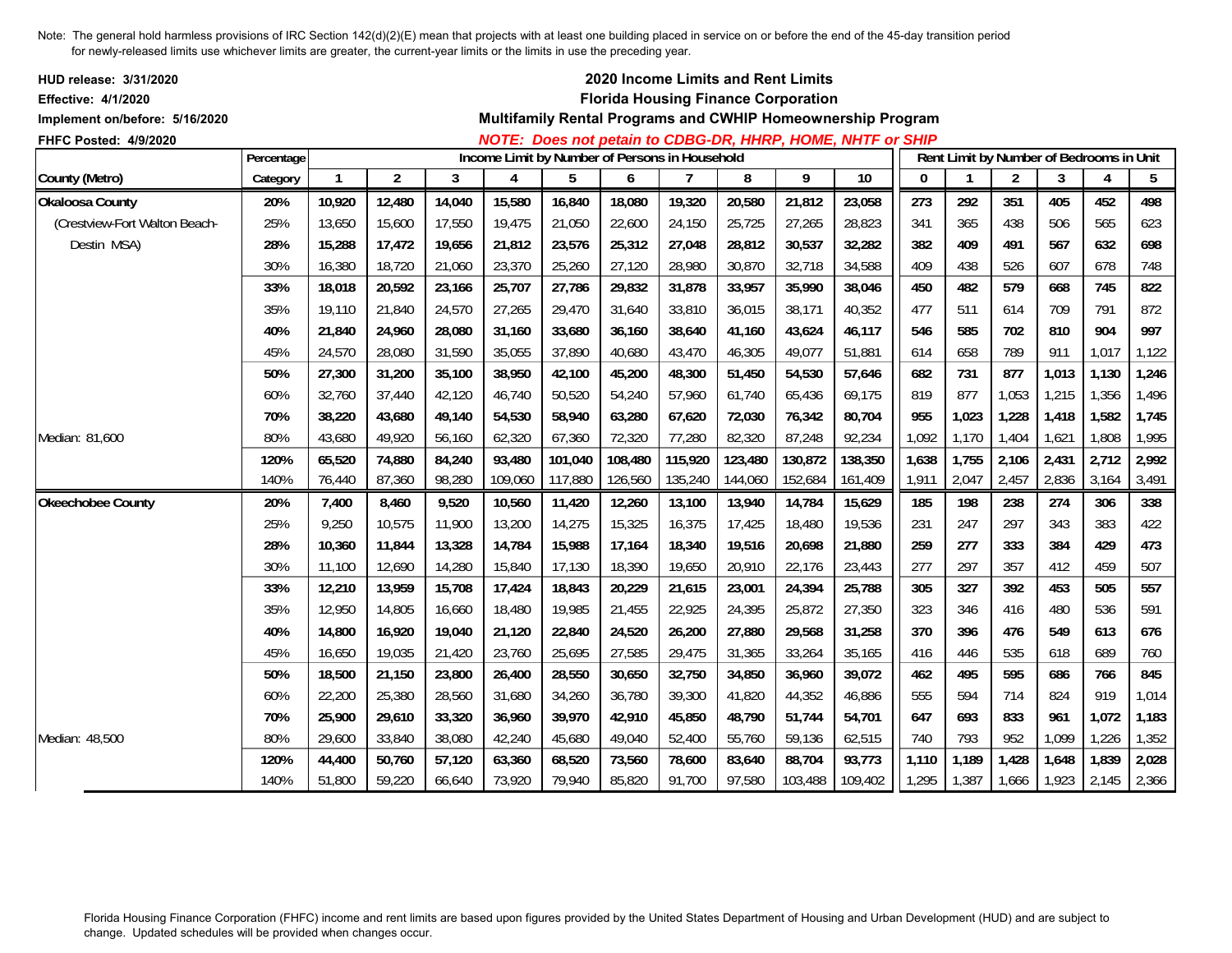Note: The general hold harmless provisions of IRC Section 142(d)(2)(E) mean that projects with at least one building placed in service on or before the end of the 45-day transition period for newly-released limits use whichever limits are greater, the current-year limits or the limits in use the preceding year.

**HUD release: 3/31/2020**
**Effective: 4/1/2020**
**Implement on/before: 5/16/2020**
**FHFC Posted: 4/9/2020**

## 2020 Income Limits and Rent Limits
## Florida Housing Finance Corporation
## Multifamily Rental Programs and CWHIP Homeownership Program

***NOTE: Does not petain to CDBG-DR, HHRP, HOME, NHTF or SHIP***

| | Percentage | Income Limit by Number of Persons in Household | | | | | | | | | | Rent Limit by Number of Bedrooms in Unit | | | | | |
|---|---|---|---|---|---|---|---|---|---|---|---|---|---|---|---|---|---|
| **County (Metro)** | **Category** | **1** | **2** | **3** | **4** | **5** | **6** | **7** | **8** | **9** | **10** | **0** | **1** | **2** | **3** | **4** | **5** |
| **Okaloosa County** | **20%** | **10,920** | **12,480** | **14,040** | **15,580** | **16,840** | **18,080** | **19,320** | **20,580** | **21,812** | **23,058** | **273** | **292** | **351** | **405** | **452** | **498** |
| (Crestview-Fort Walton Beach- | 25% | 13,650 | 15,600 | 17,550 | 19,475 | 21,050 | 22,600 | 24,150 | 25,725 | 27,265 | 28,823 | 341 | 365 | 438 | 506 | 565 | 623 |
| Destin MSA) | **28%** | **15,288** | **17,472** | **19,656** | **21,812** | **23,576** | **25,312** | **27,048** | **28,812** | **30,537** | **32,282** | **382** | **409** | **491** | **567** | **632** | **698** |
| | 30% | 16,380 | 18,720 | 21,060 | 23,370 | 25,260 | 27,120 | 28,980 | 30,870 | 32,718 | 34,588 | 409 | 438 | 526 | 607 | 678 | 748 |
| | **33%** | **18,018** | **20,592** | **23,166** | **25,707** | **27,786** | **29,832** | **31,878** | **33,957** | **35,990** | **38,046** | **450** | **482** | **579** | **668** | **745** | **822** |
| | 35% | 19,110 | 21,840 | 24,570 | 27,265 | 29,470 | 31,640 | 33,810 | 36,015 | 38,171 | 40,352 | 477 | 511 | 614 | 709 | 791 | 872 |
| | **40%** | **21,840** | **24,960** | **28,080** | **31,160** | **33,680** | **36,160** | **38,640** | **41,160** | **43,624** | **46,117** | **546** | **585** | **702** | **810** | **904** | **997** |
| | 45% | 24,570 | 28,080 | 31,590 | 35,055 | 37,890 | 40,680 | 43,470 | 46,305 | 49,077 | 51,881 | 614 | 658 | 789 | 911 | 1,017 | 1,122 |
| | **50%** | **27,300** | **31,200** | **35,100** | **38,950** | **42,100** | **45,200** | **48,300** | **51,450** | **54,530** | **57,646** | **682** | **731** | **877** | **1,013** | **1,130** | **1,246** |
| | 60% | 32,760 | 37,440 | 42,120 | 46,740 | 50,520 | 54,240 | 57,960 | 61,740 | 65,436 | 69,175 | 819 | 877 | 1,053 | 1,215 | 1,356 | 1,496 |
| | **70%** | **38,220** | **43,680** | **49,140** | **54,530** | **58,940** | **63,280** | **67,620** | **72,030** | **76,342** | **80,704** | **955** | **1,023** | **1,228** | **1,418** | **1,582** | **1,745** |
| Median: 81,600 | 80% | 43,680 | 49,920 | 56,160 | 62,320 | 67,360 | 72,320 | 77,280 | 82,320 | 87,248 | 92,234 | 1,092 | 1,170 | 1,404 | 1,621 | 1,808 | 1,995 |
| | **120%** | **65,520** | **74,880** | **84,240** | **93,480** | **101,040** | **108,480** | **115,920** | **123,480** | **130,872** | **138,350** | **1,638** | **1,755** | **2,106** | **2,431** | **2,712** | **2,992** |
| | 140% | 76,440 | 87,360 | 98,280 | 109,060 | 117,880 | 126,560 | 135,240 | 144,060 | 152,684 | 161,409 | 1,911 | 2,047 | 2,457 | 2,836 | 3,164 | 3,491 |
| **Okeechobee County** | **20%** | **7,400** | **8,460** | **9,520** | **10,560** | **11,420** | **12,260** | **13,100** | **13,940** | **14,784** | **15,629** | **185** | **198** | **238** | **274** | **306** | **338** |
| | 25% | 9,250 | 10,575 | 11,900 | 13,200 | 14,275 | 15,325 | 16,375 | 17,425 | 18,480 | 19,536 | 231 | 247 | 297 | 343 | 383 | 422 |
| | **28%** | **10,360** | **11,844** | **13,328** | **14,784** | **15,988** | **17,164** | **18,340** | **19,516** | **20,698** | **21,880** | **259** | **277** | **333** | **384** | **429** | **473** |
| | 30% | 11,100 | 12,690 | 14,280 | 15,840 | 17,130 | 18,390 | 19,650 | 20,910 | 22,176 | 23,443 | 277 | 297 | 357 | 412 | 459 | 507 |
| | **33%** | **12,210** | **13,959** | **15,708** | **17,424** | **18,843** | **20,229** | **21,615** | **23,001** | **24,394** | **25,788** | **305** | **327** | **392** | **453** | **505** | **557** |
| | 35% | 12,950 | 14,805 | 16,660 | 18,480 | 19,985 | 21,455 | 22,925 | 24,395 | 25,872 | 27,350 | 323 | 346 | 416 | 480 | 536 | 591 |
| | **40%** | **14,800** | **16,920** | **19,040** | **21,120** | **22,840** | **24,520** | **26,200** | **27,880** | **29,568** | **31,258** | **370** | **396** | **476** | **549** | **613** | **676** |
| | 45% | 16,650 | 19,035 | 21,420 | 23,760 | 25,695 | 27,585 | 29,475 | 31,365 | 33,264 | 35,165 | 416 | 446 | 535 | 618 | 689 | 760 |
| | **50%** | **18,500** | **21,150** | **23,800** | **26,400** | **28,550** | **30,650** | **32,750** | **34,850** | **36,960** | **39,072** | **462** | **495** | **595** | **686** | **766** | **845** |
| | 60% | 22,200 | 25,380 | 28,560 | 31,680 | 34,260 | 36,780 | 39,300 | 41,820 | 44,352 | 46,886 | 555 | 594 | 714 | 824 | 919 | 1,014 |
| | **70%** | **25,900** | **29,610** | **33,320** | **36,960** | **39,970** | **42,910** | **45,850** | **48,790** | **51,744** | **54,701** | **647** | **693** | **833** | **961** | **1,072** | **1,183** |
| Median: 48,500 | 80% | 29,600 | 33,840 | 38,080 | 42,240 | 45,680 | 49,040 | 52,400 | 55,760 | 59,136 | 62,515 | 740 | 793 | 952 | 1,099 | 1,226 | 1,352 |
| | **120%** | **44,400** | **50,760** | **57,120** | **63,360** | **68,520** | **73,560** | **78,600** | **83,640** | **88,704** | **93,773** | **1,110** | **1,189** | **1,428** | **1,648** | **1,839** | **2,028** |
| | 140% | 51,800 | 59,220 | 66,640 | 73,920 | 79,940 | 85,820 | 91,700 | 97,580 | 103,488 | 109,402 | 1,295 | 1,387 | 1,666 | 1,923 | 2,145 | 2,366 |

Florida Housing Finance Corporation (FHFC) income and rent limits are based upon figures provided by the United States Department of Housing and Urban Development (HUD) and are subject to change. Updated schedules will be provided when changes occur.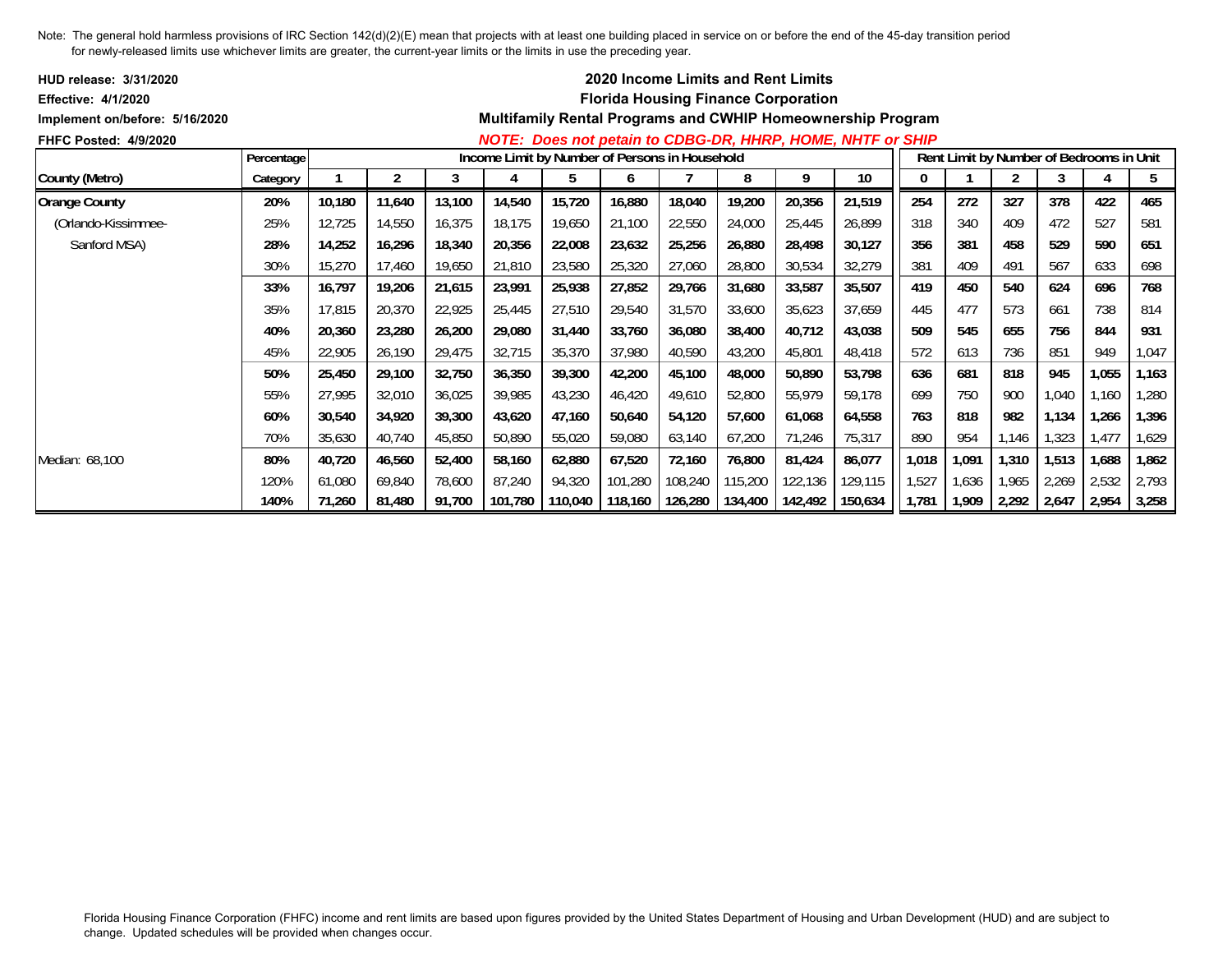Note: The general hold harmless provisions of IRC Section 142(d)(2)(E) mean that projects with at least one building placed in service on or before the end of the 45-day transition period for newly-released limits use whichever limits are greater, the current-year limits or the limits in use the preceding year.

**HUD release: 3/31/2020**
**Effective: 4/1/2020**
**Implement on/before: 5/16/2020**
**FHFC Posted: 4/9/2020**

## 2020 Income Limits and Rent Limits
## Florida Housing Finance Corporation
## Multifamily Rental Programs and CWHIP Homeownership Program

***NOTE: Does not petain to CDBG-DR, HHRP, HOME, NHTF or SHIP***

| County (Metro) | Percentage Category | Income Limit by Number of Persons in Household | | | | | | | | | | Rent Limit by Number of Bedrooms in Unit | | | | | |
|---|---|---|---|---|---|---|---|---|---|---|---|---|---|---|---|---|---|
| | | 1 | 2 | 3 | 4 | 5 | 6 | 7 | 8 | 9 | 10 | 0 | 1 | 2 | 3 | 4 | 5 |
| **Orange County** | **20%** | **10,180** | **11,640** | **13,100** | **14,540** | **15,720** | **16,880** | **18,040** | **19,200** | **20,356** | **21,519** | **254** | **272** | **327** | **378** | **422** | **465** |
| (Orlando-Kissimmee- | 25% | 12,725 | 14,550 | 16,375 | 18,175 | 19,650 | 21,100 | 22,550 | 24,000 | 25,445 | 26,899 | 318 | 340 | 409 | 472 | 527 | 581 |
| Sanford MSA) | **28%** | **14,252** | **16,296** | **18,340** | **20,356** | **22,008** | **23,632** | **25,256** | **26,880** | **28,498** | **30,127** | **356** | **381** | **458** | **529** | **590** | **651** |
| | 30% | 15,270 | 17,460 | 19,650 | 21,810 | 23,580 | 25,320 | 27,060 | 28,800 | 30,534 | 32,279 | 381 | 409 | 491 | 567 | 633 | 698 |
| | **33%** | **16,797** | **19,206** | **21,615** | **23,991** | **25,938** | **27,852** | **29,766** | **31,680** | **33,587** | **35,507** | **419** | **450** | **540** | **624** | **696** | **768** |
| | 35% | 17,815 | 20,370 | 22,925 | 25,445 | 27,510 | 29,540 | 31,570 | 33,600 | 35,623 | 37,659 | 445 | 477 | 573 | 661 | 738 | 814 |
| | **40%** | **20,360** | **23,280** | **26,200** | **29,080** | **31,440** | **33,760** | **36,080** | **38,400** | **40,712** | **43,038** | **509** | **545** | **655** | **756** | **844** | **931** |
| | 45% | 22,905 | 26,190 | 29,475 | 32,715 | 35,370 | 37,980 | 40,590 | 43,200 | 45,801 | 48,418 | 572 | 613 | 736 | 851 | 949 | 1,047 |
| | **50%** | **25,450** | **29,100** | **32,750** | **36,350** | **39,300** | **42,200** | **45,100** | **48,000** | **50,890** | **53,798** | **636** | **681** | **818** | **945** | **1,055** | **1,163** |
| | 55% | 27,995 | 32,010 | 36,025 | 39,985 | 43,230 | 46,420 | 49,610 | 52,800 | 55,979 | 59,178 | 699 | 750 | 900 | 1,040 | 1,160 | 1,280 |
| | **60%** | **30,540** | **34,920** | **39,300** | **43,620** | **47,160** | **50,640** | **54,120** | **57,600** | **61,068** | **64,558** | **763** | **818** | **982** | **1,134** | **1,266** | **1,396** |
| | 70% | 35,630 | 40,740 | 45,850 | 50,890 | 55,020 | 59,080 | 63,140 | 67,200 | 71,246 | 75,317 | 890 | 954 | 1,146 | 1,323 | 1,477 | 1,629 |
| Median: 68,100 | **80%** | **40,720** | **46,560** | **52,400** | **58,160** | **62,880** | **67,520** | **72,160** | **76,800** | **81,424** | **86,077** | **1,018** | **1,091** | **1,310** | **1,513** | **1,688** | **1,862** |
| | 120% | 61,080 | 69,840 | 78,600 | 87,240 | 94,320 | 101,280 | 108,240 | 115,200 | 122,136 | 129,115 | 1,527 | 1,636 | 1,965 | 2,269 | 2,532 | 2,793 |
| | **140%** | **71,260** | **81,480** | **91,700** | **101,780** | **110,040** | **118,160** | **126,280** | **134,400** | **142,492** | **150,634** | **1,781** | **1,909** | **2,292** | **2,647** | **2,954** | **3,258** |

Florida Housing Finance Corporation (FHFC) income and rent limits are based upon figures provided by the United States Department of Housing and Urban Development (HUD) and are subject to change. Updated schedules will be provided when changes occur.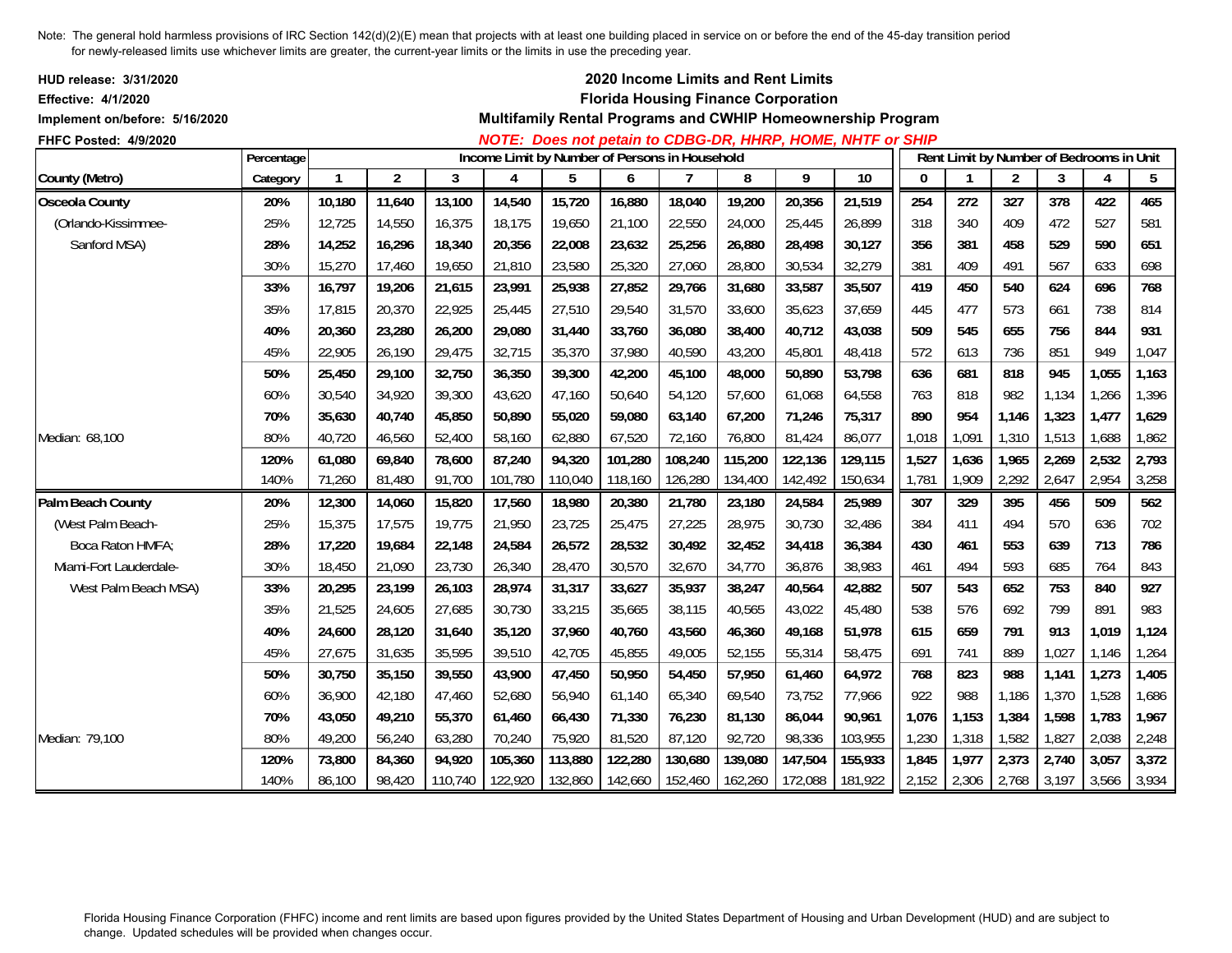Note: The general hold harmless provisions of IRC Section 142(d)(2)(E) mean that projects with at least one building placed in service on or before the end of the 45-day transition period for newly-released limits use whichever limits are greater, the current-year limits or the limits in use the preceding year.

**HUD release: 3/31/2020**
**Effective: 4/1/2020**
**Implement on/before: 5/16/2020**
**FHFC Posted: 4/9/2020**

**2020 Income Limits and Rent Limits**
**Florida Housing Finance Corporation**
**Multifamily Rental Programs and CWHIP Homeownership Program**
***NOTE: Does not petain to CDBG-DR, HHRP, HOME, NHTF or SHIP***

| | Percentage | Income Limit by Number of Persons in Household | | | | | | | | | | Rent Limit by Number of Bedrooms in Unit | | | | | |
|---|---|---|---|---|---|---|---|---|---|---|---|---|---|---|---|---|---|
| **County (Metro)** | **Category** | **1** | **2** | **3** | **4** | **5** | **6** | **7** | **8** | **9** | **10** | **0** | **1** | **2** | **3** | **4** | **5** |
| **Osceola County** | **20%** | **10,180** | **11,640** | **13,100** | **14,540** | **15,720** | **16,880** | **18,040** | **19,200** | **20,356** | **21,519** | **254** | **272** | **327** | **378** | **422** | **465** |
| (Orlando-Kissimmee- | 25% | 12,725 | 14,550 | 16,375 | 18,175 | 19,650 | 21,100 | 22,550 | 24,000 | 25,445 | 26,899 | 318 | 340 | 409 | 472 | 527 | 581 |
| Sanford MSA) | **28%** | **14,252** | **16,296** | **18,340** | **20,356** | **22,008** | **23,632** | **25,256** | **26,880** | **28,498** | **30,127** | **356** | **381** | **458** | **529** | **590** | **651** |
| | 30% | 15,270 | 17,460 | 19,650 | 21,810 | 23,580 | 25,320 | 27,060 | 28,800 | 30,534 | 32,279 | 381 | 409 | 491 | 567 | 633 | 698 |
| | **33%** | **16,797** | **19,206** | **21,615** | **23,991** | **25,938** | **27,852** | **29,766** | **31,680** | **33,587** | **35,507** | **419** | **450** | **540** | **624** | **696** | **768** |
| | 35% | 17,815 | 20,370 | 22,925 | 25,445 | 27,510 | 29,540 | 31,570 | 33,600 | 35,623 | 37,659 | 445 | 477 | 573 | 661 | 738 | 814 |
| | **40%** | **20,360** | **23,280** | **26,200** | **29,080** | **31,440** | **33,760** | **36,080** | **38,400** | **40,712** | **43,038** | **509** | **545** | **655** | **756** | **844** | **931** |
| | 45% | 22,905 | 26,190 | 29,475 | 32,715 | 35,370 | 37,980 | 40,590 | 43,200 | 45,801 | 48,418 | 572 | 613 | 736 | 851 | 949 | 1,047 |
| | **50%** | **25,450** | **29,100** | **32,750** | **36,350** | **39,300** | **42,200** | **45,100** | **48,000** | **50,890** | **53,798** | **636** | **681** | **818** | **945** | **1,055** | **1,163** |
| | 60% | 30,540 | 34,920 | 39,300 | 43,620 | 47,160 | 50,640 | 54,120 | 57,600 | 61,068 | 64,558 | 763 | 818 | 982 | 1,134 | 1,266 | 1,396 |
| | **70%** | **35,630** | **40,740** | **45,850** | **50,890** | **55,020** | **59,080** | **63,140** | **67,200** | **71,246** | **75,317** | **890** | **954** | **1,146** | **1,323** | **1,477** | **1,629** |
| Median: 68,100 | 80% | 40,720 | 46,560 | 52,400 | 58,160 | 62,880 | 67,520 | 72,160 | 76,800 | 81,424 | 86,077 | 1,018 | 1,091 | 1,310 | 1,513 | 1,688 | 1,862 |
| | **120%** | **61,080** | **69,840** | **78,600** | **87,240** | **94,320** | **101,280** | **108,240** | **115,200** | **122,136** | **129,115** | **1,527** | **1,636** | **1,965** | **2,269** | **2,532** | **2,793** |
| | 140% | 71,260 | 81,480 | 91,700 | 101,780 | 110,040 | 118,160 | 126,280 | 134,400 | 142,492 | 150,634 | 1,781 | 1,909 | 2,292 | 2,647 | 2,954 | 3,258 |
| **Palm Beach County** | **20%** | **12,300** | **14,060** | **15,820** | **17,560** | **18,980** | **20,380** | **21,780** | **23,180** | **24,584** | **25,989** | **307** | **329** | **395** | **456** | **509** | **562** |
| (West Palm Beach- | 25% | 15,375 | 17,575 | 19,775 | 21,950 | 23,725 | 25,475 | 27,225 | 28,975 | 30,730 | 32,486 | 384 | 411 | 494 | 570 | 636 | 702 |
| Boca Raton HMFA; | **28%** | **17,220** | **19,684** | **22,148** | **24,584** | **26,572** | **28,532** | **30,492** | **32,452** | **34,418** | **36,384** | **430** | **461** | **553** | **639** | **713** | **786** |
| Miami-Fort Lauderdale- | 30% | 18,450 | 21,090 | 23,730 | 26,340 | 28,470 | 30,570 | 32,670 | 34,770 | 36,876 | 38,983 | 461 | 494 | 593 | 685 | 764 | 843 |
| West Palm Beach MSA) | **33%** | **20,295** | **23,199** | **26,103** | **28,974** | **31,317** | **33,627** | **35,937** | **38,247** | **40,564** | **42,882** | **507** | **543** | **652** | **753** | **840** | **927** |
| | 35% | 21,525 | 24,605 | 27,685 | 30,730 | 33,215 | 35,665 | 38,115 | 40,565 | 43,022 | 45,480 | 538 | 576 | 692 | 799 | 891 | 983 |
| | **40%** | **24,600** | **28,120** | **31,640** | **35,120** | **37,960** | **40,760** | **43,560** | **46,360** | **49,168** | **51,978** | **615** | **659** | **791** | **913** | **1,019** | **1,124** |
| | 45% | 27,675 | 31,635 | 35,595 | 39,510 | 42,705 | 45,855 | 49,005 | 52,155 | 55,314 | 58,475 | 691 | 741 | 889 | 1,027 | 1,146 | 1,264 |
| | **50%** | **30,750** | **35,150** | **39,550** | **43,900** | **47,450** | **50,950** | **54,450** | **57,950** | **61,460** | **64,972** | **768** | **823** | **988** | **1,141** | **1,273** | **1,405** |
| | 60% | 36,900 | 42,180 | 47,460 | 52,680 | 56,940 | 61,140 | 65,340 | 69,540 | 73,752 | 77,966 | 922 | 988 | 1,186 | 1,370 | 1,528 | 1,686 |
| | **70%** | **43,050** | **49,210** | **55,370** | **61,460** | **66,430** | **71,330** | **76,230** | **81,130** | **86,044** | **90,961** | **1,076** | **1,153** | **1,384** | **1,598** | **1,783** | **1,967** |
| Median: 79,100 | 80% | 49,200 | 56,240 | 63,280 | 70,240 | 75,920 | 81,520 | 87,120 | 92,720 | 98,336 | 103,955 | 1,230 | 1,318 | 1,582 | 1,827 | 2,038 | 2,248 |
| | **120%** | **73,800** | **84,360** | **94,920** | **105,360** | **113,880** | **122,280** | **130,680** | **139,080** | **147,504** | **155,933** | **1,845** | **1,977** | **2,373** | **2,740** | **3,057** | **3,372** |
| | 140% | 86,100 | 98,420 | 110,740 | 122,920 | 132,860 | 142,660 | 152,460 | 162,260 | 172,088 | 181,922 | 2,152 | 2,306 | 2,768 | 3,197 | 3,566 | 3,934 |

Florida Housing Finance Corporation (FHFC) income and rent limits are based upon figures provided by the United States Department of Housing and Urban Development (HUD) and are subject to change. Updated schedules will be provided when changes occur.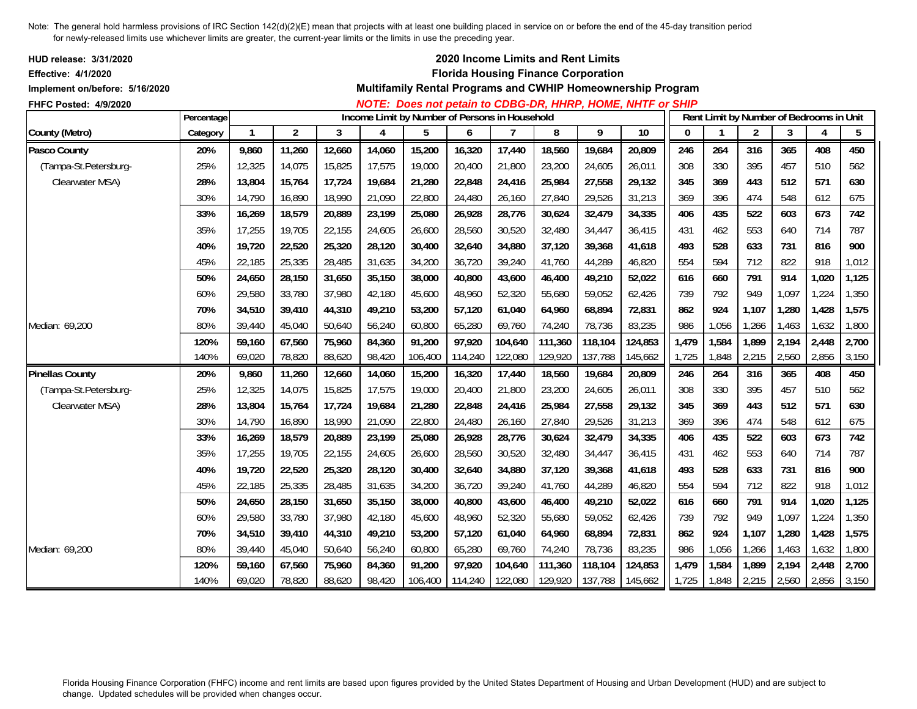Note: The general hold harmless provisions of IRC Section 142(d)(2)(E) mean that projects with at least one building placed in service on or before the end of the 45-day transition period for newly-released limits use whichever limits are greater, the current-year limits or the limits in use the preceding year.

**HUD release: 3/31/2020**
**Effective: 4/1/2020**
**Implement on/before: 5/16/2020**
**FHFC Posted: 4/9/2020**

## 2020 Income Limits and Rent Limits
## Florida Housing Finance Corporation
### Multifamily Rental Programs and CWHIP Homeownership Program

***NOTE: Does not petain to CDBG-DR, HHRP, HOME, NHTF or SHIP***

| | Percentage | Income Limit by Number of Persons in Household | | | | | | | | | | Rent Limit by Number of Bedrooms in Unit | | | | | |
|---|---|---|---|---|---|---|---|---|---|---|---|---|---|---|---|---|---|
| **County (Metro)** | **Category** | **1** | **2** | **3** | **4** | **5** | **6** | **7** | **8** | **9** | **10** | **0** | **1** | **2** | **3** | **4** | **5** |
| **Pasco County** | **20%** | **9,860** | **11,260** | **12,660** | **14,060** | **15,200** | **16,320** | **17,440** | **18,560** | **19,684** | **20,809** | **246** | **264** | **316** | **365** | **408** | **450** |
| (Tampa-St.Petersburg- | 25% | 12,325 | 14,075 | 15,825 | 17,575 | 19,000 | 20,400 | 21,800 | 23,200 | 24,605 | 26,011 | 308 | 330 | 395 | 457 | 510 | 562 |
| Clearwater MSA) | **28%** | **13,804** | **15,764** | **17,724** | **19,684** | **21,280** | **22,848** | **24,416** | **25,984** | **27,558** | **29,132** | **345** | **369** | **443** | **512** | **571** | **630** |
| | 30% | 14,790 | 16,890 | 18,990 | 21,090 | 22,800 | 24,480 | 26,160 | 27,840 | 29,526 | 31,213 | 369 | 396 | 474 | 548 | 612 | 675 |
| | **33%** | **16,269** | **18,579** | **20,889** | **23,199** | **25,080** | **26,928** | **28,776** | **30,624** | **32,479** | **34,335** | **406** | **435** | **522** | **603** | **673** | **742** |
| | 35% | 17,255 | 19,705 | 22,155 | 24,605 | 26,600 | 28,560 | 30,520 | 32,480 | 34,447 | 36,415 | 431 | 462 | 553 | 640 | 714 | 787 |
| | **40%** | **19,720** | **22,520** | **25,320** | **28,120** | **30,400** | **32,640** | **34,880** | **37,120** | **39,368** | **41,618** | **493** | **528** | **633** | **731** | **816** | **900** |
| | 45% | 22,185 | 25,335 | 28,485 | 31,635 | 34,200 | 36,720 | 39,240 | 41,760 | 44,289 | 46,820 | 554 | 594 | 712 | 822 | 918 | 1,012 |
| | **50%** | **24,650** | **28,150** | **31,650** | **35,150** | **38,000** | **40,800** | **43,600** | **46,400** | **49,210** | **52,022** | **616** | **660** | **791** | **914** | **1,020** | **1,125** |
| | 60% | 29,580 | 33,780 | 37,980 | 42,180 | 45,600 | 48,960 | 52,320 | 55,680 | 59,052 | 62,426 | 739 | 792 | 949 | 1,097 | 1,224 | 1,350 |
| | **70%** | **34,510** | **39,410** | **44,310** | **49,210** | **53,200** | **57,120** | **61,040** | **64,960** | **68,894** | **72,831** | **862** | **924** | **1,107** | **1,280** | **1,428** | **1,575** |
| Median: 69,200 | 80% | 39,440 | 45,040 | 50,640 | 56,240 | 60,800 | 65,280 | 69,760 | 74,240 | 78,736 | 83,235 | 986 | 1,056 | 1,266 | 1,463 | 1,632 | 1,800 |
| | **120%** | **59,160** | **67,560** | **75,960** | **84,360** | **91,200** | **97,920** | **104,640** | **111,360** | **118,104** | **124,853** | **1,479** | **1,584** | **1,899** | **2,194** | **2,448** | **2,700** |
| | 140% | 69,020 | 78,820 | 88,620 | 98,420 | 106,400 | 114,240 | 122,080 | 129,920 | 137,788 | 145,662 | 1,725 | 1,848 | 2,215 | 2,560 | 2,856 | 3,150 |
| **Pinellas County** | **20%** | **9,860** | **11,260** | **12,660** | **14,060** | **15,200** | **16,320** | **17,440** | **18,560** | **19,684** | **20,809** | **246** | **264** | **316** | **365** | **408** | **450** |
| (Tampa-St.Petersburg- | 25% | 12,325 | 14,075 | 15,825 | 17,575 | 19,000 | 20,400 | 21,800 | 23,200 | 24,605 | 26,011 | 308 | 330 | 395 | 457 | 510 | 562 |
| Clearwater MSA) | **28%** | **13,804** | **15,764** | **17,724** | **19,684** | **21,280** | **22,848** | **24,416** | **25,984** | **27,558** | **29,132** | **345** | **369** | **443** | **512** | **571** | **630** |
| | 30% | 14,790 | 16,890 | 18,990 | 21,090 | 22,800 | 24,480 | 26,160 | 27,840 | 29,526 | 31,213 | 369 | 396 | 474 | 548 | 612 | 675 |
| | **33%** | **16,269** | **18,579** | **20,889** | **23,199** | **25,080** | **26,928** | **28,776** | **30,624** | **32,479** | **34,335** | **406** | **435** | **522** | **603** | **673** | **742** |
| | 35% | 17,255 | 19,705 | 22,155 | 24,605 | 26,600 | 28,560 | 30,520 | 32,480 | 34,447 | 36,415 | 431 | 462 | 553 | 640 | 714 | 787 |
| | **40%** | **19,720** | **22,520** | **25,320** | **28,120** | **30,400** | **32,640** | **34,880** | **37,120** | **39,368** | **41,618** | **493** | **528** | **633** | **731** | **816** | **900** |
| | 45% | 22,185 | 25,335 | 28,485 | 31,635 | 34,200 | 36,720 | 39,240 | 41,760 | 44,289 | 46,820 | 554 | 594 | 712 | 822 | 918 | 1,012 |
| | **50%** | **24,650** | **28,150** | **31,650** | **35,150** | **38,000** | **40,800** | **43,600** | **46,400** | **49,210** | **52,022** | **616** | **660** | **791** | **914** | **1,020** | **1,125** |
| | 60% | 29,580 | 33,780 | 37,980 | 42,180 | 45,600 | 48,960 | 52,320 | 55,680 | 59,052 | 62,426 | 739 | 792 | 949 | 1,097 | 1,224 | 1,350 |
| | **70%** | **34,510** | **39,410** | **44,310** | **49,210** | **53,200** | **57,120** | **61,040** | **64,960** | **68,894** | **72,831** | **862** | **924** | **1,107** | **1,280** | **1,428** | **1,575** |
| Median: 69,200 | 80% | 39,440 | 45,040 | 50,640 | 56,240 | 60,800 | 65,280 | 69,760 | 74,240 | 78,736 | 83,235 | 986 | 1,056 | 1,266 | 1,463 | 1,632 | 1,800 |
| | **120%** | **59,160** | **67,560** | **75,960** | **84,360** | **91,200** | **97,920** | **104,640** | **111,360** | **118,104** | **124,853** | **1,479** | **1,584** | **1,899** | **2,194** | **2,448** | **2,700** |
| | 140% | 69,020 | 78,820 | 88,620 | 98,420 | 106,400 | 114,240 | 122,080 | 129,920 | 137,788 | 145,662 | 1,725 | 1,848 | 2,215 | 2,560 | 2,856 | 3,150 |

Florida Housing Finance Corporation (FHFC) income and rent limits are based upon figures provided by the United States Department of Housing and Urban Development (HUD) and are subject to change. Updated schedules will be provided when changes occur.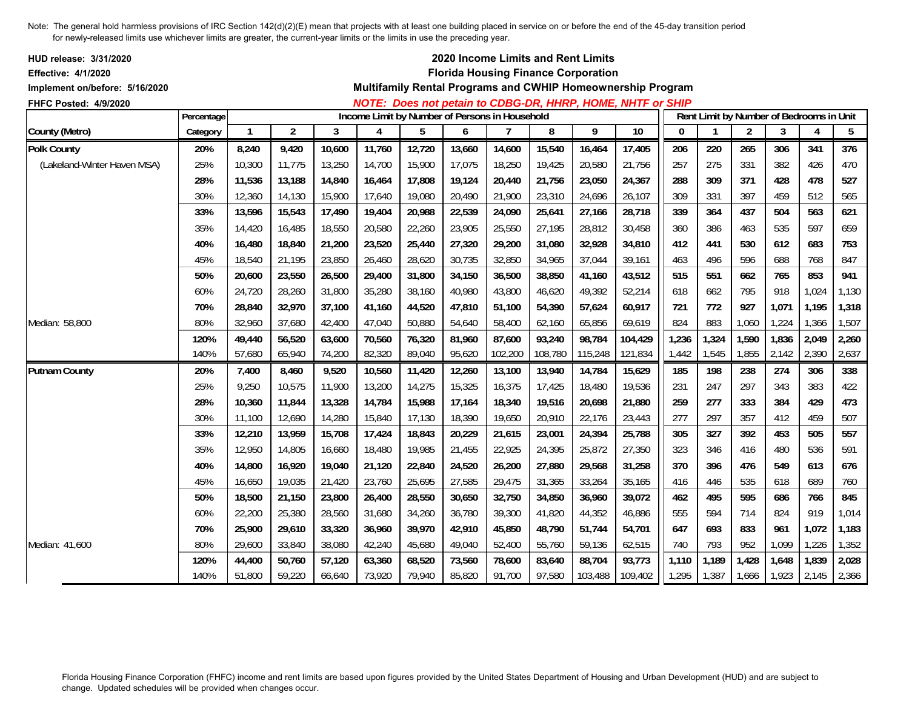Note: The general hold harmless provisions of IRC Section 142(d)(2)(E) mean that projects with at least one building placed in service on or before the end of the 45-day transition period for newly-released limits use whichever limits are greater, the current-year limits or the limits in use the preceding year.

**HUD release: 3/31/2020**
**Effective: 4/1/2020**
**Implement on/before: 5/16/2020**
**FHFC Posted: 4/9/2020**

## 2020 Income Limits and Rent Limits
## Florida Housing Finance Corporation
## Multifamily Rental Programs and CWHIP Homeownership Program

***NOTE: Does not petain to CDBG-DR, HHRP, HOME, NHTF or SHIP***

| County (Metro) | Percentage Category | Income Limit by Number of Persons in Household | | | | | | | | | | Rent Limit by Number of Bedrooms in Unit | | | | | |
|---|---|---|---|---|---|---|---|---|---|---|---|---|---|---|---|---|---|
| | | 1 | 2 | 3 | 4 | 5 | 6 | 7 | 8 | 9 | 10 | 0 | 1 | 2 | 3 | 4 | 5 |
| **Polk County** | **20%** | **8,240** | **9,420** | **10,600** | **11,760** | **12,720** | **13,660** | **14,600** | **15,540** | **16,464** | **17,405** | **206** | **220** | **265** | **306** | **341** | **376** |
| (Lakeland-Winter Haven MSA) | 25% | 10,300 | 11,775 | 13,250 | 14,700 | 15,900 | 17,075 | 18,250 | 19,425 | 20,580 | 21,756 | 257 | 275 | 331 | 382 | 426 | 470 |
| | **28%** | **11,536** | **13,188** | **14,840** | **16,464** | **17,808** | **19,124** | **20,440** | **21,756** | **23,050** | **24,367** | **288** | **309** | **371** | **428** | **478** | **527** |
| | 30% | 12,360 | 14,130 | 15,900 | 17,640 | 19,080 | 20,490 | 21,900 | 23,310 | 24,696 | 26,107 | 309 | 331 | 397 | 459 | 512 | 565 |
| | **33%** | **13,596** | **15,543** | **17,490** | **19,404** | **20,988** | **22,539** | **24,090** | **25,641** | **27,166** | **28,718** | **339** | **364** | **437** | **504** | **563** | **621** |
| | 35% | 14,420 | 16,485 | 18,550 | 20,580 | 22,260 | 23,905 | 25,550 | 27,195 | 28,812 | 30,458 | 360 | 386 | 463 | 535 | 597 | 659 |
| | **40%** | **16,480** | **18,840** | **21,200** | **23,520** | **25,440** | **27,320** | **29,200** | **31,080** | **32,928** | **34,810** | **412** | **441** | **530** | **612** | **683** | **753** |
| | 45% | 18,540 | 21,195 | 23,850 | 26,460 | 28,620 | 30,735 | 32,850 | 34,965 | 37,044 | 39,161 | 463 | 496 | 596 | 688 | 768 | 847 |
| | **50%** | **20,600** | **23,550** | **26,500** | **29,400** | **31,800** | **34,150** | **36,500** | **38,850** | **41,160** | **43,512** | **515** | **551** | **662** | **765** | **853** | **941** |
| | 60% | 24,720 | 28,260 | 31,800 | 35,280 | 38,160 | 40,980 | 43,800 | 46,620 | 49,392 | 52,214 | 618 | 662 | 795 | 918 | 1,024 | 1,130 |
| | **70%** | **28,840** | **32,970** | **37,100** | **41,160** | **44,520** | **47,810** | **51,100** | **54,390** | **57,624** | **60,917** | **721** | **772** | **927** | **1,071** | **1,195** | **1,318** |
| Median: 58,800 | 80% | 32,960 | 37,680 | 42,400 | 47,040 | 50,880 | 54,640 | 58,400 | 62,160 | 65,856 | 69,619 | 824 | 883 | 1,060 | 1,224 | 1,366 | 1,507 |
| | **120%** | **49,440** | **56,520** | **63,600** | **70,560** | **76,320** | **81,960** | **87,600** | **93,240** | **98,784** | **104,429** | **1,236** | **1,324** | **1,590** | **1,836** | **2,049** | **2,260** |
| | 140% | 57,680 | 65,940 | 74,200 | 82,320 | 89,040 | 95,620 | 102,200 | 108,780 | 115,248 | 121,834 | 1,442 | 1,545 | 1,855 | 2,142 | 2,390 | 2,637 |
| **Putnam County** | **20%** | **7,400** | **8,460** | **9,520** | **10,560** | **11,420** | **12,260** | **13,100** | **13,940** | **14,784** | **15,629** | **185** | **198** | **238** | **274** | **306** | **338** |
| | 25% | 9,250 | 10,575 | 11,900 | 13,200 | 14,275 | 15,325 | 16,375 | 17,425 | 18,480 | 19,536 | 231 | 247 | 297 | 343 | 383 | 422 |
| | **28%** | **10,360** | **11,844** | **13,328** | **14,784** | **15,988** | **17,164** | **18,340** | **19,516** | **20,698** | **21,880** | **259** | **277** | **333** | **384** | **429** | **473** |
| | 30% | 11,100 | 12,690 | 14,280 | 15,840 | 17,130 | 18,390 | 19,650 | 20,910 | 22,176 | 23,443 | 277 | 297 | 357 | 412 | 459 | 507 |
| | **33%** | **12,210** | **13,959** | **15,708** | **17,424** | **18,843** | **20,229** | **21,615** | **23,001** | **24,394** | **25,788** | **305** | **327** | **392** | **453** | **505** | **557** |
| | 35% | 12,950 | 14,805 | 16,660 | 18,480 | 19,985 | 21,455 | 22,925 | 24,395 | 25,872 | 27,350 | 323 | 346 | 416 | 480 | 536 | 591 |
| | **40%** | **14,800** | **16,920** | **19,040** | **21,120** | **22,840** | **24,520** | **26,200** | **27,880** | **29,568** | **31,258** | **370** | **396** | **476** | **549** | **613** | **676** |
| | 45% | 16,650 | 19,035 | 21,420 | 23,760 | 25,695 | 27,585 | 29,475 | 31,365 | 33,264 | 35,165 | 416 | 446 | 535 | 618 | 689 | 760 |
| | **50%** | **18,500** | **21,150** | **23,800** | **26,400** | **28,550** | **30,650** | **32,750** | **34,850** | **36,960** | **39,072** | **462** | **495** | **595** | **686** | **766** | **845** |
| | 60% | 22,200 | 25,380 | 28,560 | 31,680 | 34,260 | 36,780 | 39,300 | 41,820 | 44,352 | 46,886 | 555 | 594 | 714 | 824 | 919 | 1,014 |
| | **70%** | **25,900** | **29,610** | **33,320** | **36,960** | **39,970** | **42,910** | **45,850** | **48,790** | **51,744** | **54,701** | **647** | **693** | **833** | **961** | **1,072** | **1,183** |
| Median: 41,600 | 80% | 29,600 | 33,840 | 38,080 | 42,240 | 45,680 | 49,040 | 52,400 | 55,760 | 59,136 | 62,515 | 740 | 793 | 952 | 1,099 | 1,226 | 1,352 |
| | **120%** | **44,400** | **50,760** | **57,120** | **63,360** | **68,520** | **73,560** | **78,600** | **83,640** | **88,704** | **93,773** | **1,110** | **1,189** | **1,428** | **1,648** | **1,839** | **2,028** |
| | 140% | 51,800 | 59,220 | 66,640 | 73,920 | 79,940 | 85,820 | 91,700 | 97,580 | 103,488 | 109,402 | 1,295 | 1,387 | 1,666 | 1,923 | 2,145 | 2,366 |

Florida Housing Finance Corporation (FHFC) income and rent limits are based upon figures provided by the United States Department of Housing and Urban Development (HUD) and are subject to change. Updated schedules will be provided when changes occur.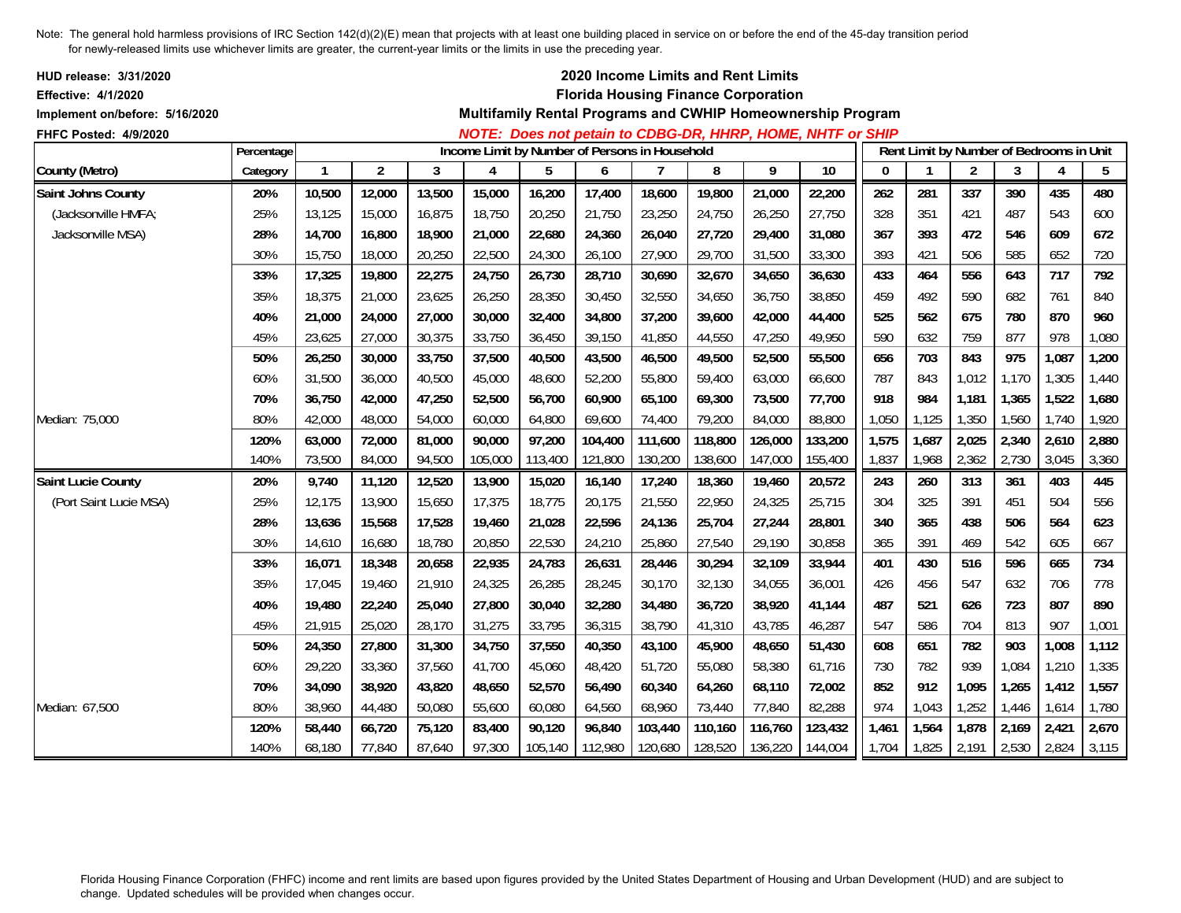Note: The general hold harmless provisions of IRC Section 142(d)(2)(E) mean that projects with at least one building placed in service on or before the end of the 45-day transition period for newly-released limits use whichever limits are greater, the current-year limits or the limits in use the preceding year.

**HUD release: 3/31/2020**
**Effective: 4/1/2020**
**Implement on/before: 5/16/2020**
**FHFC Posted: 4/9/2020**

## 2020 Income Limits and Rent Limits
## Florida Housing Finance Corporation
## Multifamily Rental Programs and CWHIP Homeownership Program

***NOTE: Does not petain to CDBG-DR, HHRP, HOME, NHTF or SHIP***

| | Percentage | Income Limit by Number of Persons in Household | | | | | | | | | | Rent Limit by Number of Bedrooms in Unit | | | | | |
|---|---|---|---|---|---|---|---|---|---|---|---|---|---|---|---|---|---|
| County (Metro) | Category | 1 | 2 | 3 | 4 | 5 | 6 | 7 | 8 | 9 | 10 | 0 | 1 | 2 | 3 | 4 | 5 |
| **Saint Johns County** | **20%** | **10,500** | **12,000** | **13,500** | **15,000** | **16,200** | **17,400** | **18,600** | **19,800** | **21,000** | **22,200** | **262** | **281** | **337** | **390** | **435** | **480** |
| (Jacksonville HMFA; | 25% | 13,125 | 15,000 | 16,875 | 18,750 | 20,250 | 21,750 | 23,250 | 24,750 | 26,250 | 27,750 | 328 | 351 | 421 | 487 | 543 | 600 |
| Jacksonville MSA) | **28%** | **14,700** | **16,800** | **18,900** | **21,000** | **22,680** | **24,360** | **26,040** | **27,720** | **29,400** | **31,080** | **367** | **393** | **472** | **546** | **609** | **672** |
| | 30% | 15,750 | 18,000 | 20,250 | 22,500 | 24,300 | 26,100 | 27,900 | 29,700 | 31,500 | 33,300 | 393 | 421 | 506 | 585 | 652 | 720 |
| | **33%** | **17,325** | **19,800** | **22,275** | **24,750** | **26,730** | **28,710** | **30,690** | **32,670** | **34,650** | **36,630** | **433** | **464** | **556** | **643** | **717** | **792** |
| | 35% | 18,375 | 21,000 | 23,625 | 26,250 | 28,350 | 30,450 | 32,550 | 34,650 | 36,750 | 38,850 | 459 | 492 | 590 | 682 | 761 | 840 |
| | **40%** | **21,000** | **24,000** | **27,000** | **30,000** | **32,400** | **34,800** | **37,200** | **39,600** | **42,000** | **44,400** | **525** | **562** | **675** | **780** | **870** | **960** |
| | 45% | 23,625 | 27,000 | 30,375 | 33,750 | 36,450 | 39,150 | 41,850 | 44,550 | 47,250 | 49,950 | 590 | 632 | 759 | 877 | 978 | 1,080 |
| | **50%** | **26,250** | **30,000** | **33,750** | **37,500** | **40,500** | **43,500** | **46,500** | **49,500** | **52,500** | **55,500** | **656** | **703** | **843** | **975** | **1,087** | **1,200** |
| | 60% | 31,500 | 36,000 | 40,500 | 45,000 | 48,600 | 52,200 | 55,800 | 59,400 | 63,000 | 66,600 | 787 | 843 | 1,012 | 1,170 | 1,305 | 1,440 |
| | **70%** | **36,750** | **42,000** | **47,250** | **52,500** | **56,700** | **60,900** | **65,100** | **69,300** | **73,500** | **77,700** | **918** | **984** | **1,181** | **1,365** | **1,522** | **1,680** |
| Median: 75,000 | 80% | 42,000 | 48,000 | 54,000 | 60,000 | 64,800 | 69,600 | 74,400 | 79,200 | 84,000 | 88,800 | 1,050 | 1,125 | 1,350 | 1,560 | 1,740 | 1,920 |
| | **120%** | **63,000** | **72,000** | **81,000** | **90,000** | **97,200** | **104,400** | **111,600** | **118,800** | **126,000** | **133,200** | **1,575** | **1,687** | **2,025** | **2,340** | **2,610** | **2,880** |
| | 140% | 73,500 | 84,000 | 94,500 | 105,000 | 113,400 | 121,800 | 130,200 | 138,600 | 147,000 | 155,400 | 1,837 | 1,968 | 2,362 | 2,730 | 3,045 | 3,360 |
| **Saint Lucie County** | **20%** | **9,740** | **11,120** | **12,520** | **13,900** | **15,020** | **16,140** | **17,240** | **18,360** | **19,460** | **20,572** | **243** | **260** | **313** | **361** | **403** | **445** |
| (Port Saint Lucie MSA) | 25% | 12,175 | 13,900 | 15,650 | 17,375 | 18,775 | 20,175 | 21,550 | 22,950 | 24,325 | 25,715 | 304 | 325 | 391 | 451 | 504 | 556 |
| | **28%** | **13,636** | **15,568** | **17,528** | **19,460** | **21,028** | **22,596** | **24,136** | **25,704** | **27,244** | **28,801** | **340** | **365** | **438** | **506** | **564** | **623** |
| | 30% | 14,610 | 16,680 | 18,780 | 20,850 | 22,530 | 24,210 | 25,860 | 27,540 | 29,190 | 30,858 | 365 | 391 | 469 | 542 | 605 | 667 |
| | **33%** | **16,071** | **18,348** | **20,658** | **22,935** | **24,783** | **26,631** | **28,446** | **30,294** | **32,109** | **33,944** | **401** | **430** | **516** | **596** | **665** | **734** |
| | 35% | 17,045 | 19,460 | 21,910 | 24,325 | 26,285 | 28,245 | 30,170 | 32,130 | 34,055 | 36,001 | 426 | 456 | 547 | 632 | 706 | 778 |
| | **40%** | **19,480** | **22,240** | **25,040** | **27,800** | **30,040** | **32,280** | **34,480** | **36,720** | **38,920** | **41,144** | **487** | **521** | **626** | **723** | **807** | **890** |
| | 45% | 21,915 | 25,020 | 28,170 | 31,275 | 33,795 | 36,315 | 38,790 | 41,310 | 43,785 | 46,287 | 547 | 586 | 704 | 813 | 907 | 1,001 |
| | **50%** | **24,350** | **27,800** | **31,300** | **34,750** | **37,550** | **40,350** | **43,100** | **45,900** | **48,650** | **51,430** | **608** | **651** | **782** | **903** | **1,008** | **1,112** |
| | 60% | 29,220 | 33,360 | 37,560 | 41,700 | 45,060 | 48,420 | 51,720 | 55,080 | 58,380 | 61,716 | 730 | 782 | 939 | 1,084 | 1,210 | 1,335 |
| | **70%** | **34,090** | **38,920** | **43,820** | **48,650** | **52,570** | **56,490** | **60,340** | **64,260** | **68,110** | **72,002** | **852** | **912** | **1,095** | **1,265** | **1,412** | **1,557** |
| Median: 67,500 | 80% | 38,960 | 44,480 | 50,080 | 55,600 | 60,080 | 64,560 | 68,960 | 73,440 | 77,840 | 82,288 | 974 | 1,043 | 1,252 | 1,446 | 1,614 | 1,780 |
| | **120%** | **58,440** | **66,720** | **75,120** | **83,400** | **90,120** | **96,840** | **103,440** | **110,160** | **116,760** | **123,432** | **1,461** | **1,564** | **1,878** | **2,169** | **2,421** | **2,670** |
| | 140% | 68,180 | 77,840 | 87,640 | 97,300 | 105,140 | 112,980 | 120,680 | 128,520 | 136,220 | 144,004 | 1,704 | 1,825 | 2,191 | 2,530 | 2,824 | 3,115 |

Florida Housing Finance Corporation (FHFC) income and rent limits are based upon figures provided by the United States Department of Housing and Urban Development (HUD) and are subject to change. Updated schedules will be provided when changes occur.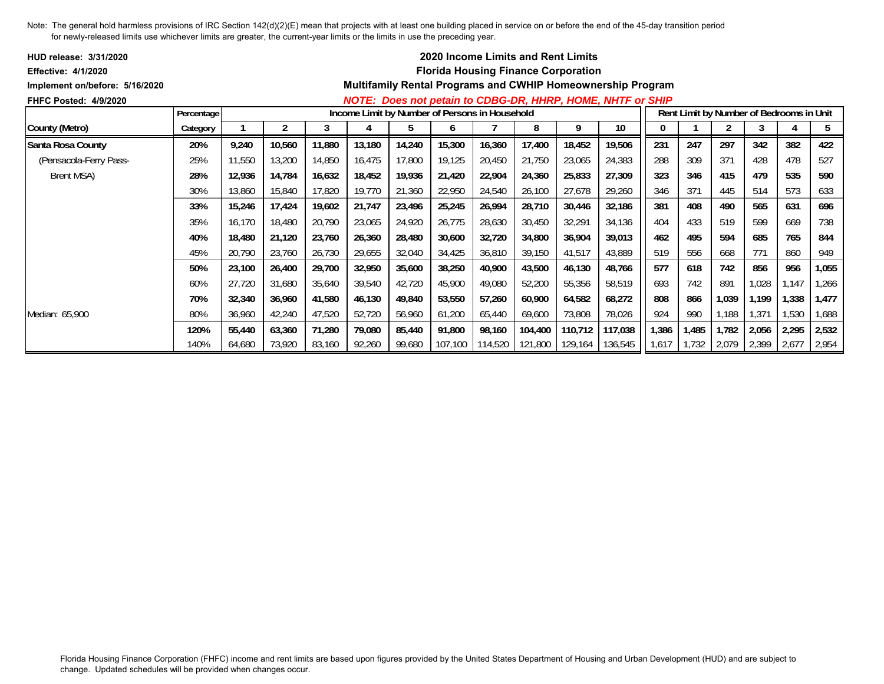Note: The general hold harmless provisions of IRC Section 142(d)(2)(E) mean that projects with at least one building placed in service on or before the end of the 45-day transition period for newly-released limits use whichever limits are greater, the current-year limits or the limits in use the preceding year.

**HUD release: 3/31/2020**
**Effective: 4/1/2020**
**Implement on/before: 5/16/2020**
**FHFC Posted: 4/9/2020**

## 2020 Income Limits and Rent Limits
## Florida Housing Finance Corporation
## Multifamily Rental Programs and CWHIP Homeownership Program

***NOTE: Does not petain to CDBG-DR, HHRP, HOME, NHTF or SHIP***

| County (Metro) | Percentage Category | Income Limit by Number of Persons in Household | | | | | | | | | | Rent Limit by Number of Bedrooms in Unit | | | | | |
|---|---|---|---|---|---|---|---|---|---|---|---|---|---|---|---|---|---|
| | | 1 | 2 | 3 | 4 | 5 | 6 | 7 | 8 | 9 | 10 | 0 | 1 | 2 | 3 | 4 | 5 |
| **Santa Rosa County** | **20%** | **9,240** | **10,560** | **11,880** | **13,180** | **14,240** | **15,300** | **16,360** | **17,400** | **18,452** | **19,506** | **231** | **247** | **297** | **342** | **382** | **422** |
| (Pensacola-Ferry Pass- | 25% | 11,550 | 13,200 | 14,850 | 16,475 | 17,800 | 19,125 | 20,450 | 21,750 | 23,065 | 24,383 | 288 | 309 | 371 | 428 | 478 | 527 |
| Brent MSA) | **28%** | **12,936** | **14,784** | **16,632** | **18,452** | **19,936** | **21,420** | **22,904** | **24,360** | **25,833** | **27,309** | **323** | **346** | **415** | **479** | **535** | **590** |
| | 30% | 13,860 | 15,840 | 17,820 | 19,770 | 21,360 | 22,950 | 24,540 | 26,100 | 27,678 | 29,260 | 346 | 371 | 445 | 514 | 573 | 633 |
| | **33%** | **15,246** | **17,424** | **19,602** | **21,747** | **23,496** | **25,245** | **26,994** | **28,710** | **30,446** | **32,186** | **381** | **408** | **490** | **565** | **631** | **696** |
| | 35% | 16,170 | 18,480 | 20,790 | 23,065 | 24,920 | 26,775 | 28,630 | 30,450 | 32,291 | 34,136 | 404 | 433 | 519 | 599 | 669 | 738 |
| | **40%** | **18,480** | **21,120** | **23,760** | **26,360** | **28,480** | **30,600** | **32,720** | **34,800** | **36,904** | **39,013** | **462** | **495** | **594** | **685** | **765** | **844** |
| | 45% | 20,790 | 23,760 | 26,730 | 29,655 | 32,040 | 34,425 | 36,810 | 39,150 | 41,517 | 43,889 | 519 | 556 | 668 | 771 | 860 | 949 |
| | **50%** | **23,100** | **26,400** | **29,700** | **32,950** | **35,600** | **38,250** | **40,900** | **43,500** | **46,130** | **48,766** | **577** | **618** | **742** | **856** | **956** | **1,055** |
| | 60% | 27,720 | 31,680 | 35,640 | 39,540 | 42,720 | 45,900 | 49,080 | 52,200 | 55,356 | 58,519 | 693 | 742 | 891 | 1,028 | 1,147 | 1,266 |
| | **70%** | **32,340** | **36,960** | **41,580** | **46,130** | **49,840** | **53,550** | **57,260** | **60,900** | **64,582** | **68,272** | **808** | **866** | **1,039** | **1,199** | **1,338** | **1,477** |
| Median: 65,900 | 80% | 36,960 | 42,240 | 47,520 | 52,720 | 56,960 | 61,200 | 65,440 | 69,600 | 73,808 | 78,026 | 924 | 990 | 1,188 | 1,371 | 1,530 | 1,688 |
| | **120%** | **55,440** | **63,360** | **71,280** | **79,080** | **85,440** | **91,800** | **98,160** | **104,400** | **110,712** | **117,038** | **1,386** | **1,485** | **1,782** | **2,056** | **2,295** | **2,532** |
| | 140% | 64,680 | 73,920 | 83,160 | 92,260 | 99,680 | 107,100 | 114,520 | 121,800 | 129,164 | 136,545 | 1,617 | 1,732 | 2,079 | 2,399 | 2,677 | 2,954 |

Florida Housing Finance Corporation (FHFC) income and rent limits are based upon figures provided by the United States Department of Housing and Urban Development (HUD) and are subject to change. Updated schedules will be provided when changes occur.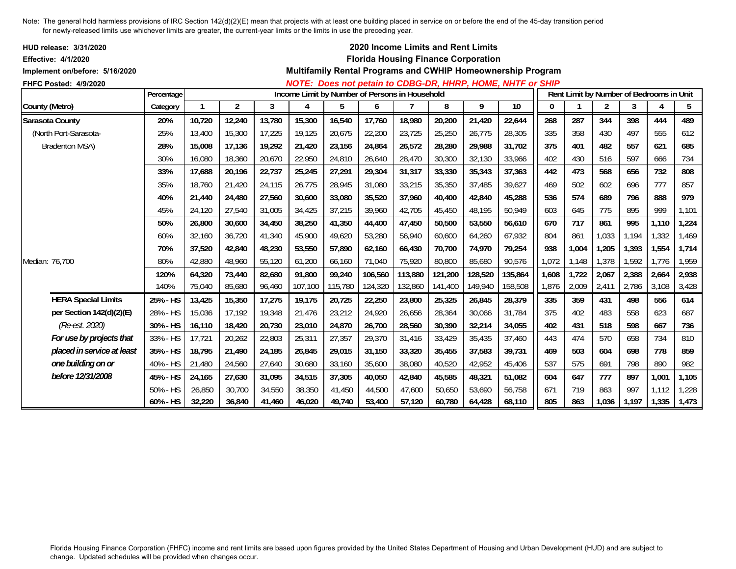Note: The general hold harmless provisions of IRC Section 142(d)(2)(E) mean that projects with at least one building placed in service on or before the end of the 45-day transition period for newly-released limits use whichever limits are greater, the current-year limits or the limits in use the preceding year.

**HUD release: 3/31/2020**
**Effective: 4/1/2020**
**Implement on/before: 5/16/2020**
**FHFC Posted: 4/9/2020**

## 2020 Income Limits and Rent Limits
## Florida Housing Finance Corporation
### Multifamily Rental Programs and CWHIP Homeownership Program

***NOTE: Does not petain to CDBG-DR, HHRP, HOME, NHTF or SHIP***

| County (Metro) | Percentage Category | Income Limit by Number of Persons in Household | | | | | | | | | | Rent Limit by Number of Bedrooms in Unit | | | | | |
|---|---|---|---|---|---|---|---|---|---|---|---|---|---|---|---|---|---|
| | | 1 | 2 | 3 | 4 | 5 | 6 | 7 | 8 | 9 | 10 | 0 | 1 | 2 | 3 | 4 | 5 |
| **Sarasota County** | **20%** | **10,720** | **12,240** | **13,780** | **15,300** | **16,540** | **17,760** | **18,980** | **20,200** | **21,420** | **22,644** | **268** | **287** | **344** | **398** | **444** | **489** |
| (North Port-Sarasota- | 25% | 13,400 | 15,300 | 17,225 | 19,125 | 20,675 | 22,200 | 23,725 | 25,250 | 26,775 | 28,305 | 335 | 358 | 430 | 497 | 555 | 612 |
| Bradenton MSA) | **28%** | **15,008** | **17,136** | **19,292** | **21,420** | **23,156** | **24,864** | **26,572** | **28,280** | **29,988** | **31,702** | **375** | **401** | **482** | **557** | **621** | **685** |
| | 30% | 16,080 | 18,360 | 20,670 | 22,950 | 24,810 | 26,640 | 28,470 | 30,300 | 32,130 | 33,966 | 402 | 430 | 516 | 597 | 666 | 734 |
| | **33%** | **17,688** | **20,196** | **22,737** | **25,245** | **27,291** | **29,304** | **31,317** | **33,330** | **35,343** | **37,363** | **442** | **473** | **568** | **656** | **732** | **808** |
| | 35% | 18,760 | 21,420 | 24,115 | 26,775 | 28,945 | 31,080 | 33,215 | 35,350 | 37,485 | 39,627 | 469 | 502 | 602 | 696 | 777 | 857 |
| | **40%** | **21,440** | **24,480** | **27,560** | **30,600** | **33,080** | **35,520** | **37,960** | **40,400** | **42,840** | **45,288** | **536** | **574** | **689** | **796** | **888** | **979** |
| | 45% | 24,120 | 27,540 | 31,005 | 34,425 | 37,215 | 39,960 | 42,705 | 45,450 | 48,195 | 50,949 | 603 | 645 | 775 | 895 | 999 | 1,101 |
| | **50%** | **26,800** | **30,600** | **34,450** | **38,250** | **41,350** | **44,400** | **47,450** | **50,500** | **53,550** | **56,610** | **670** | **717** | **861** | **995** | **1,110** | **1,224** |
| | 60% | 32,160 | 36,720 | 41,340 | 45,900 | 49,620 | 53,280 | 56,940 | 60,600 | 64,260 | 67,932 | 804 | 861 | 1,033 | 1,194 | 1,332 | 1,469 |
| | **70%** | **37,520** | **42,840** | **48,230** | **53,550** | **57,890** | **62,160** | **66,430** | **70,700** | **74,970** | **79,254** | **938** | **1,004** | **1,205** | **1,393** | **1,554** | **1,714** |
| Median: 76,700 | 80% | 42,880 | 48,960 | 55,120 | 61,200 | 66,160 | 71,040 | 75,920 | 80,800 | 85,680 | 90,576 | 1,072 | 1,148 | 1,378 | 1,592 | 1,776 | 1,959 |
| | **120%** | **64,320** | **73,440** | **82,680** | **91,800** | **99,240** | **106,560** | **113,880** | **121,200** | **128,520** | **135,864** | **1,608** | **1,722** | **2,067** | **2,388** | **2,664** | **2,938** |
| | 140% | 75,040 | 85,680 | 96,460 | 107,100 | 115,780 | 124,320 | 132,860 | 141,400 | 149,940 | 158,508 | 1,876 | 2,009 | 2,411 | 2,786 | 3,108 | 3,428 |
| **HERA Special Limits** | **25% - HS** | **13,425** | **15,350** | **17,275** | **19,175** | **20,725** | **22,250** | **23,800** | **25,325** | **26,845** | **28,379** | **335** | **359** | **431** | **498** | **556** | **614** |
| **per Section 142(d)(2)(E)** | 28% - HS | 15,036 | 17,192 | 19,348 | 21,476 | 23,212 | 24,920 | 26,656 | 28,364 | 30,066 | 31,784 | 375 | 402 | 483 | 558 | 623 | 687 |
| *(Re-est. 2020)* | **30% - HS** | **16,110** | **18,420** | **20,730** | **23,010** | **24,870** | **26,700** | **28,560** | **30,390** | **32,214** | **34,055** | **402** | **431** | **518** | **598** | **667** | **736** |
| ***For use by projects that*** | 33% - HS | 17,721 | 20,262 | 22,803 | 25,311 | 27,357 | 29,370 | 31,416 | 33,429 | 35,435 | 37,460 | 443 | 474 | 570 | 658 | 734 | 810 |
| ***placed in service at least*** | **35% - HS** | **18,795** | **21,490** | **24,185** | **26,845** | **29,015** | **31,150** | **33,320** | **35,455** | **37,583** | **39,731** | **469** | **503** | **604** | **698** | **778** | **859** |
| ***one building on or*** | 40% - HS | 21,480 | 24,560 | 27,640 | 30,680 | 33,160 | 35,600 | 38,080 | 40,520 | 42,952 | 45,406 | 537 | 575 | 691 | 798 | 890 | 982 |
| ***before 12/31/2008*** | **45% - HS** | **24,165** | **27,630** | **31,095** | **34,515** | **37,305** | **40,050** | **42,840** | **45,585** | **48,321** | **51,082** | **604** | **647** | **777** | **897** | **1,001** | **1,105** |
| | 50% - HS | 26,850 | 30,700 | 34,550 | 38,350 | 41,450 | 44,500 | 47,600 | 50,650 | 53,690 | 56,758 | 671 | 719 | 863 | 997 | 1,112 | 1,228 |
| | **60% - HS** | **32,220** | **36,840** | **41,460** | **46,020** | **49,740** | **53,400** | **57,120** | **60,780** | **64,428** | **68,110** | **805** | **863** | **1,036** | **1,197** | **1,335** | **1,473** |

Florida Housing Finance Corporation (FHFC) income and rent limits are based upon figures provided by the United States Department of Housing and Urban Development (HUD) and are subject to change. Updated schedules will be provided when changes occur.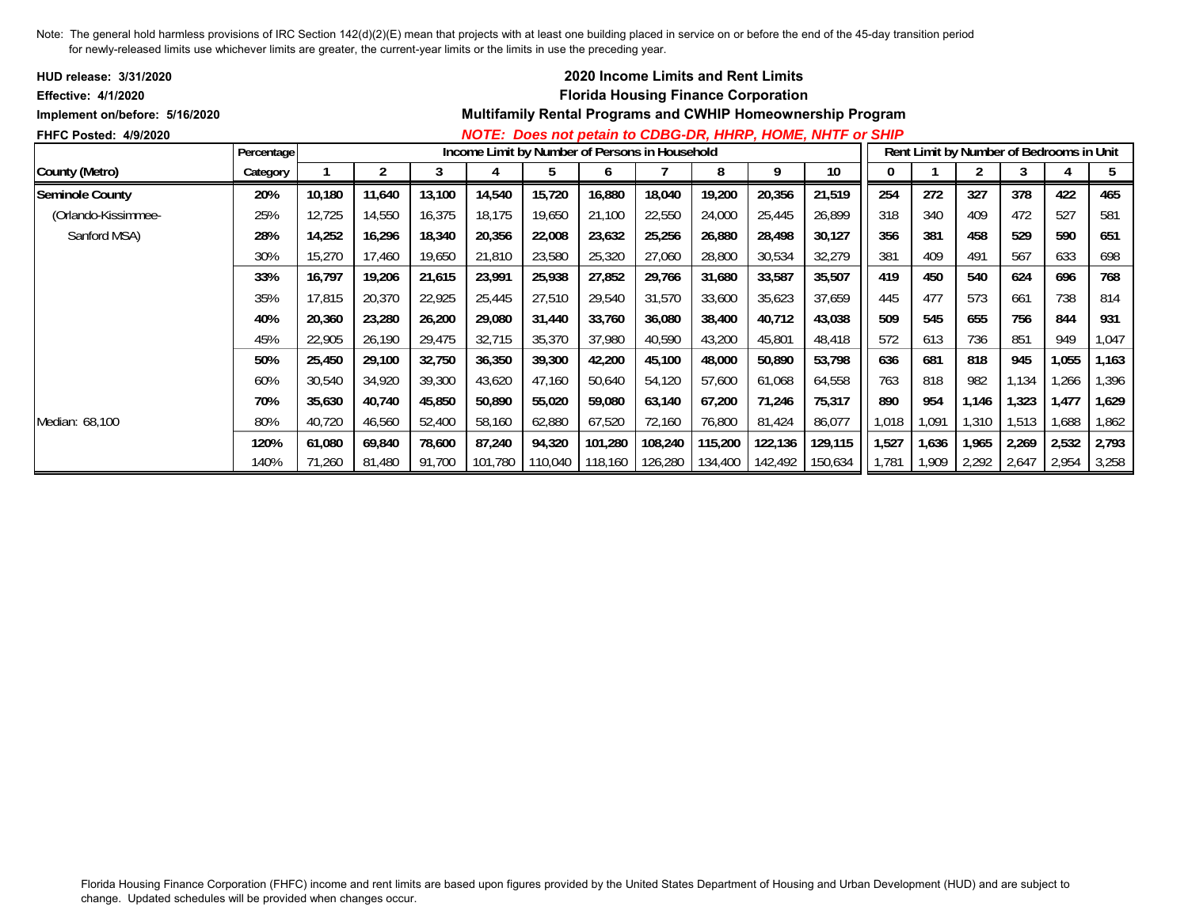Note: The general hold harmless provisions of IRC Section 142(d)(2)(E) mean that projects with at least one building placed in service on or before the end of the 45-day transition period for newly-released limits use whichever limits are greater, the current-year limits or the limits in use the preceding year.

**HUD release: 3/31/2020**
**Effective: 4/1/2020**
**Implement on/before: 5/16/2020**
**FHFC Posted: 4/9/2020**

**2020 Income Limits and Rent Limits**
**Florida Housing Finance Corporation**
**Multifamily Rental Programs and CWHIP Homeownership Program**
***NOTE: Does not petain to CDBG-DR, HHRP, HOME, NHTF or SHIP***

| | Percentage | Income Limit by Number of Persons in Household | | | | | | | | | | Rent Limit by Number of Bedrooms in Unit | | | | | |
|---|---|---|---|---|---|---|---|---|---|---|---|---|---|---|---|---|---|
| County (Metro) | Category | 1 | 2 | 3 | 4 | 5 | 6 | 7 | 8 | 9 | 10 | 0 | 1 | 2 | 3 | 4 | 5 |
| **Seminole County** | **20%** | **10,180** | **11,640** | **13,100** | **14,540** | **15,720** | **16,880** | **18,040** | **19,200** | **20,356** | **21,519** | **254** | **272** | **327** | **378** | **422** | **465** |
| (Orlando-Kissimmee- | 25% | 12,725 | 14,550 | 16,375 | 18,175 | 19,650 | 21,100 | 22,550 | 24,000 | 25,445 | 26,899 | 318 | 340 | 409 | 472 | 527 | 581 |
| Sanford MSA) | **28%** | **14,252** | **16,296** | **18,340** | **20,356** | **22,008** | **23,632** | **25,256** | **26,880** | **28,498** | **30,127** | **356** | **381** | **458** | **529** | **590** | **651** |
| | 30% | 15,270 | 17,460 | 19,650 | 21,810 | 23,580 | 25,320 | 27,060 | 28,800 | 30,534 | 32,279 | 381 | 409 | 491 | 567 | 633 | 698 |
| | **33%** | **16,797** | **19,206** | **21,615** | **23,991** | **25,938** | **27,852** | **29,766** | **31,680** | **33,587** | **35,507** | **419** | **450** | **540** | **624** | **696** | **768** |
| | 35% | 17,815 | 20,370 | 22,925 | 25,445 | 27,510 | 29,540 | 31,570 | 33,600 | 35,623 | 37,659 | 445 | 477 | 573 | 661 | 738 | 814 |
| | **40%** | **20,360** | **23,280** | **26,200** | **29,080** | **31,440** | **33,760** | **36,080** | **38,400** | **40,712** | **43,038** | **509** | **545** | **655** | **756** | **844** | **931** |
| | 45% | 22,905 | 26,190 | 29,475 | 32,715 | 35,370 | 37,980 | 40,590 | 43,200 | 45,801 | 48,418 | 572 | 613 | 736 | 851 | 949 | 1,047 |
| | **50%** | **25,450** | **29,100** | **32,750** | **36,350** | **39,300** | **42,200** | **45,100** | **48,000** | **50,890** | **53,798** | **636** | **681** | **818** | **945** | **1,055** | **1,163** |
| | 60% | 30,540 | 34,920 | 39,300 | 43,620 | 47,160 | 50,640 | 54,120 | 57,600 | 61,068 | 64,558 | 763 | 818 | 982 | 1,134 | 1,266 | 1,396 |
| | **70%** | **35,630** | **40,740** | **45,850** | **50,890** | **55,020** | **59,080** | **63,140** | **67,200** | **71,246** | **75,317** | **890** | **954** | **1,146** | **1,323** | **1,477** | **1,629** |
| Median: 68,100 | 80% | 40,720 | 46,560 | 52,400 | 58,160 | 62,880 | 67,520 | 72,160 | 76,800 | 81,424 | 86,077 | 1,018 | 1,091 | 1,310 | 1,513 | 1,688 | 1,862 |
| | **120%** | **61,080** | **69,840** | **78,600** | **87,240** | **94,320** | **101,280** | **108,240** | **115,200** | **122,136** | **129,115** | **1,527** | **1,636** | **1,965** | **2,269** | **2,532** | **2,793** |
| | 140% | 71,260 | 81,480 | 91,700 | 101,780 | 110,040 | 118,160 | 126,280 | 134,400 | 142,492 | 150,634 | 1,781 | 1,909 | 2,292 | 2,647 | 2,954 | 3,258 |

Florida Housing Finance Corporation (FHFC) income and rent limits are based upon figures provided by the United States Department of Housing and Urban Development (HUD) and are subject to change. Updated schedules will be provided when changes occur.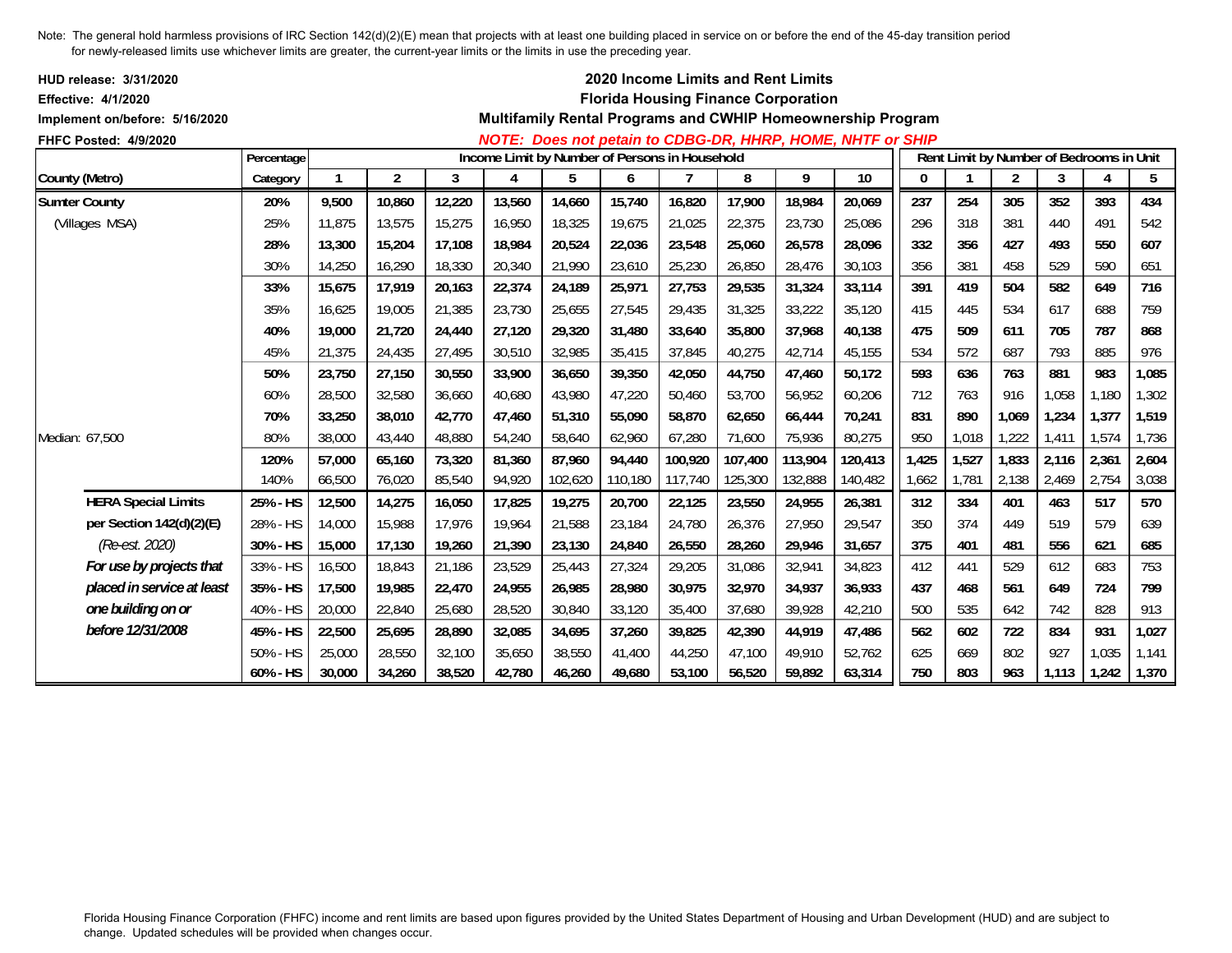Note: The general hold harmless provisions of IRC Section 142(d)(2)(E) mean that projects with at least one building placed in service on or before the end of the 45-day transition period for newly-released limits use whichever limits are greater, the current-year limits or the limits in use the preceding year.

**HUD release: 3/31/2020**
**Effective: 4/1/2020**
**Implement on/before: 5/16/2020**
**FHFC Posted: 4/9/2020**

## 2020 Income Limits and Rent Limits
## Florida Housing Finance Corporation
## Multifamily Rental Programs and CWHIP Homeownership Program

***NOTE: Does not petain to CDBG-DR, HHRP, HOME, NHTF or SHIP***

| County (Metro) | Percentage Category | Income Limit by Number of Persons in Household | | | | | | | | | | Rent Limit by Number of Bedrooms in Unit | | | | | |
|---|---|---|---|---|---|---|---|---|---|---|---|---|---|---|---|---|---|
| | | 1 | 2 | 3 | 4 | 5 | 6 | 7 | 8 | 9 | 10 | 0 | 1 | 2 | 3 | 4 | 5 |
| **Sumter County** | **20%** | **9,500** | **10,860** | **12,220** | **13,560** | **14,660** | **15,740** | **16,820** | **17,900** | **18,984** | **20,069** | **237** | **254** | **305** | **352** | **393** | **434** |
| (Villages MSA) | 25% | 11,875 | 13,575 | 15,275 | 16,950 | 18,325 | 19,675 | 21,025 | 22,375 | 23,730 | 25,086 | 296 | 318 | 381 | 440 | 491 | 542 |
| | **28%** | **13,300** | **15,204** | **17,108** | **18,984** | **20,524** | **22,036** | **23,548** | **25,060** | **26,578** | **28,096** | **332** | **356** | **427** | **493** | **550** | **607** |
| | 30% | 14,250 | 16,290 | 18,330 | 20,340 | 21,990 | 23,610 | 25,230 | 26,850 | 28,476 | 30,103 | 356 | 381 | 458 | 529 | 590 | 651 |
| | **33%** | **15,675** | **17,919** | **20,163** | **22,374** | **24,189** | **25,971** | **27,753** | **29,535** | **31,324** | **33,114** | **391** | **419** | **504** | **582** | **649** | **716** |
| | 35% | 16,625 | 19,005 | 21,385 | 23,730 | 25,655 | 27,545 | 29,435 | 31,325 | 33,222 | 35,120 | 415 | 445 | 534 | 617 | 688 | 759 |
| | **40%** | **19,000** | **21,720** | **24,440** | **27,120** | **29,320** | **31,480** | **33,640** | **35,800** | **37,968** | **40,138** | **475** | **509** | **611** | **705** | **787** | **868** |
| | 45% | 21,375 | 24,435 | 27,495 | 30,510 | 32,985 | 35,415 | 37,845 | 40,275 | 42,714 | 45,155 | 534 | 572 | 687 | 793 | 885 | 976 |
| | **50%** | **23,750** | **27,150** | **30,550** | **33,900** | **36,650** | **39,350** | **42,050** | **44,750** | **47,460** | **50,172** | **593** | **636** | **763** | **881** | **983** | **1,085** |
| | 60% | 28,500 | 32,580 | 36,660 | 40,680 | 43,980 | 47,220 | 50,460 | 53,700 | 56,952 | 60,206 | 712 | 763 | 916 | 1,058 | 1,180 | 1,302 |
| | **70%** | **33,250** | **38,010** | **42,770** | **47,460** | **51,310** | **55,090** | **58,870** | **62,650** | **66,444** | **70,241** | **831** | **890** | **1,069** | **1,234** | **1,377** | **1,519** |
| Median: 67,500 | 80% | 38,000 | 43,440 | 48,880 | 54,240 | 58,640 | 62,960 | 67,280 | 71,600 | 75,936 | 80,275 | 950 | 1,018 | 1,222 | 1,411 | 1,574 | 1,736 |
| | **120%** | **57,000** | **65,160** | **73,320** | **81,360** | **87,960** | **94,440** | **100,920** | **107,400** | **113,904** | **120,413** | **1,425** | **1,527** | **1,833** | **2,116** | **2,361** | **2,604** |
| | 140% | 66,500 | 76,020 | 85,540 | 94,920 | 102,620 | 110,180 | 117,740 | 125,300 | 132,888 | 140,482 | 1,662 | 1,781 | 2,138 | 2,469 | 2,754 | 3,038 |
| **HERA Special Limits** | **25% - HS** | **12,500** | **14,275** | **16,050** | **17,825** | **19,275** | **20,700** | **22,125** | **23,550** | **24,955** | **26,381** | **312** | **334** | **401** | **463** | **517** | **570** |
| **per Section 142(d)(2)(E)** | 28% - HS | 14,000 | 15,988 | 17,976 | 19,964 | 21,588 | 23,184 | 24,780 | 26,376 | 27,950 | 29,547 | 350 | 374 | 449 | 519 | 579 | 639 |
| *(Re-est. 2020)* | **30% - HS** | **15,000** | **17,130** | **19,260** | **21,390** | **23,130** | **24,840** | **26,550** | **28,260** | **29,946** | **31,657** | **375** | **401** | **481** | **556** | **621** | **685** |
| ***For use by projects that*** | 33% - HS | 16,500 | 18,843 | 21,186 | 23,529 | 25,443 | 27,324 | 29,205 | 31,086 | 32,941 | 34,823 | 412 | 441 | 529 | 612 | 683 | 753 |
| ***placed in service at least*** | **35% - HS** | **17,500** | **19,985** | **22,470** | **24,955** | **26,985** | **28,980** | **30,975** | **32,970** | **34,937** | **36,933** | **437** | **468** | **561** | **649** | **724** | **799** |
| ***one building on or*** | 40% - HS | 20,000 | 22,840 | 25,680 | 28,520 | 30,840 | 33,120 | 35,400 | 37,680 | 39,928 | 42,210 | 500 | 535 | 642 | 742 | 828 | 913 |
| ***before 12/31/2008*** | **45% - HS** | **22,500** | **25,695** | **28,890** | **32,085** | **34,695** | **37,260** | **39,825** | **42,390** | **44,919** | **47,486** | **562** | **602** | **722** | **834** | **931** | **1,027** |
| | 50% - HS | 25,000 | 28,550 | 32,100 | 35,650 | 38,550 | 41,400 | 44,250 | 47,100 | 49,910 | 52,762 | 625 | 669 | 802 | 927 | 1,035 | 1,141 |
| | **60% - HS** | **30,000** | **34,260** | **38,520** | **42,780** | **46,260** | **49,680** | **53,100** | **56,520** | **59,892** | **63,314** | **750** | **803** | **963** | **1,113** | **1,242** | **1,370** |

Florida Housing Finance Corporation (FHFC) income and rent limits are based upon figures provided by the United States Department of Housing and Urban Development (HUD) and are subject to change. Updated schedules will be provided when changes occur.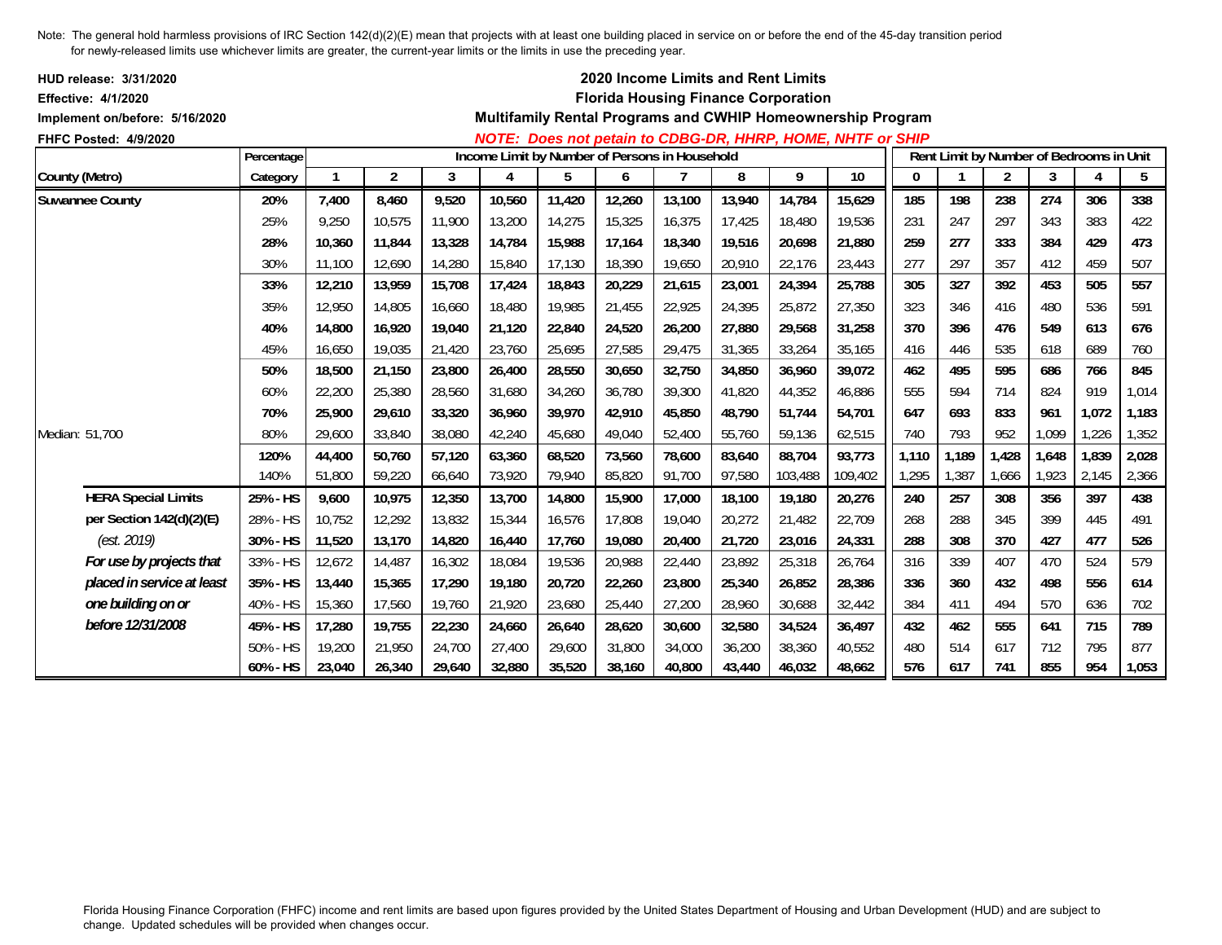Note: The general hold harmless provisions of IRC Section 142(d)(2)(E) mean that projects with at least one building placed in service on or before the end of the 45-day transition period for newly-released limits use whichever limits are greater, the current-year limits or the limits in use the preceding year.

**HUD release: 3/31/2020**
**Effective: 4/1/2020**
**Implement on/before: 5/16/2020**
**FHFC Posted: 4/9/2020**

## 2020 Income Limits and Rent Limits
## Florida Housing Finance Corporation
### Multifamily Rental Programs and CWHIP Homeownership Program

***NOTE: Does not petain to CDBG-DR, HHRP, HOME, NHTF or SHIP***

| County (Metro) | Percentage Category | Income Limit by Number of Persons in Household: 1 | 2 | 3 | 4 | 5 | 6 | 7 | 8 | 9 | 10 | Rent Limit by Number of Bedrooms in Unit: 0 | 1 | 2 | 3 | 4 | 5 |
|---|---|---|---|---|---|---|---|---|---|---|---|---|---|---|---|---|---|
| **Suwannee County** | **20%** | **7,400** | **8,460** | **9,520** | **10,560** | **11,420** | **12,260** | **13,100** | **13,940** | **14,784** | **15,629** | **185** | **198** | **238** | **274** | **306** | **338** |
| | 25% | 9,250 | 10,575 | 11,900 | 13,200 | 14,275 | 15,325 | 16,375 | 17,425 | 18,480 | 19,536 | 231 | 247 | 297 | 343 | 383 | 422 |
| | **28%** | **10,360** | **11,844** | **13,328** | **14,784** | **15,988** | **17,164** | **18,340** | **19,516** | **20,698** | **21,880** | **259** | **277** | **333** | **384** | **429** | **473** |
| | 30% | 11,100 | 12,690 | 14,280 | 15,840 | 17,130 | 18,390 | 19,650 | 20,910 | 22,176 | 23,443 | 277 | 297 | 357 | 412 | 459 | 507 |
| | **33%** | **12,210** | **13,959** | **15,708** | **17,424** | **18,843** | **20,229** | **21,615** | **23,001** | **24,394** | **25,788** | **305** | **327** | **392** | **453** | **505** | **557** |
| | 35% | 12,950 | 14,805 | 16,660 | 18,480 | 19,985 | 21,455 | 22,925 | 24,395 | 25,872 | 27,350 | 323 | 346 | 416 | 480 | 536 | 591 |
| | **40%** | **14,800** | **16,920** | **19,040** | **21,120** | **22,840** | **24,520** | **26,200** | **27,880** | **29,568** | **31,258** | **370** | **396** | **476** | **549** | **613** | **676** |
| | 45% | 16,650 | 19,035 | 21,420 | 23,760 | 25,695 | 27,585 | 29,475 | 31,365 | 33,264 | 35,165 | 416 | 446 | 535 | 618 | 689 | 760 |
| | **50%** | **18,500** | **21,150** | **23,800** | **26,400** | **28,550** | **30,650** | **32,750** | **34,850** | **36,960** | **39,072** | **462** | **495** | **595** | **686** | **766** | **845** |
| | 60% | 22,200 | 25,380 | 28,560 | 31,680 | 34,260 | 36,780 | 39,300 | 41,820 | 44,352 | 46,886 | 555 | 594 | 714 | 824 | 919 | 1,014 |
| | **70%** | **25,900** | **29,610** | **33,320** | **36,960** | **39,970** | **42,910** | **45,850** | **48,790** | **51,744** | **54,701** | **647** | **693** | **833** | **961** | **1,072** | **1,183** |
| Median: 51,700 | 80% | 29,600 | 33,840 | 38,080 | 42,240 | 45,680 | 49,040 | 52,400 | 55,760 | 59,136 | 62,515 | 740 | 793 | 952 | 1,099 | 1,226 | 1,352 |
| | **120%** | **44,400** | **50,760** | **57,120** | **63,360** | **68,520** | **73,560** | **78,600** | **83,640** | **88,704** | **93,773** | **1,110** | **1,189** | **1,428** | **1,648** | **1,839** | **2,028** |
| | 140% | 51,800 | 59,220 | 66,640 | 73,920 | 79,940 | 85,820 | 91,700 | 97,580 | 103,488 | 109,402 | 1,295 | 1,387 | 1,666 | 1,923 | 2,145 | 2,366 |
| **HERA Special Limits** | **25% - HS** | **9,600** | **10,975** | **12,350** | **13,700** | **14,800** | **15,900** | **17,000** | **18,100** | **19,180** | **20,276** | **240** | **257** | **308** | **356** | **397** | **438** |
| **per Section 142(d)(2)(E)** | 28% - HS | 10,752 | 12,292 | 13,832 | 15,344 | 16,576 | 17,808 | 19,040 | 20,272 | 21,482 | 22,709 | 268 | 288 | 345 | 399 | 445 | 491 |
| *(est. 2019)* | **30% - HS** | **11,520** | **13,170** | **14,820** | **16,440** | **17,760** | **19,080** | **20,400** | **21,720** | **23,016** | **24,331** | **288** | **308** | **370** | **427** | **477** | **526** |
| ***For use by projects that*** | 33% - HS | 12,672 | 14,487 | 16,302 | 18,084 | 19,536 | 20,988 | 22,440 | 23,892 | 25,318 | 26,764 | 316 | 339 | 407 | 470 | 524 | 579 |
| ***placed in service at least*** | **35% - HS** | **13,440** | **15,365** | **17,290** | **19,180** | **20,720** | **22,260** | **23,800** | **25,340** | **26,852** | **28,386** | **336** | **360** | **432** | **498** | **556** | **614** |
| ***one building on or*** | 40% - HS | 15,360 | 17,560 | 19,760 | 21,920 | 23,680 | 25,440 | 27,200 | 28,960 | 30,688 | 32,442 | 384 | 411 | 494 | 570 | 636 | 702 |
| ***before 12/31/2008*** | **45% - HS** | **17,280** | **19,755** | **22,230** | **24,660** | **26,640** | **28,620** | **30,600** | **32,580** | **34,524** | **36,497** | **432** | **462** | **555** | **641** | **715** | **789** |
| | 50% - HS | 19,200 | 21,950 | 24,700 | 27,400 | 29,600 | 31,800 | 34,000 | 36,200 | 38,360 | 40,552 | 480 | 514 | 617 | 712 | 795 | 877 |
| | **60% - HS** | **23,040** | **26,340** | **29,640** | **32,880** | **35,520** | **38,160** | **40,800** | **43,440** | **46,032** | **48,662** | **576** | **617** | **741** | **855** | **954** | **1,053** |

Florida Housing Finance Corporation (FHFC) income and rent limits are based upon figures provided by the United States Department of Housing and Urban Development (HUD) and are subject to change. Updated schedules will be provided when changes occur.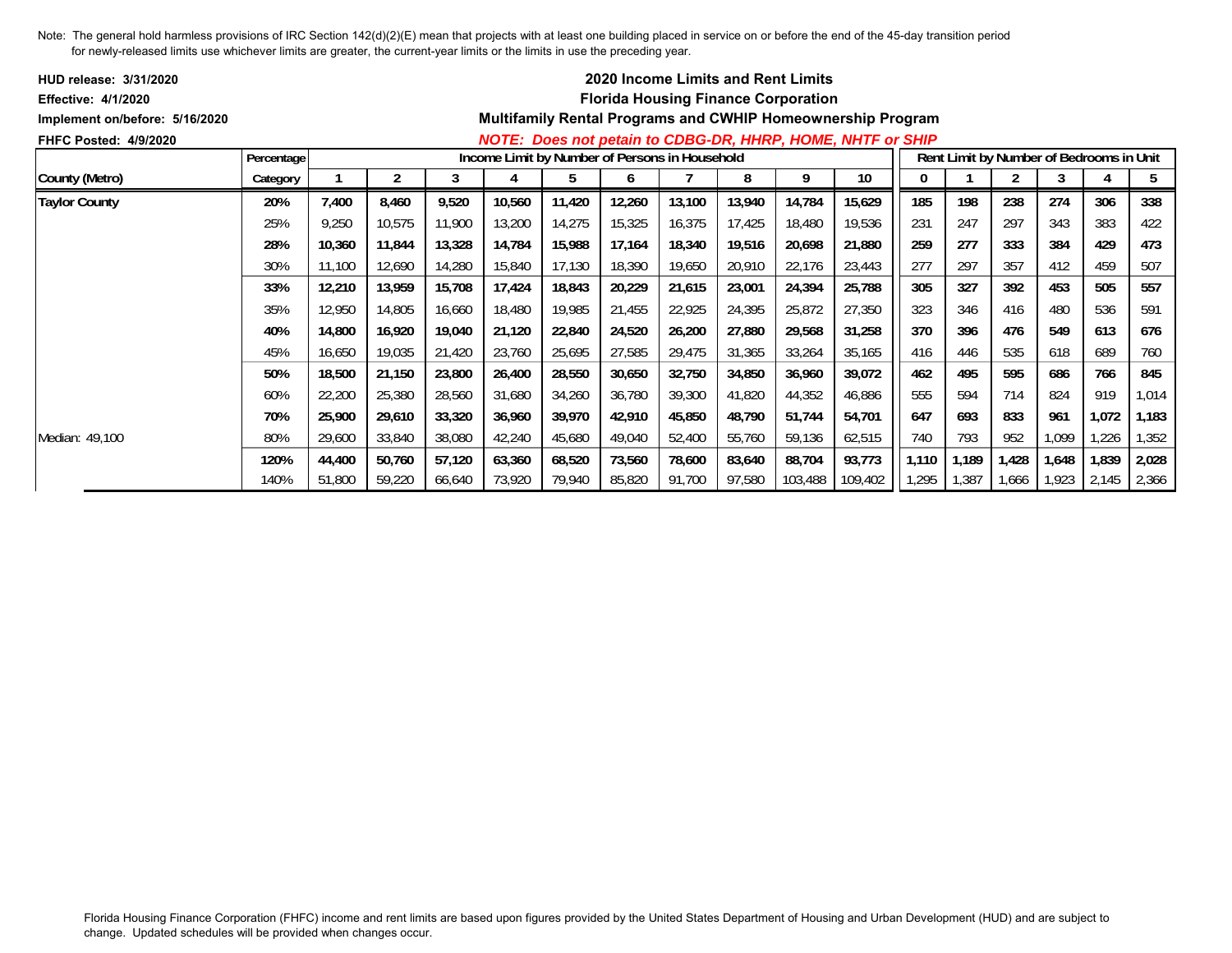Note: The general hold harmless provisions of IRC Section 142(d)(2)(E) mean that projects with at least one building placed in service on or before the end of the 45-day transition period for newly-released limits use whichever limits are greater, the current-year limits or the limits in use the preceding year.

**HUD release: 3/31/2020**
**Effective: 4/1/2020**
**Implement on/before: 5/16/2020**
**FHFC Posted: 4/9/2020**

**2020 Income Limits and Rent Limits**
**Florida Housing Finance Corporation**
**Multifamily Rental Programs and CWHIP Homeownership Program**
***NOTE: Does not petain to CDBG-DR, HHRP, HOME, NHTF or SHIP***

| County (Metro) | Percentage Category | Income Limit by Number of Persons in Household | | | | | | | | | | Rent Limit by Number of Bedrooms in Unit | | | | | |
|---|---|---|---|---|---|---|---|---|---|---|---|---|---|---|---|---|---|
| | | 1 | 2 | 3 | 4 | 5 | 6 | 7 | 8 | 9 | 10 | 0 | 1 | 2 | 3 | 4 | 5 |
| **Taylor County** | **20%** | **7,400** | **8,460** | **9,520** | **10,560** | **11,420** | **12,260** | **13,100** | **13,940** | **14,784** | **15,629** | **185** | **198** | **238** | **274** | **306** | **338** |
| | 25% | 9,250 | 10,575 | 11,900 | 13,200 | 14,275 | 15,325 | 16,375 | 17,425 | 18,480 | 19,536 | 231 | 247 | 297 | 343 | 383 | 422 |
| | **28%** | **10,360** | **11,844** | **13,328** | **14,784** | **15,988** | **17,164** | **18,340** | **19,516** | **20,698** | **21,880** | **259** | **277** | **333** | **384** | **429** | **473** |
| | 30% | 11,100 | 12,690 | 14,280 | 15,840 | 17,130 | 18,390 | 19,650 | 20,910 | 22,176 | 23,443 | 277 | 297 | 357 | 412 | 459 | 507 |
| | **33%** | **12,210** | **13,959** | **15,708** | **17,424** | **18,843** | **20,229** | **21,615** | **23,001** | **24,394** | **25,788** | **305** | **327** | **392** | **453** | **505** | **557** |
| | 35% | 12,950 | 14,805 | 16,660 | 18,480 | 19,985 | 21,455 | 22,925 | 24,395 | 25,872 | 27,350 | 323 | 346 | 416 | 480 | 536 | 591 |
| | **40%** | **14,800** | **16,920** | **19,040** | **21,120** | **22,840** | **24,520** | **26,200** | **27,880** | **29,568** | **31,258** | **370** | **396** | **476** | **549** | **613** | **676** |
| | 45% | 16,650 | 19,035 | 21,420 | 23,760 | 25,695 | 27,585 | 29,475 | 31,365 | 33,264 | 35,165 | 416 | 446 | 535 | 618 | 689 | 760 |
| | **50%** | **18,500** | **21,150** | **23,800** | **26,400** | **28,550** | **30,650** | **32,750** | **34,850** | **36,960** | **39,072** | **462** | **495** | **595** | **686** | **766** | **845** |
| | 60% | 22,200 | 25,380 | 28,560 | 31,680 | 34,260 | 36,780 | 39,300 | 41,820 | 44,352 | 46,886 | 555 | 594 | 714 | 824 | 919 | 1,014 |
| | **70%** | **25,900** | **29,610** | **33,320** | **36,960** | **39,970** | **42,910** | **45,850** | **48,790** | **51,744** | **54,701** | **647** | **693** | **833** | **961** | **1,072** | **1,183** |
| Median: 49,100 | 80% | 29,600 | 33,840 | 38,080 | 42,240 | 45,680 | 49,040 | 52,400 | 55,760 | 59,136 | 62,515 | 740 | 793 | 952 | 1,099 | 1,226 | 1,352 |
| | **120%** | **44,400** | **50,760** | **57,120** | **63,360** | **68,520** | **73,560** | **78,600** | **83,640** | **88,704** | **93,773** | **1,110** | **1,189** | **1,428** | **1,648** | **1,839** | **2,028** |
| | 140% | 51,800 | 59,220 | 66,640 | 73,920 | 79,940 | 85,820 | 91,700 | 97,580 | 103,488 | 109,402 | 1,295 | 1,387 | 1,666 | 1,923 | 2,145 | 2,366 |

Florida Housing Finance Corporation (FHFC) income and rent limits are based upon figures provided by the United States Department of Housing and Urban Development (HUD) and are subject to change. Updated schedules will be provided when changes occur.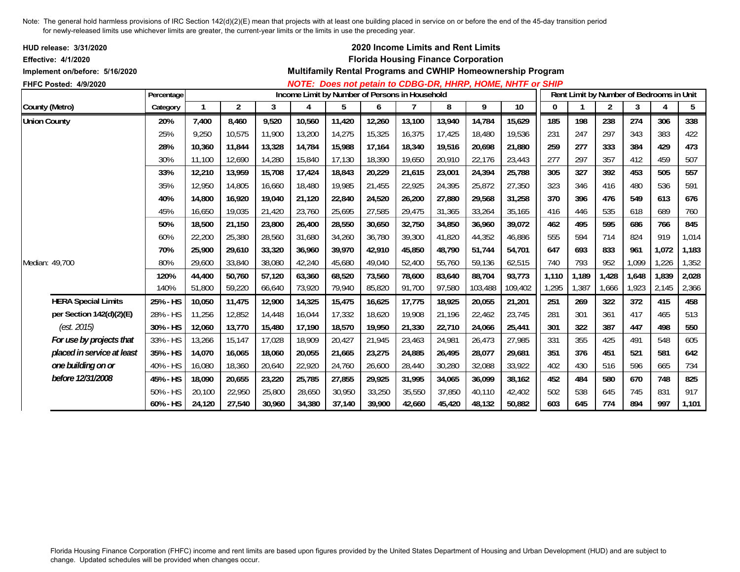Note: The general hold harmless provisions of IRC Section 142(d)(2)(E) mean that projects with at least one building placed in service on or before the end of the 45-day transition period for newly-released limits use whichever limits are greater, the current-year limits or the limits in use the preceding year.

**HUD release: 3/31/2020**
**Effective: 4/1/2020**
**Implement on/before: 5/16/2020**
**FHFC Posted: 4/9/2020**

## 2020 Income Limits and Rent Limits
## Florida Housing Finance Corporation
### Multifamily Rental Programs and CWHIP Homeownership Program
***NOTE: Does not petain to CDBG-DR, HHRP, HOME, NHTF or SHIP***

| County (Metro) | Percentage Category | Income Limit by Number of Persons in Household 1 | 2 | 3 | 4 | 5 | 6 | 7 | 8 | 9 | 10 | Rent Limit by Number of Bedrooms in Unit 0 | 1 | 2 | 3 | 4 | 5 |
|---|---|---|---|---|---|---|---|---|---|---|---|---|---|---|---|---|---|
| **Union County** | **20%** | **7,400** | **8,460** | **9,520** | **10,560** | **11,420** | **12,260** | **13,100** | **13,940** | **14,784** | **15,629** | **185** | **198** | **238** | **274** | **306** | **338** |
| | 25% | 9,250 | 10,575 | 11,900 | 13,200 | 14,275 | 15,325 | 16,375 | 17,425 | 18,480 | 19,536 | 231 | 247 | 297 | 343 | 383 | 422 |
| | **28%** | **10,360** | **11,844** | **13,328** | **14,784** | **15,988** | **17,164** | **18,340** | **19,516** | **20,698** | **21,880** | **259** | **277** | **333** | **384** | **429** | **473** |
| | 30% | 11,100 | 12,690 | 14,280 | 15,840 | 17,130 | 18,390 | 19,650 | 20,910 | 22,176 | 23,443 | 277 | 297 | 357 | 412 | 459 | 507 |
| | **33%** | **12,210** | **13,959** | **15,708** | **17,424** | **18,843** | **20,229** | **21,615** | **23,001** | **24,394** | **25,788** | **305** | **327** | **392** | **453** | **505** | **557** |
| | 35% | 12,950 | 14,805 | 16,660 | 18,480 | 19,985 | 21,455 | 22,925 | 24,395 | 25,872 | 27,350 | 323 | 346 | 416 | 480 | 536 | 591 |
| | **40%** | **14,800** | **16,920** | **19,040** | **21,120** | **22,840** | **24,520** | **26,200** | **27,880** | **29,568** | **31,258** | **370** | **396** | **476** | **549** | **613** | **676** |
| | 45% | 16,650 | 19,035 | 21,420 | 23,760 | 25,695 | 27,585 | 29,475 | 31,365 | 33,264 | 35,165 | 416 | 446 | 535 | 618 | 689 | 760 |
| | **50%** | **18,500** | **21,150** | **23,800** | **26,400** | **28,550** | **30,650** | **32,750** | **34,850** | **36,960** | **39,072** | **462** | **495** | **595** | **686** | **766** | **845** |
| | 60% | 22,200 | 25,380 | 28,560 | 31,680 | 34,260 | 36,780 | 39,300 | 41,820 | 44,352 | 46,886 | 555 | 594 | 714 | 824 | 919 | 1,014 |
| | **70%** | **25,900** | **29,610** | **33,320** | **36,960** | **39,970** | **42,910** | **45,850** | **48,790** | **51,744** | **54,701** | **647** | **693** | **833** | **961** | **1,072** | **1,183** |
| Median: 49,700 | 80% | 29,600 | 33,840 | 38,080 | 42,240 | 45,680 | 49,040 | 52,400 | 55,760 | 59,136 | 62,515 | 740 | 793 | 952 | 1,099 | 1,226 | 1,352 |
| | **120%** | **44,400** | **50,760** | **57,120** | **63,360** | **68,520** | **73,560** | **78,600** | **83,640** | **88,704** | **93,773** | **1,110** | **1,189** | **1,428** | **1,648** | **1,839** | **2,028** |
| | 140% | 51,800 | 59,220 | 66,640 | 73,920 | 79,940 | 85,820 | 91,700 | 97,580 | 103,488 | 109,402 | 1,295 | 1,387 | 1,666 | 1,923 | 2,145 | 2,366 |
| **HERA Special Limits** | **25% - HS** | **10,050** | **11,475** | **12,900** | **14,325** | **15,475** | **16,625** | **17,775** | **18,925** | **20,055** | **21,201** | **251** | **269** | **322** | **372** | **415** | **458** |
| **per Section 142(d)(2)(E)** | 28% - HS | 11,256 | 12,852 | 14,448 | 16,044 | 17,332 | 18,620 | 19,908 | 21,196 | 22,462 | 23,745 | 281 | 301 | 361 | 417 | 465 | 513 |
| *(est. 2015)* | **30% - HS** | **12,060** | **13,770** | **15,480** | **17,190** | **18,570** | **19,950** | **21,330** | **22,710** | **24,066** | **25,441** | **301** | **322** | **387** | **447** | **498** | **550** |
| ***For use by projects that*** | 33% - HS | 13,266 | 15,147 | 17,028 | 18,909 | 20,427 | 21,945 | 23,463 | 24,981 | 26,473 | 27,985 | 331 | 355 | 425 | 491 | 548 | 605 |
| ***placed in service at least*** | **35% - HS** | **14,070** | **16,065** | **18,060** | **20,055** | **21,665** | **23,275** | **24,885** | **26,495** | **28,077** | **29,681** | **351** | **376** | **451** | **521** | **581** | **642** |
| ***one building on or*** | 40% - HS | 16,080 | 18,360 | 20,640 | 22,920 | 24,760 | 26,600 | 28,440 | 30,280 | 32,088 | 33,922 | 402 | 430 | 516 | 596 | 665 | 734 |
| ***before 12/31/2008*** | **45% - HS** | **18,090** | **20,655** | **23,220** | **25,785** | **27,855** | **29,925** | **31,995** | **34,065** | **36,099** | **38,162** | **452** | **484** | **580** | **670** | **748** | **825** |
| | 50% - HS | 20,100 | 22,950 | 25,800 | 28,650 | 30,950 | 33,250 | 35,550 | 37,850 | 40,110 | 42,402 | 502 | 538 | 645 | 745 | 831 | 917 |
| | **60% - HS** | **24,120** | **27,540** | **30,960** | **34,380** | **37,140** | **39,900** | **42,660** | **45,420** | **48,132** | **50,882** | **603** | **645** | **774** | **894** | **997** | **1,101** |

Florida Housing Finance Corporation (FHFC) income and rent limits are based upon figures provided by the United States Department of Housing and Urban Development (HUD) and are subject to change. Updated schedules will be provided when changes occur.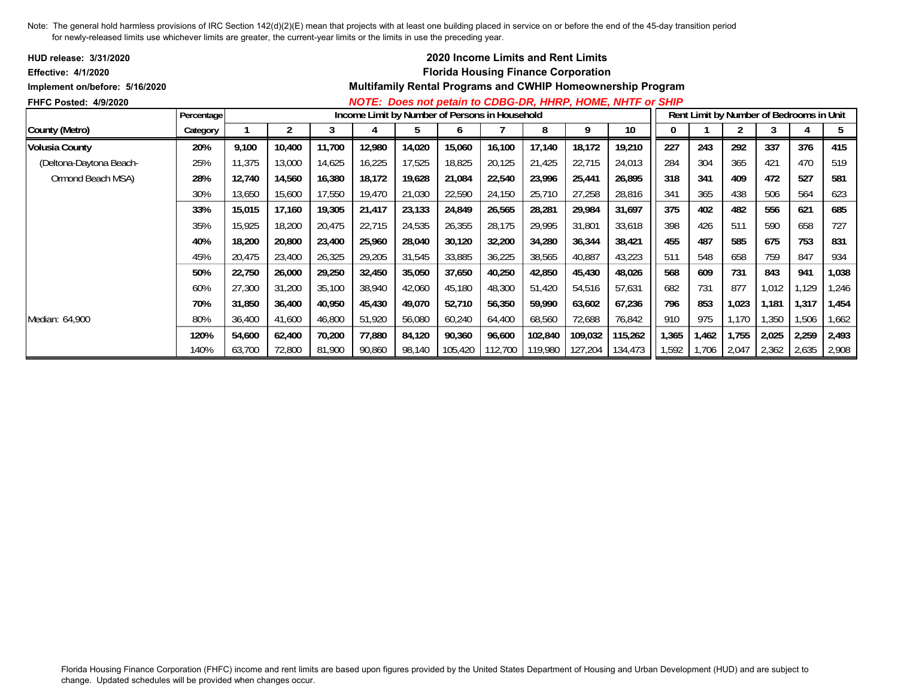Note: The general hold harmless provisions of IRC Section 142(d)(2)(E) mean that projects with at least one building placed in service on or before the end of the 45-day transition period for newly-released limits use whichever limits are greater, the current-year limits or the limits in use the preceding year.

**HUD release: 3/31/2020**
**Effective: 4/1/2020**
**Implement on/before: 5/16/2020**
**FHFC Posted: 4/9/2020**

**2020 Income Limits and Rent Limits**
**Florida Housing Finance Corporation**
**Multifamily Rental Programs and CWHIP Homeownership Program**
***NOTE: Does not petain to CDBG-DR, HHRP, HOME, NHTF or SHIP***

| County (Metro) | Percentage Category | Income Limit by Number of Persons in Household | | | | | | | | | | Rent Limit by Number of Bedrooms in Unit | | | | | |
|---|---|---|---|---|---|---|---|---|---|---|---|---|---|---|---|---|---|
| | | 1 | 2 | 3 | 4 | 5 | 6 | 7 | 8 | 9 | 10 | 0 | 1 | 2 | 3 | 4 | 5 |
| **Volusia County** | **20%** | **9,100** | **10,400** | **11,700** | **12,980** | **14,020** | **15,060** | **16,100** | **17,140** | **18,172** | **19,210** | **227** | **243** | **292** | **337** | **376** | **415** |
| (Deltona-Daytona Beach- | 25% | 11,375 | 13,000 | 14,625 | 16,225 | 17,525 | 18,825 | 20,125 | 21,425 | 22,715 | 24,013 | 284 | 304 | 365 | 421 | 470 | 519 |
| Ormond Beach MSA) | **28%** | **12,740** | **14,560** | **16,380** | **18,172** | **19,628** | **21,084** | **22,540** | **23,996** | **25,441** | **26,895** | **318** | **341** | **409** | **472** | **527** | **581** |
| | 30% | 13,650 | 15,600 | 17,550 | 19,470 | 21,030 | 22,590 | 24,150 | 25,710 | 27,258 | 28,816 | 341 | 365 | 438 | 506 | 564 | 623 |
| | **33%** | **15,015** | **17,160** | **19,305** | **21,417** | **23,133** | **24,849** | **26,565** | **28,281** | **29,984** | **31,697** | **375** | **402** | **482** | **556** | **621** | **685** |
| | 35% | 15,925 | 18,200 | 20,475 | 22,715 | 24,535 | 26,355 | 28,175 | 29,995 | 31,801 | 33,618 | 398 | 426 | 511 | 590 | 658 | 727 |
| | **40%** | **18,200** | **20,800** | **23,400** | **25,960** | **28,040** | **30,120** | **32,200** | **34,280** | **36,344** | **38,421** | **455** | **487** | **585** | **675** | **753** | **831** |
| | 45% | 20,475 | 23,400 | 26,325 | 29,205 | 31,545 | 33,885 | 36,225 | 38,565 | 40,887 | 43,223 | 511 | 548 | 658 | 759 | 847 | 934 |
| | **50%** | **22,750** | **26,000** | **29,250** | **32,450** | **35,050** | **37,650** | **40,250** | **42,850** | **45,430** | **48,026** | **568** | **609** | **731** | **843** | **941** | **1,038** |
| | 60% | 27,300 | 31,200 | 35,100 | 38,940 | 42,060 | 45,180 | 48,300 | 51,420 | 54,516 | 57,631 | 682 | 731 | 877 | 1,012 | 1,129 | 1,246 |
| | **70%** | **31,850** | **36,400** | **40,950** | **45,430** | **49,070** | **52,710** | **56,350** | **59,990** | **63,602** | **67,236** | **796** | **853** | **1,023** | **1,181** | **1,317** | **1,454** |
| Median: 64,900 | 80% | 36,400 | 41,600 | 46,800 | 51,920 | 56,080 | 60,240 | 64,400 | 68,560 | 72,688 | 76,842 | 910 | 975 | 1,170 | 1,350 | 1,506 | 1,662 |
| | **120%** | **54,600** | **62,400** | **70,200** | **77,880** | **84,120** | **90,360** | **96,600** | **102,840** | **109,032** | **115,262** | **1,365** | **1,462** | **1,755** | **2,025** | **2,259** | **2,493** |
| | 140% | 63,700 | 72,800 | 81,900 | 90,860 | 98,140 | 105,420 | 112,700 | 119,980 | 127,204 | 134,473 | 1,592 | 1,706 | 2,047 | 2,362 | 2,635 | 2,908 |

Florida Housing Finance Corporation (FHFC) income and rent limits are based upon figures provided by the United States Department of Housing and Urban Development (HUD) and are subject to change. Updated schedules will be provided when changes occur.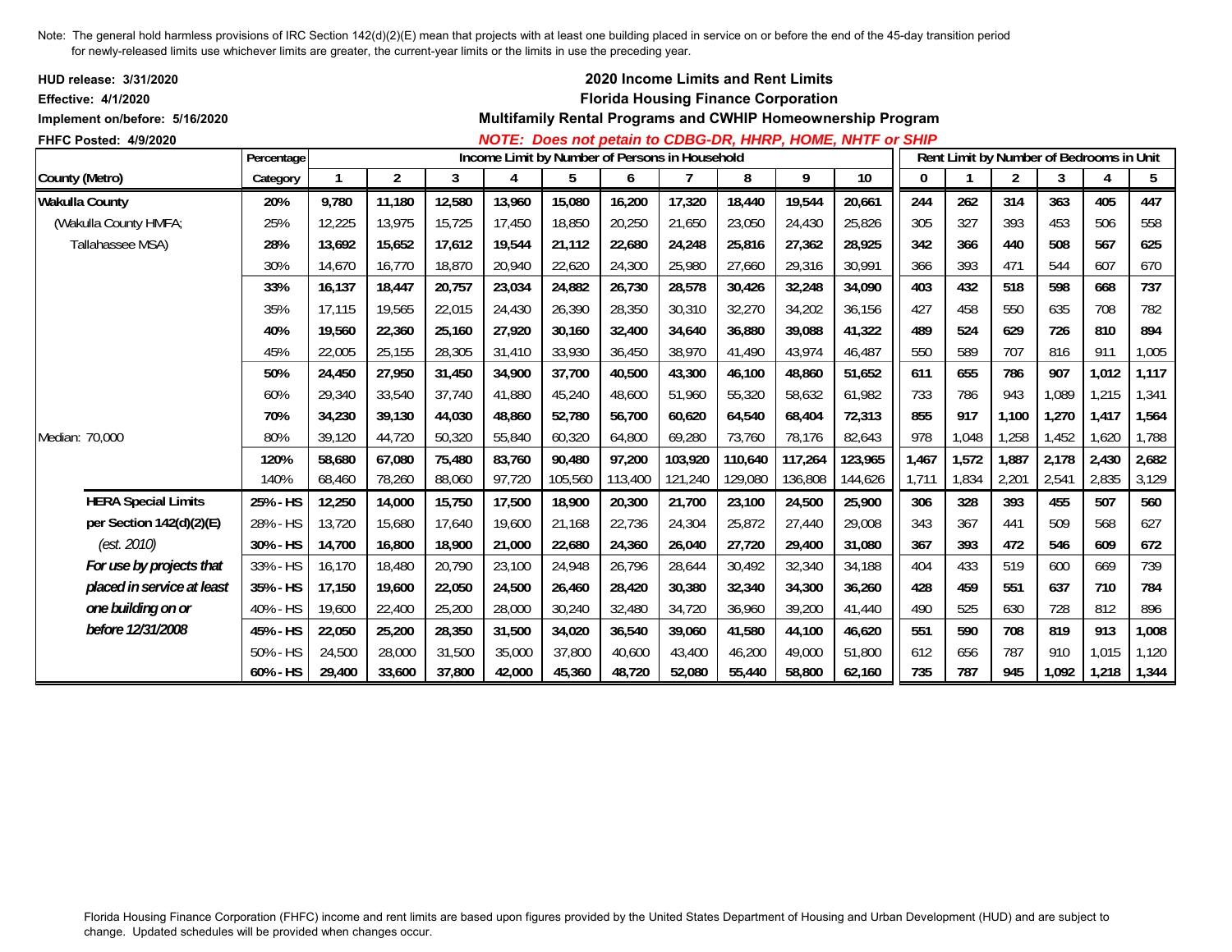Note: The general hold harmless provisions of IRC Section 142(d)(2)(E) mean that projects with at least one building placed in service on or before the end of the 45-day transition period for newly-released limits use whichever limits are greater, the current-year limits or the limits in use the preceding year.

**HUD release: 3/31/2020**
**Effective: 4/1/2020**
**Implement on/before: 5/16/2020**
**FHFC Posted: 4/9/2020**

## 2020 Income Limits and Rent Limits
## Florida Housing Finance Corporation
## Multifamily Rental Programs and CWHIP Homeownership Program

***NOTE: Does not petain to CDBG-DR, HHRP, HOME, NHTF or SHIP***

| County (Metro) | Percentage Category | Income Limit by Number of Persons in Household: 1 | 2 | 3 | 4 | 5 | 6 | 7 | 8 | 9 | 10 | Rent Limit by Number of Bedrooms in Unit: 0 | 1 | 2 | 3 | 4 | 5 |
|---|---|---|---|---|---|---|---|---|---|---|---|---|---|---|---|---|---|
| **Wakulla County** | **20%** | **9,780** | **11,180** | **12,580** | **13,960** | **15,080** | **16,200** | **17,320** | **18,440** | **19,544** | **20,661** | **244** | **262** | **314** | **363** | **405** | **447** |
| (Wakulla County HMFA; | 25% | 12,225 | 13,975 | 15,725 | 17,450 | 18,850 | 20,250 | 21,650 | 23,050 | 24,430 | 25,826 | 305 | 327 | 393 | 453 | 506 | 558 |
| Tallahassee MSA) | **28%** | **13,692** | **15,652** | **17,612** | **19,544** | **21,112** | **22,680** | **24,248** | **25,816** | **27,362** | **28,925** | **342** | **366** | **440** | **508** | **567** | **625** |
| | 30% | 14,670 | 16,770 | 18,870 | 20,940 | 22,620 | 24,300 | 25,980 | 27,660 | 29,316 | 30,991 | 366 | 393 | 471 | 544 | 607 | 670 |
| | **33%** | **16,137** | **18,447** | **20,757** | **23,034** | **24,882** | **26,730** | **28,578** | **30,426** | **32,248** | **34,090** | **403** | **432** | **518** | **598** | **668** | **737** |
| | 35% | 17,115 | 19,565 | 22,015 | 24,430 | 26,390 | 28,350 | 30,310 | 32,270 | 34,202 | 36,156 | 427 | 458 | 550 | 635 | 708 | 782 |
| | **40%** | **19,560** | **22,360** | **25,160** | **27,920** | **30,160** | **32,400** | **34,640** | **36,880** | **39,088** | **41,322** | **489** | **524** | **629** | **726** | **810** | **894** |
| | 45% | 22,005 | 25,155 | 28,305 | 31,410 | 33,930 | 36,450 | 38,970 | 41,490 | 43,974 | 46,487 | 550 | 589 | 707 | 816 | 911 | 1,005 |
| | **50%** | **24,450** | **27,950** | **31,450** | **34,900** | **37,700** | **40,500** | **43,300** | **46,100** | **48,860** | **51,652** | **611** | **655** | **786** | **907** | **1,012** | **1,117** |
| | 60% | 29,340 | 33,540 | 37,740 | 41,880 | 45,240 | 48,600 | 51,960 | 55,320 | 58,632 | 61,982 | 733 | 786 | 943 | 1,089 | 1,215 | 1,341 |
| | **70%** | **34,230** | **39,130** | **44,030** | **48,860** | **52,780** | **56,700** | **60,620** | **64,540** | **68,404** | **72,313** | **855** | **917** | **1,100** | **1,270** | **1,417** | **1,564** |
| Median: 70,000 | 80% | 39,120 | 44,720 | 50,320 | 55,840 | 60,320 | 64,800 | 69,280 | 73,760 | 78,176 | 82,643 | 978 | 1,048 | 1,258 | 1,452 | 1,620 | 1,788 |
| | **120%** | **58,680** | **67,080** | **75,480** | **83,760** | **90,480** | **97,200** | **103,920** | **110,640** | **117,264** | **123,965** | **1,467** | **1,572** | **1,887** | **2,178** | **2,430** | **2,682** |
| | 140% | 68,460 | 78,260 | 88,060 | 97,720 | 105,560 | 113,400 | 121,240 | 129,080 | 136,808 | 144,626 | 1,711 | 1,834 | 2,201 | 2,541 | 2,835 | 3,129 |
| **HERA Special Limits** | **25% - HS** | **12,250** | **14,000** | **15,750** | **17,500** | **18,900** | **20,300** | **21,700** | **23,100** | **24,500** | **25,900** | **306** | **328** | **393** | **455** | **507** | **560** |
| **per Section 142(d)(2)(E)** | 28% - HS | 13,720 | 15,680 | 17,640 | 19,600 | 21,168 | 22,736 | 24,304 | 25,872 | 27,440 | 29,008 | 343 | 367 | 441 | 509 | 568 | 627 |
| *(est. 2010)* | **30% - HS** | **14,700** | **16,800** | **18,900** | **21,000** | **22,680** | **24,360** | **26,040** | **27,720** | **29,400** | **31,080** | **367** | **393** | **472** | **546** | **609** | **672** |
| ***For use by projects that*** | 33% - HS | 16,170 | 18,480 | 20,790 | 23,100 | 24,948 | 26,796 | 28,644 | 30,492 | 32,340 | 34,188 | 404 | 433 | 519 | 600 | 669 | 739 |
| ***placed in service at least*** | **35% - HS** | **17,150** | **19,600** | **22,050** | **24,500** | **26,460** | **28,420** | **30,380** | **32,340** | **34,300** | **36,260** | **428** | **459** | **551** | **637** | **710** | **784** |
| ***one building on or*** | 40% - HS | 19,600 | 22,400 | 25,200 | 28,000 | 30,240 | 32,480 | 34,720 | 36,960 | 39,200 | 41,440 | 490 | 525 | 630 | 728 | 812 | 896 |
| ***before 12/31/2008*** | **45% - HS** | **22,050** | **25,200** | **28,350** | **31,500** | **34,020** | **36,540** | **39,060** | **41,580** | **44,100** | **46,620** | **551** | **590** | **708** | **819** | **913** | **1,008** |
| | 50% - HS | 24,500 | 28,000 | 31,500 | 35,000 | 37,800 | 40,600 | 43,400 | 46,200 | 49,000 | 51,800 | 612 | 656 | 787 | 910 | 1,015 | 1,120 |
| | **60% - HS** | **29,400** | **33,600** | **37,800** | **42,000** | **45,360** | **48,720** | **52,080** | **55,440** | **58,800** | **62,160** | **735** | **787** | **945** | **1,092** | **1,218** | **1,344** |

Florida Housing Finance Corporation (FHFC) income and rent limits are based upon figures provided by the United States Department of Housing and Urban Development (HUD) and are subject to change. Updated schedules will be provided when changes occur.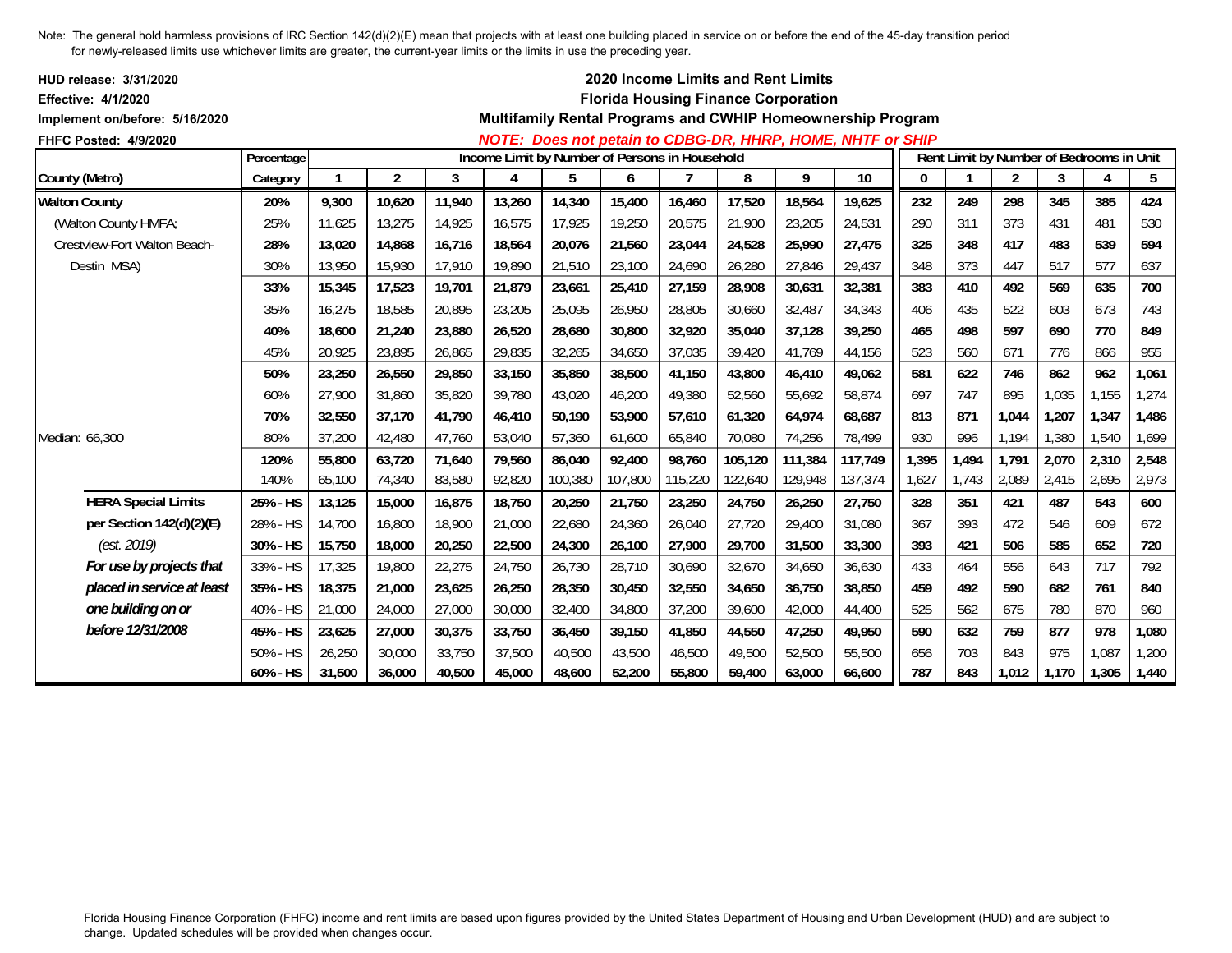Note: The general hold harmless provisions of IRC Section 142(d)(2)(E) mean that projects with at least one building placed in service on or before the end of the 45-day transition period for newly-released limits use whichever limits are greater, the current-year limits or the limits in use the preceding year.

**HUD release: 3/31/2020**
**Effective: 4/1/2020**
**Implement on/before: 5/16/2020**
**FHFC Posted: 4/9/2020**

## 2020 Income Limits and Rent Limits
## Florida Housing Finance Corporation
## Multifamily Rental Programs and CWHIP Homeownership Program

***NOTE: Does not petain to CDBG-DR, HHRP, HOME, NHTF or SHIP***

| County (Metro) | Percentage Category | Income Limit by Number of Persons in Household | | | | | | | | | | Rent Limit by Number of Bedrooms in Unit | | | | | |
|---|---|---|---|---|---|---|---|---|---|---|---|---|---|---|---|---|---|
| | | 1 | 2 | 3 | 4 | 5 | 6 | 7 | 8 | 9 | 10 | 0 | 1 | 2 | 3 | 4 | 5 |
| **Walton County** | **20%** | **9,300** | **10,620** | **11,940** | **13,260** | **14,340** | **15,400** | **16,460** | **17,520** | **18,564** | **19,625** | **232** | **249** | **298** | **345** | **385** | **424** |
| (Walton County HMFA; | 25% | 11,625 | 13,275 | 14,925 | 16,575 | 17,925 | 19,250 | 20,575 | 21,900 | 23,205 | 24,531 | 290 | 311 | 373 | 431 | 481 | 530 |
| Crestview-Fort Walton Beach- | **28%** | **13,020** | **14,868** | **16,716** | **18,564** | **20,076** | **21,560** | **23,044** | **24,528** | **25,990** | **27,475** | **325** | **348** | **417** | **483** | **539** | **594** |
| Destin MSA) | 30% | 13,950 | 15,930 | 17,910 | 19,890 | 21,510 | 23,100 | 24,690 | 26,280 | 27,846 | 29,437 | 348 | 373 | 447 | 517 | 577 | 637 |
| | **33%** | **15,345** | **17,523** | **19,701** | **21,879** | **23,661** | **25,410** | **27,159** | **28,908** | **30,631** | **32,381** | **383** | **410** | **492** | **569** | **635** | **700** |
| | 35% | 16,275 | 18,585 | 20,895 | 23,205 | 25,095 | 26,950 | 28,805 | 30,660 | 32,487 | 34,343 | 406 | 435 | 522 | 603 | 673 | 743 |
| | **40%** | **18,600** | **21,240** | **23,880** | **26,520** | **28,680** | **30,800** | **32,920** | **35,040** | **37,128** | **39,250** | **465** | **498** | **597** | **690** | **770** | **849** |
| | 45% | 20,925 | 23,895 | 26,865 | 29,835 | 32,265 | 34,650 | 37,035 | 39,420 | 41,769 | 44,156 | 523 | 560 | 671 | 776 | 866 | 955 |
| | **50%** | **23,250** | **26,550** | **29,850** | **33,150** | **35,850** | **38,500** | **41,150** | **43,800** | **46,410** | **49,062** | **581** | **622** | **746** | **862** | **962** | **1,061** |
| | 60% | 27,900 | 31,860 | 35,820 | 39,780 | 43,020 | 46,200 | 49,380 | 52,560 | 55,692 | 58,874 | 697 | 747 | 895 | 1,035 | 1,155 | 1,274 |
| | **70%** | **32,550** | **37,170** | **41,790** | **46,410** | **50,190** | **53,900** | **57,610** | **61,320** | **64,974** | **68,687** | **813** | **871** | **1,044** | **1,207** | **1,347** | **1,486** |
| Median: 66,300 | 80% | 37,200 | 42,480 | 47,760 | 53,040 | 57,360 | 61,600 | 65,840 | 70,080 | 74,256 | 78,499 | 930 | 996 | 1,194 | 1,380 | 1,540 | 1,699 |
| | **120%** | **55,800** | **63,720** | **71,640** | **79,560** | **86,040** | **92,400** | **98,760** | **105,120** | **111,384** | **117,749** | **1,395** | **1,494** | **1,791** | **2,070** | **2,310** | **2,548** |
| | 140% | 65,100 | 74,340 | 83,580 | 92,820 | 100,380 | 107,800 | 115,220 | 122,640 | 129,948 | 137,374 | 1,627 | 1,743 | 2,089 | 2,415 | 2,695 | 2,973 |
| **HERA Special Limits** | **25% - HS** | **13,125** | **15,000** | **16,875** | **18,750** | **20,250** | **21,750** | **23,250** | **24,750** | **26,250** | **27,750** | **328** | **351** | **421** | **487** | **543** | **600** |
| **per Section 142(d)(2)(E)** | 28% - HS | 14,700 | 16,800 | 18,900 | 21,000 | 22,680 | 24,360 | 26,040 | 27,720 | 29,400 | 31,080 | 367 | 393 | 472 | 546 | 609 | 672 |
| *(est. 2019)* | **30% - HS** | **15,750** | **18,000** | **20,250** | **22,500** | **24,300** | **26,100** | **27,900** | **29,700** | **31,500** | **33,300** | **393** | **421** | **506** | **585** | **652** | **720** |
| ***For use by projects that*** | 33% - HS | 17,325 | 19,800 | 22,275 | 24,750 | 26,730 | 28,710 | 30,690 | 32,670 | 34,650 | 36,630 | 433 | 464 | 556 | 643 | 717 | 792 |
| ***placed in service at least*** | **35% - HS** | **18,375** | **21,000** | **23,625** | **26,250** | **28,350** | **30,450** | **32,550** | **34,650** | **36,750** | **38,850** | **459** | **492** | **590** | **682** | **761** | **840** |
| ***one building on or*** | 40% - HS | 21,000 | 24,000 | 27,000 | 30,000 | 32,400 | 34,800 | 37,200 | 39,600 | 42,000 | 44,400 | 525 | 562 | 675 | 780 | 870 | 960 |
| ***before 12/31/2008*** | **45% - HS** | **23,625** | **27,000** | **30,375** | **33,750** | **36,450** | **39,150** | **41,850** | **44,550** | **47,250** | **49,950** | **590** | **632** | **759** | **877** | **978** | **1,080** |
| | 50% - HS | 26,250 | 30,000 | 33,750 | 37,500 | 40,500 | 43,500 | 46,500 | 49,500 | 52,500 | 55,500 | 656 | 703 | 843 | 975 | 1,087 | 1,200 |
| | **60% - HS** | **31,500** | **36,000** | **40,500** | **45,000** | **48,600** | **52,200** | **55,800** | **59,400** | **63,000** | **66,600** | **787** | **843** | **1,012** | **1,170** | **1,305** | **1,440** |

Florida Housing Finance Corporation (FHFC) income and rent limits are based upon figures provided by the United States Department of Housing and Urban Development (HUD) and are subject to change. Updated schedules will be provided when changes occur.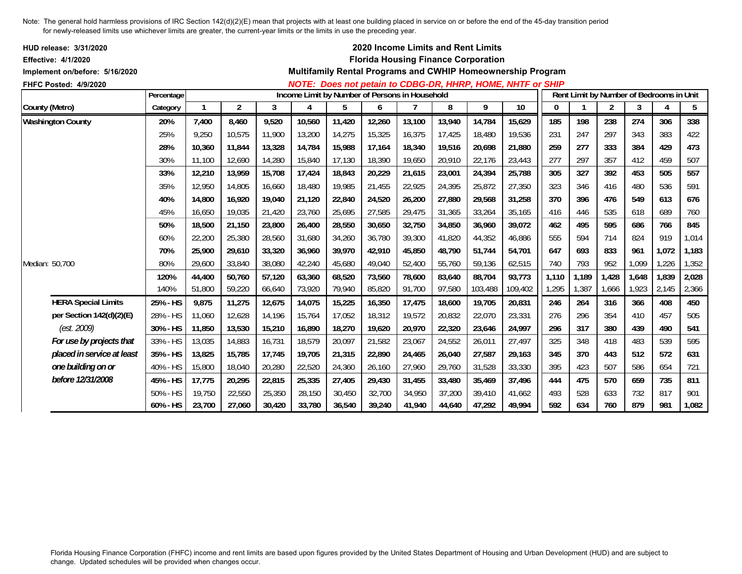Note: The general hold harmless provisions of IRC Section 142(d)(2)(E) mean that projects with at least one building placed in service on or before the end of the 45-day transition period for newly-released limits use whichever limits are greater, the current-year limits or the limits in use the preceding year.

**HUD release: 3/31/2020**
**Effective: 4/1/2020**
**Implement on/before: 5/16/2020**
**FHFC Posted: 4/9/2020**

## 2020 Income Limits and Rent Limits
## Florida Housing Finance Corporation
## Multifamily Rental Programs and CWHIP Homeownership Program

***NOTE: Does not petain to CDBG-DR, HHRP, HOME, NHTF or SHIP***

| | Percentage | Income Limit by Number of Persons in Household | | | | | | | | | | Rent Limit by Number of Bedrooms in Unit | | | | | |
|---|---|---|---|---|---|---|---|---|---|---|---|---|---|---|---|---|---|
| County (Metro) | Category | 1 | 2 | 3 | 4 | 5 | 6 | 7 | 8 | 9 | 10 | 0 | 1 | 2 | 3 | 4 | 5 |
| **Washington County** | **20%** | **7,400** | **8,460** | **9,520** | **10,560** | **11,420** | **12,260** | **13,100** | **13,940** | **14,784** | **15,629** | **185** | **198** | **238** | **274** | **306** | **338** |
| | 25% | 9,250 | 10,575 | 11,900 | 13,200 | 14,275 | 15,325 | 16,375 | 17,425 | 18,480 | 19,536 | 231 | 247 | 297 | 343 | 383 | 422 |
| | **28%** | **10,360** | **11,844** | **13,328** | **14,784** | **15,988** | **17,164** | **18,340** | **19,516** | **20,698** | **21,880** | **259** | **277** | **333** | **384** | **429** | **473** |
| | 30% | 11,100 | 12,690 | 14,280 | 15,840 | 17,130 | 18,390 | 19,650 | 20,910 | 22,176 | 23,443 | 277 | 297 | 357 | 412 | 459 | 507 |
| | **33%** | **12,210** | **13,959** | **15,708** | **17,424** | **18,843** | **20,229** | **21,615** | **23,001** | **24,394** | **25,788** | **305** | **327** | **392** | **453** | **505** | **557** |
| | 35% | 12,950 | 14,805 | 16,660 | 18,480 | 19,985 | 21,455 | 22,925 | 24,395 | 25,872 | 27,350 | 323 | 346 | 416 | 480 | 536 | 591 |
| | **40%** | **14,800** | **16,920** | **19,040** | **21,120** | **22,840** | **24,520** | **26,200** | **27,880** | **29,568** | **31,258** | **370** | **396** | **476** | **549** | **613** | **676** |
| | 45% | 16,650 | 19,035 | 21,420 | 23,760 | 25,695 | 27,585 | 29,475 | 31,365 | 33,264 | 35,165 | 416 | 446 | 535 | 618 | 689 | 760 |
| | **50%** | **18,500** | **21,150** | **23,800** | **26,400** | **28,550** | **30,650** | **32,750** | **34,850** | **36,960** | **39,072** | **462** | **495** | **595** | **686** | **766** | **845** |
| | 60% | 22,200 | 25,380 | 28,560 | 31,680 | 34,260 | 36,780 | 39,300 | 41,820 | 44,352 | 46,886 | 555 | 594 | 714 | 824 | 919 | 1,014 |
| | **70%** | **25,900** | **29,610** | **33,320** | **36,960** | **39,970** | **42,910** | **45,850** | **48,790** | **51,744** | **54,701** | **647** | **693** | **833** | **961** | **1,072** | **1,183** |
| Median: 50,700 | 80% | 29,600 | 33,840 | 38,080 | 42,240 | 45,680 | 49,040 | 52,400 | 55,760 | 59,136 | 62,515 | 740 | 793 | 952 | 1,099 | 1,226 | 1,352 |
| | **120%** | **44,400** | **50,760** | **57,120** | **63,360** | **68,520** | **73,560** | **78,600** | **83,640** | **88,704** | **93,773** | **1,110** | **1,189** | **1,428** | **1,648** | **1,839** | **2,028** |
| | 140% | 51,800 | 59,220 | 66,640 | 73,920 | 79,940 | 85,820 | 91,700 | 97,580 | 103,488 | 109,402 | 1,295 | 1,387 | 1,666 | 1,923 | 2,145 | 2,366 |
| **HERA Special Limits** | **25% - HS** | **9,875** | **11,275** | **12,675** | **14,075** | **15,225** | **16,350** | **17,475** | **18,600** | **19,705** | **20,831** | **246** | **264** | **316** | **366** | **408** | **450** |
| **per Section 142(d)(2)(E)** | 28% - HS | 11,060 | 12,628 | 14,196 | 15,764 | 17,052 | 18,312 | 19,572 | 20,832 | 22,070 | 23,331 | 276 | 296 | 354 | 410 | 457 | 505 |
| *(est. 2009)* | **30% - HS** | **11,850** | **13,530** | **15,210** | **16,890** | **18,270** | **19,620** | **20,970** | **22,320** | **23,646** | **24,997** | **296** | **317** | **380** | **439** | **490** | **541** |
| ***For use by projects that*** | 33% - HS | 13,035 | 14,883 | 16,731 | 18,579 | 20,097 | 21,582 | 23,067 | 24,552 | 26,011 | 27,497 | 325 | 348 | 418 | 483 | 539 | 595 |
| ***placed in service at least*** | **35% - HS** | **13,825** | **15,785** | **17,745** | **19,705** | **21,315** | **22,890** | **24,465** | **26,040** | **27,587** | **29,163** | **345** | **370** | **443** | **512** | **572** | **631** |
| ***one building on or*** | 40% - HS | 15,800 | 18,040 | 20,280 | 22,520 | 24,360 | 26,160 | 27,960 | 29,760 | 31,528 | 33,330 | 395 | 423 | 507 | 586 | 654 | 721 |
| ***before 12/31/2008*** | **45% - HS** | **17,775** | **20,295** | **22,815** | **25,335** | **27,405** | **29,430** | **31,455** | **33,480** | **35,469** | **37,496** | **444** | **475** | **570** | **659** | **735** | **811** |
| | 50% - HS | 19,750 | 22,550 | 25,350 | 28,150 | 30,450 | 32,700 | 34,950 | 37,200 | 39,410 | 41,662 | 493 | 528 | 633 | 732 | 817 | 901 |
| | **60% - HS** | **23,700** | **27,060** | **30,420** | **33,780** | **36,540** | **39,240** | **41,940** | **44,640** | **47,292** | **49,994** | **592** | **634** | **760** | **879** | **981** | **1,082** |

Florida Housing Finance Corporation (FHFC) income and rent limits are based upon figures provided by the United States Department of Housing and Urban Development (HUD) and are subject to change. Updated schedules will be provided when changes occur.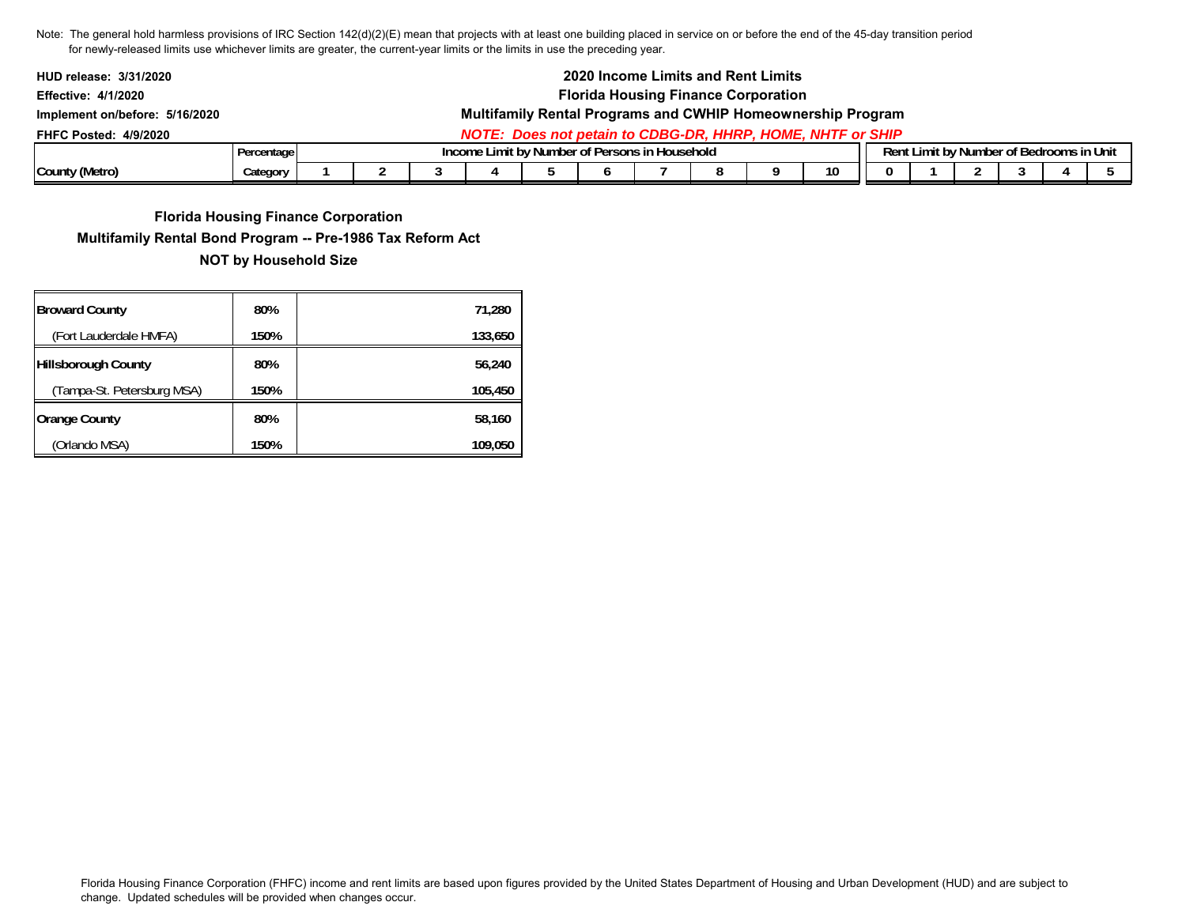Note: The general hold harmless provisions of IRC Section 142(d)(2)(E) mean that projects with at least one building placed in service on or before the end of the 45-day transition period for newly-released limits use whichever limits are greater, the current-year limits or the limits in use the preceding year.

**HUD release: 3/31/2020**
**Effective: 4/1/2020**
**Implement on/before: 5/16/2020**
**FHFC Posted: 4/9/2020**

**2020 Income Limits and Rent Limits**
**Florida Housing Finance Corporation**
**Multifamily Rental Programs and CWHIP Homeownership Program**
***NOTE: Does not petain to CDBG-DR, HHRP, HOME, NHTF or SHIP***

| | Percentage | Income Limit by Number of Persons in Household | | | | | | | | | | Rent Limit by Number of Bedrooms in Unit | | | | | |
|---|---|---|---|---|---|---|---|---|---|---|---|---|---|---|---|---|---|
| County (Metro) | Category | 1 | 2 | 3 | 4 | 5 | 6 | 7 | 8 | 9 | 10 | 0 | 1 | 2 | 3 | 4 | 5 |

## Florida Housing Finance Corporation
## Multifamily Rental Bond Program -- Pre-1986 Tax Reform Act
## NOT by Household Size

| | | |
|---|---|---|
| **Broward County** | 80% | 71,280 |
| (Fort Lauderdale HMFA) | 150% | 133,650 |
| **Hillsborough County** | 80% | 56,240 |
| (Tampa-St. Petersburg MSA) | 150% | 105,450 |
| **Orange County** | 80% | 58,160 |
| (Orlando MSA) | 150% | 109,050 |

Florida Housing Finance Corporation (FHFC) income and rent limits are based upon figures provided by the United States Department of Housing and Urban Development (HUD) and are subject to change. Updated schedules will be provided when changes occur.